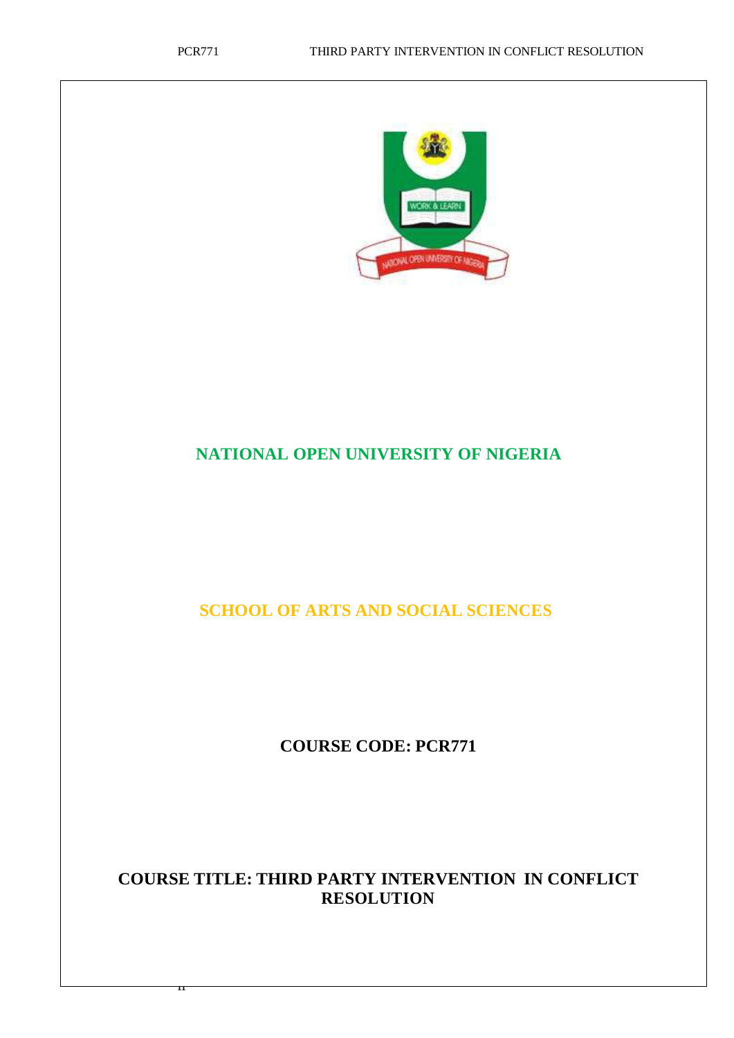# NATIONAL OPEN UNIVERSITY OF NIGERIA

## SCHOOL OF ARTS AND SOCIAL SCIENCES

**COURSE CODE: PCR771**

**COURSE TITLE: THIRD PARTY INTERVENTION IN CONFLICT RESOLUTION**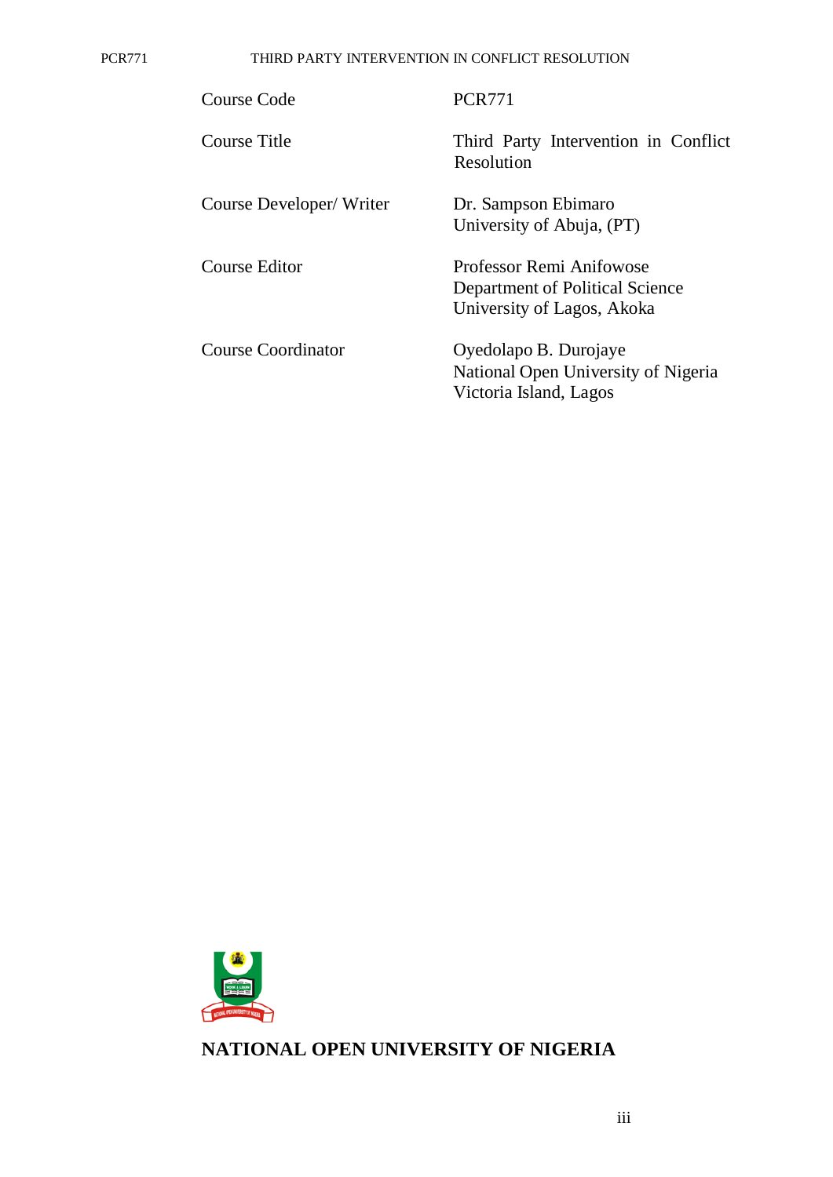| | |
|---|---|
| Course Code | PCR771 |
| Course Title | Third Party Intervention in Conflict Resolution |
| Course Developer/ Writer | Dr. Sampson Ebimaro<br>University of Abuja, (PT) |
| Course Editor | Professor Remi Anifowose<br>Department of Political Science<br>University of Lagos, Akoka |
| Course Coordinator | Oyedolapo B. Durojaye<br>National Open University of Nigeria<br>Victoria Island, Lagos |

**NATIONAL OPEN UNIVERSITY OF NIGERIA**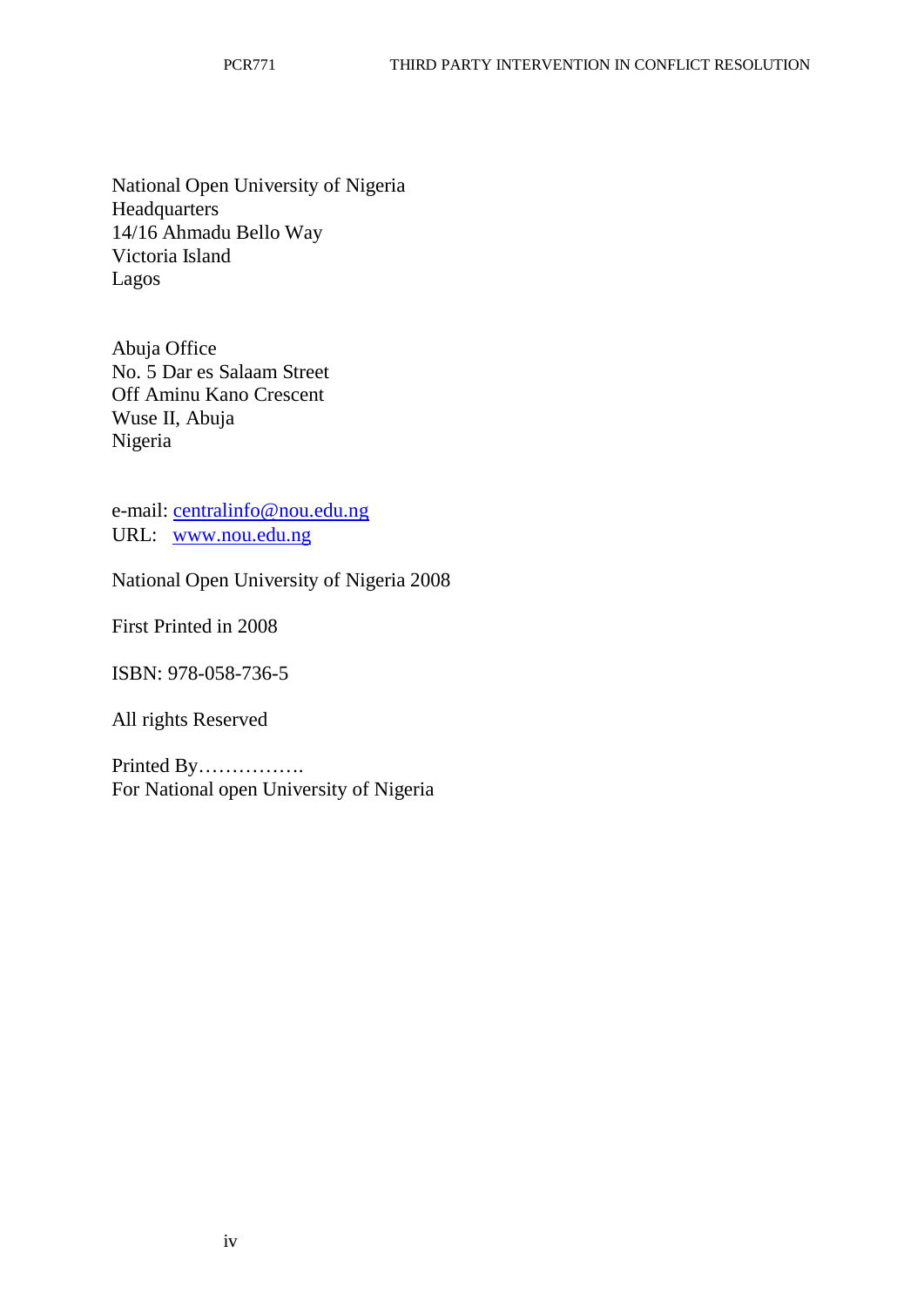National Open University of Nigeria  
Headquarters  
14/16 Ahmadu Bello Way  
Victoria Island  
Lagos

Abuja Office  
No. 5 Dar es Salaam Street  
Off Aminu Kano Crescent  
Wuse II, Abuja  
Nigeria

e-mail: centralinfo@nou.edu.ng  
URL: www.nou.edu.ng

National Open University of Nigeria 2008

First Printed in 2008

ISBN: 978-058-736-5

All rights Reserved

Printed By…………….  
For National open University of Nigeria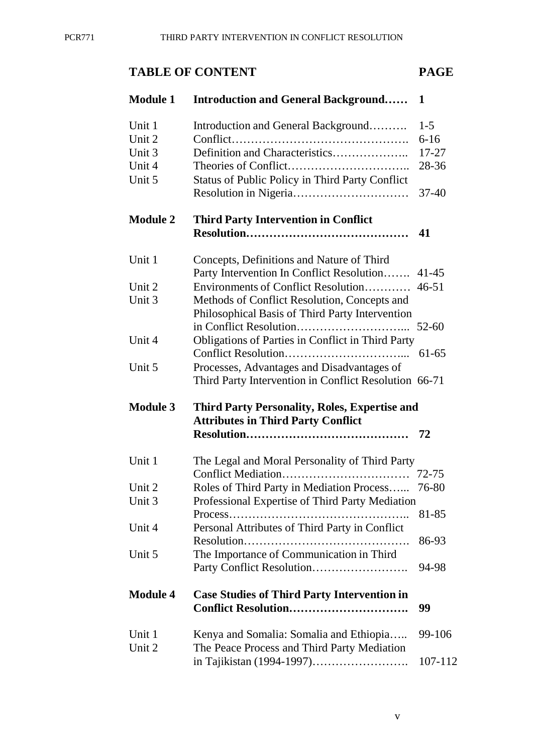## TABLE OF CONTENT

| | | PAGE |
|---|---|---|
| **Module 1** | **Introduction and General Background……** | **1** |
| Unit 1 | Introduction and General Background………. | 1-5 |
| Unit 2 | Conflict………………………………………. | 6-16 |
| Unit 3 | Definition and Characteristics……………….. | 17-27 |
| Unit 4 | Theories of Conflict………………………….. | 28-36 |
| Unit 5 | Status of Public Policy in Third Party Conflict Resolution in Nigeria………………………… | 37-40 |
| **Module 2** | **Third Party Intervention in Conflict Resolution……………………………………** | **41** |
| Unit 1 | Concepts, Definitions and Nature of Third Party Intervention In Conflict Resolution……. | 41-45 |
| Unit 2 | Environments of Conflict Resolution………… | 46-51 |
| Unit 3 | Methods of Conflict Resolution, Concepts and Philosophical Basis of Third Party Intervention in Conflict Resolution………………………... | 52-60 |
| Unit 4 | Obligations of Parties in Conflict in Third Party Conflict Resolution…………………………... | 61-65 |
| Unit 5 | Processes, Advantages and Disadvantages of Third Party Intervention in Conflict Resolution | 66-71 |
| **Module 3** | **Third Party Personality, Roles, Expertise and Attributes in Third Party Conflict Resolution……………………………………** | **72** |
| Unit 1 | The Legal and Moral Personality of Third Party Conflict Mediation…………………………… | 72-75 |
| Unit 2 | Roles of Third Party in Mediation Process…... | 76-80 |
| Unit 3 | Professional Expertise of Third Party Mediation Process……………………………………….. | 81-85 |
| Unit 4 | Personal Attributes of Third Party in Conflict Resolution……………………………………. | 86-93 |
| Unit 5 | The Importance of Communication in Third Party Conflict Resolution……………………. | 94-98 |
| **Module 4** | **Case Studies of Third Party Intervention in Conflict Resolution………………………….** | **99** |
| Unit 1 | Kenya and Somalia: Somalia and Ethiopia….. | 99-106 |
| Unit 2 | The Peace Process and Third Party Mediation in Tajikistan (1994-1997)……………………. | 107-112 |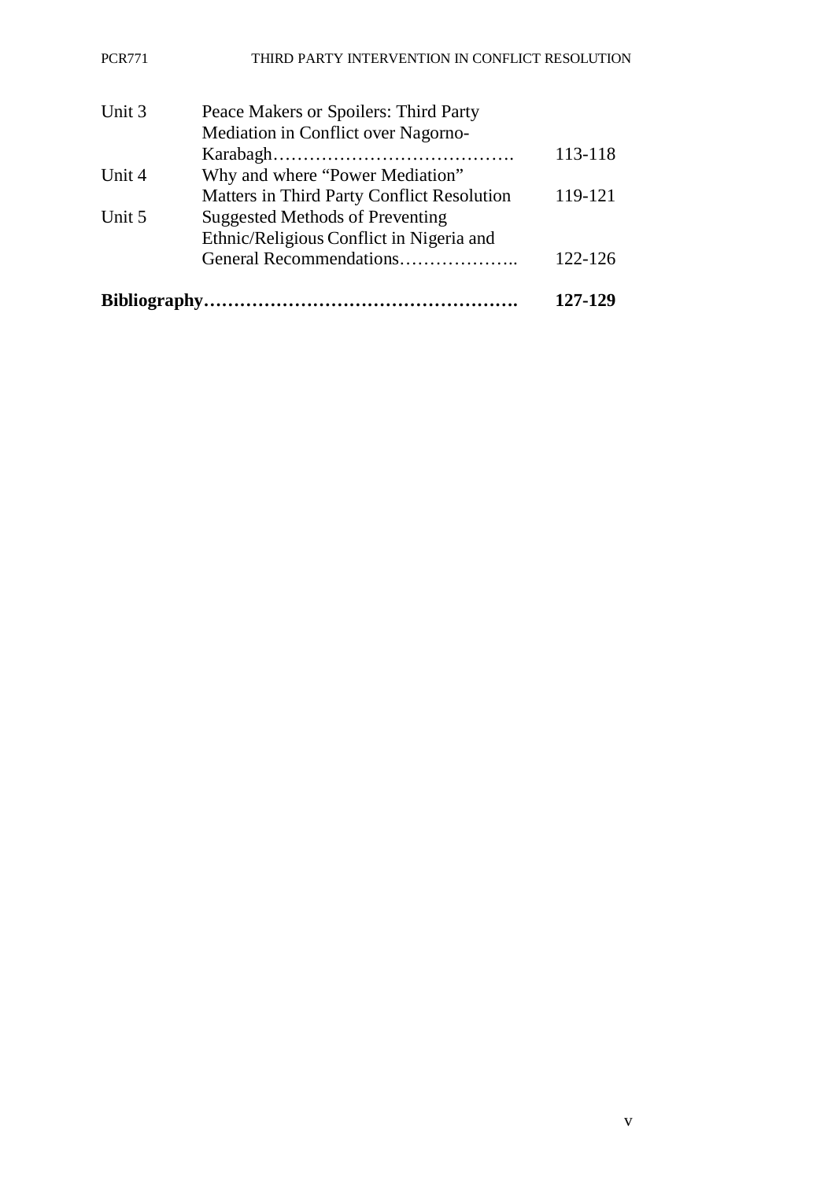| | | |
|---|---|---|
| Unit 3 | Peace Makers or Spoilers: Third Party Mediation in Conflict over Nagorno-Karabagh…………………………………. | 113-118 |
| Unit 4 | Why and where “Power Mediation” Matters in Third Party Conflict Resolution | 119-121 |
| Unit 5 | Suggested Methods of Preventing Ethnic/Religious Conflict in Nigeria and General Recommendations……………….. | 122-126 |

**Bibliography……………………………………………. 127-129**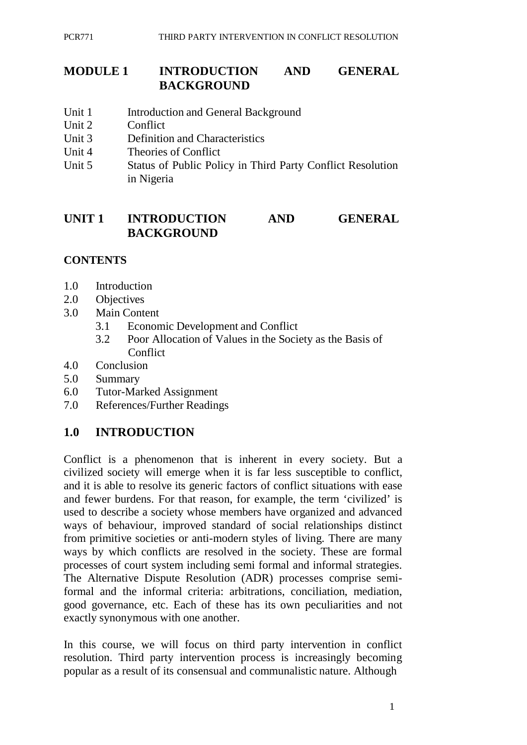# MODULE 1 INTRODUCTION AND GENERAL BACKGROUND

Unit 1 Introduction and General Background
Unit 2 Conflict
Unit 3 Definition and Characteristics
Unit 4 Theories of Conflict
Unit 5 Status of Public Policy in Third Party Conflict Resolution in Nigeria

## UNIT 1 INTRODUCTION AND GENERAL BACKGROUND

**CONTENTS**

- 1.0 Introduction
- 2.0 Objectives
- 3.0 Main Content
  - 3.1 Economic Development and Conflict
  - 3.2 Poor Allocation of Values in the Society as the Basis of Conflict
- 4.0 Conclusion
- 5.0 Summary
- 6.0 Tutor-Marked Assignment
- 7.0 References/Further Readings

## 1.0 INTRODUCTION

Conflict is a phenomenon that is inherent in every society. But a civilized society will emerge when it is far less susceptible to conflict, and it is able to resolve its generic factors of conflict situations with ease and fewer burdens. For that reason, for example, the term 'civilized' is used to describe a society whose members have organized and advanced ways of behaviour, improved standard of social relationships distinct from primitive societies or anti-modern styles of living. There are many ways by which conflicts are resolved in the society. These are formal processes of court system including semi formal and informal strategies. The Alternative Dispute Resolution (ADR) processes comprise semi-formal and the informal criteria: arbitrations, conciliation, mediation, good governance, etc. Each of these has its own peculiarities and not exactly synonymous with one another.

In this course, we will focus on third party intervention in conflict resolution. Third party intervention process is increasingly becoming popular as a result of its consensual and communalistic nature. Although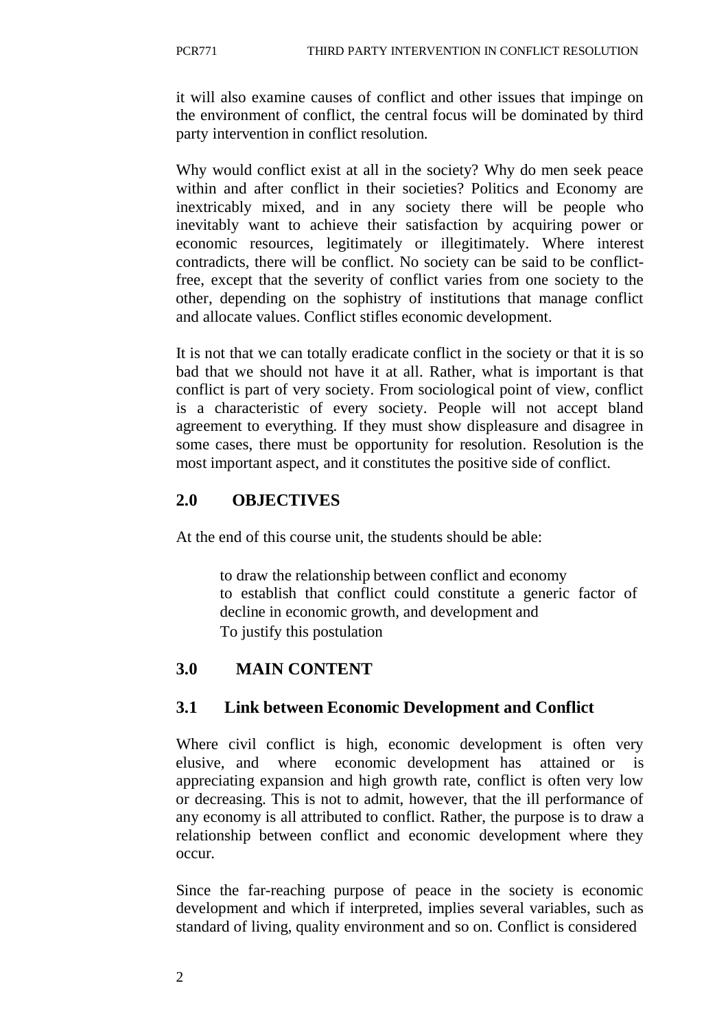it will also examine causes of conflict and other issues that impinge on the environment of conflict, the central focus will be dominated by third party intervention in conflict resolution.

Why would conflict exist at all in the society? Why do men seek peace within and after conflict in their societies? Politics and Economy are inextricably mixed, and in any society there will be people who inevitably want to achieve their satisfaction by acquiring power or economic resources, legitimately or illegitimately. Where interest contradicts, there will be conflict. No society can be said to be conflict-free, except that the severity of conflict varies from one society to the other, depending on the sophistry of institutions that manage conflict and allocate values. Conflict stifles economic development.

It is not that we can totally eradicate conflict in the society or that it is so bad that we should not have it at all. Rather, what is important is that conflict is part of very society. From sociological point of view, conflict is a characteristic of every society. People will not accept bland agreement to everything. If they must show displeasure and disagree in some cases, there must be opportunity for resolution. Resolution is the most important aspect, and it constitutes the positive side of conflict.

## 2.0 OBJECTIVES

At the end of this course unit, the students should be able:

- to draw the relationship between conflict and economy
- to establish that conflict could constitute a generic factor of decline in economic growth, and development and
- To justify this postulation

## 3.0 MAIN CONTENT

### 3.1 Link between Economic Development and Conflict

Where civil conflict is high, economic development is often very elusive, and where economic development has attained or is appreciating expansion and high growth rate, conflict is often very low or decreasing. This is not to admit, however, that the ill performance of any economy is all attributed to conflict. Rather, the purpose is to draw a relationship between conflict and economic development where they occur.

Since the far-reaching purpose of peace in the society is economic development and which if interpreted, implies several variables, such as standard of living, quality environment and so on. Conflict is considered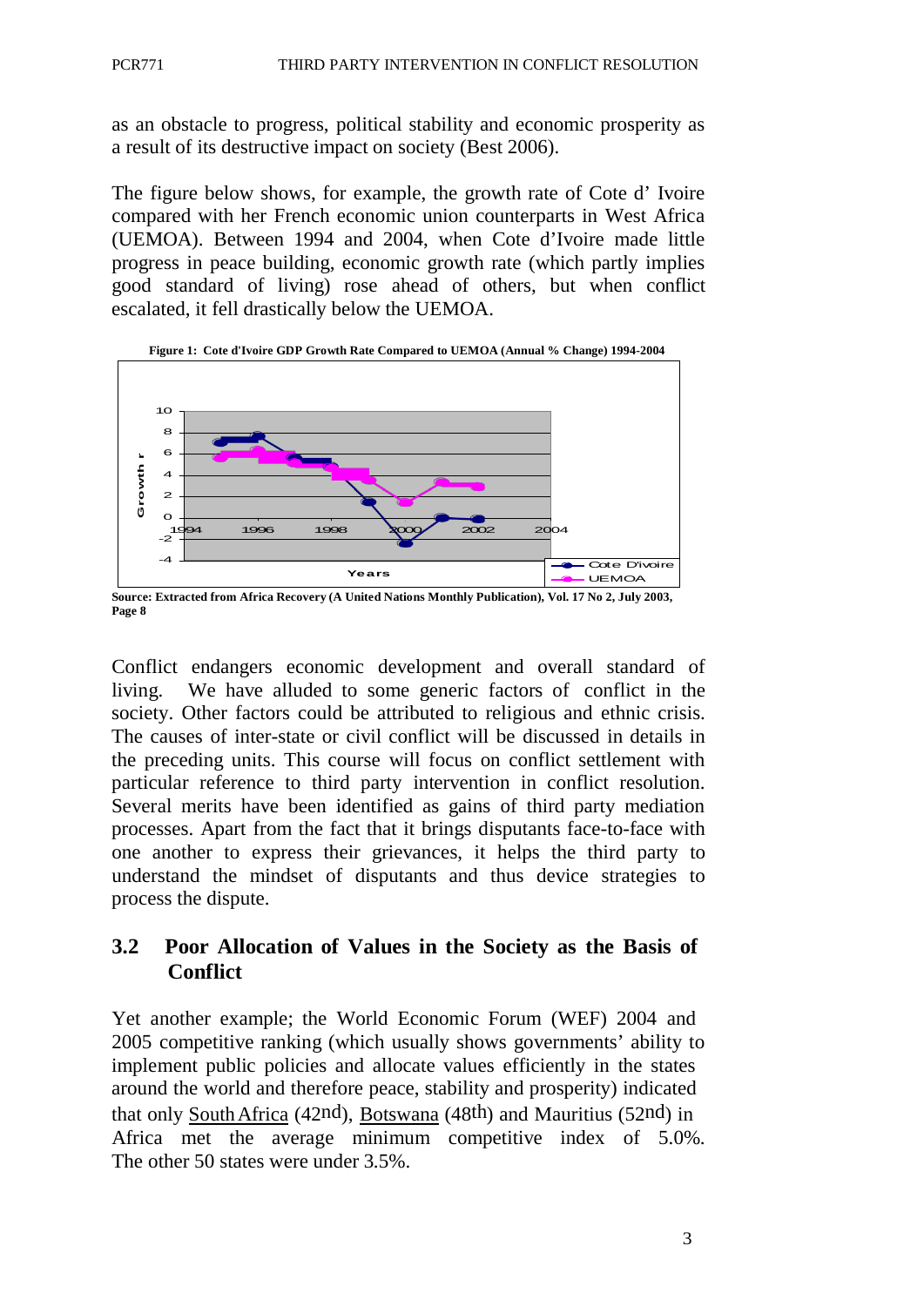as an obstacle to progress, political stability and economic prosperity as a result of its destructive impact on society (Best 2006).

The figure below shows, for example, the growth rate of Cote d' Ivoire compared with her French economic union counterparts in West Africa (UEMOA). Between 1994 and 2004, when Cote d'Ivoire made little progress in peace building, economic growth rate (which partly implies good standard of living) rose ahead of others, but when conflict escalated, it fell drastically below the UEMOA.

**Figure 1: Cote d'Ivoire GDP Growth Rate Compared to UEMOA (Annual % Change) 1994-2004**

**Source: Extracted from Africa Recovery (A United Nations Monthly Publication), Vol. 17 No 2, July 2003, Page 8**

Conflict endangers economic development and overall standard of living. We have alluded to some generic factors of conflict in the society. Other factors could be attributed to religious and ethnic crisis. The causes of inter-state or civil conflict will be discussed in details in the preceding units. This course will focus on conflict settlement with particular reference to third party intervention in conflict resolution. Several merits have been identified as gains of third party mediation processes. Apart from the fact that it brings disputants face-to-face with one another to express their grievances, it helps the third party to understand the mindset of disputants and thus device strategies to process the dispute.

## 3.2 Poor Allocation of Values in the Society as the Basis of Conflict

Yet another example; the World Economic Forum (WEF) 2004 and 2005 competitive ranking (which usually shows governments' ability to implement public policies and allocate values efficiently in the states around the world and therefore peace, stability and prosperity) indicated that only South Africa (42nd), Botswana (48th) and Mauritius (52nd) in Africa met the average minimum competitive index of 5.0%. The other 50 states were under 3.5%.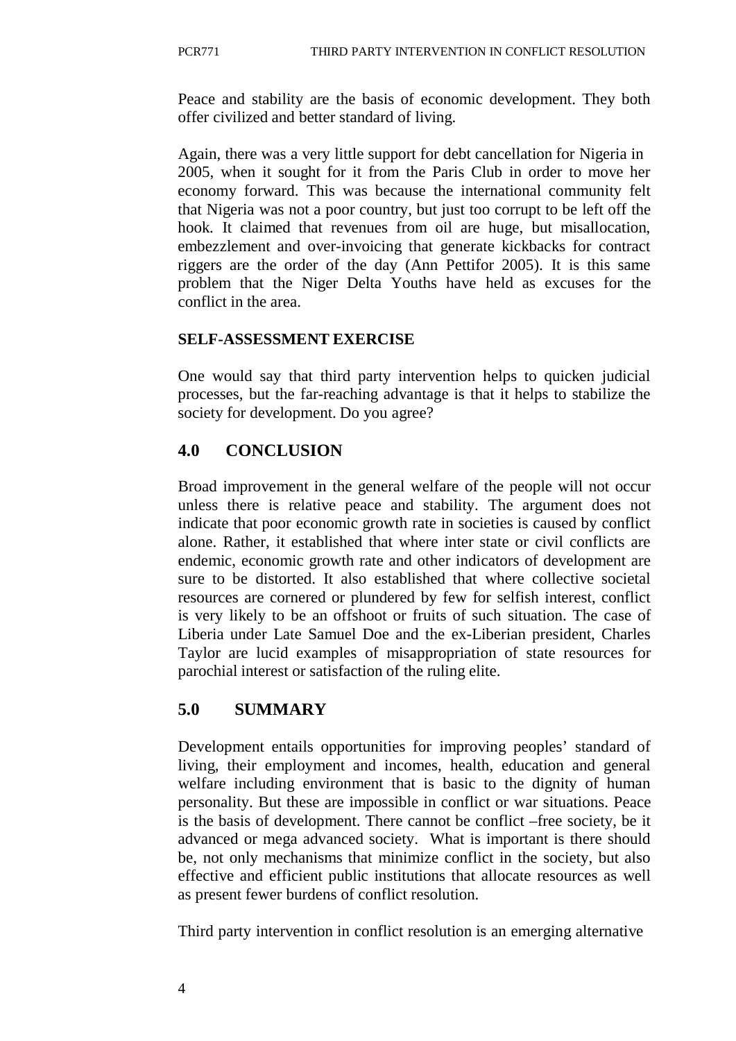Peace and stability are the basis of economic development. They both offer civilized and better standard of living.

Again, there was a very little support for debt cancellation for Nigeria in 2005, when it sought for it from the Paris Club in order to move her economy forward. This was because the international community felt that Nigeria was not a poor country, but just too corrupt to be left off the hook. It claimed that revenues from oil are huge, but misallocation, embezzlement and over-invoicing that generate kickbacks for contract riggers are the order of the day (Ann Pettifor 2005). It is this same problem that the Niger Delta Youths have held as excuses for the conflict in the area.

**SELF-ASSESSMENT EXERCISE**

One would say that third party intervention helps to quicken judicial processes, but the far-reaching advantage is that it helps to stabilize the society for development. Do you agree?

## 4.0 CONCLUSION

Broad improvement in the general welfare of the people will not occur unless there is relative peace and stability. The argument does not indicate that poor economic growth rate in societies is caused by conflict alone. Rather, it established that where inter state or civil conflicts are endemic, economic growth rate and other indicators of development are sure to be distorted. It also established that where collective societal resources are cornered or plundered by few for selfish interest, conflict is very likely to be an offshoot or fruits of such situation. The case of Liberia under Late Samuel Doe and the ex-Liberian president, Charles Taylor are lucid examples of misappropriation of state resources for parochial interest or satisfaction of the ruling elite.

## 5.0 SUMMARY

Development entails opportunities for improving peoples' standard of living, their employment and incomes, health, education and general welfare including environment that is basic to the dignity of human personality. But these are impossible in conflict or war situations. Peace is the basis of development. There cannot be conflict –free society, be it advanced or mega advanced society. What is important is there should be, not only mechanisms that minimize conflict in the society, but also effective and efficient public institutions that allocate resources as well as present fewer burdens of conflict resolution.

Third party intervention in conflict resolution is an emerging alternative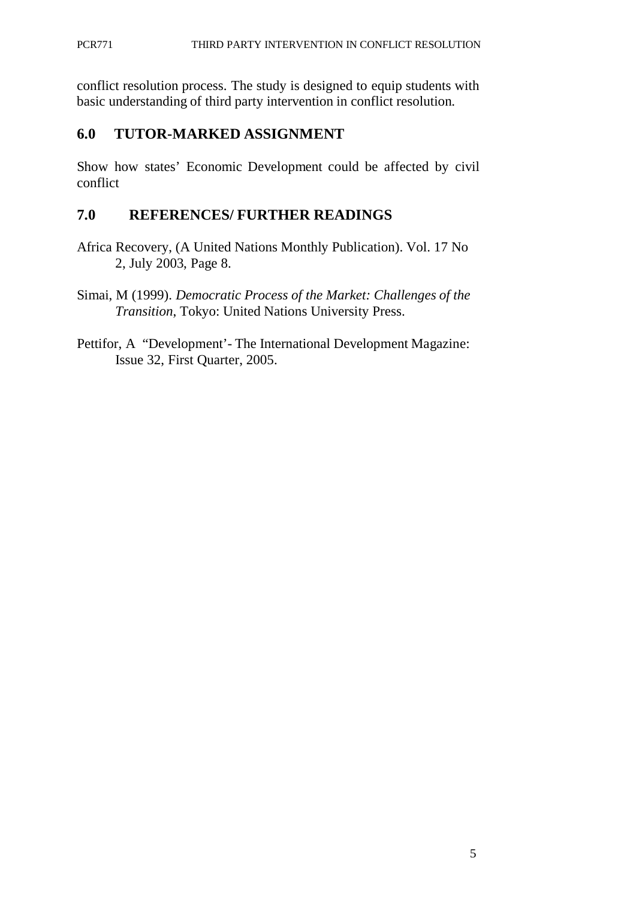conflict resolution process. The study is designed to equip students with basic understanding of third party intervention in conflict resolution.

## 6.0 TUTOR-MARKED ASSIGNMENT

Show how states' Economic Development could be affected by civil conflict

## 7.0 REFERENCES/ FURTHER READINGS

Africa Recovery, (A United Nations Monthly Publication). Vol. 17 No 2, July 2003, Page 8.

Simai, M (1999). *Democratic Process of the Market: Challenges of the Transition*, Tokyo: United Nations University Press.

Pettifor, A "Development'- The International Development Magazine: Issue 32, First Quarter, 2005.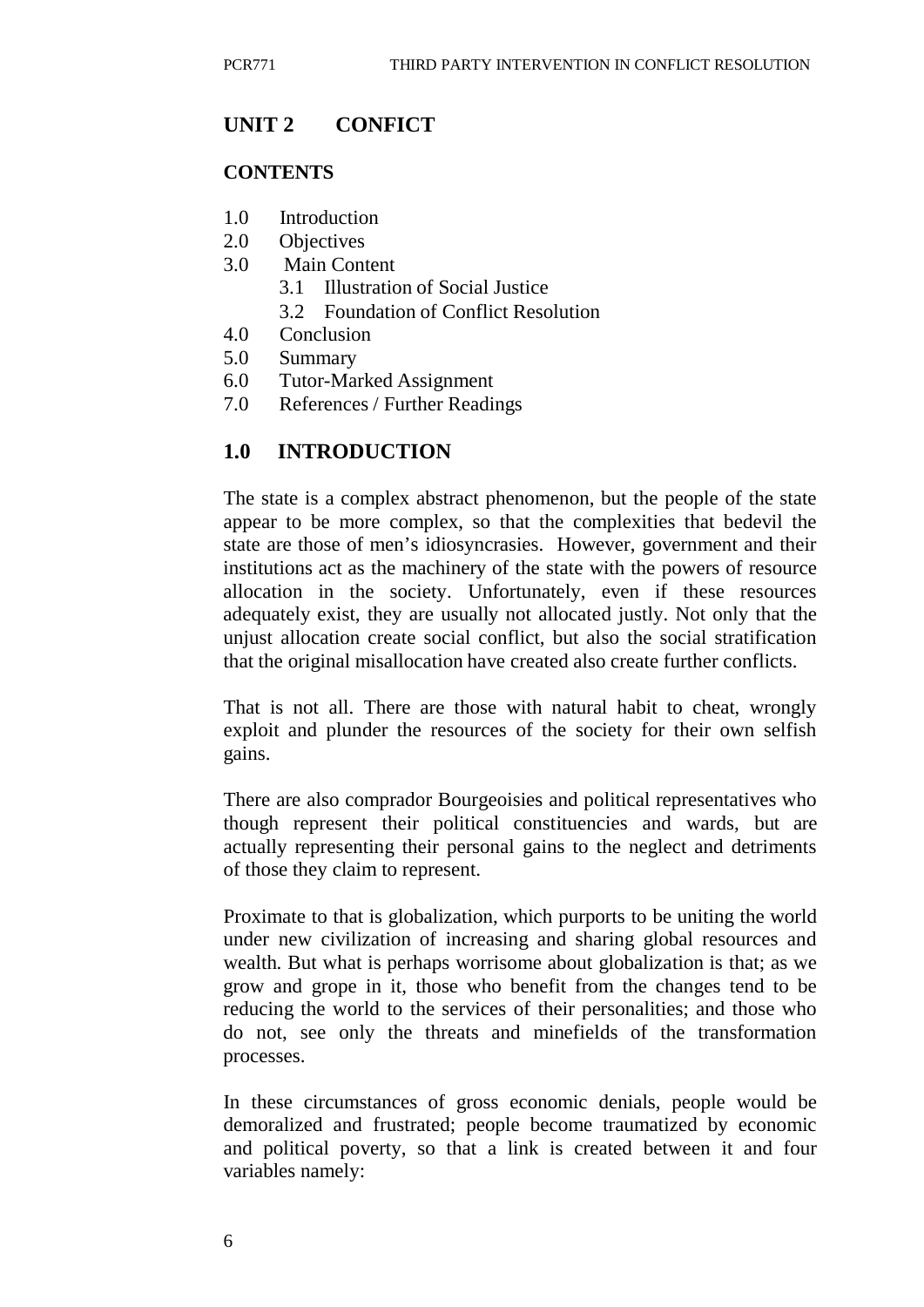## UNIT 2 CONFICT

**CONTENTS**

1.0 Introduction
2.0 Objectives
3.0 Main Content
  3.1 Illustration of Social Justice
  3.2 Foundation of Conflict Resolution
4.0 Conclusion
5.0 Summary
6.0 Tutor-Marked Assignment
7.0 References / Further Readings

## 1.0 INTRODUCTION

The state is a complex abstract phenomenon, but the people of the state appear to be more complex, so that the complexities that bedevil the state are those of men's idiosyncrasies. However, government and their institutions act as the machinery of the state with the powers of resource allocation in the society. Unfortunately, even if these resources adequately exist, they are usually not allocated justly. Not only that the unjust allocation create social conflict, but also the social stratification that the original misallocation have created also create further conflicts.

That is not all. There are those with natural habit to cheat, wrongly exploit and plunder the resources of the society for their own selfish gains.

There are also comprador Bourgeoisies and political representatives who though represent their political constituencies and wards, but are actually representing their personal gains to the neglect and detriments of those they claim to represent.

Proximate to that is globalization, which purports to be uniting the world under new civilization of increasing and sharing global resources and wealth. But what is perhaps worrisome about globalization is that; as we grow and grope in it, those who benefit from the changes tend to be reducing the world to the services of their personalities; and those who do not, see only the threats and minefields of the transformation processes.

In these circumstances of gross economic denials, people would be demoralized and frustrated; people become traumatized by economic and political poverty, so that a link is created between it and four variables namely: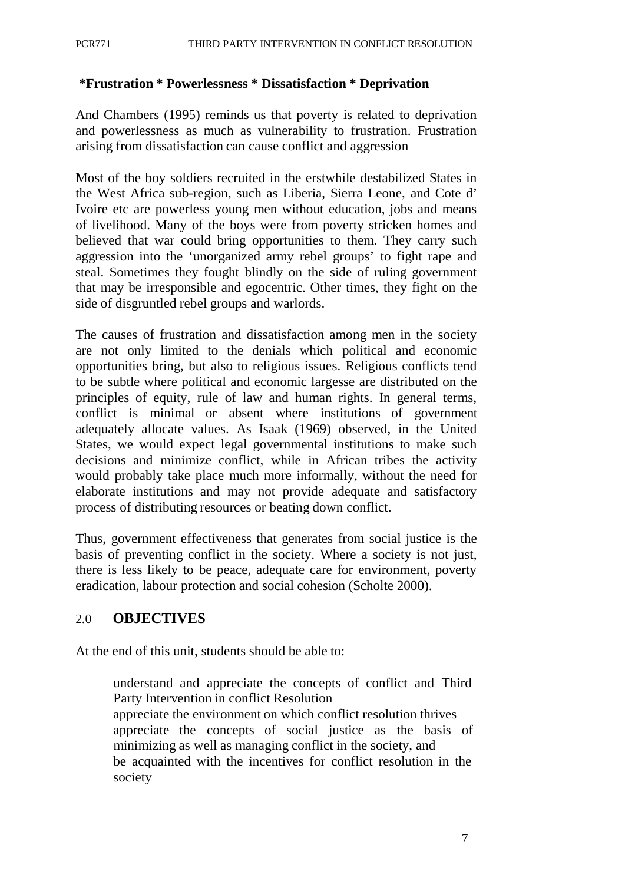**\*Frustration \* Powerlessness \* Dissatisfaction \* Deprivation**

And Chambers (1995) reminds us that poverty is related to deprivation and powerlessness as much as vulnerability to frustration. Frustration arising from dissatisfaction can cause conflict and aggression

Most of the boy soldiers recruited in the erstwhile destabilized States in the West Africa sub-region, such as Liberia, Sierra Leone, and Cote d' Ivoire etc are powerless young men without education, jobs and means of livelihood. Many of the boys were from poverty stricken homes and believed that war could bring opportunities to them. They carry such aggression into the 'unorganized army rebel groups' to fight rape and steal. Sometimes they fought blindly on the side of ruling government that may be irresponsible and egocentric. Other times, they fight on the side of disgruntled rebel groups and warlords.

The causes of frustration and dissatisfaction among men in the society are not only limited to the denials which political and economic opportunities bring, but also to religious issues. Religious conflicts tend to be subtle where political and economic largesse are distributed on the principles of equity, rule of law and human rights. In general terms, conflict is minimal or absent where institutions of government adequately allocate values. As Isaak (1969) observed, in the United States, we would expect legal governmental institutions to make such decisions and minimize conflict, while in African tribes the activity would probably take place much more informally, without the need for elaborate institutions and may not provide adequate and satisfactory process of distributing resources or beating down conflict.

Thus, government effectiveness that generates from social justice is the basis of preventing conflict in the society. Where a society is not just, there is less likely to be peace, adequate care for environment, poverty eradication, labour protection and social cohesion (Scholte 2000).

## 2.0 OBJECTIVES

At the end of this unit, students should be able to:

- understand and appreciate the concepts of conflict and Third Party Intervention in conflict Resolution
- appreciate the environment on which conflict resolution thrives
- appreciate the concepts of social justice as the basis of minimizing as well as managing conflict in the society, and
- be acquainted with the incentives for conflict resolution in the society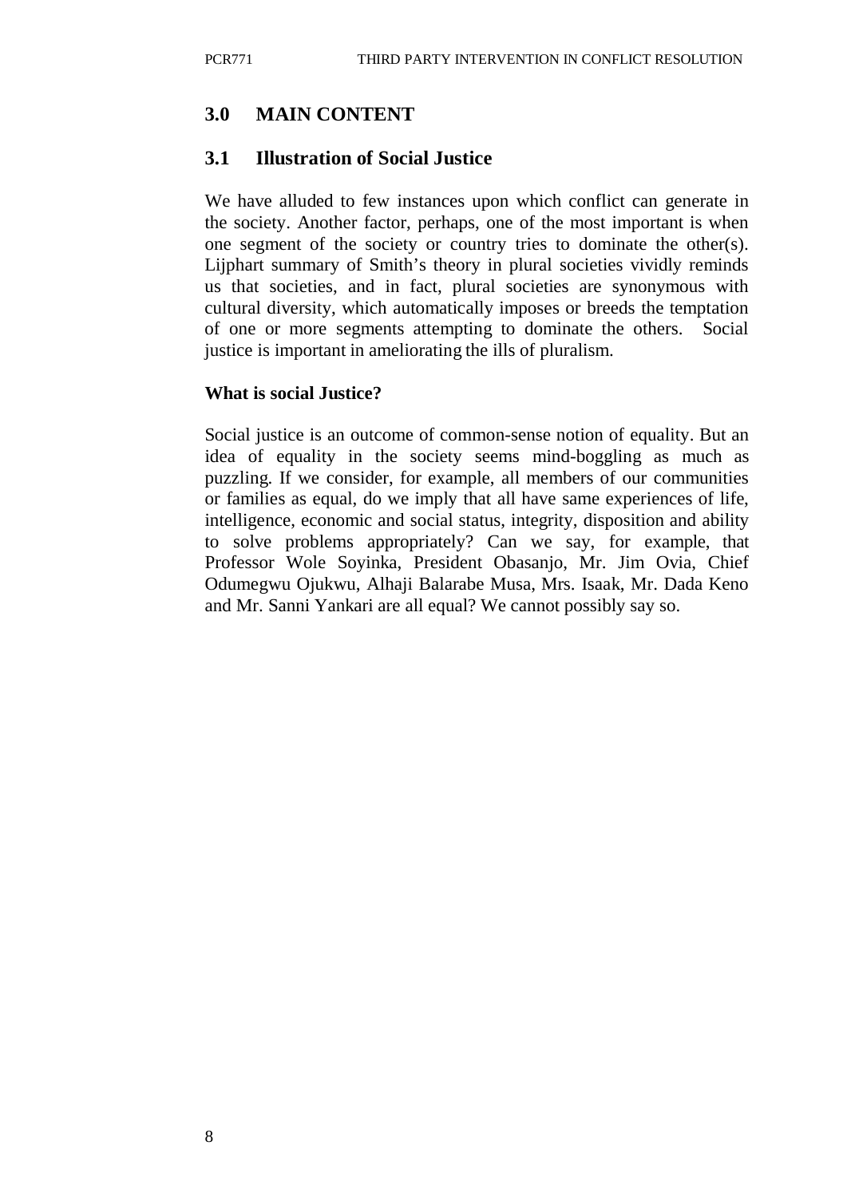## 3.0 MAIN CONTENT

### 3.1 Illustration of Social Justice

We have alluded to few instances upon which conflict can generate in the society. Another factor, perhaps, one of the most important is when one segment of the society or country tries to dominate the other(s). Lijphart summary of Smith's theory in plural societies vividly reminds us that societies, and in fact, plural societies are synonymous with cultural diversity, which automatically imposes or breeds the temptation of one or more segments attempting to dominate the others. Social justice is important in ameliorating the ills of pluralism.

**What is social Justice?**

Social justice is an outcome of common-sense notion of equality. But an idea of equality in the society seems mind-boggling as much as puzzling. If we consider, for example, all members of our communities or families as equal, do we imply that all have same experiences of life, intelligence, economic and social status, integrity, disposition and ability to solve problems appropriately? Can we say, for example, that Professor Wole Soyinka, President Obasanjo, Mr. Jim Ovia, Chief Odumegwu Ojukwu, Alhaji Balarabe Musa, Mrs. Isaak, Mr. Dada Keno and Mr. Sanni Yankari are all equal? We cannot possibly say so.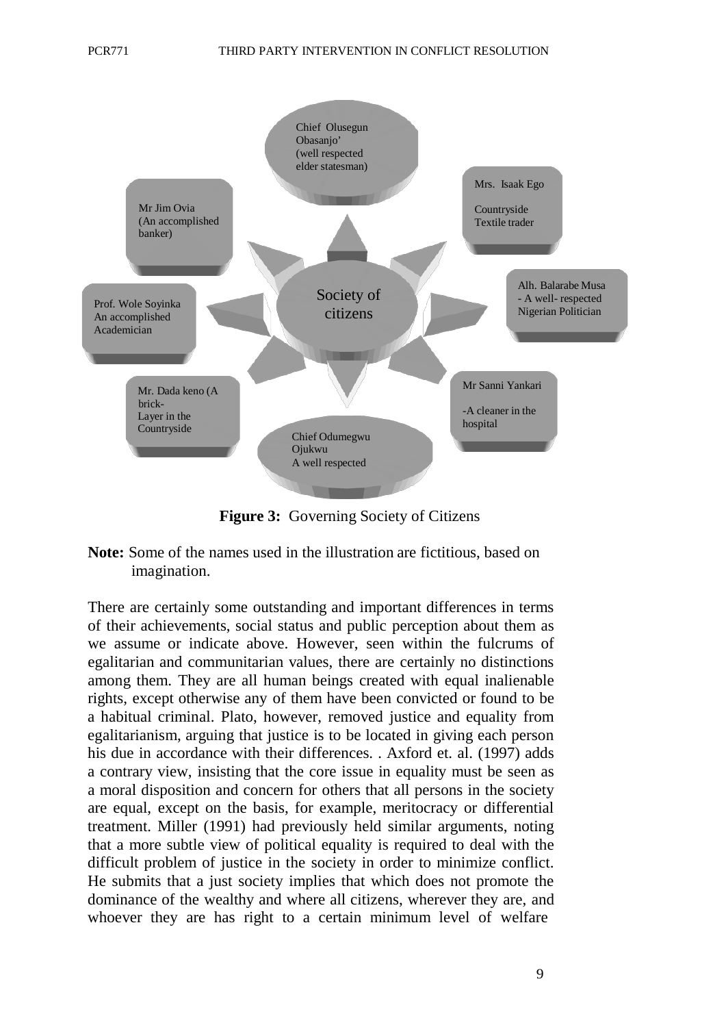Chief Olusegun Obasanjo' (well respected elder statesman)

Mrs. Isaak Ego

Countryside Textile trader

Mr Jim Ovia (An accomplished banker)

Alh. Balarabe Musa - A well- respected Nigerian Politician

Society of citizens

Prof. Wole Soyinka An accomplished Academician

Mr Sanni Yankari

-A cleaner in the hospital

Mr. Dada keno (A brick- Layer in the Countryside

Chief Odumegwu Ojukwu A well respected

**Figure 3:** Governing Society of Citizens

**Note:** Some of the names used in the illustration are fictitious, based on imagination.

There are certainly some outstanding and important differences in terms of their achievements, social status and public perception about them as we assume or indicate above. However, seen within the fulcrums of egalitarian and communitarian values, there are certainly no distinctions among them. They are all human beings created with equal inalienable rights, except otherwise any of them have been convicted or found to be a habitual criminal. Plato, however, removed justice and equality from egalitarianism, arguing that justice is to be located in giving each person his due in accordance with their differences. . Axford et. al. (1997) adds a contrary view, insisting that the core issue in equality must be seen as a moral disposition and concern for others that all persons in the society are equal, except on the basis, for example, meritocracy or differential treatment. Miller (1991) had previously held similar arguments, noting that a more subtle view of political equality is required to deal with the difficult problem of justice in the society in order to minimize conflict. He submits that a just society implies that which does not promote the dominance of the wealthy and where all citizens, wherever they are, and whoever they are has right to a certain minimum level of welfare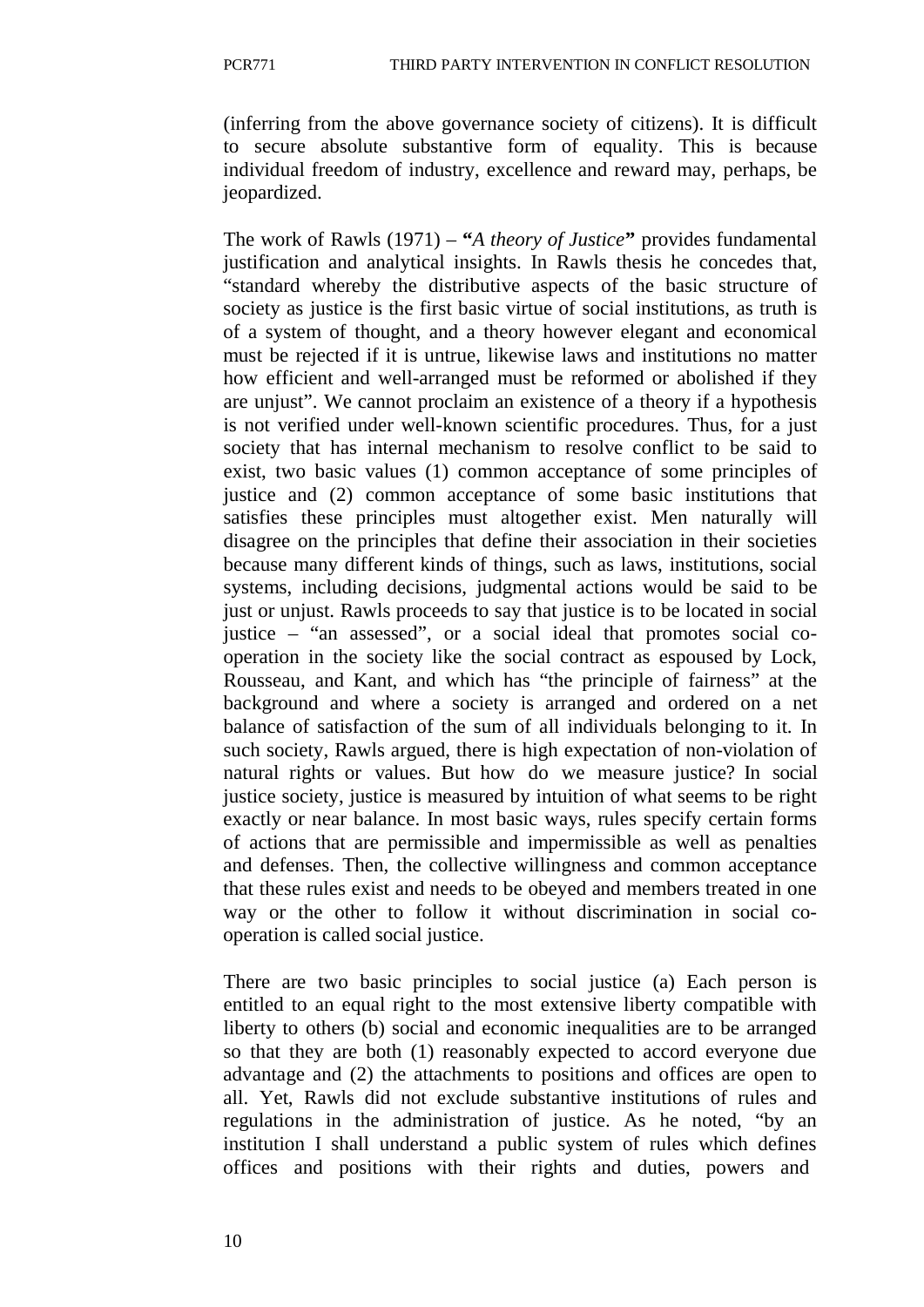(inferring from the above governance society of citizens). It is difficult to secure absolute substantive form of equality. This is because individual freedom of industry, excellence and reward may, perhaps, be jeopardized.

The work of Rawls (1971) – **"***A theory of Justice***"** provides fundamental justification and analytical insights. In Rawls thesis he concedes that, "standard whereby the distributive aspects of the basic structure of society as justice is the first basic virtue of social institutions, as truth is of a system of thought, and a theory however elegant and economical must be rejected if it is untrue, likewise laws and institutions no matter how efficient and well-arranged must be reformed or abolished if they are unjust". We cannot proclaim an existence of a theory if a hypothesis is not verified under well-known scientific procedures. Thus, for a just society that has internal mechanism to resolve conflict to be said to exist, two basic values (1) common acceptance of some principles of justice and (2) common acceptance of some basic institutions that satisfies these principles must altogether exist. Men naturally will disagree on the principles that define their association in their societies because many different kinds of things, such as laws, institutions, social systems, including decisions, judgmental actions would be said to be just or unjust. Rawls proceeds to say that justice is to be located in social justice – "an assessed", or a social ideal that promotes social co-operation in the society like the social contract as espoused by Lock, Rousseau, and Kant, and which has "the principle of fairness" at the background and where a society is arranged and ordered on a net balance of satisfaction of the sum of all individuals belonging to it. In such society, Rawls argued, there is high expectation of non-violation of natural rights or values. But how do we measure justice? In social justice society, justice is measured by intuition of what seems to be right exactly or near balance. In most basic ways, rules specify certain forms of actions that are permissible and impermissible as well as penalties and defenses. Then, the collective willingness and common acceptance that these rules exist and needs to be obeyed and members treated in one way or the other to follow it without discrimination in social co-operation is called social justice.

There are two basic principles to social justice (a) Each person is entitled to an equal right to the most extensive liberty compatible with liberty to others (b) social and economic inequalities are to be arranged so that they are both (1) reasonably expected to accord everyone due advantage and (2) the attachments to positions and offices are open to all. Yet, Rawls did not exclude substantive institutions of rules and regulations in the administration of justice. As he noted, "by an institution I shall understand a public system of rules which defines offices and positions with their rights and duties, powers and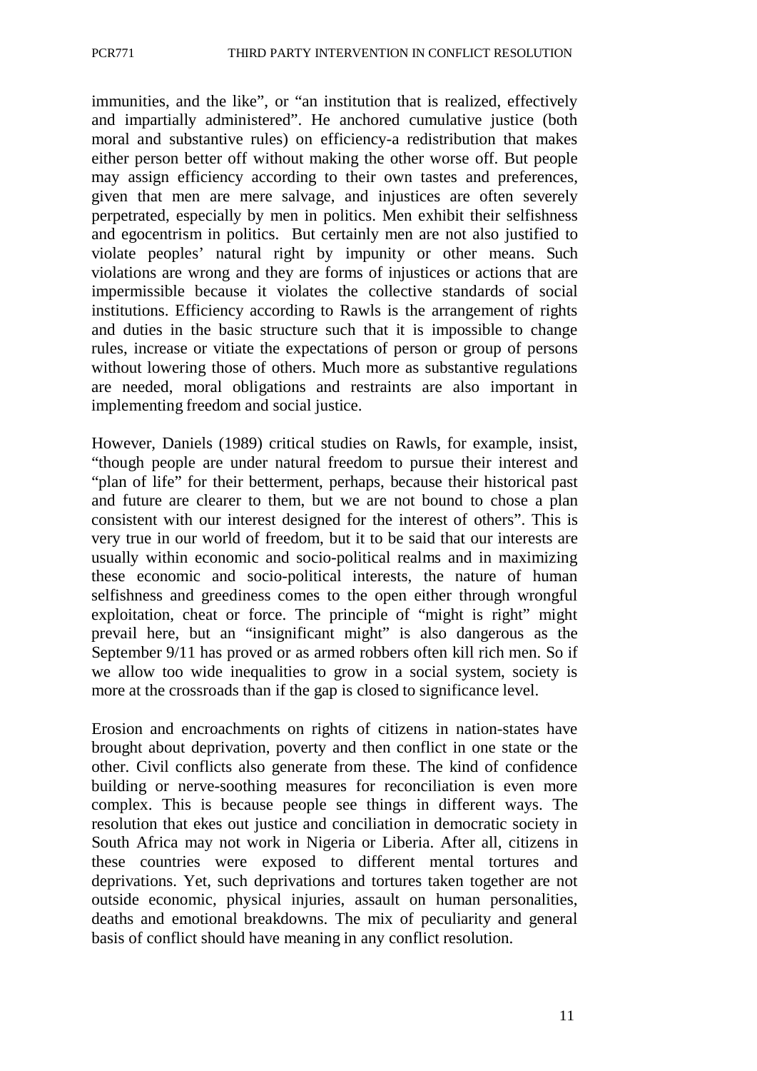immunities, and the like", or "an institution that is realized, effectively and impartially administered". He anchored cumulative justice (both moral and substantive rules) on efficiency-a redistribution that makes either person better off without making the other worse off. But people may assign efficiency according to their own tastes and preferences, given that men are mere salvage, and injustices are often severely perpetrated, especially by men in politics. Men exhibit their selfishness and egocentrism in politics. But certainly men are not also justified to violate peoples' natural right by impunity or other means. Such violations are wrong and they are forms of injustices or actions that are impermissible because it violates the collective standards of social institutions. Efficiency according to Rawls is the arrangement of rights and duties in the basic structure such that it is impossible to change rules, increase or vitiate the expectations of person or group of persons without lowering those of others. Much more as substantive regulations are needed, moral obligations and restraints are also important in implementing freedom and social justice.

However, Daniels (1989) critical studies on Rawls, for example, insist, "though people are under natural freedom to pursue their interest and "plan of life" for their betterment, perhaps, because their historical past and future are clearer to them, but we are not bound to chose a plan consistent with our interest designed for the interest of others". This is very true in our world of freedom, but it to be said that our interests are usually within economic and socio-political realms and in maximizing these economic and socio-political interests, the nature of human selfishness and greediness comes to the open either through wrongful exploitation, cheat or force. The principle of "might is right" might prevail here, but an "insignificant might" is also dangerous as the September 9/11 has proved or as armed robbers often kill rich men. So if we allow too wide inequalities to grow in a social system, society is more at the crossroads than if the gap is closed to significance level.

Erosion and encroachments on rights of citizens in nation-states have brought about deprivation, poverty and then conflict in one state or the other. Civil conflicts also generate from these. The kind of confidence building or nerve-soothing measures for reconciliation is even more complex. This is because people see things in different ways. The resolution that ekes out justice and conciliation in democratic society in South Africa may not work in Nigeria or Liberia. After all, citizens in these countries were exposed to different mental tortures and deprivations. Yet, such deprivations and tortures taken together are not outside economic, physical injuries, assault on human personalities, deaths and emotional breakdowns. The mix of peculiarity and general basis of conflict should have meaning in any conflict resolution.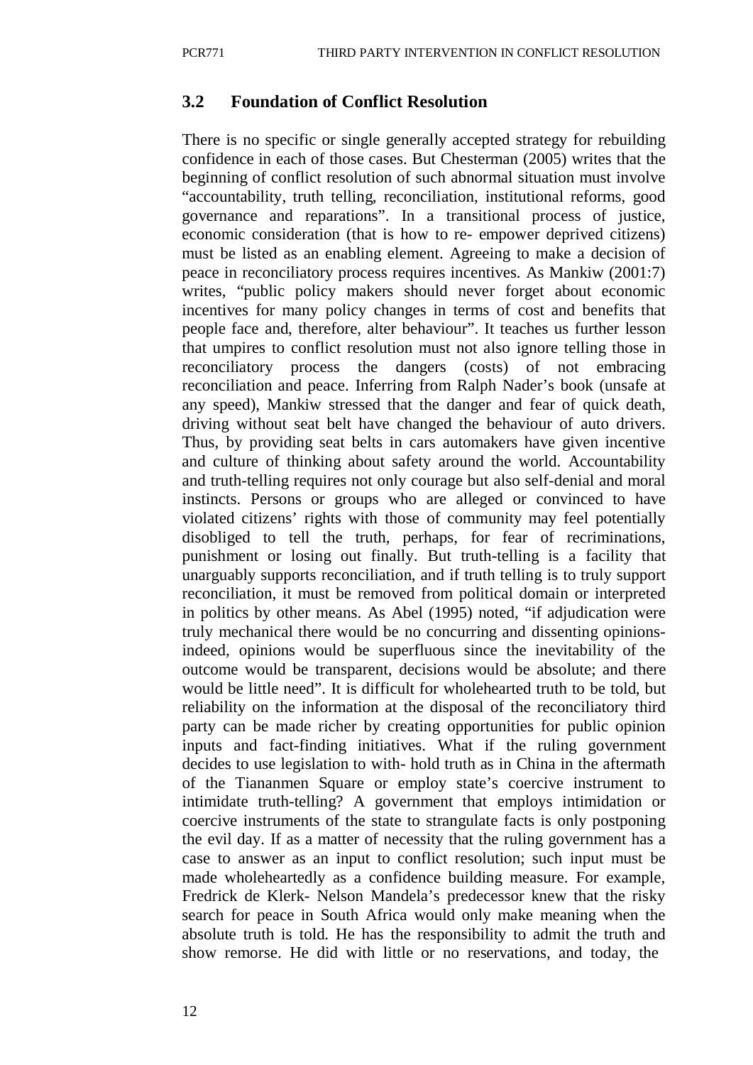## 3.2 Foundation of Conflict Resolution

There is no specific or single generally accepted strategy for rebuilding confidence in each of those cases. But Chesterman (2005) writes that the beginning of conflict resolution of such abnormal situation must involve "accountability, truth telling, reconciliation, institutional reforms, good governance and reparations". In a transitional process of justice, economic consideration (that is how to re- empower deprived citizens) must be listed as an enabling element. Agreeing to make a decision of peace in reconciliatory process requires incentives. As Mankiw (2001:7) writes, "public policy makers should never forget about economic incentives for many policy changes in terms of cost and benefits that people face and, therefore, alter behaviour". It teaches us further lesson that umpires to conflict resolution must not also ignore telling those in reconciliatory process the dangers (costs) of not embracing reconciliation and peace. Inferring from Ralph Nader's book (unsafe at any speed), Mankiw stressed that the danger and fear of quick death, driving without seat belt have changed the behaviour of auto drivers. Thus, by providing seat belts in cars automakers have given incentive and culture of thinking about safety around the world. Accountability and truth-telling requires not only courage but also self-denial and moral instincts. Persons or groups who are alleged or convinced to have violated citizens' rights with those of community may feel potentially disobliged to tell the truth, perhaps, for fear of recriminations, punishment or losing out finally. But truth-telling is a facility that unarguably supports reconciliation, and if truth telling is to truly support reconciliation, it must be removed from political domain or interpreted in politics by other means. As Abel (1995) noted, "if adjudication were truly mechanical there would be no concurring and dissenting opinions-indeed, opinions would be superfluous since the inevitability of the outcome would be transparent, decisions would be absolute; and there would be little need". It is difficult for wholehearted truth to be told, but reliability on the information at the disposal of the reconciliatory third party can be made richer by creating opportunities for public opinion inputs and fact-finding initiatives. What if the ruling government decides to use legislation to with- hold truth as in China in the aftermath of the Tiananmen Square or employ state's coercive instrument to intimidate truth-telling? A government that employs intimidation or coercive instruments of the state to strangulate facts is only postponing the evil day. If as a matter of necessity that the ruling government has a case to answer as an input to conflict resolution; such input must be made wholeheartedly as a confidence building measure. For example, Fredrick de Klerk- Nelson Mandela's predecessor knew that the risky search for peace in South Africa would only make meaning when the absolute truth is told. He has the responsibility to admit the truth and show remorse. He did with little or no reservations, and today, the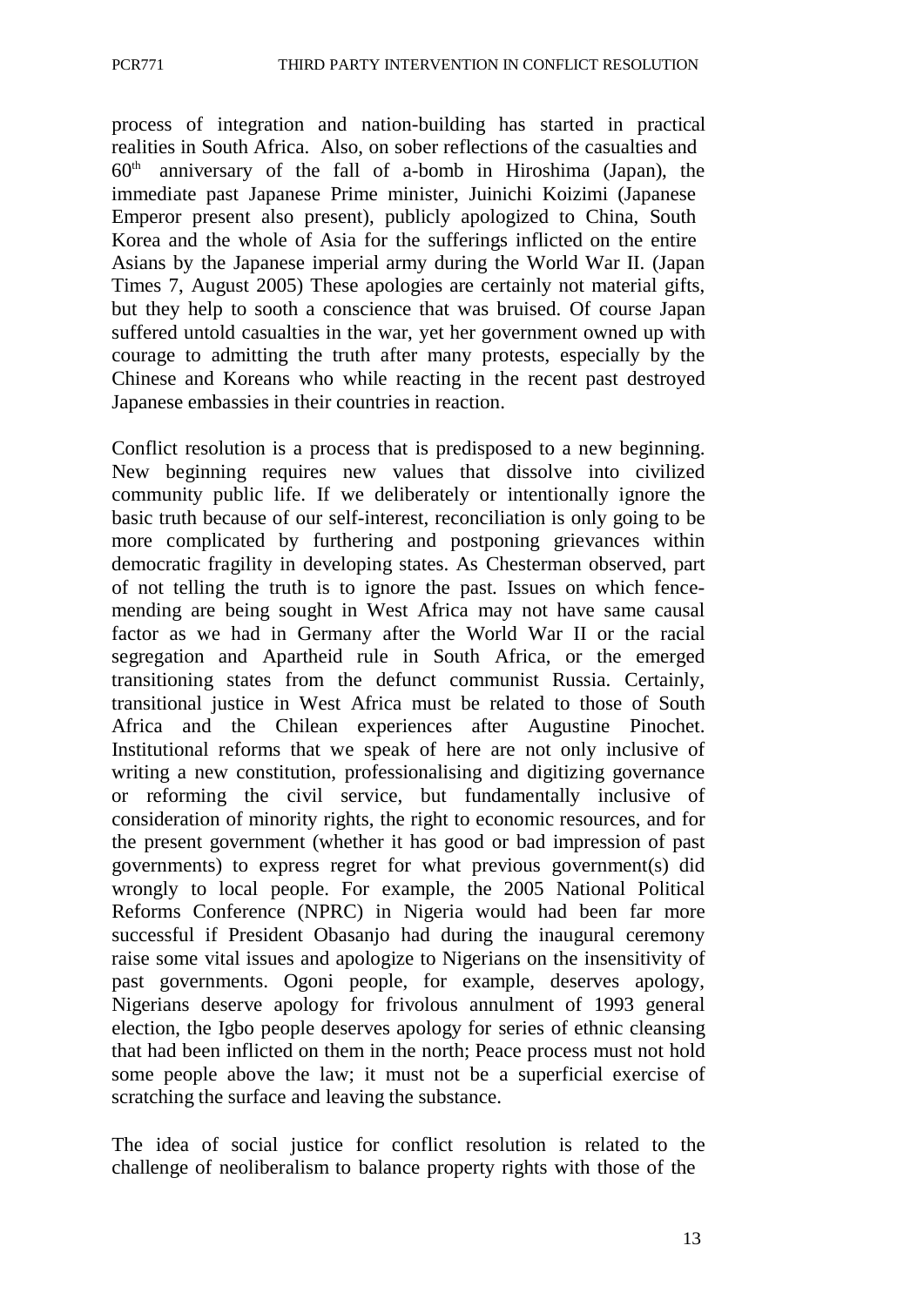process of integration and nation-building has started in practical realities in South Africa. Also, on sober reflections of the casualties and 60th anniversary of the fall of a-bomb in Hiroshima (Japan), the immediate past Japanese Prime minister, Juinichi Koizimi (Japanese Emperor present also present), publicly apologized to China, South Korea and the whole of Asia for the sufferings inflicted on the entire Asians by the Japanese imperial army during the World War II. (Japan Times 7, August 2005) These apologies are certainly not material gifts, but they help to sooth a conscience that was bruised. Of course Japan suffered untold casualties in the war, yet her government owned up with courage to admitting the truth after many protests, especially by the Chinese and Koreans who while reacting in the recent past destroyed Japanese embassies in their countries in reaction.

Conflict resolution is a process that is predisposed to a new beginning. New beginning requires new values that dissolve into civilized community public life. If we deliberately or intentionally ignore the basic truth because of our self-interest, reconciliation is only going to be more complicated by furthering and postponing grievances within democratic fragility in developing states. As Chesterman observed, part of not telling the truth is to ignore the past. Issues on which fence-mending are being sought in West Africa may not have same causal factor as we had in Germany after the World War II or the racial segregation and Apartheid rule in South Africa, or the emerged transitioning states from the defunct communist Russia. Certainly, transitional justice in West Africa must be related to those of South Africa and the Chilean experiences after Augustine Pinochet. Institutional reforms that we speak of here are not only inclusive of writing a new constitution, professionalising and digitizing governance or reforming the civil service, but fundamentally inclusive of consideration of minority rights, the right to economic resources, and for the present government (whether it has good or bad impression of past governments) to express regret for what previous government(s) did wrongly to local people. For example, the 2005 National Political Reforms Conference (NPRC) in Nigeria would had been far more successful if President Obasanjo had during the inaugural ceremony raise some vital issues and apologize to Nigerians on the insensitivity of past governments. Ogoni people, for example, deserves apology, Nigerians deserve apology for frivolous annulment of 1993 general election, the Igbo people deserves apology for series of ethnic cleansing that had been inflicted on them in the north; Peace process must not hold some people above the law; it must not be a superficial exercise of scratching the surface and leaving the substance.

The idea of social justice for conflict resolution is related to the challenge of neoliberalism to balance property rights with those of the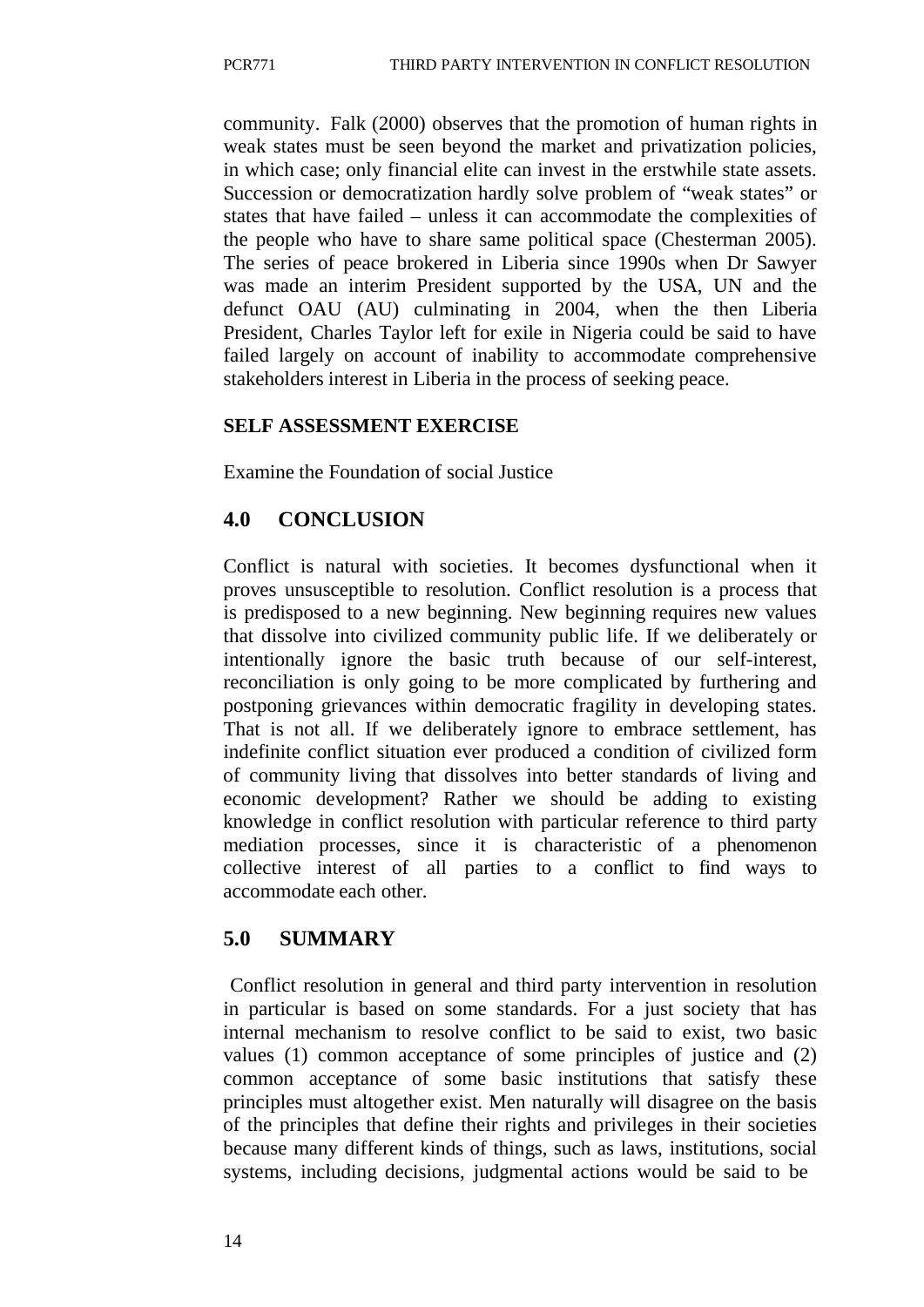community. Falk (2000) observes that the promotion of human rights in weak states must be seen beyond the market and privatization policies, in which case; only financial elite can invest in the erstwhile state assets. Succession or democratization hardly solve problem of "weak states" or states that have failed – unless it can accommodate the complexities of the people who have to share same political space (Chesterman 2005). The series of peace brokered in Liberia since 1990s when Dr Sawyer was made an interim President supported by the USA, UN and the defunct OAU (AU) culminating in 2004, when the then Liberia President, Charles Taylor left for exile in Nigeria could be said to have failed largely on account of inability to accommodate comprehensive stakeholders interest in Liberia in the process of seeking peace.

**SELF ASSESSMENT EXERCISE**

Examine the Foundation of social Justice

## 4.0 CONCLUSION

Conflict is natural with societies. It becomes dysfunctional when it proves unsusceptible to resolution. Conflict resolution is a process that is predisposed to a new beginning. New beginning requires new values that dissolve into civilized community public life. If we deliberately or intentionally ignore the basic truth because of our self-interest, reconciliation is only going to be more complicated by furthering and postponing grievances within democratic fragility in developing states. That is not all. If we deliberately ignore to embrace settlement, has indefinite conflict situation ever produced a condition of civilized form of community living that dissolves into better standards of living and economic development? Rather we should be adding to existing knowledge in conflict resolution with particular reference to third party mediation processes, since it is characteristic of a phenomenon collective interest of all parties to a conflict to find ways to accommodate each other.

## 5.0 SUMMARY

Conflict resolution in general and third party intervention in resolution in particular is based on some standards. For a just society that has internal mechanism to resolve conflict to be said to exist, two basic values (1) common acceptance of some principles of justice and (2) common acceptance of some basic institutions that satisfy these principles must altogether exist. Men naturally will disagree on the basis of the principles that define their rights and privileges in their societies because many different kinds of things, such as laws, institutions, social systems, including decisions, judgmental actions would be said to be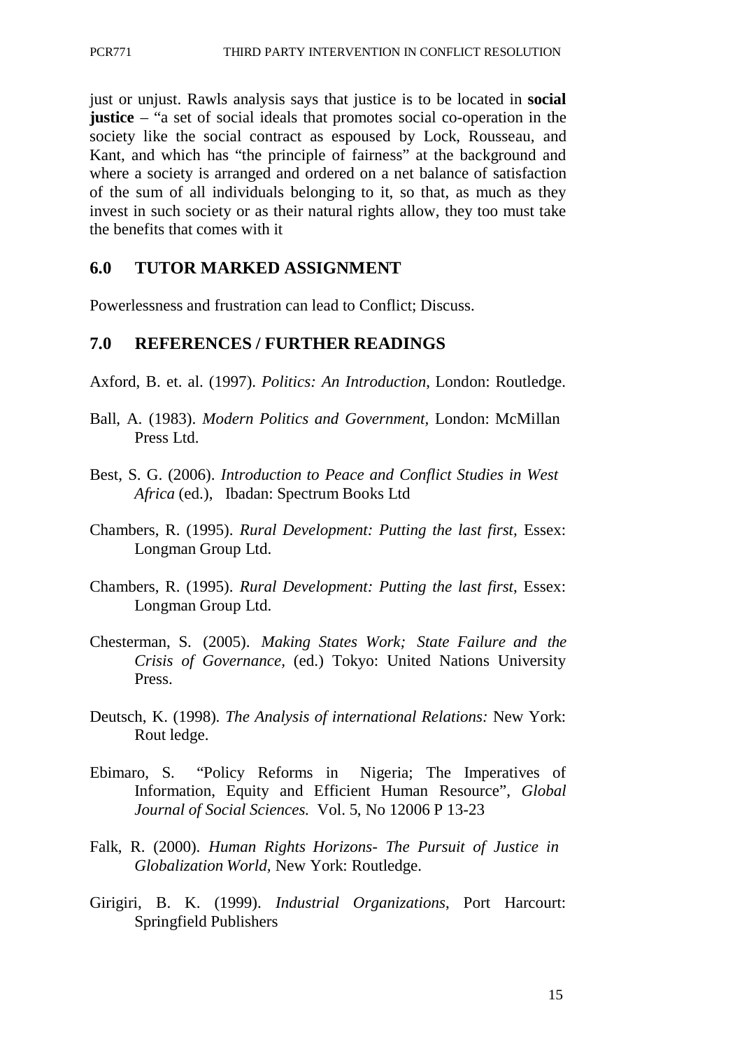just or unjust. Rawls analysis says that justice is to be located in **social justice** – "a set of social ideals that promotes social co-operation in the society like the social contract as espoused by Lock, Rousseau, and Kant, and which has "the principle of fairness" at the background and where a society is arranged and ordered on a net balance of satisfaction of the sum of all individuals belonging to it, so that, as much as they invest in such society or as their natural rights allow, they too must take the benefits that comes with it

## 6.0 TUTOR MARKED ASSIGNMENT

Powerlessness and frustration can lead to Conflict; Discuss.

## 7.0 REFERENCES / FURTHER READINGS

Axford, B. et. al. (1997). *Politics: An Introduction*, London: Routledge.

Ball, A. (1983). *Modern Politics and Government*, London: McMillan Press Ltd.

Best, S. G. (2006). *Introduction to Peace and Conflict Studies in West Africa* (ed.), Ibadan: Spectrum Books Ltd

Chambers, R. (1995). *Rural Development: Putting the last first*, Essex: Longman Group Ltd.

Chambers, R. (1995). *Rural Development: Putting the last first*, Essex: Longman Group Ltd.

Chesterman, S. (2005). *Making States Work; State Failure and the Crisis of Governance*, (ed.) Tokyo: United Nations University Press.

Deutsch, K. (1998). *The Analysis of international Relations:* New York: Rout ledge.

Ebimaro, S. "Policy Reforms in Nigeria; The Imperatives of Information, Equity and Efficient Human Resource", *Global Journal of Social Sciences.* Vol. 5, No 12006 P 13-23

Falk, R. (2000). *Human Rights Horizons- The Pursuit of Justice in Globalization World*, New York: Routledge.

Girigiri, B. K. (1999). *Industrial Organizations*, Port Harcourt: Springfield Publishers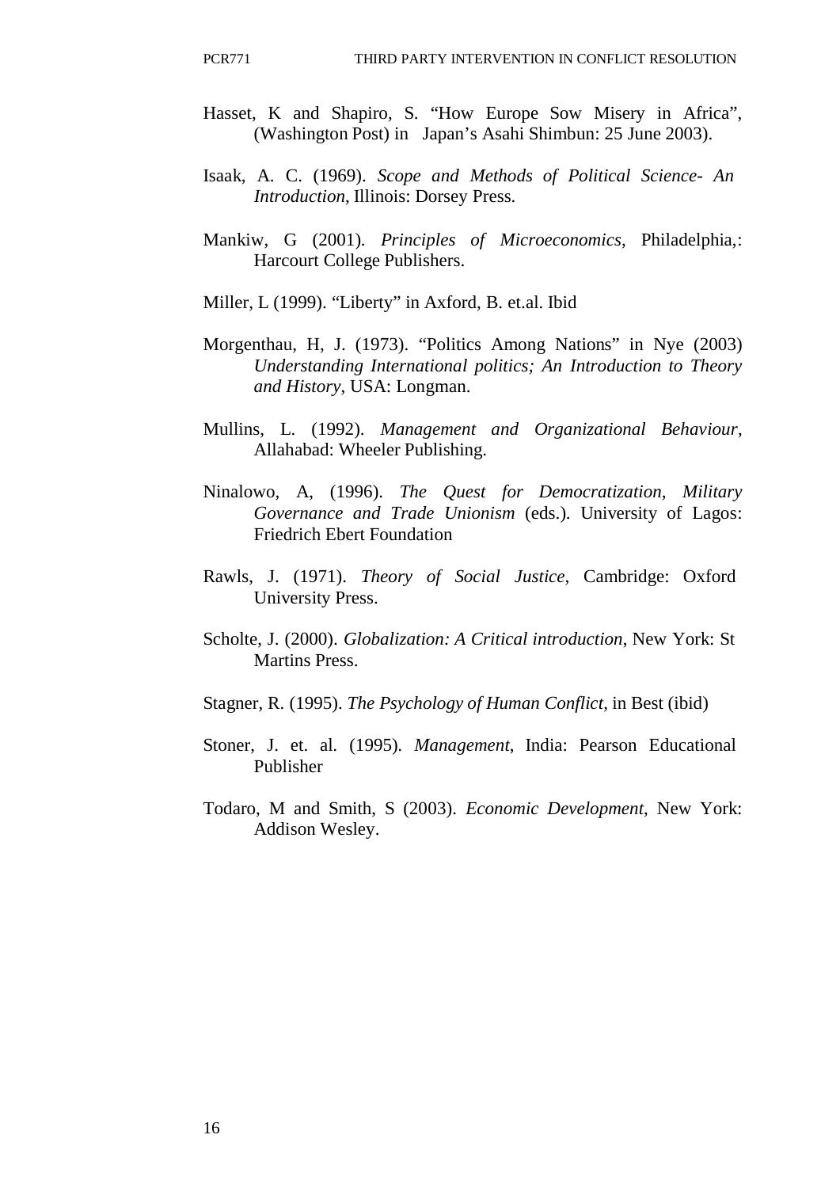Hasset, K and Shapiro, S. "How Europe Sow Misery in Africa", (Washington Post) in Japan's Asahi Shimbun: 25 June 2003).

Isaak, A. C. (1969). *Scope and Methods of Political Science- An Introduction*, Illinois: Dorsey Press.

Mankiw, G (2001). *Principles of Microeconomics*, Philadelphia,: Harcourt College Publishers.

Miller, L (1999). "Liberty" in Axford, B. et.al. Ibid

Morgenthau, H, J. (1973). "Politics Among Nations" in Nye (2003) *Understanding International politics; An Introduction to Theory and History*, USA: Longman.

Mullins, L. (1992). *Management and Organizational Behaviour*, Allahabad: Wheeler Publishing.

Ninalowo, A, (1996). *The Quest for Democratization, Military Governance and Trade Unionism* (eds.). University of Lagos: Friedrich Ebert Foundation

Rawls, J. (1971). *Theory of Social Justice*, Cambridge: Oxford University Press.

Scholte, J. (2000). *Globalization: A Critical introduction*, New York: St Martins Press.

Stagner, R. (1995). *The Psychology of Human Conflict*, in Best (ibid)

Stoner, J. et. al. (1995). *Management*, India: Pearson Educational Publisher

Todaro, M and Smith, S (2003). *Economic Development*, New York: Addison Wesley.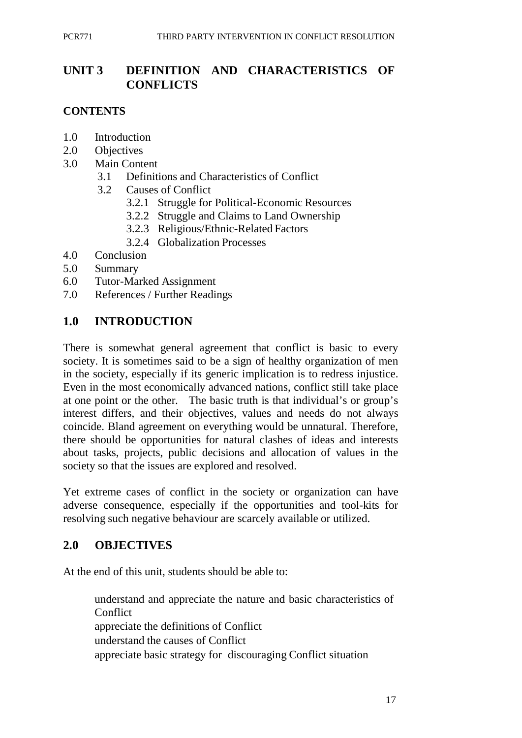## UNIT 3 DEFINITION AND CHARACTERISTICS OF CONFLICTS

### CONTENTS

1.0 Introduction
2.0 Objectives
3.0 Main Content
  3.1 Definitions and Characteristics of Conflict
  3.2 Causes of Conflict
    3.2.1 Struggle for Political-Economic Resources
    3.2.2 Struggle and Claims to Land Ownership
    3.2.3 Religious/Ethnic-Related Factors
    3.2.4 Globalization Processes
4.0 Conclusion
5.0 Summary
6.0 Tutor-Marked Assignment
7.0 References / Further Readings

## 1.0 INTRODUCTION

There is somewhat general agreement that conflict is basic to every society. It is sometimes said to be a sign of healthy organization of men in the society, especially if its generic implication is to redress injustice. Even in the most economically advanced nations, conflict still take place at one point or the other. The basic truth is that individual's or group's interest differs, and their objectives, values and needs do not always coincide. Bland agreement on everything would be unnatural. Therefore, there should be opportunities for natural clashes of ideas and interests about tasks, projects, public decisions and allocation of values in the society so that the issues are explored and resolved.

Yet extreme cases of conflict in the society or organization can have adverse consequence, especially if the opportunities and tool-kits for resolving such negative behaviour are scarcely available or utilized.

## 2.0 OBJECTIVES

At the end of this unit, students should be able to:

- understand and appreciate the nature and basic characteristics of Conflict
- appreciate the definitions of Conflict
- understand the causes of Conflict
- appreciate basic strategy for discouraging Conflict situation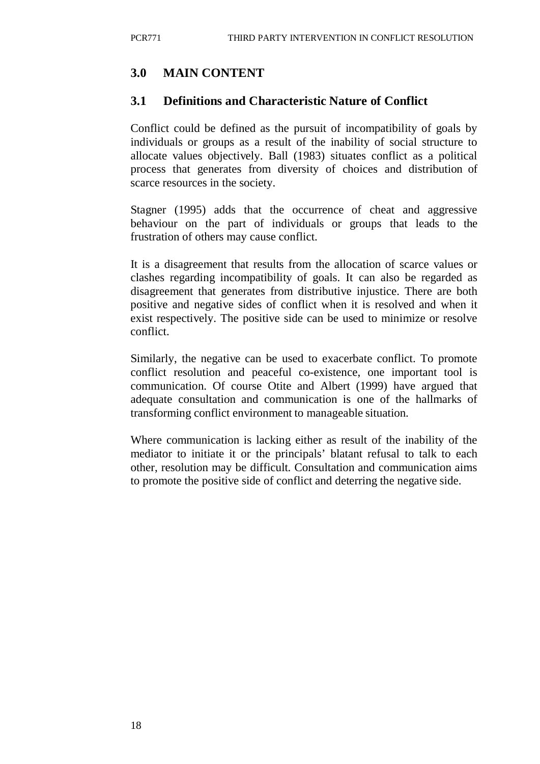## 3.0 MAIN CONTENT

### 3.1 Definitions and Characteristic Nature of Conflict

Conflict could be defined as the pursuit of incompatibility of goals by individuals or groups as a result of the inability of social structure to allocate values objectively. Ball (1983) situates conflict as a political process that generates from diversity of choices and distribution of scarce resources in the society.

Stagner (1995) adds that the occurrence of cheat and aggressive behaviour on the part of individuals or groups that leads to the frustration of others may cause conflict.

It is a disagreement that results from the allocation of scarce values or clashes regarding incompatibility of goals. It can also be regarded as disagreement that generates from distributive injustice. There are both positive and negative sides of conflict when it is resolved and when it exist respectively. The positive side can be used to minimize or resolve conflict.

Similarly, the negative can be used to exacerbate conflict. To promote conflict resolution and peaceful co-existence, one important tool is communication. Of course Otite and Albert (1999) have argued that adequate consultation and communication is one of the hallmarks of transforming conflict environment to manageable situation.

Where communication is lacking either as result of the inability of the mediator to initiate it or the principals' blatant refusal to talk to each other, resolution may be difficult. Consultation and communication aims to promote the positive side of conflict and deterring the negative side.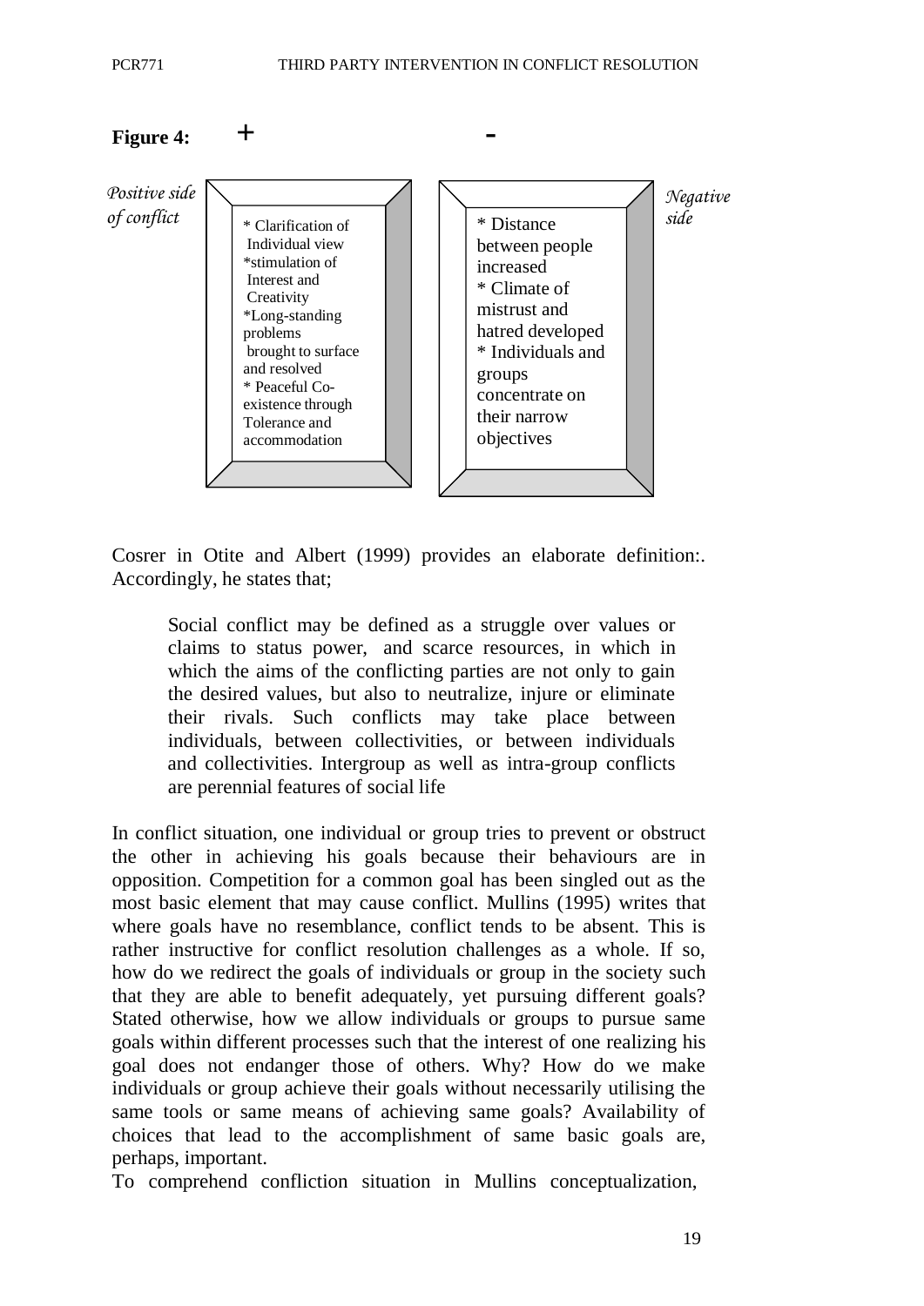**Figure 4:** + -

| *Positive side of conflict* (+) | *Negative side* (-) |
|---|---|
| * Clarification of Individual view<br>*stimulation of Interest and Creativity<br>*Long-standing problems brought to surface and resolved<br>* Peaceful Co-existence through Tolerance and accommodation | * Distance between people increased<br>* Climate of mistrust and hatred developed<br>* Individuals and groups concentrate on their narrow objectives |

Cosrer in Otite and Albert (1999) provides an elaborate definition:. Accordingly, he states that;

> Social conflict may be defined as a struggle over values or claims to status power, and scarce resources, in which in which the aims of the conflicting parties are not only to gain the desired values, but also to neutralize, injure or eliminate their rivals. Such conflicts may take place between individuals, between collectivities, or between individuals and collectivities. Intergroup as well as intra-group conflicts are perennial features of social life

In conflict situation, one individual or group tries to prevent or obstruct the other in achieving his goals because their behaviours are in opposition. Competition for a common goal has been singled out as the most basic element that may cause conflict. Mullins (1995) writes that where goals have no resemblance, conflict tends to be absent. This is rather instructive for conflict resolution challenges as a whole. If so, how do we redirect the goals of individuals or group in the society such that they are able to benefit adequately, yet pursuing different goals? Stated otherwise, how we allow individuals or groups to pursue same goals within different processes such that the interest of one realizing his goal does not endanger those of others. Why? How do we make individuals or group achieve their goals without necessarily utilising the same tools or same means of achieving same goals? Availability of choices that lead to the accomplishment of same basic goals are, perhaps, important.

To comprehend confliction situation in Mullins conceptualization,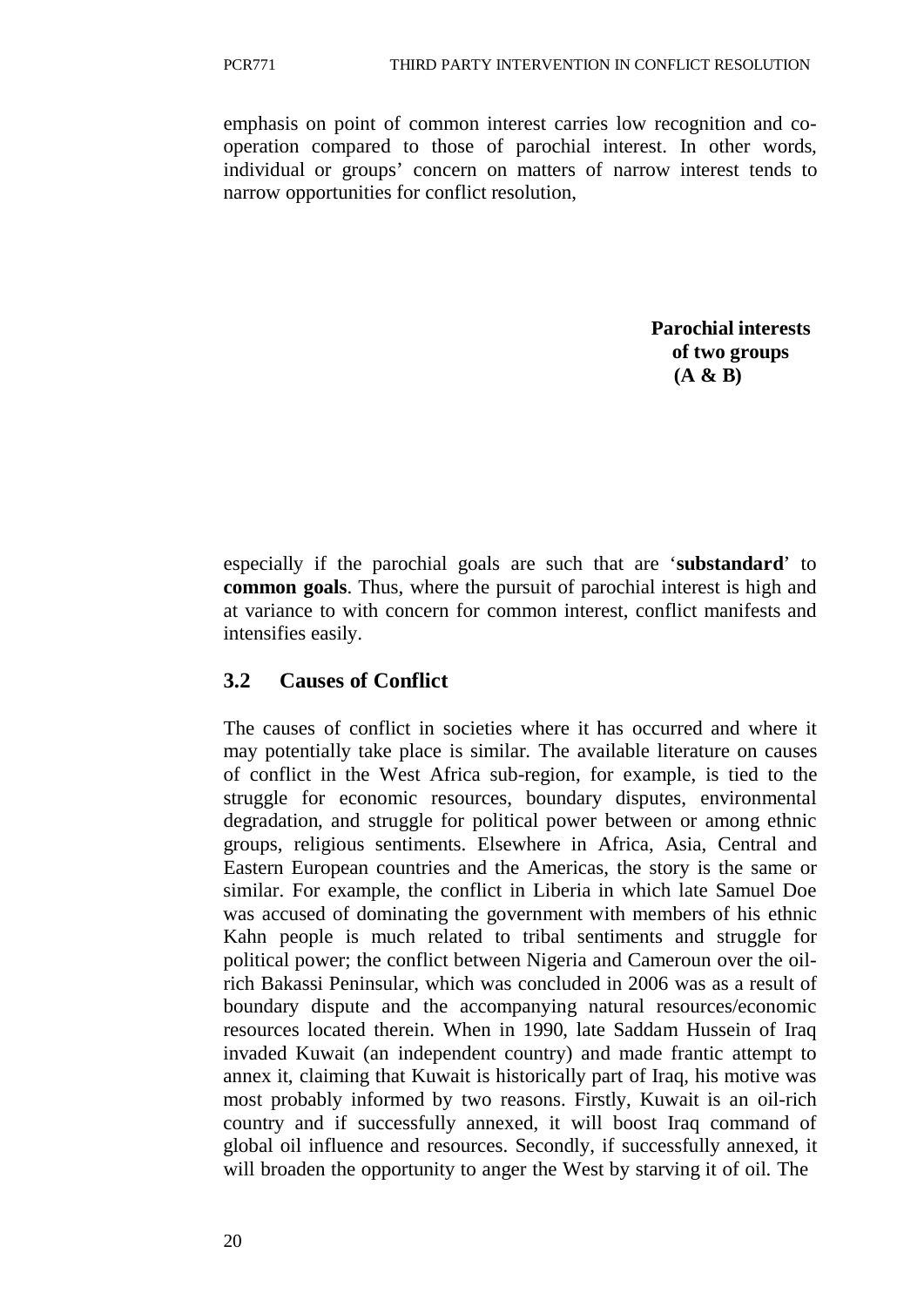emphasis on point of common interest carries low recognition and co-operation compared to those of parochial interest. In other words, individual or groups' concern on matters of narrow interest tends to narrow opportunities for conflict resolution,

**Parochial interests of two groups (A & B)**

especially if the parochial goals are such that are '**substandard**' to **common goals**. Thus, where the pursuit of parochial interest is high and at variance to with concern for common interest, conflict manifests and intensifies easily.

## 3.2 Causes of Conflict

The causes of conflict in societies where it has occurred and where it may potentially take place is similar. The available literature on causes of conflict in the West Africa sub-region, for example, is tied to the struggle for economic resources, boundary disputes, environmental degradation, and struggle for political power between or among ethnic groups, religious sentiments. Elsewhere in Africa, Asia, Central and Eastern European countries and the Americas, the story is the same or similar. For example, the conflict in Liberia in which late Samuel Doe was accused of dominating the government with members of his ethnic Kahn people is much related to tribal sentiments and struggle for political power; the conflict between Nigeria and Cameroun over the oil-rich Bakassi Peninsular, which was concluded in 2006 was as a result of boundary dispute and the accompanying natural resources/economic resources located therein. When in 1990, late Saddam Hussein of Iraq invaded Kuwait (an independent country) and made frantic attempt to annex it, claiming that Kuwait is historically part of Iraq, his motive was most probably informed by two reasons. Firstly, Kuwait is an oil-rich country and if successfully annexed, it will boost Iraq command of global oil influence and resources. Secondly, if successfully annexed, it will broaden the opportunity to anger the West by starving it of oil. The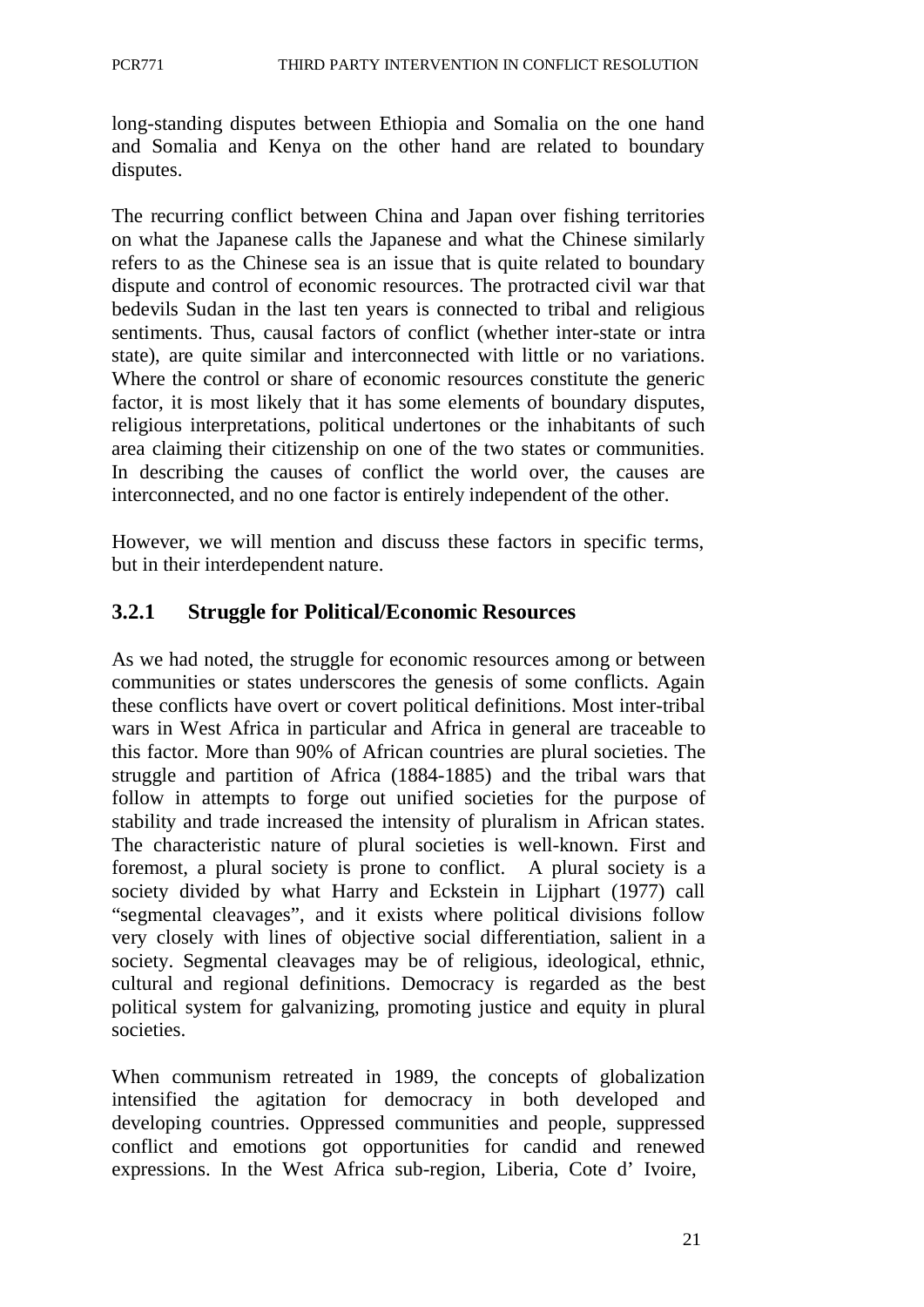long-standing disputes between Ethiopia and Somalia on the one hand and Somalia and Kenya on the other hand are related to boundary disputes.

The recurring conflict between China and Japan over fishing territories on what the Japanese calls the Japanese and what the Chinese similarly refers to as the Chinese sea is an issue that is quite related to boundary dispute and control of economic resources. The protracted civil war that bedevils Sudan in the last ten years is connected to tribal and religious sentiments. Thus, causal factors of conflict (whether inter-state or intra state), are quite similar and interconnected with little or no variations. Where the control or share of economic resources constitute the generic factor, it is most likely that it has some elements of boundary disputes, religious interpretations, political undertones or the inhabitants of such area claiming their citizenship on one of the two states or communities. In describing the causes of conflict the world over, the causes are interconnected, and no one factor is entirely independent of the other.

However, we will mention and discuss these factors in specific terms, but in their interdependent nature.

### 3.2.1 Struggle for Political/Economic Resources

As we had noted, the struggle for economic resources among or between communities or states underscores the genesis of some conflicts. Again these conflicts have overt or covert political definitions. Most inter-tribal wars in West Africa in particular and Africa in general are traceable to this factor. More than 90% of African countries are plural societies. The struggle and partition of Africa (1884-1885) and the tribal wars that follow in attempts to forge out unified societies for the purpose of stability and trade increased the intensity of pluralism in African states. The characteristic nature of plural societies is well-known. First and foremost, a plural society is prone to conflict. A plural society is a society divided by what Harry and Eckstein in Lijphart (1977) call "segmental cleavages", and it exists where political divisions follow very closely with lines of objective social differentiation, salient in a society. Segmental cleavages may be of religious, ideological, ethnic, cultural and regional definitions. Democracy is regarded as the best political system for galvanizing, promoting justice and equity in plural societies.

When communism retreated in 1989, the concepts of globalization intensified the agitation for democracy in both developed and developing countries. Oppressed communities and people, suppressed conflict and emotions got opportunities for candid and renewed expressions. In the West Africa sub-region, Liberia, Cote d' Ivoire,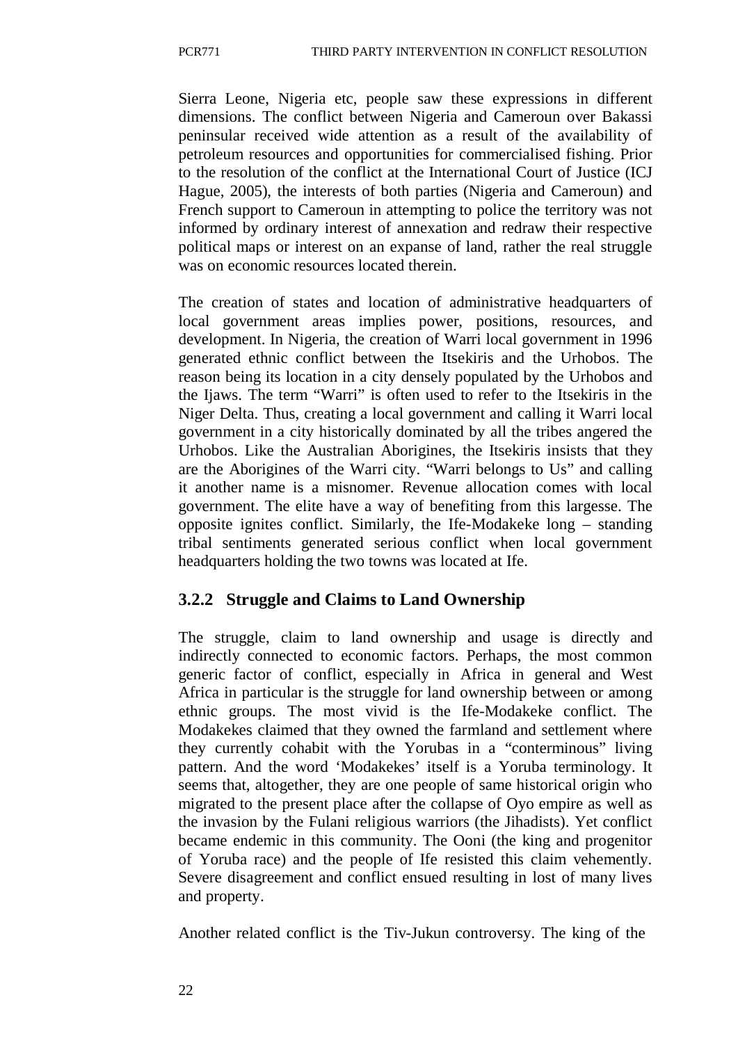Sierra Leone, Nigeria etc, people saw these expressions in different dimensions. The conflict between Nigeria and Cameroun over Bakassi peninsular received wide attention as a result of the availability of petroleum resources and opportunities for commercialised fishing. Prior to the resolution of the conflict at the International Court of Justice (ICJ Hague, 2005), the interests of both parties (Nigeria and Cameroun) and French support to Cameroun in attempting to police the territory was not informed by ordinary interest of annexation and redraw their respective political maps or interest on an expanse of land, rather the real struggle was on economic resources located therein.

The creation of states and location of administrative headquarters of local government areas implies power, positions, resources, and development. In Nigeria, the creation of Warri local government in 1996 generated ethnic conflict between the Itsekiris and the Urhobos. The reason being its location in a city densely populated by the Urhobos and the Ijaws. The term "Warri" is often used to refer to the Itsekiris in the Niger Delta. Thus, creating a local government and calling it Warri local government in a city historically dominated by all the tribes angered the Urhobos. Like the Australian Aborigines, the Itsekiris insists that they are the Aborigines of the Warri city. "Warri belongs to Us" and calling it another name is a misnomer. Revenue allocation comes with local government. The elite have a way of benefiting from this largesse. The opposite ignites conflict. Similarly, the Ife-Modakeke long – standing tribal sentiments generated serious conflict when local government headquarters holding the two towns was located at Ife.

### 3.2.2 Struggle and Claims to Land Ownership

The struggle, claim to land ownership and usage is directly and indirectly connected to economic factors. Perhaps, the most common generic factor of conflict, especially in Africa in general and West Africa in particular is the struggle for land ownership between or among ethnic groups. The most vivid is the Ife-Modakeke conflict. The Modakekes claimed that they owned the farmland and settlement where they currently cohabit with the Yorubas in a "conterminous" living pattern. And the word 'Modakekes' itself is a Yoruba terminology. It seems that, altogether, they are one people of same historical origin who migrated to the present place after the collapse of Oyo empire as well as the invasion by the Fulani religious warriors (the Jihadists). Yet conflict became endemic in this community. The Ooni (the king and progenitor of Yoruba race) and the people of Ife resisted this claim vehemently. Severe disagreement and conflict ensued resulting in lost of many lives and property.

Another related conflict is the Tiv-Jukun controversy. The king of the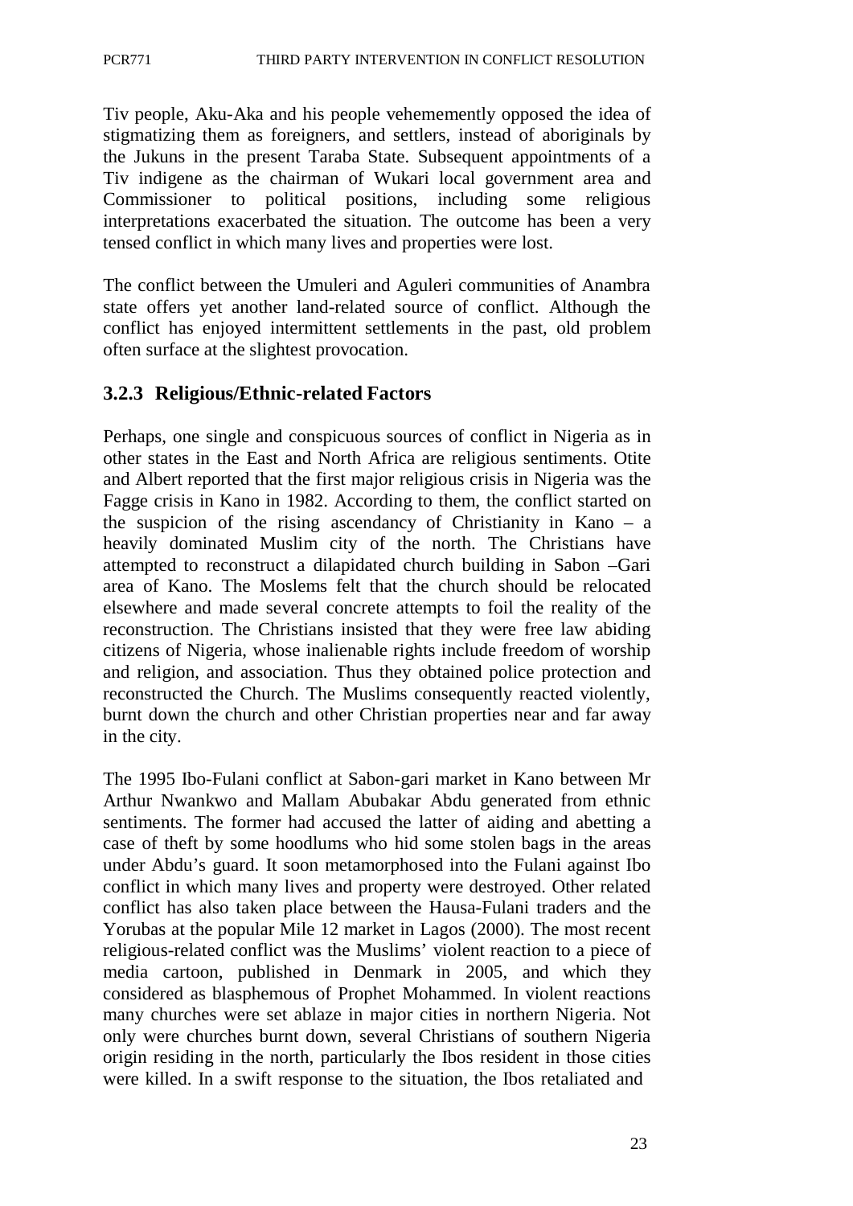Tiv people, Aku-Aka and his people vehemementy opposed the idea of stigmatizing them as foreigners, and settlers, instead of aboriginals by the Jukuns in the present Taraba State. Subsequent appointments of a Tiv indigene as the chairman of Wukari local government area and Commissioner to political positions, including some religious interpretations exacerbated the situation. The outcome has been a very tensed conflict in which many lives and properties were lost.

The conflict between the Umuleri and Aguleri communities of Anambra state offers yet another land-related source of conflict. Although the conflict has enjoyed intermittent settlements in the past, old problem often surface at the slightest provocation.

### 3.2.3 Religious/Ethnic-related Factors

Perhaps, one single and conspicuous sources of conflict in Nigeria as in other states in the East and North Africa are religious sentiments. Otite and Albert reported that the first major religious crisis in Nigeria was the Fagge crisis in Kano in 1982. According to them, the conflict started on the suspicion of the rising ascendancy of Christianity in Kano – a heavily dominated Muslim city of the north. The Christians have attempted to reconstruct a dilapidated church building in Sabon –Gari area of Kano. The Moslems felt that the church should be relocated elsewhere and made several concrete attempts to foil the reality of the reconstruction. The Christians insisted that they were free law abiding citizens of Nigeria, whose inalienable rights include freedom of worship and religion, and association. Thus they obtained police protection and reconstructed the Church. The Muslims consequently reacted violently, burnt down the church and other Christian properties near and far away in the city.

The 1995 Ibo-Fulani conflict at Sabon-gari market in Kano between Mr Arthur Nwankwo and Mallam Abubakar Abdu generated from ethnic sentiments. The former had accused the latter of aiding and abetting a case of theft by some hoodlums who hid some stolen bags in the areas under Abdu's guard. It soon metamorphosed into the Fulani against Ibo conflict in which many lives and property were destroyed. Other related conflict has also taken place between the Hausa-Fulani traders and the Yorubas at the popular Mile 12 market in Lagos (2000). The most recent religious-related conflict was the Muslims' violent reaction to a piece of media cartoon, published in Denmark in 2005, and which they considered as blasphemous of Prophet Mohammed. In violent reactions many churches were set ablaze in major cities in northern Nigeria. Not only were churches burnt down, several Christians of southern Nigeria origin residing in the north, particularly the Ibos resident in those cities were killed. In a swift response to the situation, the Ibos retaliated and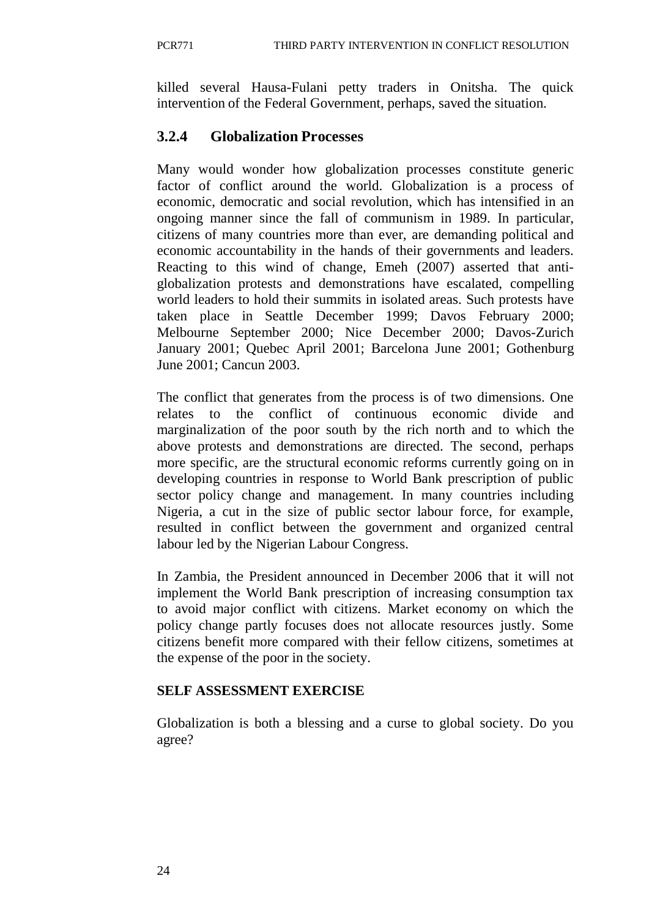killed several Hausa-Fulani petty traders in Onitsha. The quick intervention of the Federal Government, perhaps, saved the situation.

### 3.2.4 Globalization Processes

Many would wonder how globalization processes constitute generic factor of conflict around the world. Globalization is a process of economic, democratic and social revolution, which has intensified in an ongoing manner since the fall of communism in 1989. In particular, citizens of many countries more than ever, are demanding political and economic accountability in the hands of their governments and leaders. Reacting to this wind of change, Emeh (2007) asserted that anti-globalization protests and demonstrations have escalated, compelling world leaders to hold their summits in isolated areas. Such protests have taken place in Seattle December 1999; Davos February 2000; Melbourne September 2000; Nice December 2000; Davos-Zurich January 2001; Quebec April 2001; Barcelona June 2001; Gothenburg June 2001; Cancun 2003.

The conflict that generates from the process is of two dimensions. One relates to the conflict of continuous economic divide and marginalization of the poor south by the rich north and to which the above protests and demonstrations are directed. The second, perhaps more specific, are the structural economic reforms currently going on in developing countries in response to World Bank prescription of public sector policy change and management. In many countries including Nigeria, a cut in the size of public sector labour force, for example, resulted in conflict between the government and organized central labour led by the Nigerian Labour Congress.

In Zambia, the President announced in December 2006 that it will not implement the World Bank prescription of increasing consumption tax to avoid major conflict with citizens. Market economy on which the policy change partly focuses does not allocate resources justly. Some citizens benefit more compared with their fellow citizens, sometimes at the expense of the poor in the society.

**SELF ASSESSMENT EXERCISE**

Globalization is both a blessing and a curse to global society. Do you agree?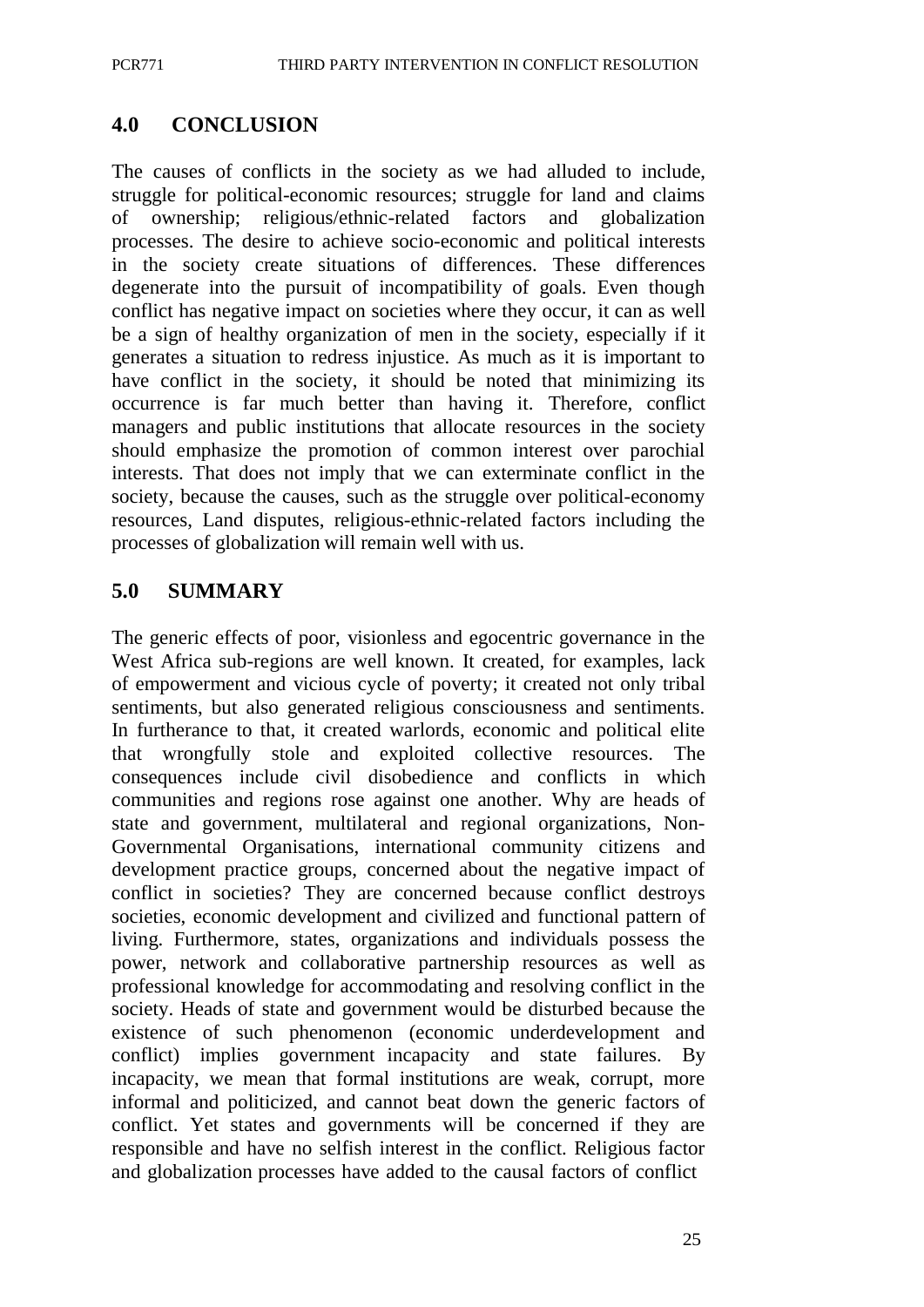## 4.0 CONCLUSION

The causes of conflicts in the society as we had alluded to include, struggle for political-economic resources; struggle for land and claims of ownership; religious/ethnic-related factors and globalization processes. The desire to achieve socio-economic and political interests in the society create situations of differences. These differences degenerate into the pursuit of incompatibility of goals. Even though conflict has negative impact on societies where they occur, it can as well be a sign of healthy organization of men in the society, especially if it generates a situation to redress injustice. As much as it is important to have conflict in the society, it should be noted that minimizing its occurrence is far much better than having it. Therefore, conflict managers and public institutions that allocate resources in the society should emphasize the promotion of common interest over parochial interests. That does not imply that we can exterminate conflict in the society, because the causes, such as the struggle over political-economy resources, Land disputes, religious-ethnic-related factors including the processes of globalization will remain well with us.

## 5.0 SUMMARY

The generic effects of poor, visionless and egocentric governance in the West Africa sub-regions are well known. It created, for examples, lack of empowerment and vicious cycle of poverty; it created not only tribal sentiments, but also generated religious consciousness and sentiments. In furtherance to that, it created warlords, economic and political elite that wrongfully stole and exploited collective resources. The consequences include civil disobedience and conflicts in which communities and regions rose against one another. Why are heads of state and government, multilateral and regional organizations, Non-Governmental Organisations, international community citizens and development practice groups, concerned about the negative impact of conflict in societies? They are concerned because conflict destroys societies, economic development and civilized and functional pattern of living. Furthermore, states, organizations and individuals possess the power, network and collaborative partnership resources as well as professional knowledge for accommodating and resolving conflict in the society. Heads of state and government would be disturbed because the existence of such phenomenon (economic underdevelopment and conflict) implies government incapacity and state failures. By incapacity, we mean that formal institutions are weak, corrupt, more informal and politicized, and cannot beat down the generic factors of conflict. Yet states and governments will be concerned if they are responsible and have no selfish interest in the conflict. Religious factor and globalization processes have added to the causal factors of conflict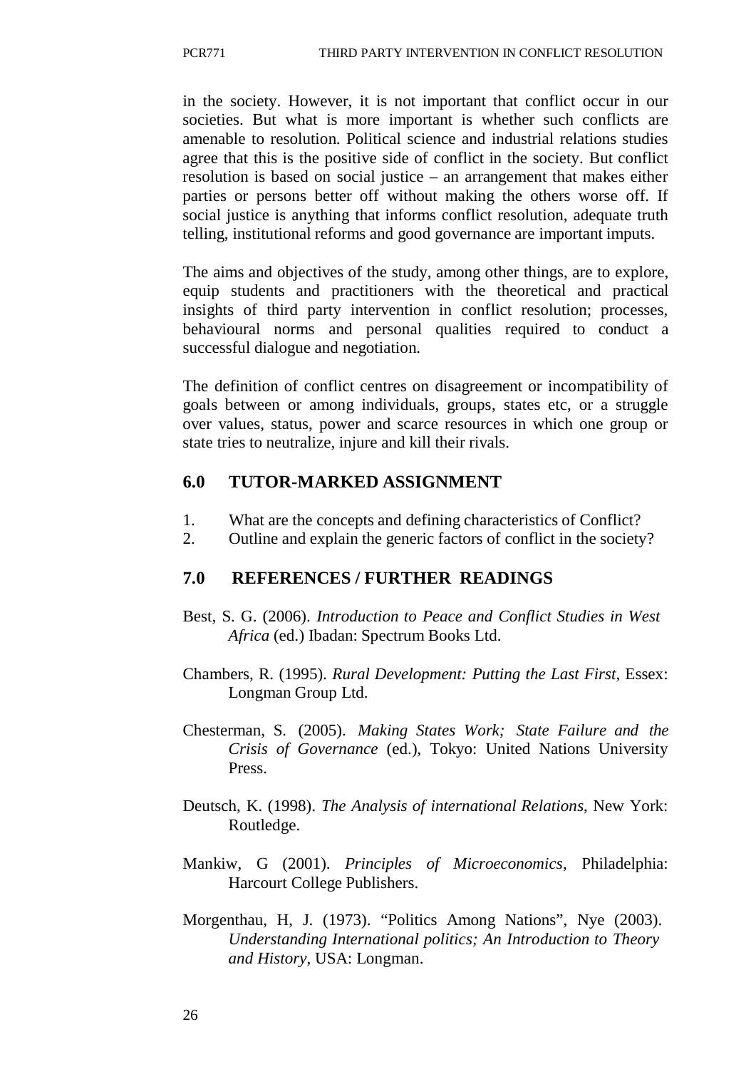in the society. However, it is not important that conflict occur in our societies. But what is more important is whether such conflicts are amenable to resolution. Political science and industrial relations studies agree that this is the positive side of conflict in the society. But conflict resolution is based on social justice – an arrangement that makes either parties or persons better off without making the others worse off. If social justice is anything that informs conflict resolution, adequate truth telling, institutional reforms and good governance are important imputs.

The aims and objectives of the study, among other things, are to explore, equip students and practitioners with the theoretical and practical insights of third party intervention in conflict resolution; processes, behavioural norms and personal qualities required to conduct a successful dialogue and negotiation.

The definition of conflict centres on disagreement or incompatibility of goals between or among individuals, groups, states etc, or a struggle over values, status, power and scarce resources in which one group or state tries to neutralize, injure and kill their rivals.

## 6.0 TUTOR-MARKED ASSIGNMENT

1. What are the concepts and defining characteristics of Conflict?
2. Outline and explain the generic factors of conflict in the society?

## 7.0 REFERENCES / FURTHER READINGS

Best, S. G. (2006). *Introduction to Peace and Conflict Studies in West Africa* (ed.) Ibadan: Spectrum Books Ltd.

Chambers, R. (1995). *Rural Development: Putting the Last First*, Essex: Longman Group Ltd.

Chesterman, S. (2005). *Making States Work; State Failure and the Crisis of Governance* (ed.), Tokyo: United Nations University Press.

Deutsch, K. (1998). *The Analysis of international Relations*, New York: Routledge.

Mankiw, G (2001). *Principles of Microeconomics*, Philadelphia: Harcourt College Publishers.

Morgenthau, H, J. (1973). "Politics Among Nations", Nye (2003). *Understanding International politics; An Introduction to Theory and History*, USA: Longman.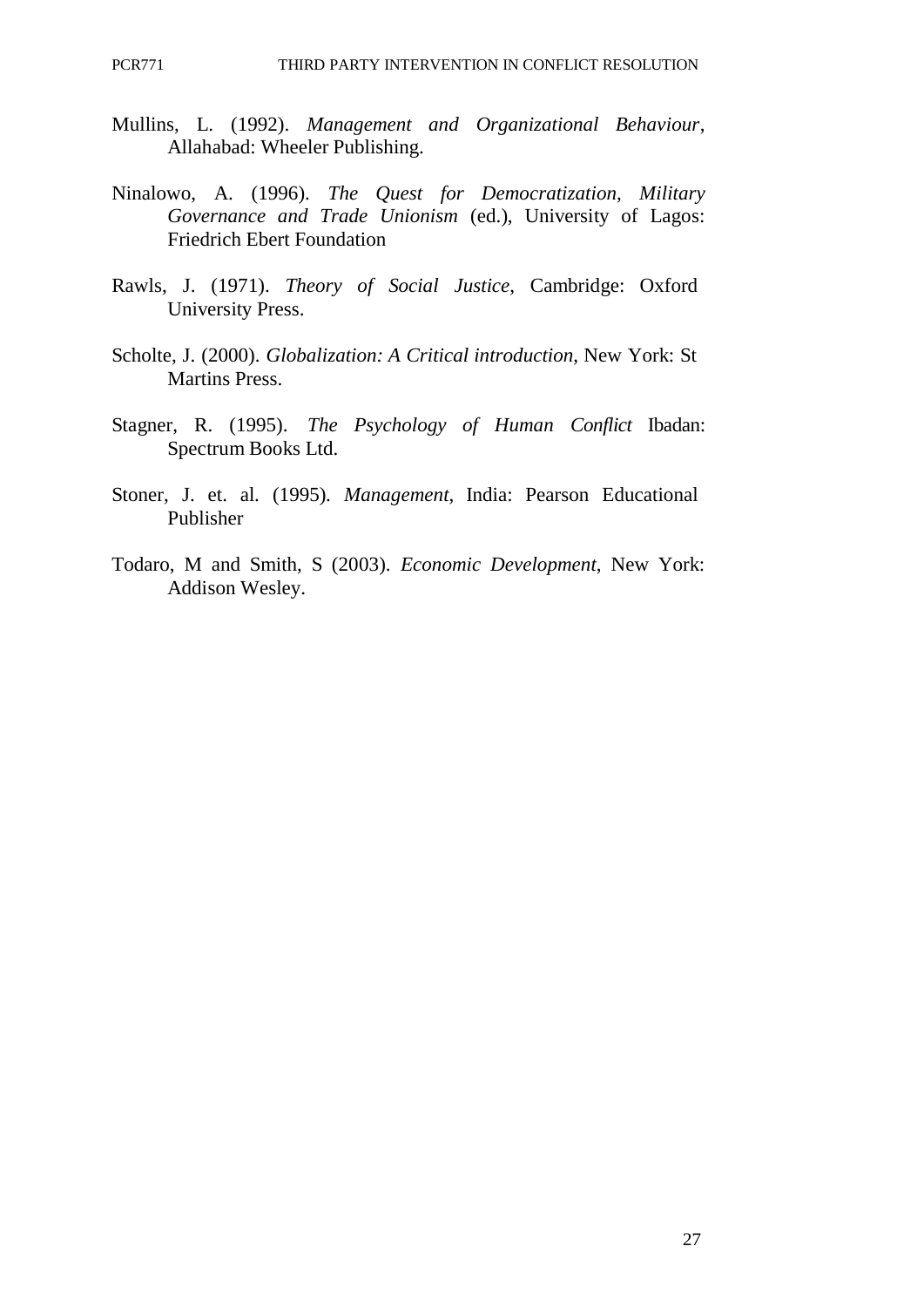Mullins, L. (1992). *Management and Organizational Behaviour*, Allahabad: Wheeler Publishing.

Ninalowo, A. (1996). *The Quest for Democratization, Military Governance and Trade Unionism* (ed.), University of Lagos: Friedrich Ebert Foundation

Rawls, J. (1971). *Theory of Social Justice*, Cambridge: Oxford University Press.

Scholte, J. (2000). *Globalization: A Critical introduction*, New York: St Martins Press.

Stagner, R. (1995). *The Psychology of Human Conflict* Ibadan: Spectrum Books Ltd.

Stoner, J. et. al. (1995). *Management*, India: Pearson Educational Publisher

Todaro, M and Smith, S (2003). *Economic Development*, New York: Addison Wesley.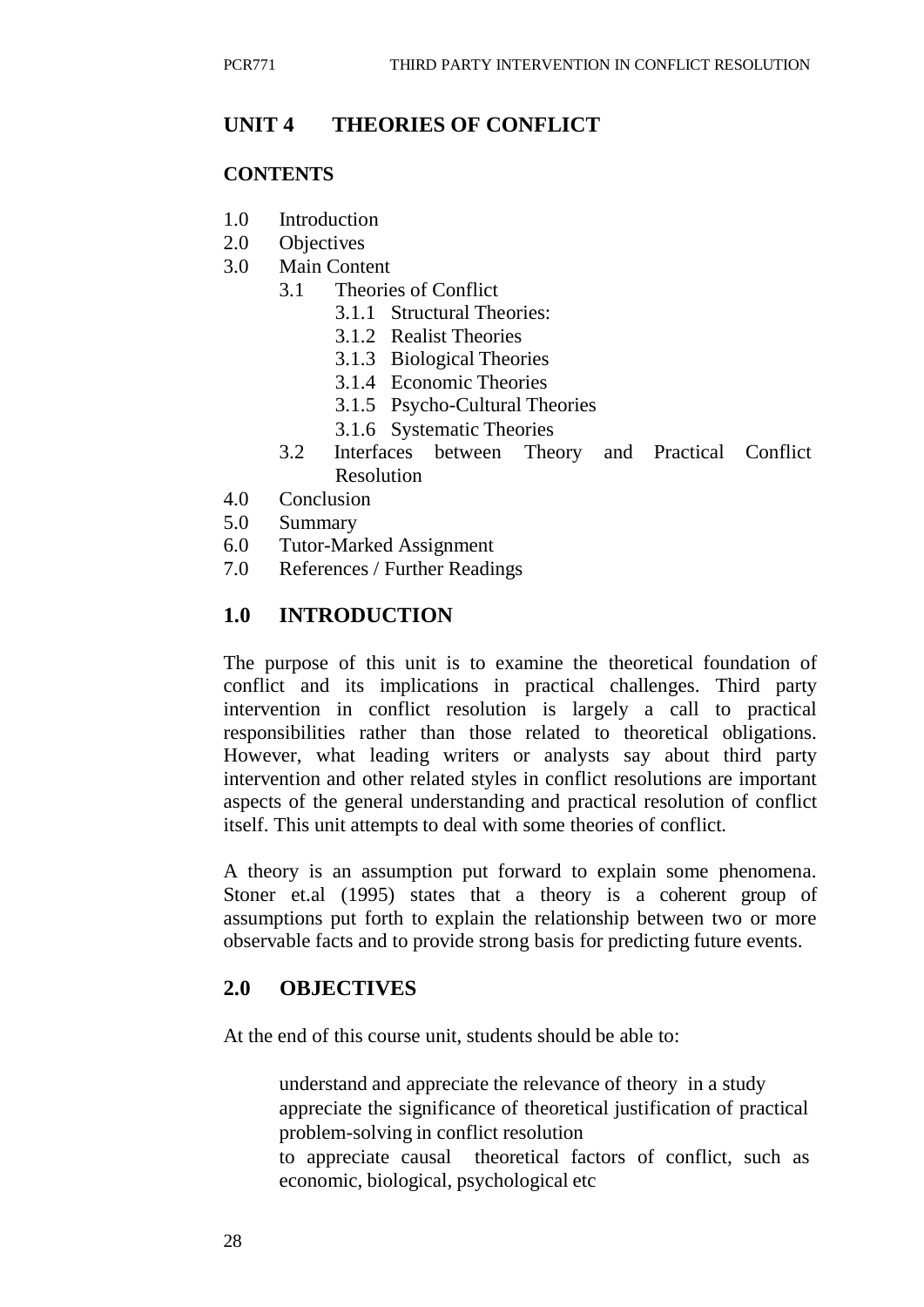## UNIT 4 THEORIES OF CONFLICT

### CONTENTS

1.0 Introduction
2.0 Objectives
3.0 Main Content
   3.1 Theories of Conflict
      3.1.1 Structural Theories:
      3.1.2 Realist Theories
      3.1.3 Biological Theories
      3.1.4 Economic Theories
      3.1.5 Psycho-Cultural Theories
      3.1.6 Systematic Theories
   3.2 Interfaces between Theory and Practical Conflict Resolution
4.0 Conclusion
5.0 Summary
6.0 Tutor-Marked Assignment
7.0 References / Further Readings

## 1.0 INTRODUCTION

The purpose of this unit is to examine the theoretical foundation of conflict and its implications in practical challenges. Third party intervention in conflict resolution is largely a call to practical responsibilities rather than those related to theoretical obligations. However, what leading writers or analysts say about third party intervention and other related styles in conflict resolutions are important aspects of the general understanding and practical resolution of conflict itself. This unit attempts to deal with some theories of conflict.

A theory is an assumption put forward to explain some phenomena. Stoner et.al (1995) states that a theory is a coherent group of assumptions put forth to explain the relationship between two or more observable facts and to provide strong basis for predicting future events.

## 2.0 OBJECTIVES

At the end of this course unit, students should be able to:

- understand and appreciate the relevance of theory in a study
- appreciate the significance of theoretical justification of practical problem-solving in conflict resolution
- to appreciate causal theoretical factors of conflict, such as economic, biological, psychological etc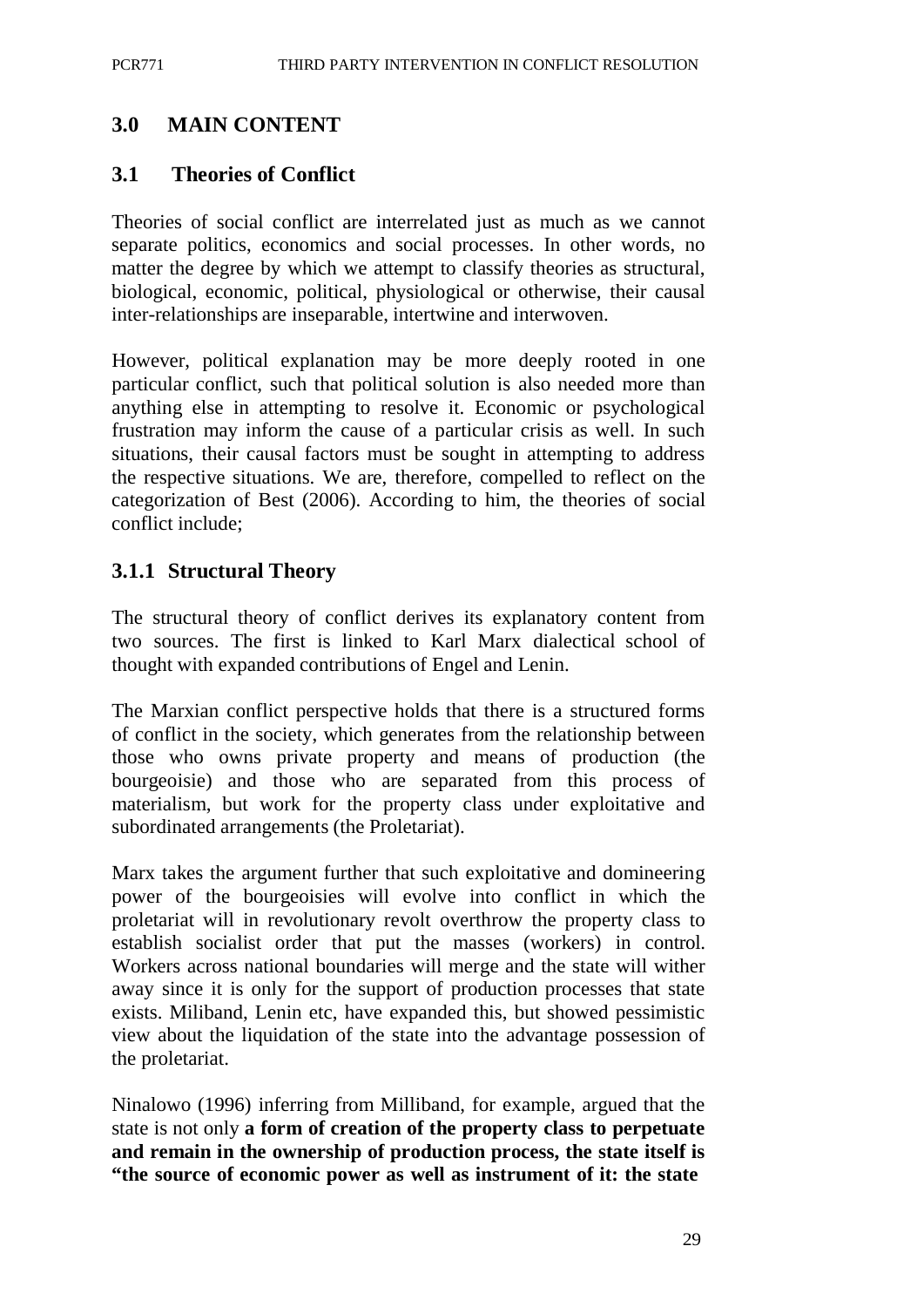## 3.0 MAIN CONTENT

### 3.1 Theories of Conflict

Theories of social conflict are interrelated just as much as we cannot separate politics, economics and social processes. In other words, no matter the degree by which we attempt to classify theories as structural, biological, economic, political, physiological or otherwise, their causal inter-relationships are inseparable, intertwine and interwoven.

However, political explanation may be more deeply rooted in one particular conflict, such that political solution is also needed more than anything else in attempting to resolve it. Economic or psychological frustration may inform the cause of a particular crisis as well. In such situations, their causal factors must be sought in attempting to address the respective situations. We are, therefore, compelled to reflect on the categorization of Best (2006). According to him, the theories of social conflict include;

#### 3.1.1 Structural Theory

The structural theory of conflict derives its explanatory content from two sources. The first is linked to Karl Marx dialectical school of thought with expanded contributions of Engel and Lenin.

The Marxian conflict perspective holds that there is a structured forms of conflict in the society, which generates from the relationship between those who owns private property and means of production (the bourgeoisie) and those who are separated from this process of materialism, but work for the property class under exploitative and subordinated arrangements (the Proletariat).

Marx takes the argument further that such exploitative and domineering power of the bourgeoisies will evolve into conflict in which the proletariat will in revolutionary revolt overthrow the property class to establish socialist order that put the masses (workers) in control. Workers across national boundaries will merge and the state will wither away since it is only for the support of production processes that state exists. Miliband, Lenin etc, have expanded this, but showed pessimistic view about the liquidation of the state into the advantage possession of the proletariat.

Ninalowo (1996) inferring from Milliband, for example, argued that the state is not only **a form of creation of the property class to perpetuate and remain in the ownership of production process, the state itself is "the source of economic power as well as instrument of it: the state**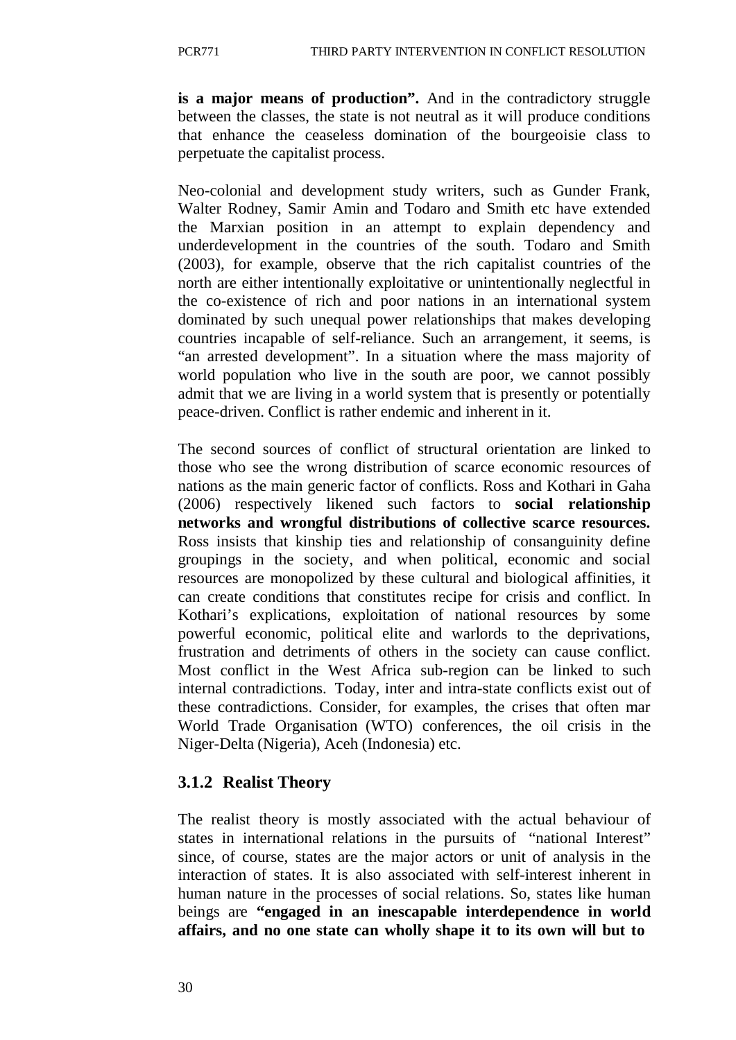**is a major means of production".** And in the contradictory struggle between the classes, the state is not neutral as it will produce conditions that enhance the ceaseless domination of the bourgeoisie class to perpetuate the capitalist process.

Neo-colonial and development study writers, such as Gunder Frank, Walter Rodney, Samir Amin and Todaro and Smith etc have extended the Marxian position in an attempt to explain dependency and underdevelopment in the countries of the south. Todaro and Smith (2003), for example, observe that the rich capitalist countries of the north are either intentionally exploitative or unintentionally neglectful in the co-existence of rich and poor nations in an international system dominated by such unequal power relationships that makes developing countries incapable of self-reliance. Such an arrangement, it seems, is "an arrested development". In a situation where the mass majority of world population who live in the south are poor, we cannot possibly admit that we are living in a world system that is presently or potentially peace-driven. Conflict is rather endemic and inherent in it.

The second sources of conflict of structural orientation are linked to those who see the wrong distribution of scarce economic resources of nations as the main generic factor of conflicts. Ross and Kothari in Gaha (2006) respectively likened such factors to **social relationship networks and wrongful distributions of collective scarce resources.** Ross insists that kinship ties and relationship of consanguinity define groupings in the society, and when political, economic and social resources are monopolized by these cultural and biological affinities, it can create conditions that constitutes recipe for crisis and conflict. In Kothari's explications, exploitation of national resources by some powerful economic, political elite and warlords to the deprivations, frustration and detriments of others in the society can cause conflict. Most conflict in the West Africa sub-region can be linked to such internal contradictions. Today, inter and intra-state conflicts exist out of these contradictions. Consider, for examples, the crises that often mar World Trade Organisation (WTO) conferences, the oil crisis in the Niger-Delta (Nigeria), Aceh (Indonesia) etc.

### 3.1.2 Realist Theory

The realist theory is mostly associated with the actual behaviour of states in international relations in the pursuits of "national Interest" since, of course, states are the major actors or unit of analysis in the interaction of states. It is also associated with self-interest inherent in human nature in the processes of social relations. So, states like human beings are **"engaged in an inescapable interdependence in world affairs, and no one state can wholly shape it to its own will but to**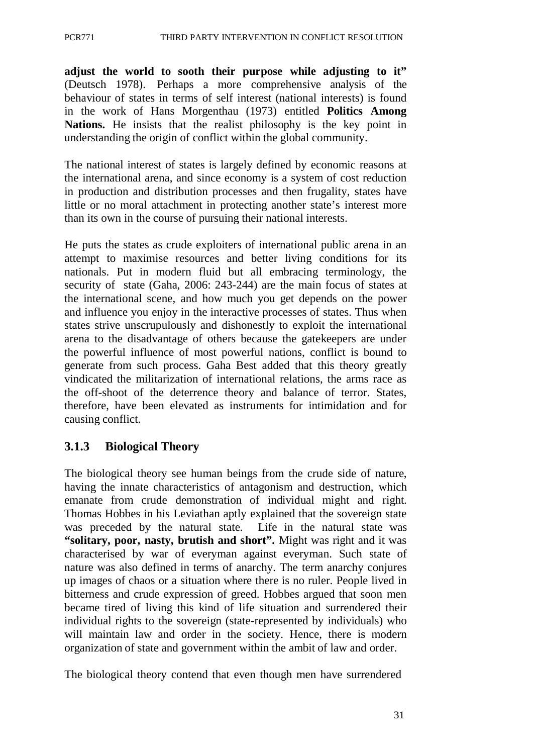**adjust the world to sooth their purpose while adjusting to it"** (Deutsch 1978). Perhaps a more comprehensive analysis of the behaviour of states in terms of self interest (national interests) is found in the work of Hans Morgenthau (1973) entitled **Politics Among Nations.** He insists that the realist philosophy is the key point in understanding the origin of conflict within the global community.

The national interest of states is largely defined by economic reasons at the international arena, and since economy is a system of cost reduction in production and distribution processes and then frugality, states have little or no moral attachment in protecting another state's interest more than its own in the course of pursuing their national interests.

He puts the states as crude exploiters of international public arena in an attempt to maximise resources and better living conditions for its nationals. Put in modern fluid but all embracing terminology, the security of state (Gaha, 2006: 243-244) are the main focus of states at the international scene, and how much you get depends on the power and influence you enjoy in the interactive processes of states. Thus when states strive unscrupulously and dishonestly to exploit the international arena to the disadvantage of others because the gatekeepers are under the powerful influence of most powerful nations, conflict is bound to generate from such process. Gaha Best added that this theory greatly vindicated the militarization of international relations, the arms race as the off-shoot of the deterrence theory and balance of terror. States, therefore, have been elevated as instruments for intimidation and for causing conflict.

### 3.1.3 Biological Theory

The biological theory see human beings from the crude side of nature, having the innate characteristics of antagonism and destruction, which emanate from crude demonstration of individual might and right. Thomas Hobbes in his Leviathan aptly explained that the sovereign state was preceded by the natural state. Life in the natural state was **"solitary, poor, nasty, brutish and short".** Might was right and it was characterised by war of everyman against everyman. Such state of nature was also defined in terms of anarchy. The term anarchy conjures up images of chaos or a situation where there is no ruler. People lived in bitterness and crude expression of greed. Hobbes argued that soon men became tired of living this kind of life situation and surrendered their individual rights to the sovereign (state-represented by individuals) who will maintain law and order in the society. Hence, there is modern organization of state and government within the ambit of law and order.

The biological theory contend that even though men have surrendered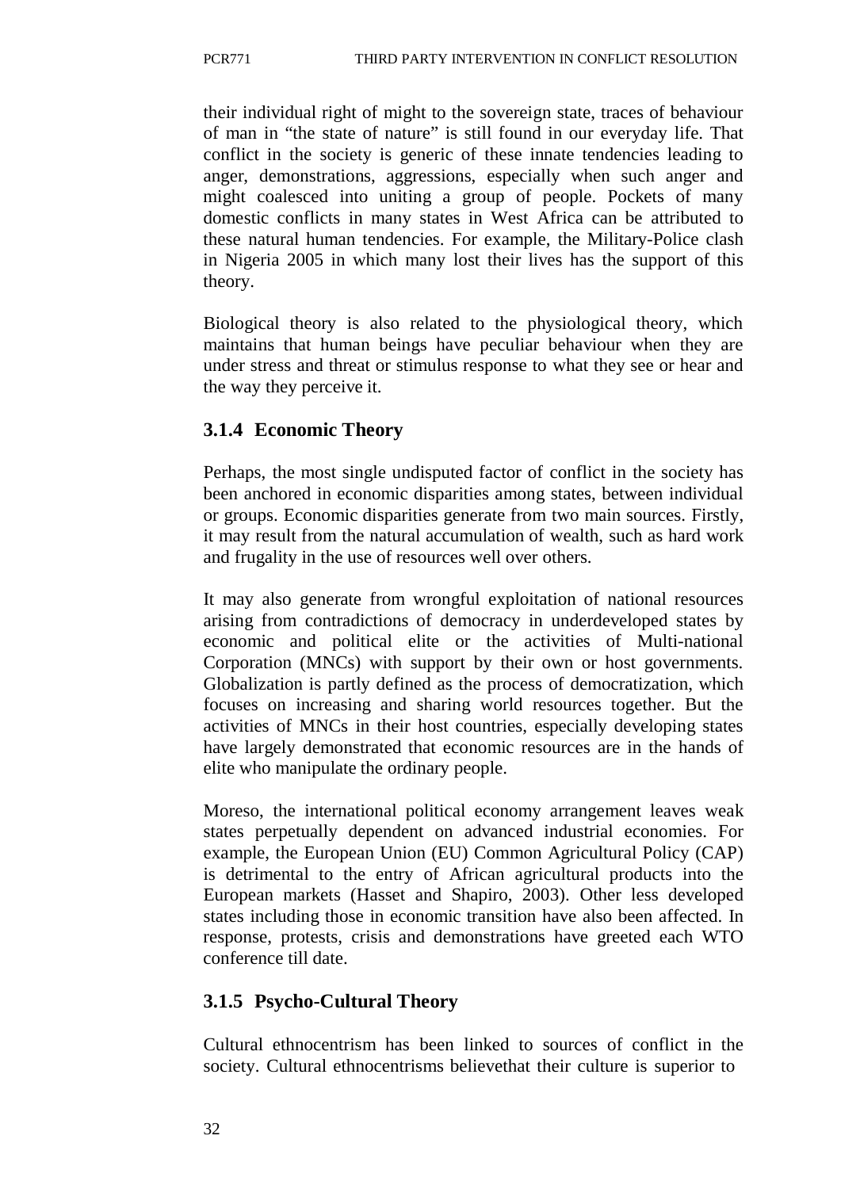their individual right of might to the sovereign state, traces of behaviour of man in "the state of nature" is still found in our everyday life. That conflict in the society is generic of these innate tendencies leading to anger, demonstrations, aggressions, especially when such anger and might coalesced into uniting a group of people. Pockets of many domestic conflicts in many states in West Africa can be attributed to these natural human tendencies. For example, the Military-Police clash in Nigeria 2005 in which many lost their lives has the support of this theory.

Biological theory is also related to the physiological theory, which maintains that human beings have peculiar behaviour when they are under stress and threat or stimulus response to what they see or hear and the way they perceive it.

### 3.1.4 Economic Theory

Perhaps, the most single undisputed factor of conflict in the society has been anchored in economic disparities among states, between individual or groups. Economic disparities generate from two main sources. Firstly, it may result from the natural accumulation of wealth, such as hard work and frugality in the use of resources well over others.

It may also generate from wrongful exploitation of national resources arising from contradictions of democracy in underdeveloped states by economic and political elite or the activities of Multi-national Corporation (MNCs) with support by their own or host governments. Globalization is partly defined as the process of democratization, which focuses on increasing and sharing world resources together. But the activities of MNCs in their host countries, especially developing states have largely demonstrated that economic resources are in the hands of elite who manipulate the ordinary people.

Moreso, the international political economy arrangement leaves weak states perpetually dependent on advanced industrial economies. For example, the European Union (EU) Common Agricultural Policy (CAP) is detrimental to the entry of African agricultural products into the European markets (Hasset and Shapiro, 2003). Other less developed states including those in economic transition have also been affected. In response, protests, crisis and demonstrations have greeted each WTO conference till date.

### 3.1.5 Psycho-Cultural Theory

Cultural ethnocentrism has been linked to sources of conflict in the society. Cultural ethnocentrisms believethat their culture is superior to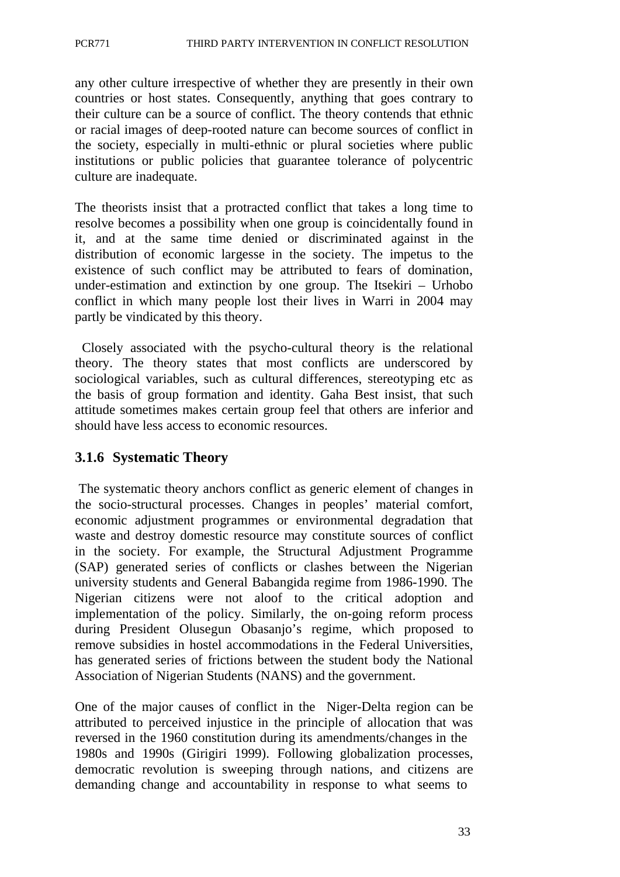any other culture irrespective of whether they are presently in their own countries or host states. Consequently, anything that goes contrary to their culture can be a source of conflict. The theory contends that ethnic or racial images of deep-rooted nature can become sources of conflict in the society, especially in multi-ethnic or plural societies where public institutions or public policies that guarantee tolerance of polycentric culture are inadequate.

The theorists insist that a protracted conflict that takes a long time to resolve becomes a possibility when one group is coincidentally found in it, and at the same time denied or discriminated against in the distribution of economic largesse in the society. The impetus to the existence of such conflict may be attributed to fears of domination, under-estimation and extinction by one group. The Itsekiri – Urhobo conflict in which many people lost their lives in Warri in 2004 may partly be vindicated by this theory.

Closely associated with the psycho-cultural theory is the relational theory. The theory states that most conflicts are underscored by sociological variables, such as cultural differences, stereotyping etc as the basis of group formation and identity. Gaha Best insist, that such attitude sometimes makes certain group feel that others are inferior and should have less access to economic resources.

### 3.1.6 Systematic Theory

The systematic theory anchors conflict as generic element of changes in the socio-structural processes. Changes in peoples' material comfort, economic adjustment programmes or environmental degradation that waste and destroy domestic resource may constitute sources of conflict in the society. For example, the Structural Adjustment Programme (SAP) generated series of conflicts or clashes between the Nigerian university students and General Babangida regime from 1986-1990. The Nigerian citizens were not aloof to the critical adoption and implementation of the policy. Similarly, the on-going reform process during President Olusegun Obasanjo's regime, which proposed to remove subsidies in hostel accommodations in the Federal Universities, has generated series of frictions between the student body the National Association of Nigerian Students (NANS) and the government.

One of the major causes of conflict in the Niger-Delta region can be attributed to perceived injustice in the principle of allocation that was reversed in the 1960 constitution during its amendments/changes in the 1980s and 1990s (Girigiri 1999). Following globalization processes, democratic revolution is sweeping through nations, and citizens are demanding change and accountability in response to what seems to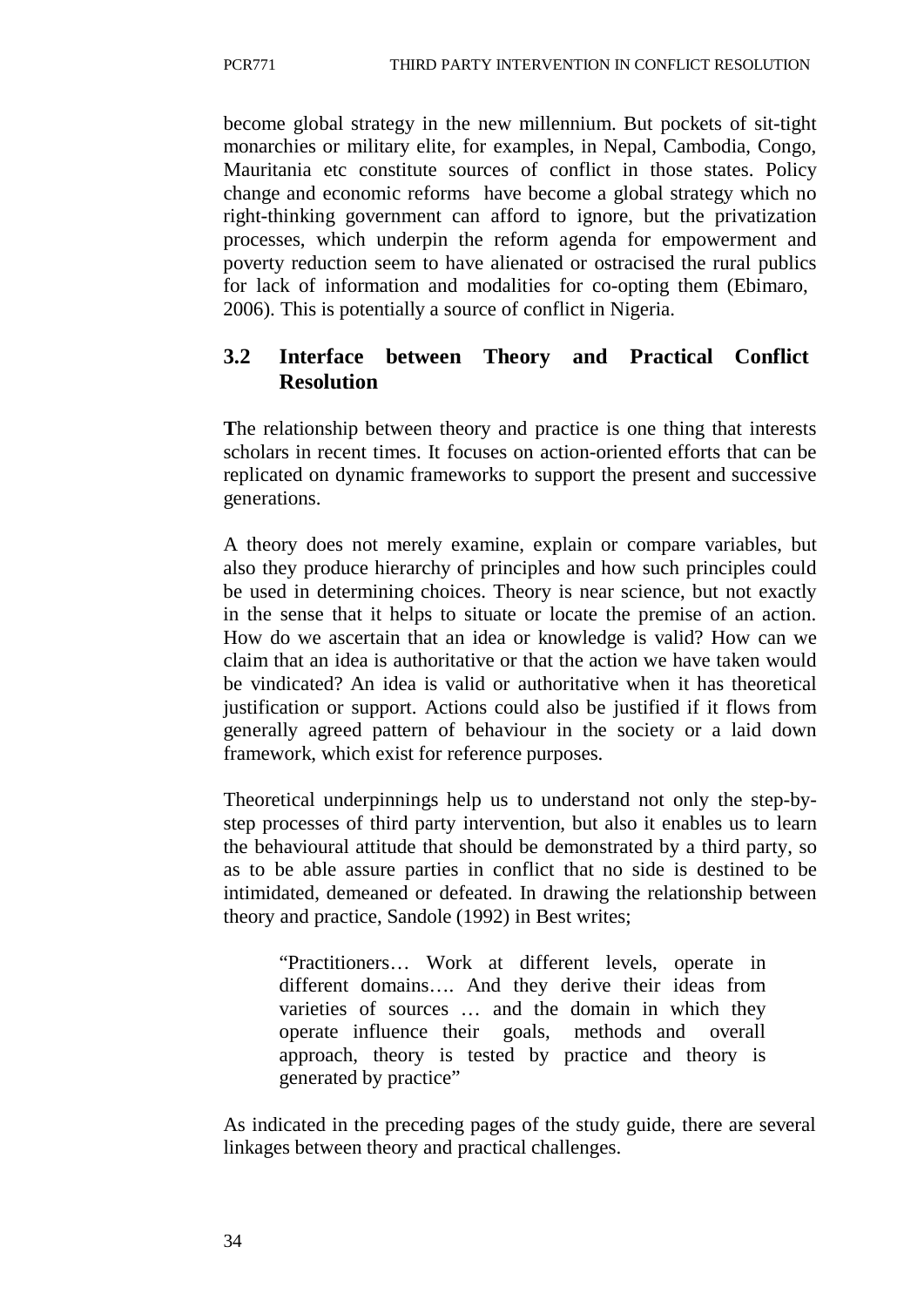become global strategy in the new millennium. But pockets of sit-tight monarchies or military elite, for examples, in Nepal, Cambodia, Congo, Mauritania etc constitute sources of conflict in those states. Policy change and economic reforms have become a global strategy which no right-thinking government can afford to ignore, but the privatization processes, which underpin the reform agenda for empowerment and poverty reduction seem to have alienated or ostracised the rural publics for lack of information and modalities for co-opting them (Ebimaro, 2006). This is potentially a source of conflict in Nigeria.

## 3.2 Interface between Theory and Practical Conflict Resolution

The relationship between theory and practice is one thing that interests scholars in recent times. It focuses on action-oriented efforts that can be replicated on dynamic frameworks to support the present and successive generations.

A theory does not merely examine, explain or compare variables, but also they produce hierarchy of principles and how such principles could be used in determining choices. Theory is near science, but not exactly in the sense that it helps to situate or locate the premise of an action. How do we ascertain that an idea or knowledge is valid? How can we claim that an idea is authoritative or that the action we have taken would be vindicated? An idea is valid or authoritative when it has theoretical justification or support. Actions could also be justified if it flows from generally agreed pattern of behaviour in the society or a laid down framework, which exist for reference purposes.

Theoretical underpinnings help us to understand not only the step-by-step processes of third party intervention, but also it enables us to learn the behavioural attitude that should be demonstrated by a third party, so as to be able assure parties in conflict that no side is destined to be intimidated, demeaned or defeated. In drawing the relationship between theory and practice, Sandole (1992) in Best writes;

> "Practitioners… Work at different levels, operate in different domains…. And they derive their ideas from varieties of sources … and the domain in which they operate influence their goals, methods and overall approach, theory is tested by practice and theory is generated by practice"

As indicated in the preceding pages of the study guide, there are several linkages between theory and practical challenges.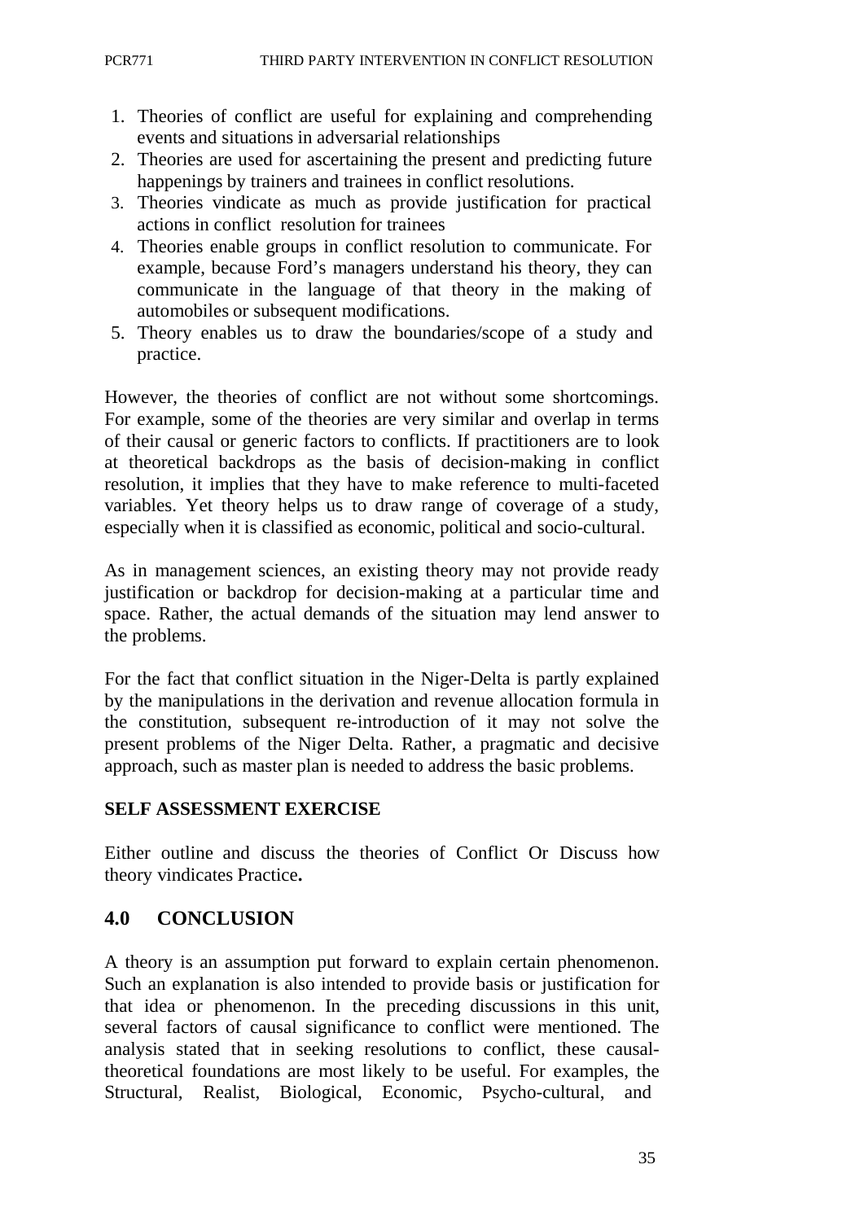1. Theories of conflict are useful for explaining and comprehending events and situations in adversarial relationships
2. Theories are used for ascertaining the present and predicting future happenings by trainers and trainees in conflict resolutions.
3. Theories vindicate as much as provide justification for practical actions in conflict resolution for trainees
4. Theories enable groups in conflict resolution to communicate. For example, because Ford's managers understand his theory, they can communicate in the language of that theory in the making of automobiles or subsequent modifications.
5. Theory enables us to draw the boundaries/scope of a study and practice.

However, the theories of conflict are not without some shortcomings. For example, some of the theories are very similar and overlap in terms of their causal or generic factors to conflicts. If practitioners are to look at theoretical backdrops as the basis of decision-making in conflict resolution, it implies that they have to make reference to multi-faceted variables. Yet theory helps us to draw range of coverage of a study, especially when it is classified as economic, political and socio-cultural.

As in management sciences, an existing theory may not provide ready justification or backdrop for decision-making at a particular time and space. Rather, the actual demands of the situation may lend answer to the problems.

For the fact that conflict situation in the Niger-Delta is partly explained by the manipulations in the derivation and revenue allocation formula in the constitution, subsequent re-introduction of it may not solve the present problems of the Niger Delta. Rather, a pragmatic and decisive approach, such as master plan is needed to address the basic problems.

**SELF ASSESSMENT EXERCISE**

Either outline and discuss the theories of Conflict Or Discuss how theory vindicates Practice**.**

## 4.0 CONCLUSION

A theory is an assumption put forward to explain certain phenomenon. Such an explanation is also intended to provide basis or justification for that idea or phenomenon. In the preceding discussions in this unit, several factors of causal significance to conflict were mentioned. The analysis stated that in seeking resolutions to conflict, these causal-theoretical foundations are most likely to be useful. For examples, the Structural, Realist, Biological, Economic, Psycho-cultural, and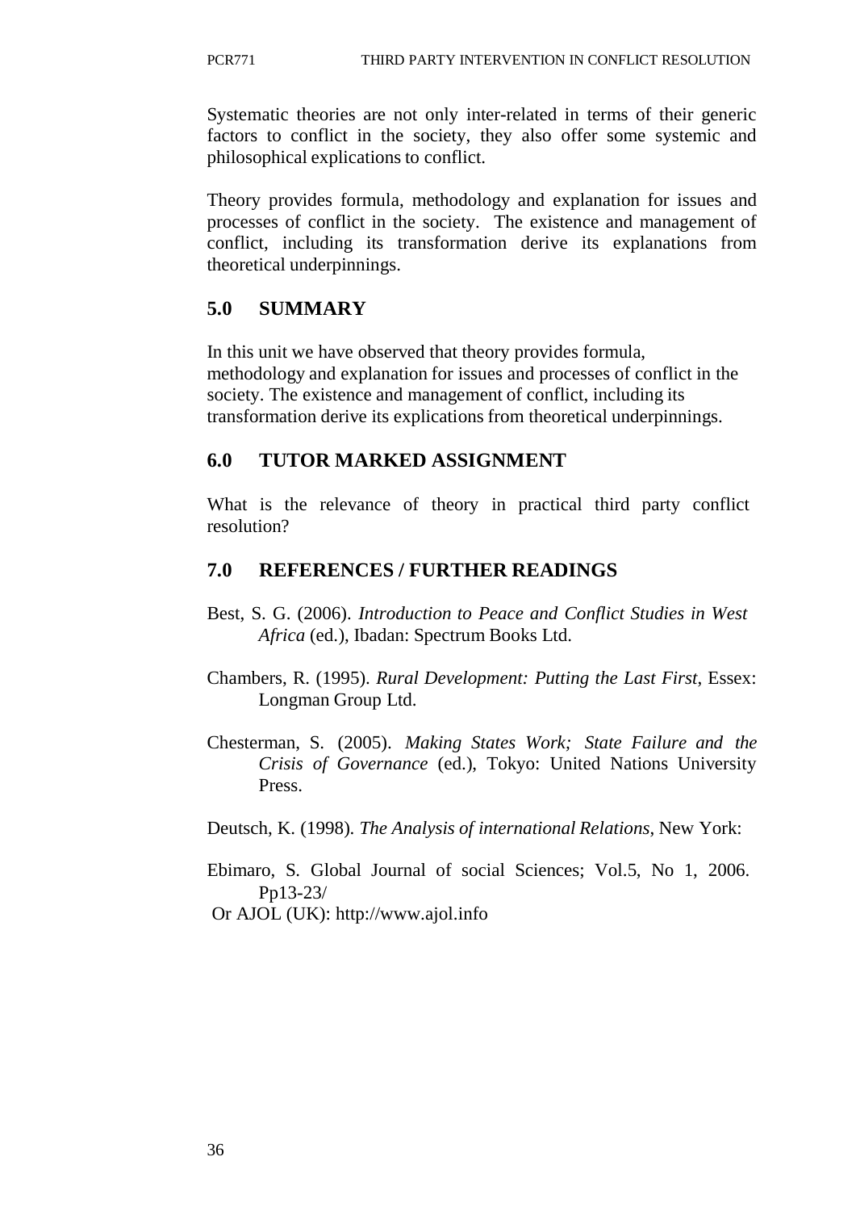Systematic theories are not only inter-related in terms of their generic factors to conflict in the society, they also offer some systemic and philosophical explications to conflict.

Theory provides formula, methodology and explanation for issues and processes of conflict in the society. The existence and management of conflict, including its transformation derive its explanations from theoretical underpinnings.

## 5.0 SUMMARY

In this unit we have observed that theory provides formula, methodology and explanation for issues and processes of conflict in the society. The existence and management of conflict, including its transformation derive its explications from theoretical underpinnings.

## 6.0 TUTOR MARKED ASSIGNMENT

What is the relevance of theory in practical third party conflict resolution?

## 7.0 REFERENCES / FURTHER READINGS

Best, S. G. (2006). *Introduction to Peace and Conflict Studies in West Africa* (ed.), Ibadan: Spectrum Books Ltd.

Chambers, R. (1995). *Rural Development: Putting the Last First*, Essex: Longman Group Ltd.

Chesterman, S. (2005). *Making States Work; State Failure and the Crisis of Governance* (ed.), Tokyo: United Nations University Press.

Deutsch, K. (1998). *The Analysis of international Relations*, New York:

Ebimaro, S. Global Journal of social Sciences; Vol.5, No 1, 2006. Pp13-23/
Or AJOL (UK): http://www.ajol.info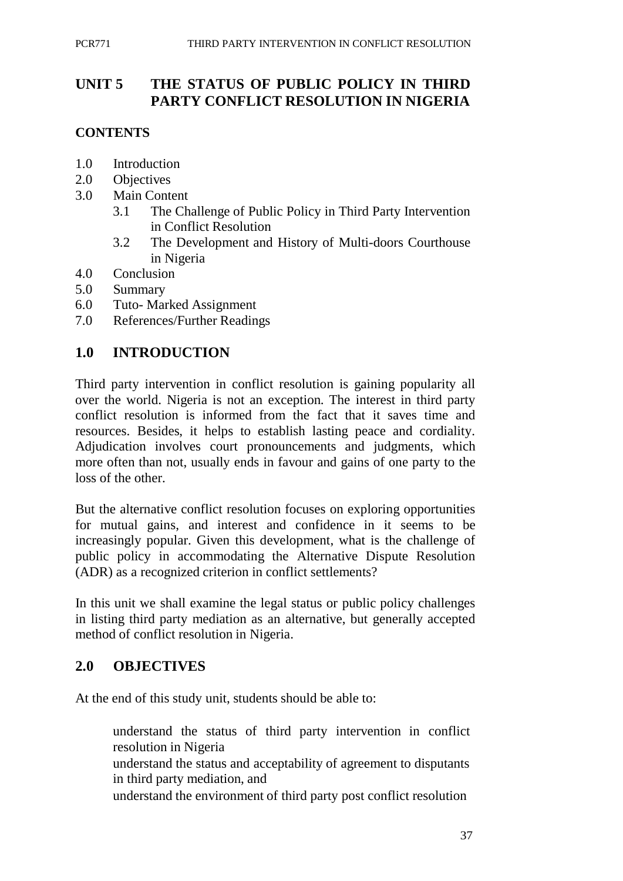## UNIT 5 THE STATUS OF PUBLIC POLICY IN THIRD PARTY CONFLICT RESOLUTION IN NIGERIA

### CONTENTS

- 1.0 Introduction
- 2.0 Objectives
- 3.0 Main Content
  - 3.1 The Challenge of Public Policy in Third Party Intervention in Conflict Resolution
  - 3.2 The Development and History of Multi-doors Courthouse in Nigeria
- 4.0 Conclusion
- 5.0 Summary
- 6.0 Tuto- Marked Assignment
- 7.0 References/Further Readings

### 1.0 INTRODUCTION

Third party intervention in conflict resolution is gaining popularity all over the world. Nigeria is not an exception. The interest in third party conflict resolution is informed from the fact that it saves time and resources. Besides, it helps to establish lasting peace and cordiality. Adjudication involves court pronouncements and judgments, which more often than not, usually ends in favour and gains of one party to the loss of the other.

But the alternative conflict resolution focuses on exploring opportunities for mutual gains, and interest and confidence in it seems to be increasingly popular. Given this development, what is the challenge of public policy in accommodating the Alternative Dispute Resolution (ADR) as a recognized criterion in conflict settlements?

In this unit we shall examine the legal status or public policy challenges in listing third party mediation as an alternative, but generally accepted method of conflict resolution in Nigeria.

### 2.0 OBJECTIVES

At the end of this study unit, students should be able to:

- understand the status of third party intervention in conflict resolution in Nigeria
- understand the status and acceptability of agreement to disputants in third party mediation, and
- understand the environment of third party post conflict resolution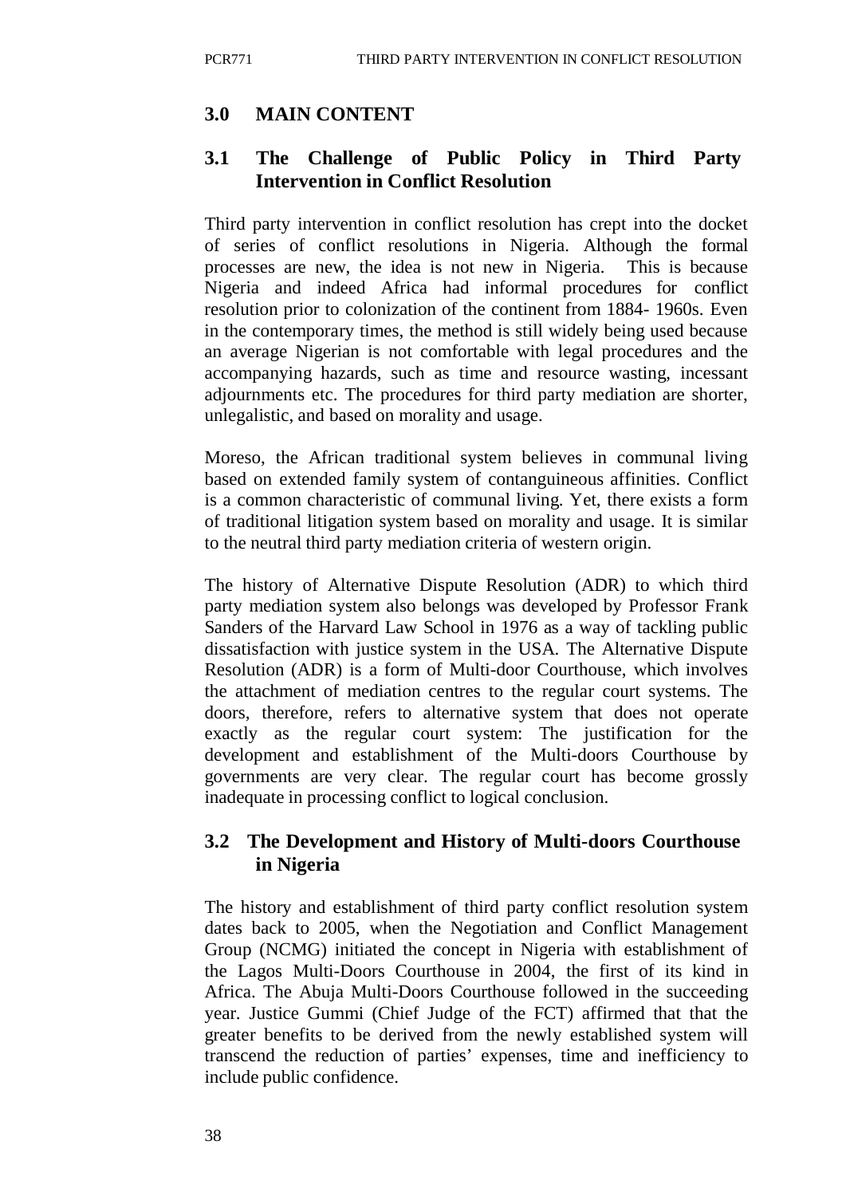## 3.0 MAIN CONTENT

### 3.1 The Challenge of Public Policy in Third Party Intervention in Conflict Resolution

Third party intervention in conflict resolution has crept into the docket of series of conflict resolutions in Nigeria. Although the formal processes are new, the idea is not new in Nigeria. This is because Nigeria and indeed Africa had informal procedures for conflict resolution prior to colonization of the continent from 1884- 1960s. Even in the contemporary times, the method is still widely being used because an average Nigerian is not comfortable with legal procedures and the accompanying hazards, such as time and resource wasting, incessant adjournments etc. The procedures for third party mediation are shorter, unlegalistic, and based on morality and usage.

Moreso, the African traditional system believes in communal living based on extended family system of contanguineous affinities. Conflict is a common characteristic of communal living. Yet, there exists a form of traditional litigation system based on morality and usage. It is similar to the neutral third party mediation criteria of western origin.

The history of Alternative Dispute Resolution (ADR) to which third party mediation system also belongs was developed by Professor Frank Sanders of the Harvard Law School in 1976 as a way of tackling public dissatisfaction with justice system in the USA. The Alternative Dispute Resolution (ADR) is a form of Multi-door Courthouse, which involves the attachment of mediation centres to the regular court systems. The doors, therefore, refers to alternative system that does not operate exactly as the regular court system: The justification for the development and establishment of the Multi-doors Courthouse by governments are very clear. The regular court has become grossly inadequate in processing conflict to logical conclusion.

### 3.2 The Development and History of Multi-doors Courthouse in Nigeria

The history and establishment of third party conflict resolution system dates back to 2005, when the Negotiation and Conflict Management Group (NCMG) initiated the concept in Nigeria with establishment of the Lagos Multi-Doors Courthouse in 2004, the first of its kind in Africa. The Abuja Multi-Doors Courthouse followed in the succeeding year. Justice Gummi (Chief Judge of the FCT) affirmed that that the greater benefits to be derived from the newly established system will transcend the reduction of parties' expenses, time and inefficiency to include public confidence.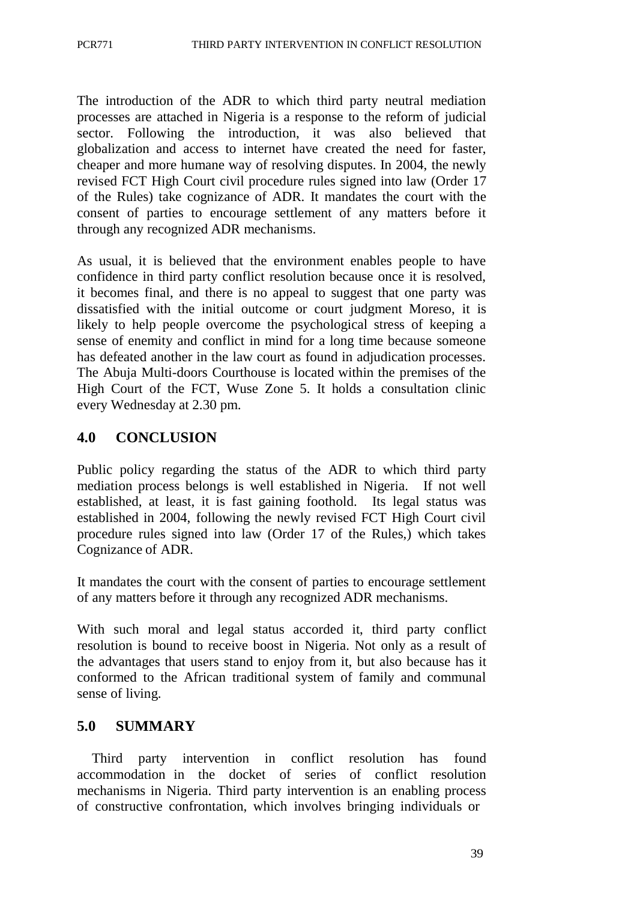The introduction of the ADR to which third party neutral mediation processes are attached in Nigeria is a response to the reform of judicial sector. Following the introduction, it was also believed that globalization and access to internet have created the need for faster, cheaper and more humane way of resolving disputes. In 2004, the newly revised FCT High Court civil procedure rules signed into law (Order 17 of the Rules) take cognizance of ADR. It mandates the court with the consent of parties to encourage settlement of any matters before it through any recognized ADR mechanisms.

As usual, it is believed that the environment enables people to have confidence in third party conflict resolution because once it is resolved, it becomes final, and there is no appeal to suggest that one party was dissatisfied with the initial outcome or court judgment Moreso, it is likely to help people overcome the psychological stress of keeping a sense of enemity and conflict in mind for a long time because someone has defeated another in the law court as found in adjudication processes. The Abuja Multi-doors Courthouse is located within the premises of the High Court of the FCT, Wuse Zone 5. It holds a consultation clinic every Wednesday at 2.30 pm.

## 4.0 CONCLUSION

Public policy regarding the status of the ADR to which third party mediation process belongs is well established in Nigeria. If not well established, at least, it is fast gaining foothold. Its legal status was established in 2004, following the newly revised FCT High Court civil procedure rules signed into law (Order 17 of the Rules,) which takes Cognizance of ADR.

It mandates the court with the consent of parties to encourage settlement of any matters before it through any recognized ADR mechanisms.

With such moral and legal status accorded it, third party conflict resolution is bound to receive boost in Nigeria. Not only as a result of the advantages that users stand to enjoy from it, but also because has it conformed to the African traditional system of family and communal sense of living.

## 5.0 SUMMARY

Third party intervention in conflict resolution has found accommodation in the docket of series of conflict resolution mechanisms in Nigeria. Third party intervention is an enabling process of constructive confrontation, which involves bringing individuals or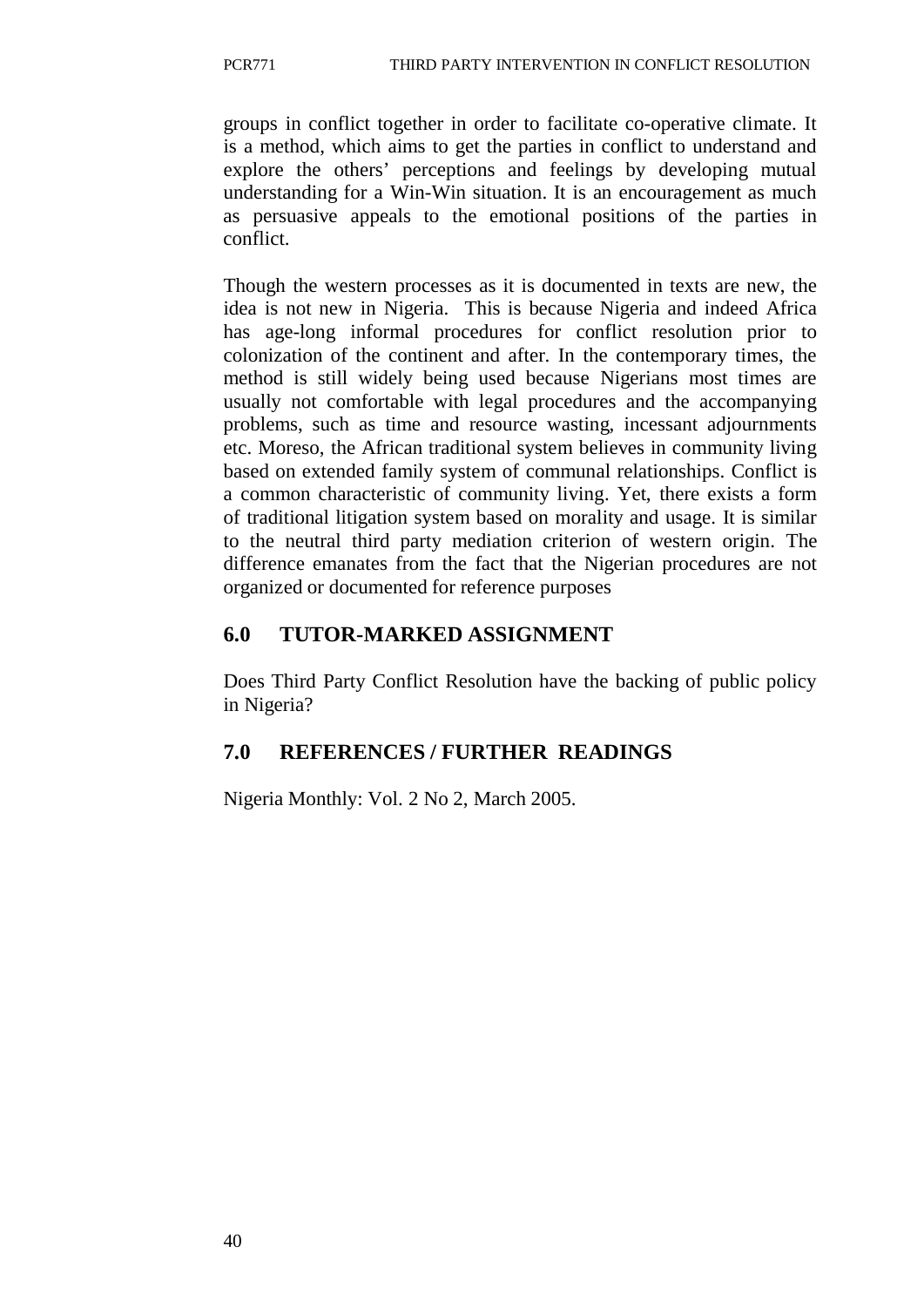groups in conflict together in order to facilitate co-operative climate. It is a method, which aims to get the parties in conflict to understand and explore the others' perceptions and feelings by developing mutual understanding for a Win-Win situation. It is an encouragement as much as persuasive appeals to the emotional positions of the parties in conflict.

Though the western processes as it is documented in texts are new, the idea is not new in Nigeria. This is because Nigeria and indeed Africa has age-long informal procedures for conflict resolution prior to colonization of the continent and after. In the contemporary times, the method is still widely being used because Nigerians most times are usually not comfortable with legal procedures and the accompanying problems, such as time and resource wasting, incessant adjournments etc. Moreso, the African traditional system believes in community living based on extended family system of communal relationships. Conflict is a common characteristic of community living. Yet, there exists a form of traditional litigation system based on morality and usage. It is similar to the neutral third party mediation criterion of western origin. The difference emanates from the fact that the Nigerian procedures are not organized or documented for reference purposes

## 6.0 TUTOR-MARKED ASSIGNMENT

Does Third Party Conflict Resolution have the backing of public policy in Nigeria?

## 7.0 REFERENCES / FURTHER READINGS

Nigeria Monthly: Vol. 2 No 2, March 2005.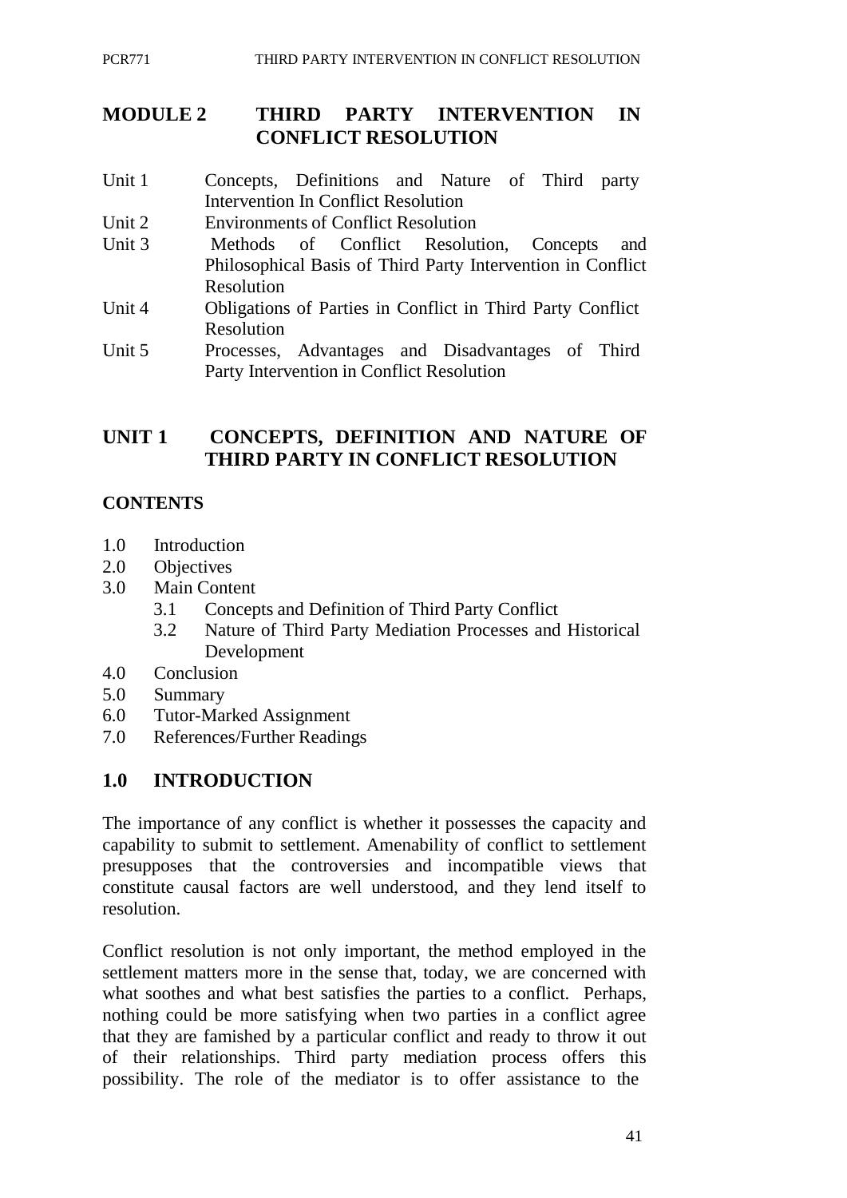# MODULE 2 THIRD PARTY INTERVENTION IN CONFLICT RESOLUTION

- Unit 1 Concepts, Definitions and Nature of Third party Intervention In Conflict Resolution
- Unit 2 Environments of Conflict Resolution
- Unit 3 Methods of Conflict Resolution, Concepts and Philosophical Basis of Third Party Intervention in Conflict Resolution
- Unit 4 Obligations of Parties in Conflict in Third Party Conflict Resolution
- Unit 5 Processes, Advantages and Disadvantages of Third Party Intervention in Conflict Resolution

## UNIT 1 CONCEPTS, DEFINITION AND NATURE OF THIRD PARTY IN CONFLICT RESOLUTION

### CONTENTS

- 1.0 Introduction
- 2.0 Objectives
- 3.0 Main Content
  - 3.1 Concepts and Definition of Third Party Conflict
  - 3.2 Nature of Third Party Mediation Processes and Historical Development
- 4.0 Conclusion
- 5.0 Summary
- 6.0 Tutor-Marked Assignment
- 7.0 References/Further Readings

## 1.0 INTRODUCTION

The importance of any conflict is whether it possesses the capacity and capability to submit to settlement. Amenability of conflict to settlement presupposes that the controversies and incompatible views that constitute causal factors are well understood, and they lend itself to resolution.

Conflict resolution is not only important, the method employed in the settlement matters more in the sense that, today, we are concerned with what soothes and what best satisfies the parties to a conflict. Perhaps, nothing could be more satisfying when two parties in a conflict agree that they are famished by a particular conflict and ready to throw it out of their relationships. Third party mediation process offers this possibility. The role of the mediator is to offer assistance to the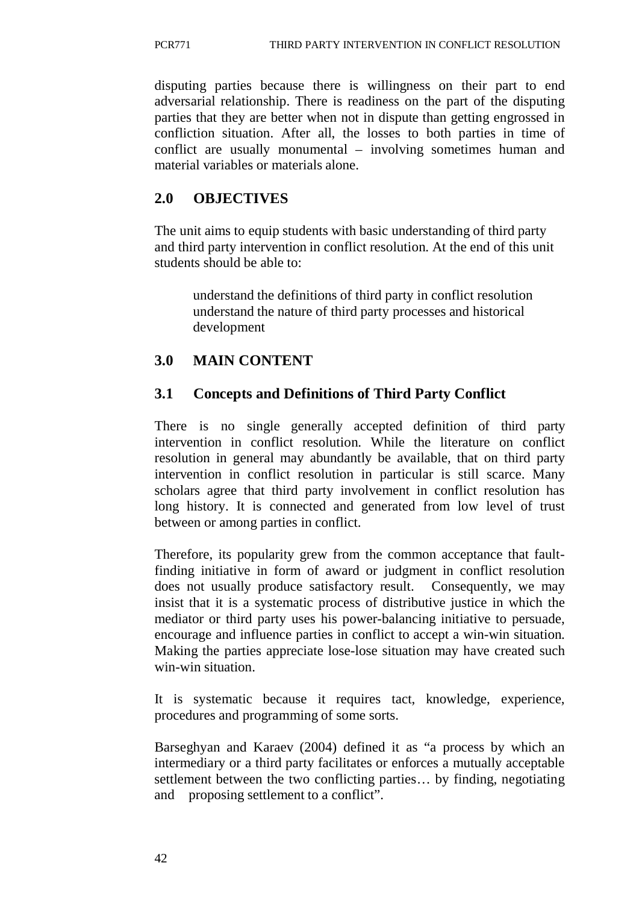disputing parties because there is willingness on their part to end adversarial relationship. There is readiness on the part of the disputing parties that they are better when not in dispute than getting engrossed in confliction situation. After all, the losses to both parties in time of conflict are usually monumental – involving sometimes human and material variables or materials alone.

## 2.0 OBJECTIVES

The unit aims to equip students with basic understanding of third party and third party intervention in conflict resolution. At the end of this unit students should be able to:

- understand the definitions of third party in conflict resolution
- understand the nature of third party processes and historical development

## 3.0 MAIN CONTENT

### 3.1 Concepts and Definitions of Third Party Conflict

There is no single generally accepted definition of third party intervention in conflict resolution. While the literature on conflict resolution in general may abundantly be available, that on third party intervention in conflict resolution in particular is still scarce. Many scholars agree that third party involvement in conflict resolution has long history. It is connected and generated from low level of trust between or among parties in conflict.

Therefore, its popularity grew from the common acceptance that fault-finding initiative in form of award or judgment in conflict resolution does not usually produce satisfactory result. Consequently, we may insist that it is a systematic process of distributive justice in which the mediator or third party uses his power-balancing initiative to persuade, encourage and influence parties in conflict to accept a win-win situation. Making the parties appreciate lose-lose situation may have created such win-win situation.

It is systematic because it requires tact, knowledge, experience, procedures and programming of some sorts.

Barseghyan and Karaev (2004) defined it as "a process by which an intermediary or a third party facilitates or enforces a mutually acceptable settlement between the two conflicting parties… by finding, negotiating and proposing settlement to a conflict".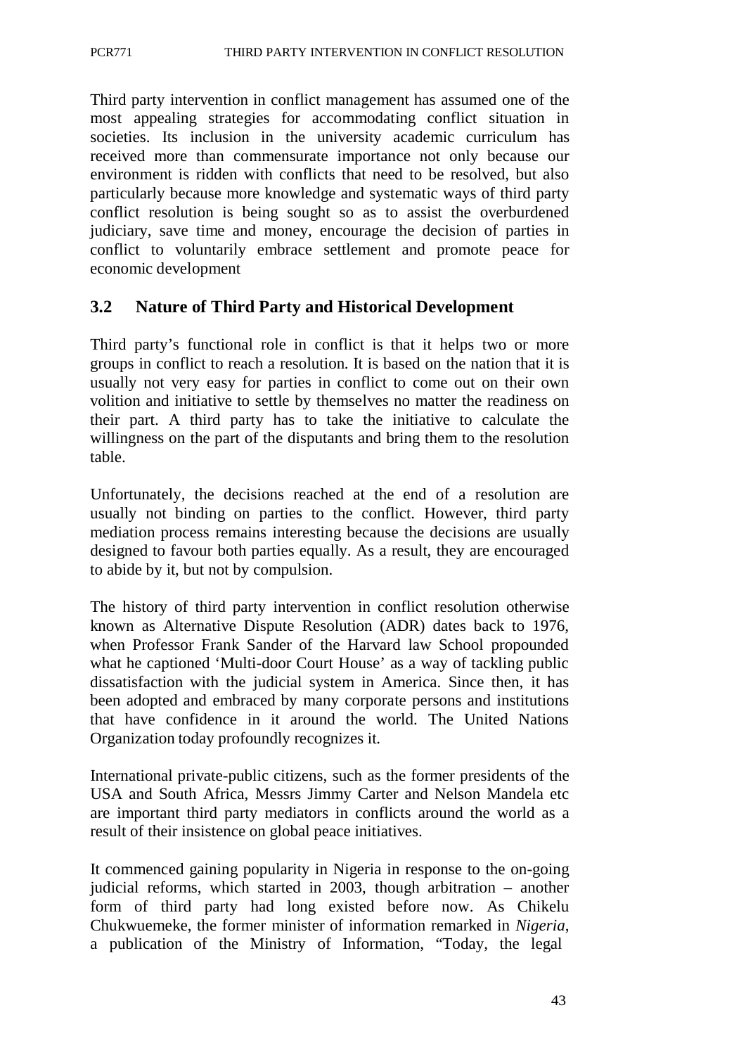Third party intervention in conflict management has assumed one of the most appealing strategies for accommodating conflict situation in societies. Its inclusion in the university academic curriculum has received more than commensurate importance not only because our environment is ridden with conflicts that need to be resolved, but also particularly because more knowledge and systematic ways of third party conflict resolution is being sought so as to assist the overburdened judiciary, save time and money, encourage the decision of parties in conflict to voluntarily embrace settlement and promote peace for economic development

## 3.2 Nature of Third Party and Historical Development

Third party's functional role in conflict is that it helps two or more groups in conflict to reach a resolution. It is based on the nation that it is usually not very easy for parties in conflict to come out on their own volition and initiative to settle by themselves no matter the readiness on their part. A third party has to take the initiative to calculate the willingness on the part of the disputants and bring them to the resolution table.

Unfortunately, the decisions reached at the end of a resolution are usually not binding on parties to the conflict. However, third party mediation process remains interesting because the decisions are usually designed to favour both parties equally. As a result, they are encouraged to abide by it, but not by compulsion.

The history of third party intervention in conflict resolution otherwise known as Alternative Dispute Resolution (ADR) dates back to 1976, when Professor Frank Sander of the Harvard law School propounded what he captioned 'Multi-door Court House' as a way of tackling public dissatisfaction with the judicial system in America. Since then, it has been adopted and embraced by many corporate persons and institutions that have confidence in it around the world. The United Nations Organization today profoundly recognizes it.

International private-public citizens, such as the former presidents of the USA and South Africa, Messrs Jimmy Carter and Nelson Mandela etc are important third party mediators in conflicts around the world as a result of their insistence on global peace initiatives.

It commenced gaining popularity in Nigeria in response to the on-going judicial reforms, which started in 2003, though arbitration – another form of third party had long existed before now. As Chikelu Chukwuemeke, the former minister of information remarked in *Nigeria*, a publication of the Ministry of Information, "Today, the legal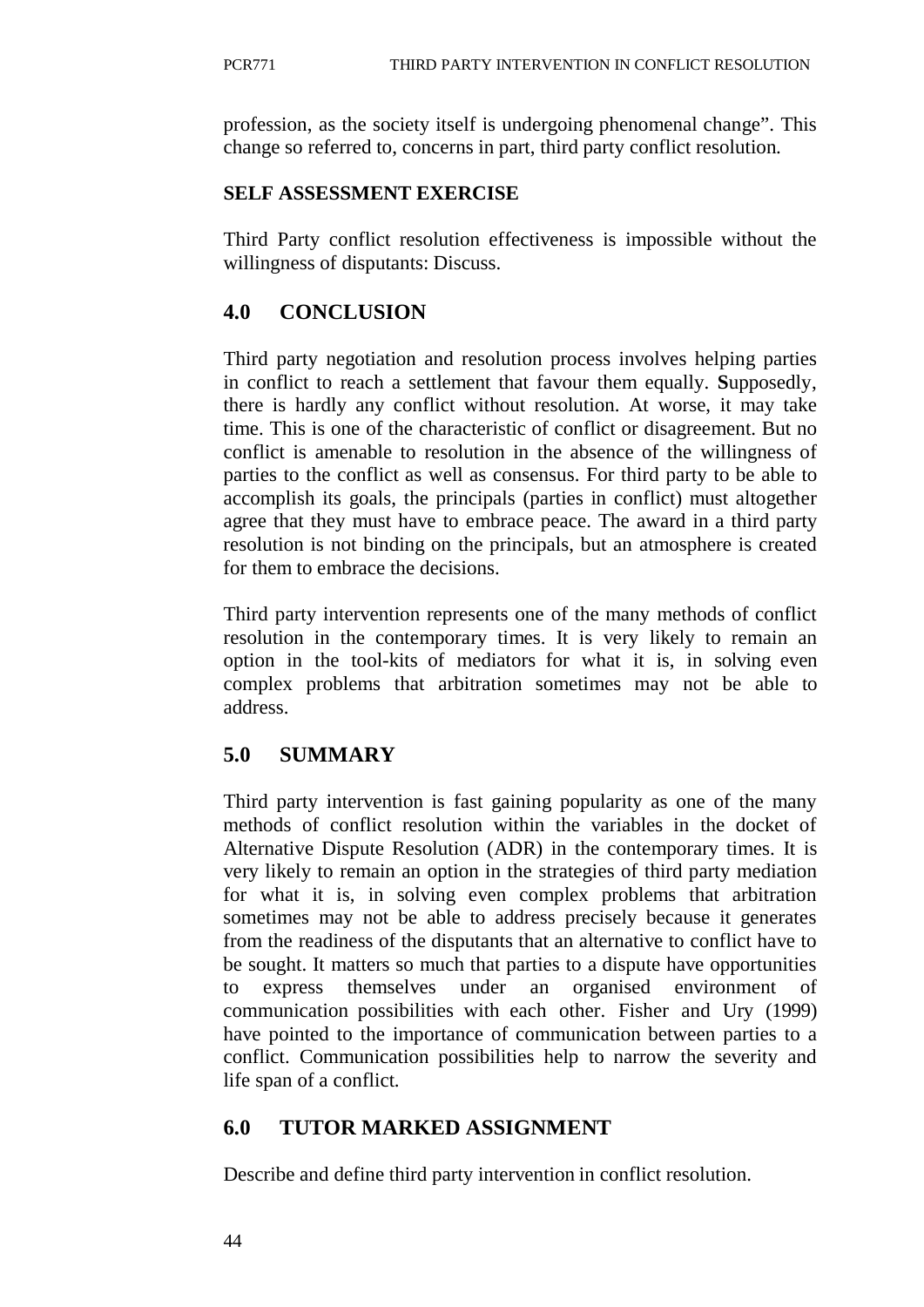profession, as the society itself is undergoing phenomenal change". This change so referred to, concerns in part, third party conflict resolution.

**SELF ASSESSMENT EXERCISE**

Third Party conflict resolution effectiveness is impossible without the willingness of disputants: Discuss.

## 4.0 CONCLUSION

Third party negotiation and resolution process involves helping parties in conflict to reach a settlement that favour them equally. **S**upposedly, there is hardly any conflict without resolution. At worse, it may take time. This is one of the characteristic of conflict or disagreement. But no conflict is amenable to resolution in the absence of the willingness of parties to the conflict as well as consensus. For third party to be able to accomplish its goals, the principals (parties in conflict) must altogether agree that they must have to embrace peace. The award in a third party resolution is not binding on the principals, but an atmosphere is created for them to embrace the decisions.

Third party intervention represents one of the many methods of conflict resolution in the contemporary times. It is very likely to remain an option in the tool-kits of mediators for what it is, in solving even complex problems that arbitration sometimes may not be able to address.

## 5.0 SUMMARY

Third party intervention is fast gaining popularity as one of the many methods of conflict resolution within the variables in the docket of Alternative Dispute Resolution (ADR) in the contemporary times. It is very likely to remain an option in the strategies of third party mediation for what it is, in solving even complex problems that arbitration sometimes may not be able to address precisely because it generates from the readiness of the disputants that an alternative to conflict have to be sought. It matters so much that parties to a dispute have opportunities to express themselves under an organised environment of communication possibilities with each other. Fisher and Ury (1999) have pointed to the importance of communication between parties to a conflict. Communication possibilities help to narrow the severity and life span of a conflict.

## 6.0 TUTOR MARKED ASSIGNMENT

Describe and define third party intervention in conflict resolution.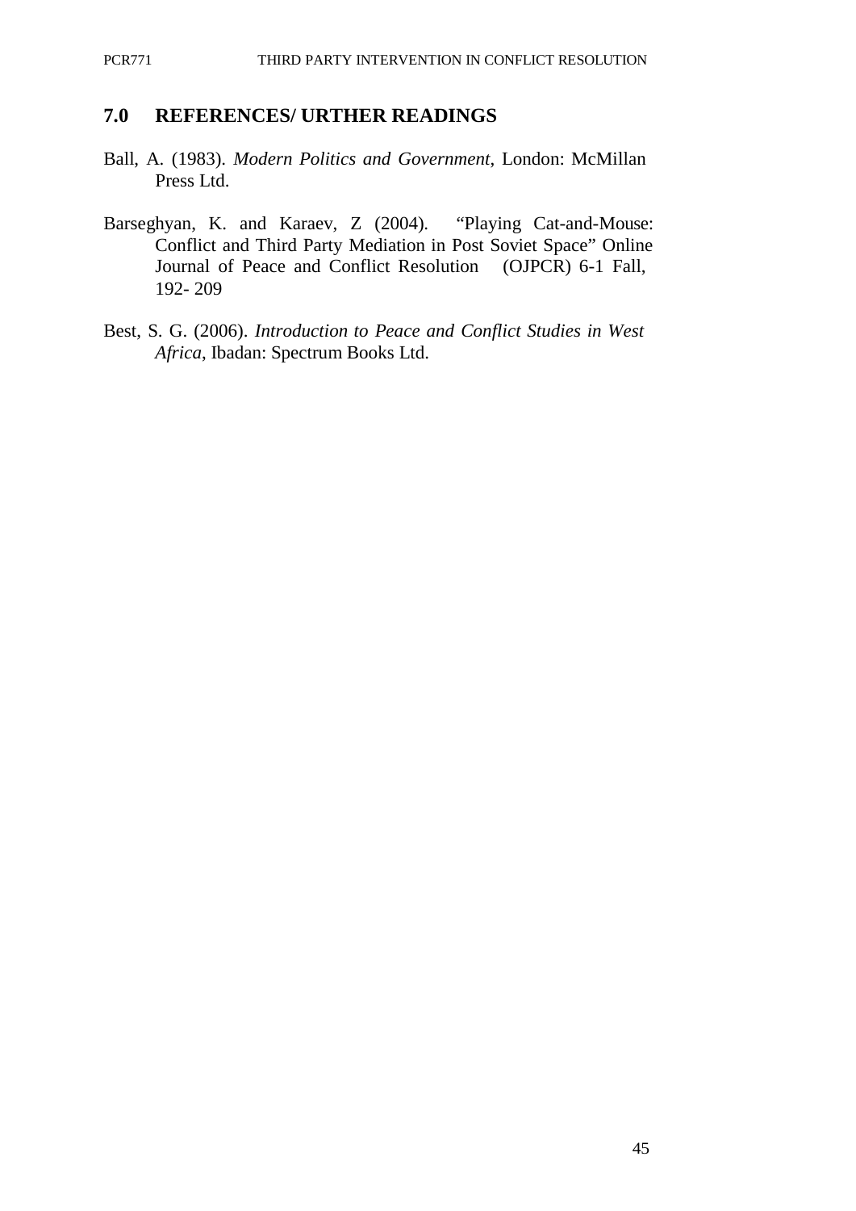## 7.0 REFERENCES/ URTHER READINGS

Ball, A. (1983). *Modern Politics and Government*, London: McMillan Press Ltd.

Barseghyan, K. and Karaev, Z (2004). "Playing Cat-and-Mouse: Conflict and Third Party Mediation in Post Soviet Space" Online Journal of Peace and Conflict Resolution (OJPCR) 6-1 Fall, 192- 209

Best, S. G. (2006). *Introduction to Peace and Conflict Studies in West Africa*, Ibadan: Spectrum Books Ltd.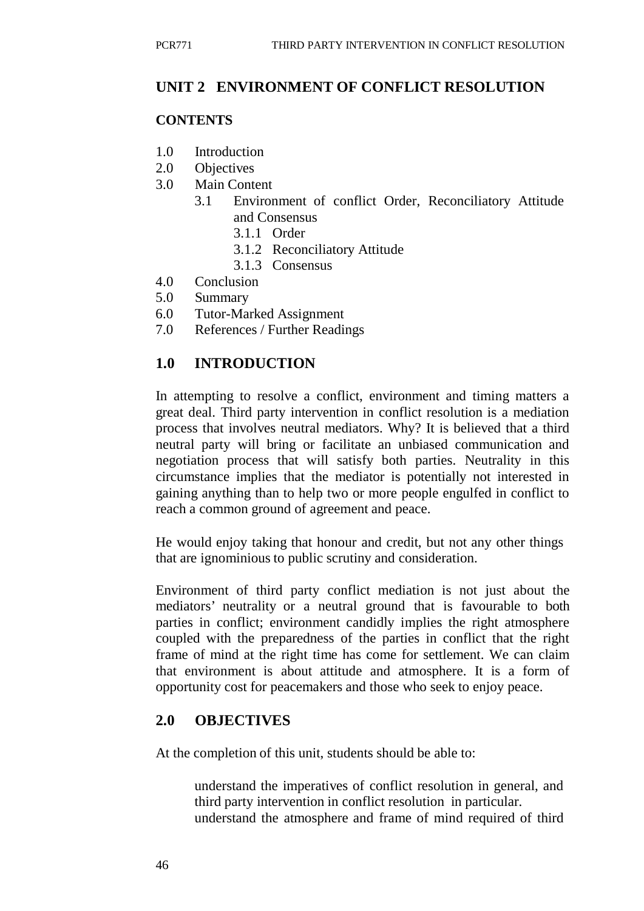## UNIT 2 ENVIRONMENT OF CONFLICT RESOLUTION

### CONTENTS

1.0 Introduction
2.0 Objectives
3.0 Main Content
  3.1 Environment of conflict Order, Reconciliatory Attitude and Consensus
    3.1.1 Order
    3.1.2 Reconciliatory Attitude
    3.1.3 Consensus
4.0 Conclusion
5.0 Summary
6.0 Tutor-Marked Assignment
7.0 References / Further Readings

## 1.0 INTRODUCTION

In attempting to resolve a conflict, environment and timing matters a great deal. Third party intervention in conflict resolution is a mediation process that involves neutral mediators. Why? It is believed that a third neutral party will bring or facilitate an unbiased communication and negotiation process that will satisfy both parties. Neutrality in this circumstance implies that the mediator is potentially not interested in gaining anything than to help two or more people engulfed in conflict to reach a common ground of agreement and peace.

He would enjoy taking that honour and credit, but not any other things that are ignominious to public scrutiny and consideration.

Environment of third party conflict mediation is not just about the mediators' neutrality or a neutral ground that is favourable to both parties in conflict; environment candidly implies the right atmosphere coupled with the preparedness of the parties in conflict that the right frame of mind at the right time has come for settlement. We can claim that environment is about attitude and atmosphere. It is a form of opportunity cost for peacemakers and those who seek to enjoy peace.

## 2.0 OBJECTIVES

At the completion of this unit, students should be able to:

- understand the imperatives of conflict resolution in general, and third party intervention in conflict resolution in particular.
- understand the atmosphere and frame of mind required of third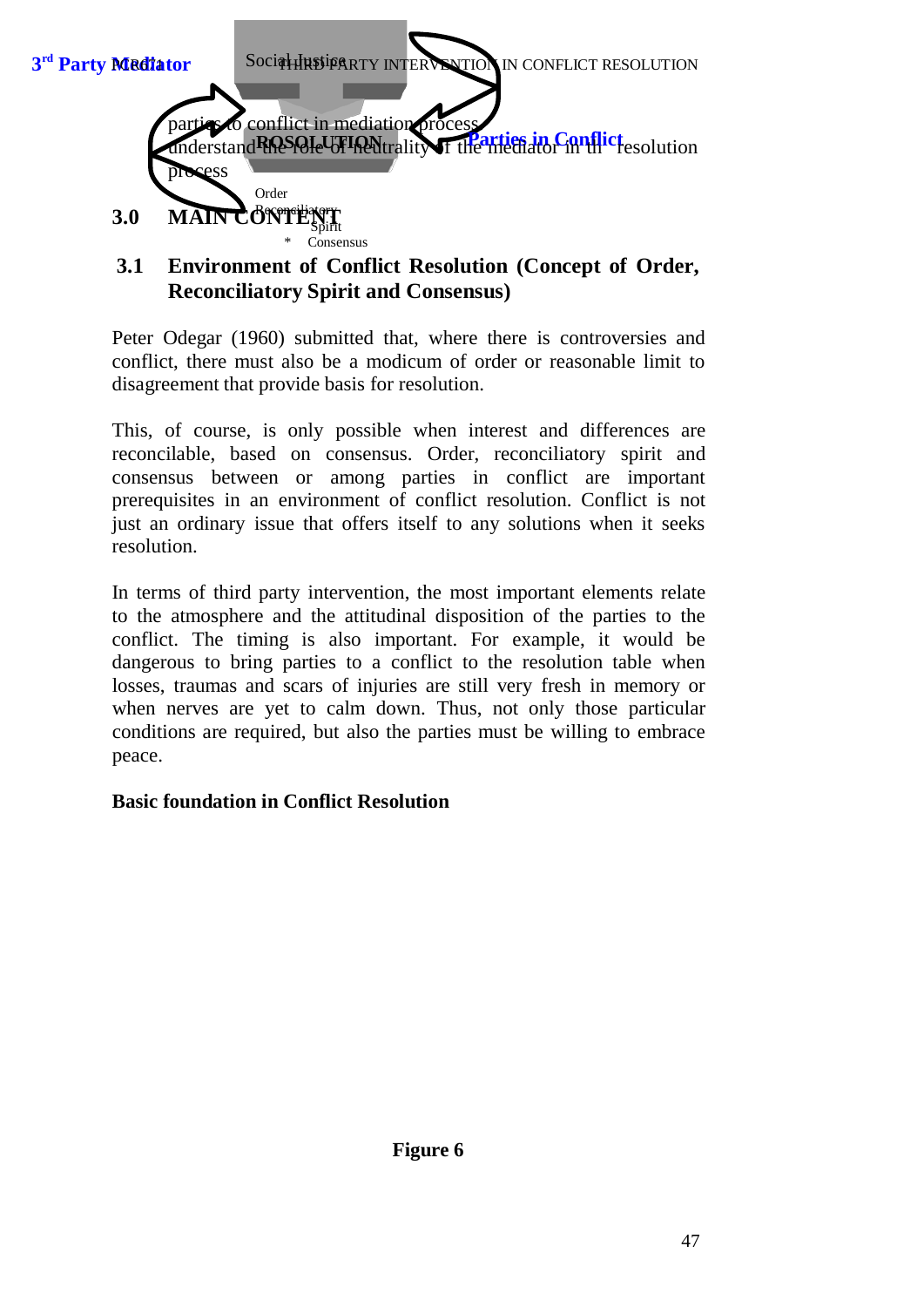parties to conflict in mediation process
- understand the role of neutrality of the mediator in the resolution process

## 3.0 MAIN CONTENT

### 3.1 Environment of Conflict Resolution (Concept of Order, Reconciliatory Spirit and Consensus)

Peter Odegar (1960) submitted that, where there is controversies and conflict, there must also be a modicum of order or reasonable limit to disagreement that provide basis for resolution.

This, of course, is only possible when interest and differences are reconcilable, based on consensus. Order, reconciliatory spirit and consensus between or among parties in conflict are important prerequisites in an environment of conflict resolution. Conflict is not just an ordinary issue that offers itself to any solutions when it seeks resolution.

In terms of third party intervention, the most important elements relate to the atmosphere and the attitudinal disposition of the parties to the conflict. The timing is also important. For example, it would be dangerous to bring parties to a conflict to the resolution table when losses, traumas and scars of injuries are still very fresh in memory or when nerves are yet to calm down. Thus, not only those particular conditions are required, but also the parties must be willing to embrace peace.

**Basic foundation in Conflict Resolution**

3rd Party Mediator

Social Justice

ROSOLUTION

Parties in Conflict

- Order
- Reconciliatory Spirit
- Consensus

**Figure 6**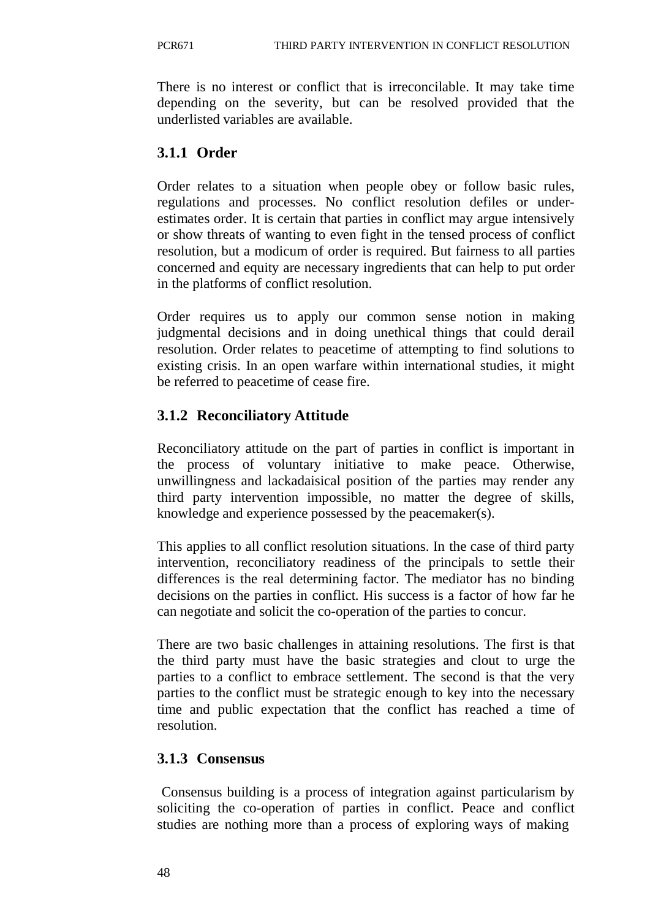There is no interest or conflict that is irreconcilable. It may take time depending on the severity, but can be resolved provided that the underlisted variables are available.

### 3.1.1 Order

Order relates to a situation when people obey or follow basic rules, regulations and processes. No conflict resolution defiles or under-estimates order. It is certain that parties in conflict may argue intensively or show threats of wanting to even fight in the tensed process of conflict resolution, but a modicum of order is required. But fairness to all parties concerned and equity are necessary ingredients that can help to put order in the platforms of conflict resolution.

Order requires us to apply our common sense notion in making judgmental decisions and in doing unethical things that could derail resolution. Order relates to peacetime of attempting to find solutions to existing crisis. In an open warfare within international studies, it might be referred to peacetime of cease fire.

### 3.1.2 Reconciliatory Attitude

Reconciliatory attitude on the part of parties in conflict is important in the process of voluntary initiative to make peace. Otherwise, unwillingness and lackadaisical position of the parties may render any third party intervention impossible, no matter the degree of skills, knowledge and experience possessed by the peacemaker(s).

This applies to all conflict resolution situations. In the case of third party intervention, reconciliatory readiness of the principals to settle their differences is the real determining factor. The mediator has no binding decisions on the parties in conflict. His success is a factor of how far he can negotiate and solicit the co-operation of the parties to concur.

There are two basic challenges in attaining resolutions. The first is that the third party must have the basic strategies and clout to urge the parties to a conflict to embrace settlement. The second is that the very parties to the conflict must be strategic enough to key into the necessary time and public expectation that the conflict has reached a time of resolution.

### 3.1.3 Consensus

Consensus building is a process of integration against particularism by soliciting the co-operation of parties in conflict. Peace and conflict studies are nothing more than a process of exploring ways of making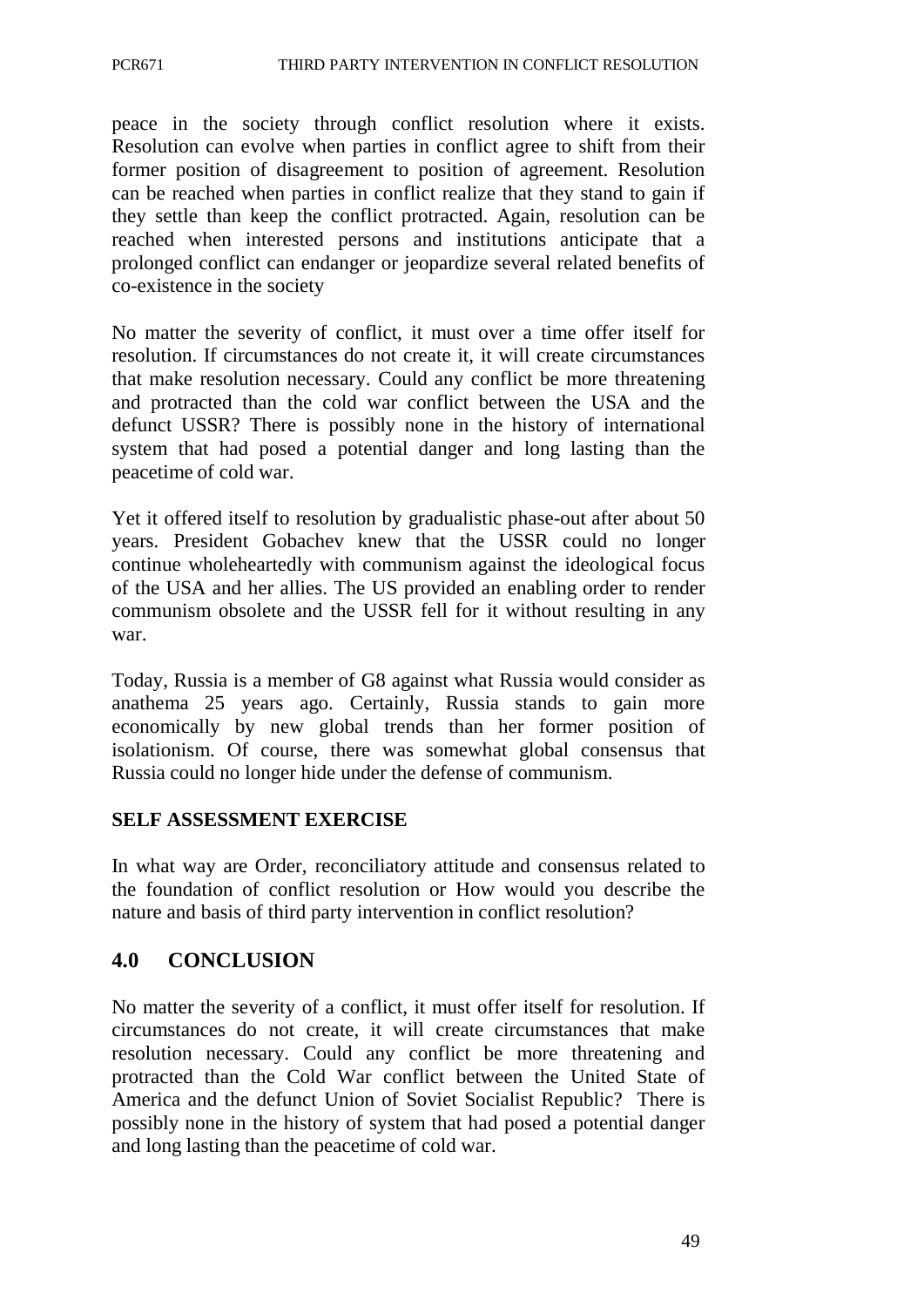peace in the society through conflict resolution where it exists. Resolution can evolve when parties in conflict agree to shift from their former position of disagreement to position of agreement. Resolution can be reached when parties in conflict realize that they stand to gain if they settle than keep the conflict protracted. Again, resolution can be reached when interested persons and institutions anticipate that a prolonged conflict can endanger or jeopardize several related benefits of co-existence in the society

No matter the severity of conflict, it must over a time offer itself for resolution. If circumstances do not create it, it will create circumstances that make resolution necessary. Could any conflict be more threatening and protracted than the cold war conflict between the USA and the defunct USSR? There is possibly none in the history of international system that had posed a potential danger and long lasting than the peacetime of cold war.

Yet it offered itself to resolution by gradualistic phase-out after about 50 years. President Gobachev knew that the USSR could no longer continue wholeheartedly with communism against the ideological focus of the USA and her allies. The US provided an enabling order to render communism obsolete and the USSR fell for it without resulting in any war.

Today, Russia is a member of G8 against what Russia would consider as anathema 25 years ago. Certainly, Russia stands to gain more economically by new global trends than her former position of isolationism. Of course, there was somewhat global consensus that Russia could no longer hide under the defense of communism.

**SELF ASSESSMENT EXERCISE**

In what way are Order, reconciliatory attitude and consensus related to the foundation of conflict resolution or How would you describe the nature and basis of third party intervention in conflict resolution?

## 4.0 CONCLUSION

No matter the severity of a conflict, it must offer itself for resolution. If circumstances do not create, it will create circumstances that make resolution necessary. Could any conflict be more threatening and protracted than the Cold War conflict between the United State of America and the defunct Union of Soviet Socialist Republic? There is possibly none in the history of system that had posed a potential danger and long lasting than the peacetime of cold war.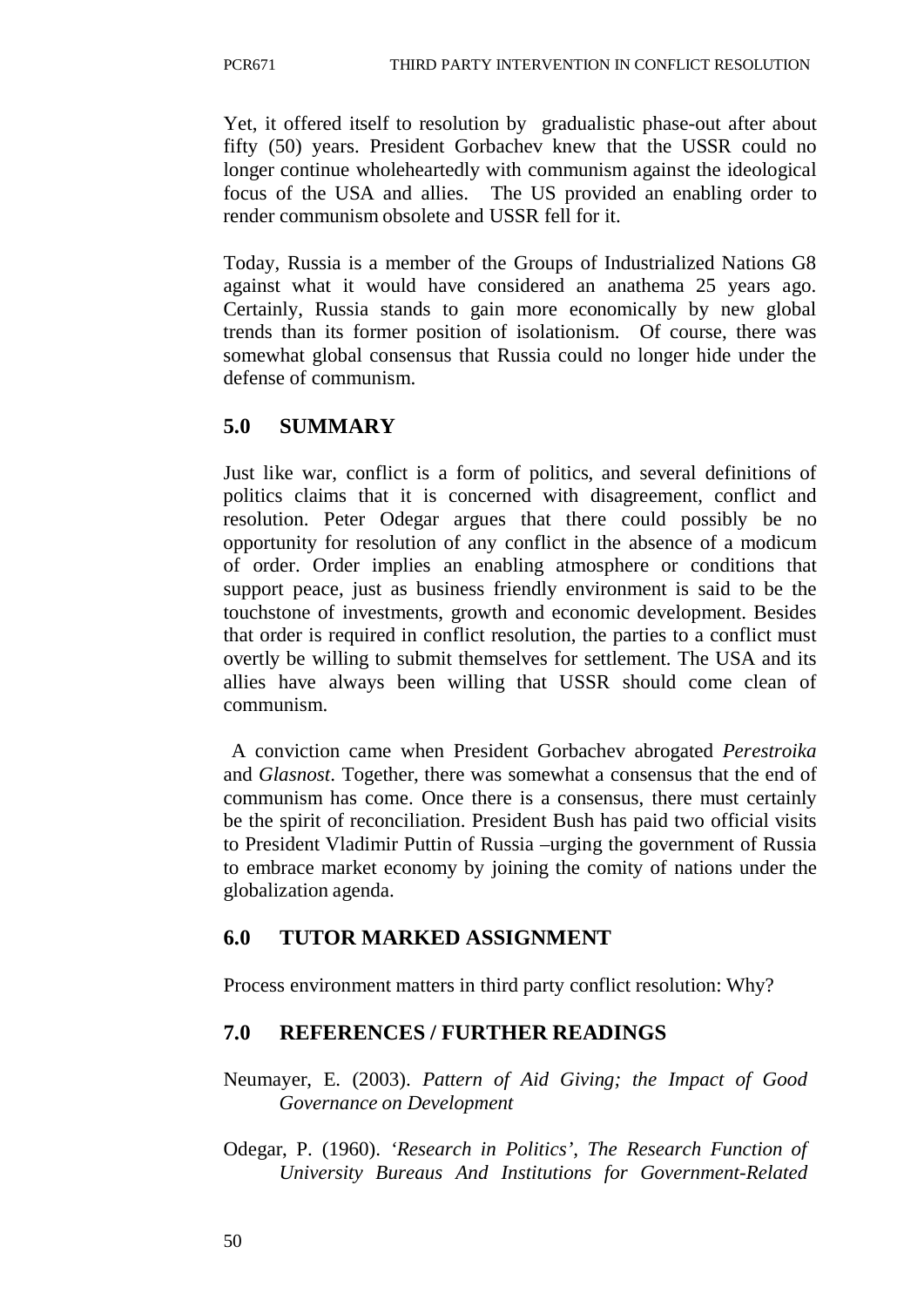Yet, it offered itself to resolution by gradualistic phase-out after about fifty (50) years. President Gorbachev knew that the USSR could no longer continue wholeheartedly with communism against the ideological focus of the USA and allies. The US provided an enabling order to render communism obsolete and USSR fell for it.

Today, Russia is a member of the Groups of Industrialized Nations G8 against what it would have considered an anathema 25 years ago. Certainly, Russia stands to gain more economically by new global trends than its former position of isolationism. Of course, there was somewhat global consensus that Russia could no longer hide under the defense of communism.

## 5.0 SUMMARY

Just like war, conflict is a form of politics, and several definitions of politics claims that it is concerned with disagreement, conflict and resolution. Peter Odegar argues that there could possibly be no opportunity for resolution of any conflict in the absence of a modicum of order. Order implies an enabling atmosphere or conditions that support peace, just as business friendly environment is said to be the touchstone of investments, growth and economic development. Besides that order is required in conflict resolution, the parties to a conflict must overtly be willing to submit themselves for settlement. The USA and its allies have always been willing that USSR should come clean of communism.

A conviction came when President Gorbachev abrogated *Perestroika* and *Glasnost*. Together, there was somewhat a consensus that the end of communism has come. Once there is a consensus, there must certainly be the spirit of reconciliation. President Bush has paid two official visits to President Vladimir Puttin of Russia –urging the government of Russia to embrace market economy by joining the comity of nations under the globalization agenda.

## 6.0 TUTOR MARKED ASSIGNMENT

Process environment matters in third party conflict resolution: Why?

## 7.0 REFERENCES / FURTHER READINGS

Neumayer, E. (2003). *Pattern of Aid Giving; the Impact of Good Governance on Development*

Odegar, P. (1960). *'Research in Politics', The Research Function of University Bureaus And Institutions for Government-Related*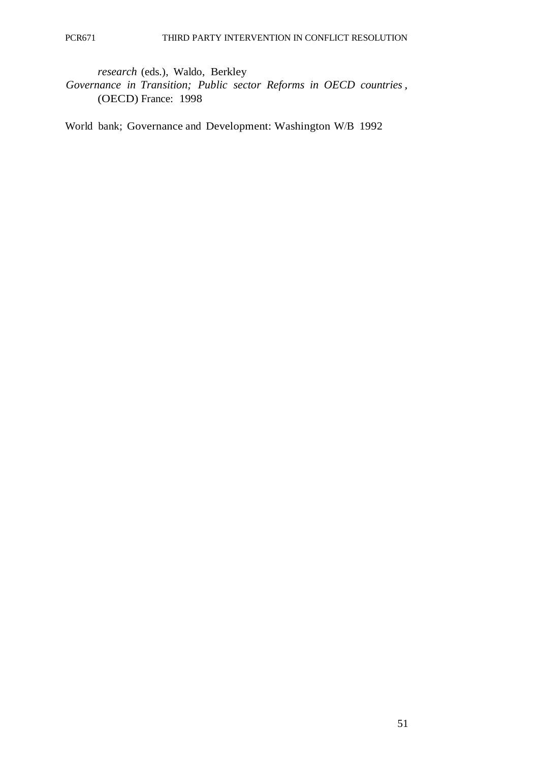*research* (eds.), Waldo, Berkley

*Governance in Transition; Public sector Reforms in OECD countries*, (OECD) France: 1998

World bank; Governance and Development: Washington W/B 1992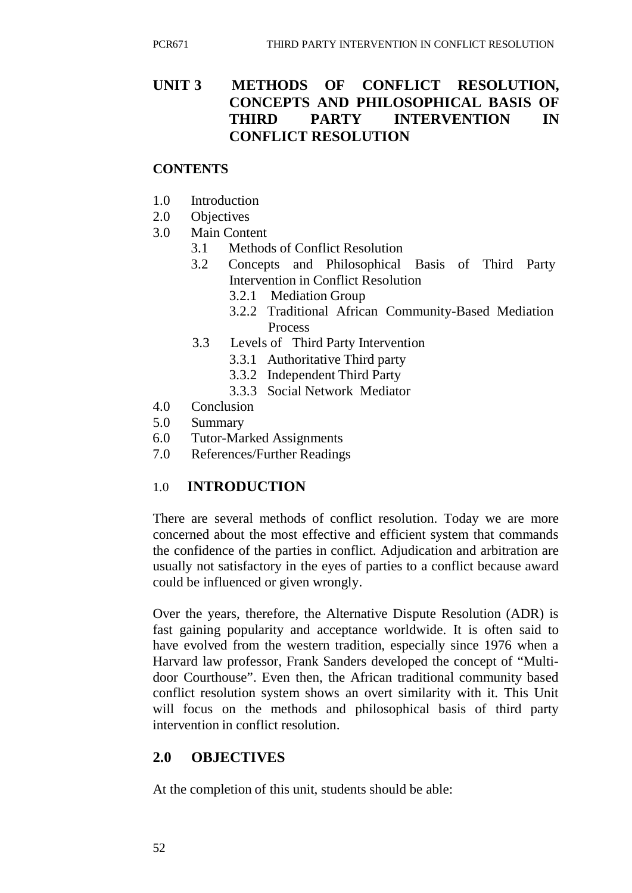# UNIT 3 METHODS OF CONFLICT RESOLUTION, CONCEPTS AND PHILOSOPHICAL BASIS OF THIRD PARTY INTERVENTION IN CONFLICT RESOLUTION

**CONTENTS**

- 1.0 Introduction
- 2.0 Objectives
- 3.0 Main Content
  - 3.1 Methods of Conflict Resolution
  - 3.2 Concepts and Philosophical Basis of Third Party Intervention in Conflict Resolution
    - 3.2.1 Mediation Group
    - 3.2.2 Traditional African Community-Based Mediation Process
  - 3.3 Levels of Third Party Intervention
    - 3.3.1 Authoritative Third party
    - 3.3.2 Independent Third Party
    - 3.3.3 Social Network Mediator
- 4.0 Conclusion
- 5.0 Summary
- 6.0 Tutor-Marked Assignments
- 7.0 References/Further Readings

## 1.0 INTRODUCTION

There are several methods of conflict resolution. Today we are more concerned about the most effective and efficient system that commands the confidence of the parties in conflict. Adjudication and arbitration are usually not satisfactory in the eyes of parties to a conflict because award could be influenced or given wrongly.

Over the years, therefore, the Alternative Dispute Resolution (ADR) is fast gaining popularity and acceptance worldwide. It is often said to have evolved from the western tradition, especially since 1976 when a Harvard law professor, Frank Sanders developed the concept of "Multi-door Courthouse". Even then, the African traditional community based conflict resolution system shows an overt similarity with it. This Unit will focus on the methods and philosophical basis of third party intervention in conflict resolution.

## 2.0 OBJECTIVES

At the completion of this unit, students should be able: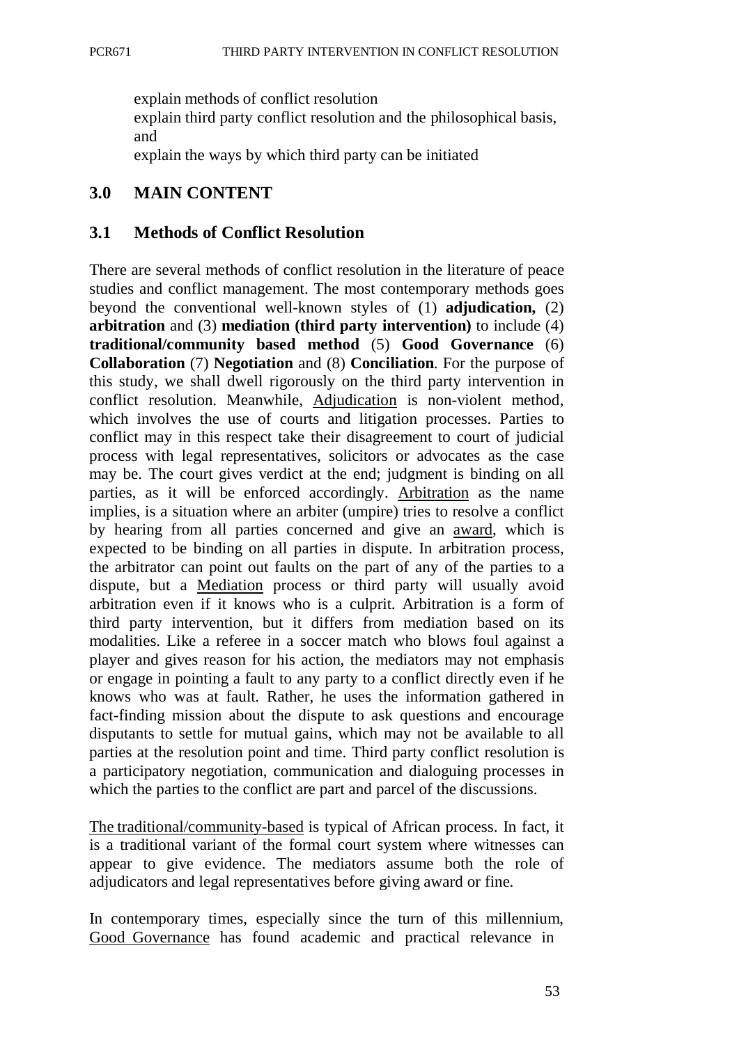explain methods of conflict resolution

explain third party conflict resolution and the philosophical basis, and

explain the ways by which third party can be initiated

## 3.0 MAIN CONTENT

### 3.1 Methods of Conflict Resolution

There are several methods of conflict resolution in the literature of peace studies and conflict management. The most contemporary methods goes beyond the conventional well-known styles of (1) **adjudication,** (2) **arbitration** and (3) **mediation (third party intervention)** to include (4) **traditional/community based method** (5) **Good Governance** (6) **Collaboration** (7) **Negotiation** and (8) **Conciliation**. For the purpose of this study, we shall dwell rigorously on the third party intervention in conflict resolution. Meanwhile, <u>Adjudication</u> is non-violent method, which involves the use of courts and litigation processes. Parties to conflict may in this respect take their disagreement to court of judicial process with legal representatives, solicitors or advocates as the case may be. The court gives verdict at the end; judgment is binding on all parties, as it will be enforced accordingly. <u>Arbitration</u> as the name implies, is a situation where an arbiter (umpire) tries to resolve a conflict by hearing from all parties concerned and give an <u>award</u>, which is expected to be binding on all parties in dispute. In arbitration process, the arbitrator can point out faults on the part of any of the parties to a dispute, but a <u>Mediation</u> process or third party will usually avoid arbitration even if it knows who is a culprit. Arbitration is a form of third party intervention, but it differs from mediation based on its modalities. Like a referee in a soccer match who blows foul against a player and gives reason for his action, the mediators may not emphasis or engage in pointing a fault to any party to a conflict directly even if he knows who was at fault. Rather, he uses the information gathered in fact-finding mission about the dispute to ask questions and encourage disputants to settle for mutual gains, which may not be available to all parties at the resolution point and time. Third party conflict resolution is a participatory negotiation, communication and dialoguing processes in which the parties to the conflict are part and parcel of the discussions.

<u>The traditional/community-based</u> is typical of African process. In fact, it is a traditional variant of the formal court system where witnesses can appear to give evidence. The mediators assume both the role of adjudicators and legal representatives before giving award or fine.

In contemporary times, especially since the turn of this millennium, <u>Good Governance</u> has found academic and practical relevance in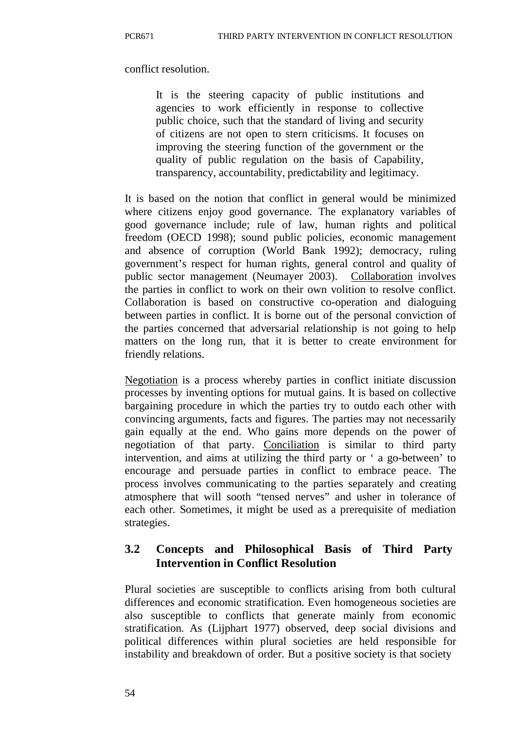conflict resolution.

> It is the steering capacity of public institutions and agencies to work efficiently in response to collective public choice, such that the standard of living and security of citizens are not open to stern criticisms. It focuses on improving the steering function of the government or the quality of public regulation on the basis of Capability, transparency, accountability, predictability and legitimacy.

It is based on the notion that conflict in general would be minimized where citizens enjoy good governance. The explanatory variables of good governance include; rule of law, human rights and political freedom (OECD 1998); sound public policies, economic management and absence of corruption (World Bank 1992); democracy, ruling government's respect for human rights, general control and quality of public sector management (Neumayer 2003). <u>Collaboration</u> involves the parties in conflict to work on their own volition to resolve conflict. Collaboration is based on constructive co-operation and dialoguing between parties in conflict. It is borne out of the personal conviction of the parties concerned that adversarial relationship is not going to help matters on the long run, that it is better to create environment for friendly relations.

<u>Negotiation</u> is a process whereby parties in conflict initiate discussion processes by inventing options for mutual gains. It is based on collective bargaining procedure in which the parties try to outdo each other with convincing arguments, facts and figures. The parties may not necessarily gain equally at the end. Who gains more depends on the power of negotiation of that party. <u>Conciliation</u> is similar to third party intervention, and aims at utilizing the third party or ' a go-between' to encourage and persuade parties in conflict to embrace peace. The process involves communicating to the parties separately and creating atmosphere that will sooth "tensed nerves" and usher in tolerance of each other. Sometimes, it might be used as a prerequisite of mediation strategies.

### 3.2 Concepts and Philosophical Basis of Third Party Intervention in Conflict Resolution

Plural societies are susceptible to conflicts arising from both cultural differences and economic stratification. Even homogeneous societies are also susceptible to conflicts that generate mainly from economic stratification. As (Lijphart 1977) observed, deep social divisions and political differences within plural societies are held responsible for instability and breakdown of order. But a positive society is that society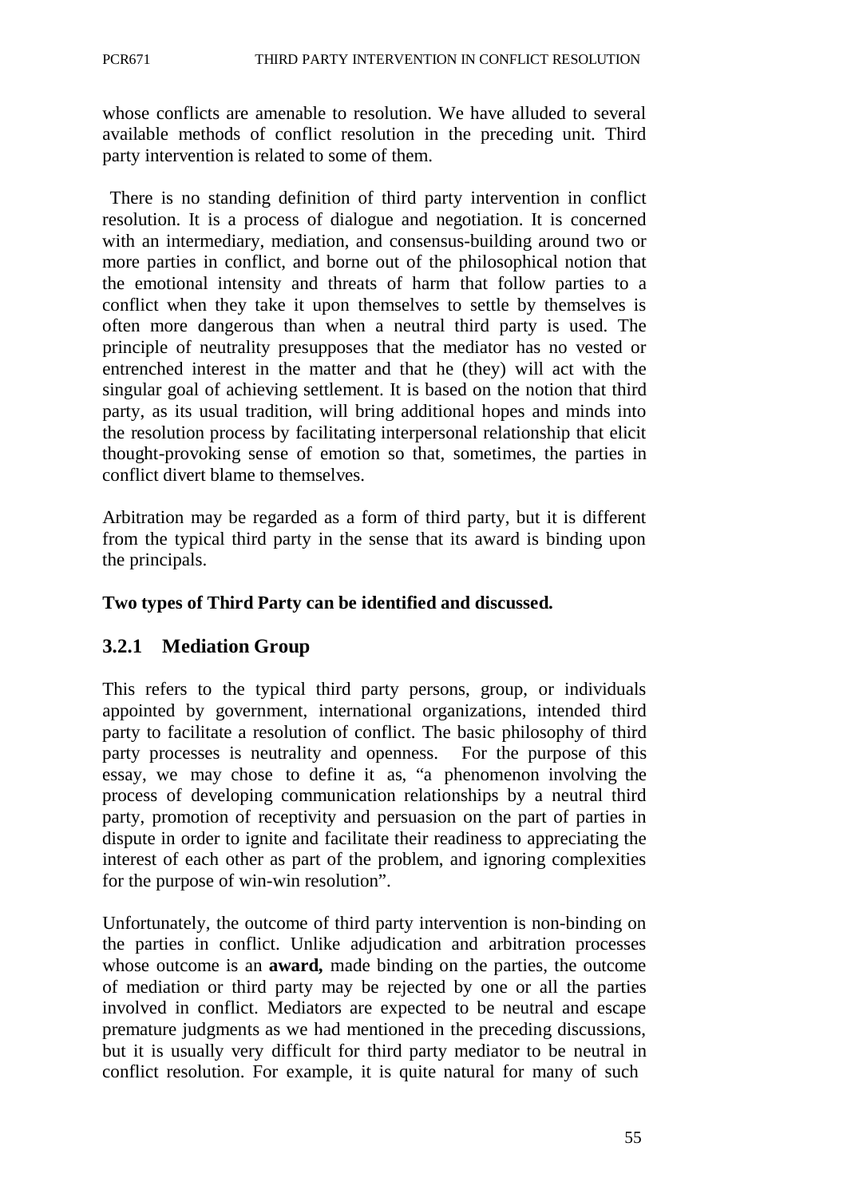whose conflicts are amenable to resolution. We have alluded to several available methods of conflict resolution in the preceding unit. Third party intervention is related to some of them.

There is no standing definition of third party intervention in conflict resolution. It is a process of dialogue and negotiation. It is concerned with an intermediary, mediation, and consensus-building around two or more parties in conflict, and borne out of the philosophical notion that the emotional intensity and threats of harm that follow parties to a conflict when they take it upon themselves to settle by themselves is often more dangerous than when a neutral third party is used. The principle of neutrality presupposes that the mediator has no vested or entrenched interest in the matter and that he (they) will act with the singular goal of achieving settlement. It is based on the notion that third party, as its usual tradition, will bring additional hopes and minds into the resolution process by facilitating interpersonal relationship that elicit thought-provoking sense of emotion so that, sometimes, the parties in conflict divert blame to themselves.

Arbitration may be regarded as a form of third party, but it is different from the typical third party in the sense that its award is binding upon the principals.

**Two types of Third Party can be identified and discussed.**

### 3.2.1 Mediation Group

This refers to the typical third party persons, group, or individuals appointed by government, international organizations, intended third party to facilitate a resolution of conflict. The basic philosophy of third party processes is neutrality and openness. For the purpose of this essay, we may chose to define it as, "a phenomenon involving the process of developing communication relationships by a neutral third party, promotion of receptivity and persuasion on the part of parties in dispute in order to ignite and facilitate their readiness to appreciating the interest of each other as part of the problem, and ignoring complexities for the purpose of win-win resolution".

Unfortunately, the outcome of third party intervention is non-binding on the parties in conflict. Unlike adjudication and arbitration processes whose outcome is an **award,** made binding on the parties, the outcome of mediation or third party may be rejected by one or all the parties involved in conflict. Mediators are expected to be neutral and escape premature judgments as we had mentioned in the preceding discussions, but it is usually very difficult for third party mediator to be neutral in conflict resolution. For example, it is quite natural for many of such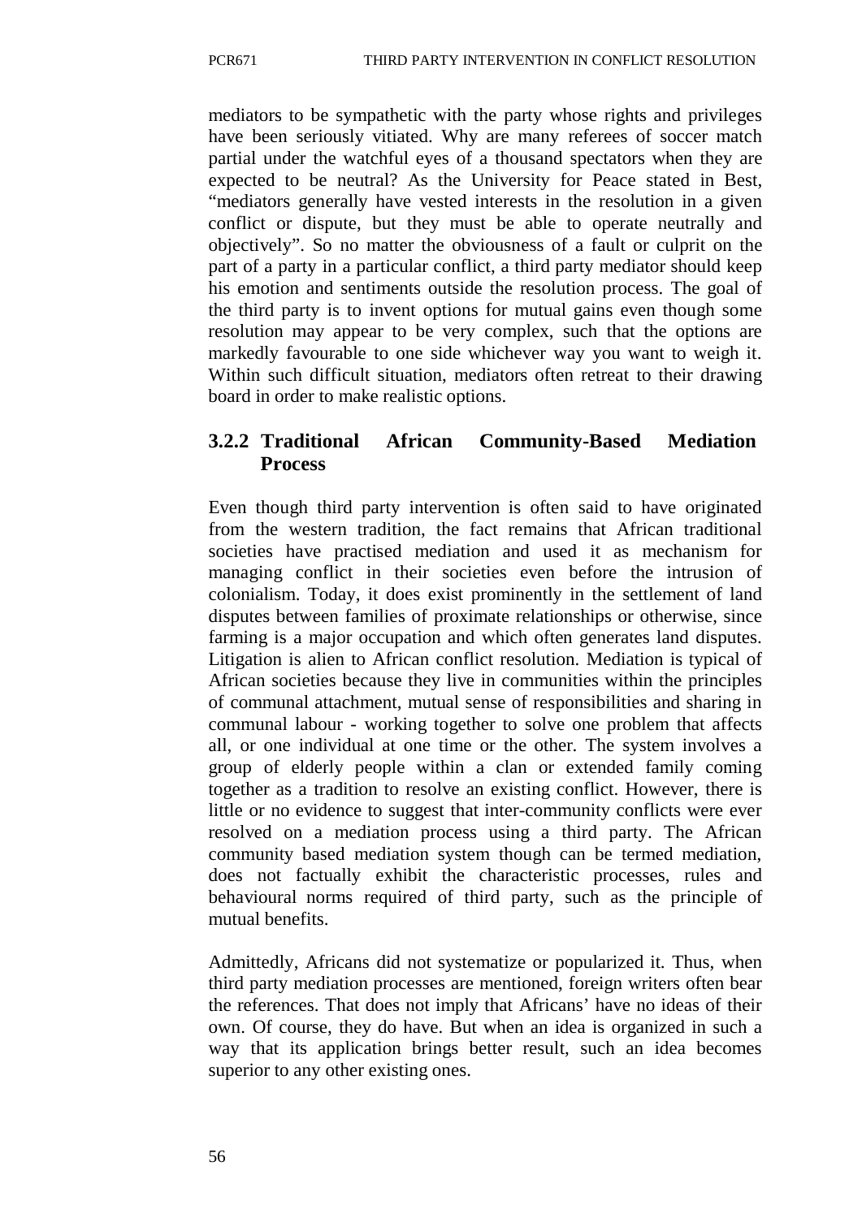mediators to be sympathetic with the party whose rights and privileges have been seriously vitiated. Why are many referees of soccer match partial under the watchful eyes of a thousand spectators when they are expected to be neutral? As the University for Peace stated in Best, "mediators generally have vested interests in the resolution in a given conflict or dispute, but they must be able to operate neutrally and objectively". So no matter the obviousness of a fault or culprit on the part of a party in a particular conflict, a third party mediator should keep his emotion and sentiments outside the resolution process. The goal of the third party is to invent options for mutual gains even though some resolution may appear to be very complex, such that the options are markedly favourable to one side whichever way you want to weigh it. Within such difficult situation, mediators often retreat to their drawing board in order to make realistic options.

### 3.2.2 Traditional African Community-Based Mediation Process

Even though third party intervention is often said to have originated from the western tradition, the fact remains that African traditional societies have practised mediation and used it as mechanism for managing conflict in their societies even before the intrusion of colonialism. Today, it does exist prominently in the settlement of land disputes between families of proximate relationships or otherwise, since farming is a major occupation and which often generates land disputes. Litigation is alien to African conflict resolution. Mediation is typical of African societies because they live in communities within the principles of communal attachment, mutual sense of responsibilities and sharing in communal labour - working together to solve one problem that affects all, or one individual at one time or the other. The system involves a group of elderly people within a clan or extended family coming together as a tradition to resolve an existing conflict. However, there is little or no evidence to suggest that inter-community conflicts were ever resolved on a mediation process using a third party. The African community based mediation system though can be termed mediation, does not factually exhibit the characteristic processes, rules and behavioural norms required of third party, such as the principle of mutual benefits.

Admittedly, Africans did not systematize or popularized it. Thus, when third party mediation processes are mentioned, foreign writers often bear the references. That does not imply that Africans' have no ideas of their own. Of course, they do have. But when an idea is organized in such a way that its application brings better result, such an idea becomes superior to any other existing ones.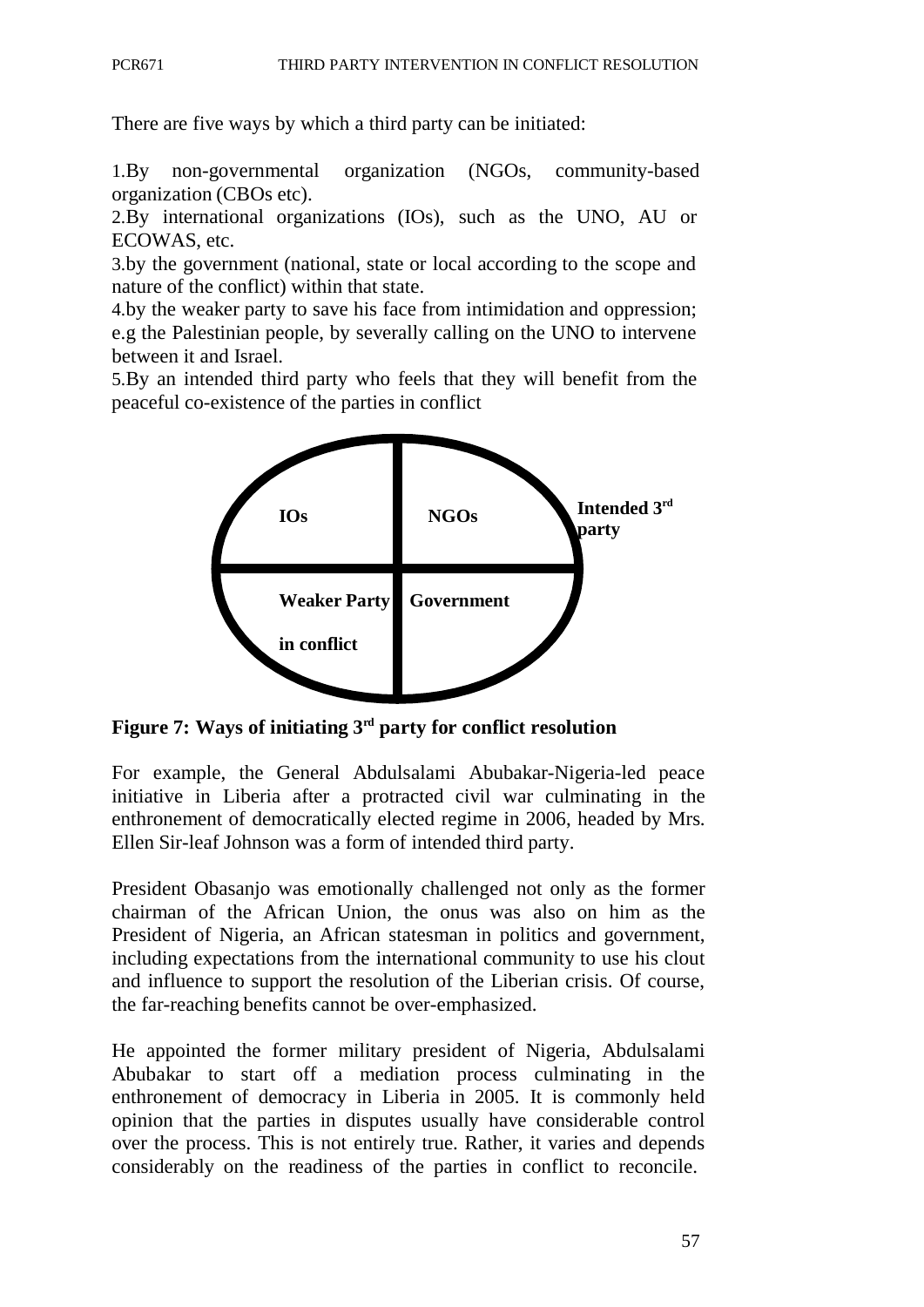There are five ways by which a third party can be initiated:

1. By non-governmental organization (NGOs, community-based organization (CBOs etc).
2. By international organizations (IOs), such as the UNO, AU or ECOWAS, etc.
3. by the government (national, state or local according to the scope and nature of the conflict) within that state.
4. by the weaker party to save his face from intimidation and oppression; e.g the Palestinian people, by severally calling on the UNO to intervene between it and Israel.
5. By an intended third party who feels that they will benefit from the peaceful co-existence of the parties in conflict

| IOs | NGOs |
|---|---|
| Weaker Party in conflict | Government |

Intended 3rd party

**Figure 7: Ways of initiating 3rd party for conflict resolution**

For example, the General Abdulsalami Abubakar-Nigeria-led peace initiative in Liberia after a protracted civil war culminating in the enthronement of democratically elected regime in 2006, headed by Mrs. Ellen Sir-leaf Johnson was a form of intended third party.

President Obasanjo was emotionally challenged not only as the former chairman of the African Union, the onus was also on him as the President of Nigeria, an African statesman in politics and government, including expectations from the international community to use his clout and influence to support the resolution of the Liberian crisis. Of course, the far-reaching benefits cannot be over-emphasized.

He appointed the former military president of Nigeria, Abdulsalami Abubakar to start off a mediation process culminating in the enthronement of democracy in Liberia in 2005. It is commonly held opinion that the parties in disputes usually have considerable control over the process. This is not entirely true. Rather, it varies and depends considerably on the readiness of the parties in conflict to reconcile.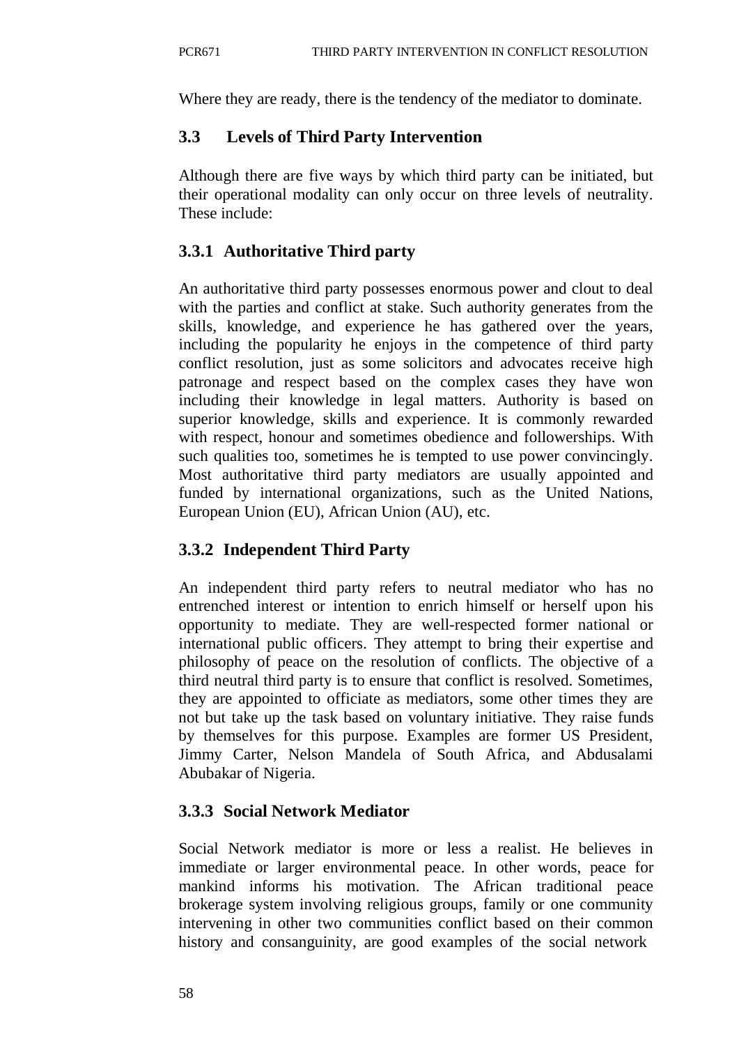Where they are ready, there is the tendency of the mediator to dominate.

### 3.3 Levels of Third Party Intervention

Although there are five ways by which third party can be initiated, but their operational modality can only occur on three levels of neutrality. These include:

#### 3.3.1 Authoritative Third party

An authoritative third party possesses enormous power and clout to deal with the parties and conflict at stake. Such authority generates from the skills, knowledge, and experience he has gathered over the years, including the popularity he enjoys in the competence of third party conflict resolution, just as some solicitors and advocates receive high patronage and respect based on the complex cases they have won including their knowledge in legal matters. Authority is based on superior knowledge, skills and experience. It is commonly rewarded with respect, honour and sometimes obedience and followerships. With such qualities too, sometimes he is tempted to use power convincingly. Most authoritative third party mediators are usually appointed and funded by international organizations, such as the United Nations, European Union (EU), African Union (AU), etc.

#### 3.3.2 Independent Third Party

An independent third party refers to neutral mediator who has no entrenched interest or intention to enrich himself or herself upon his opportunity to mediate. They are well-respected former national or international public officers. They attempt to bring their expertise and philosophy of peace on the resolution of conflicts. The objective of a third neutral third party is to ensure that conflict is resolved. Sometimes, they are appointed to officiate as mediators, some other times they are not but take up the task based on voluntary initiative. They raise funds by themselves for this purpose. Examples are former US President, Jimmy Carter, Nelson Mandela of South Africa, and Abdusalami Abubakar of Nigeria.

#### 3.3.3 Social Network Mediator

Social Network mediator is more or less a realist. He believes in immediate or larger environmental peace. In other words, peace for mankind informs his motivation. The African traditional peace brokerage system involving religious groups, family or one community intervening in other two communities conflict based on their common history and consanguinity, are good examples of the social network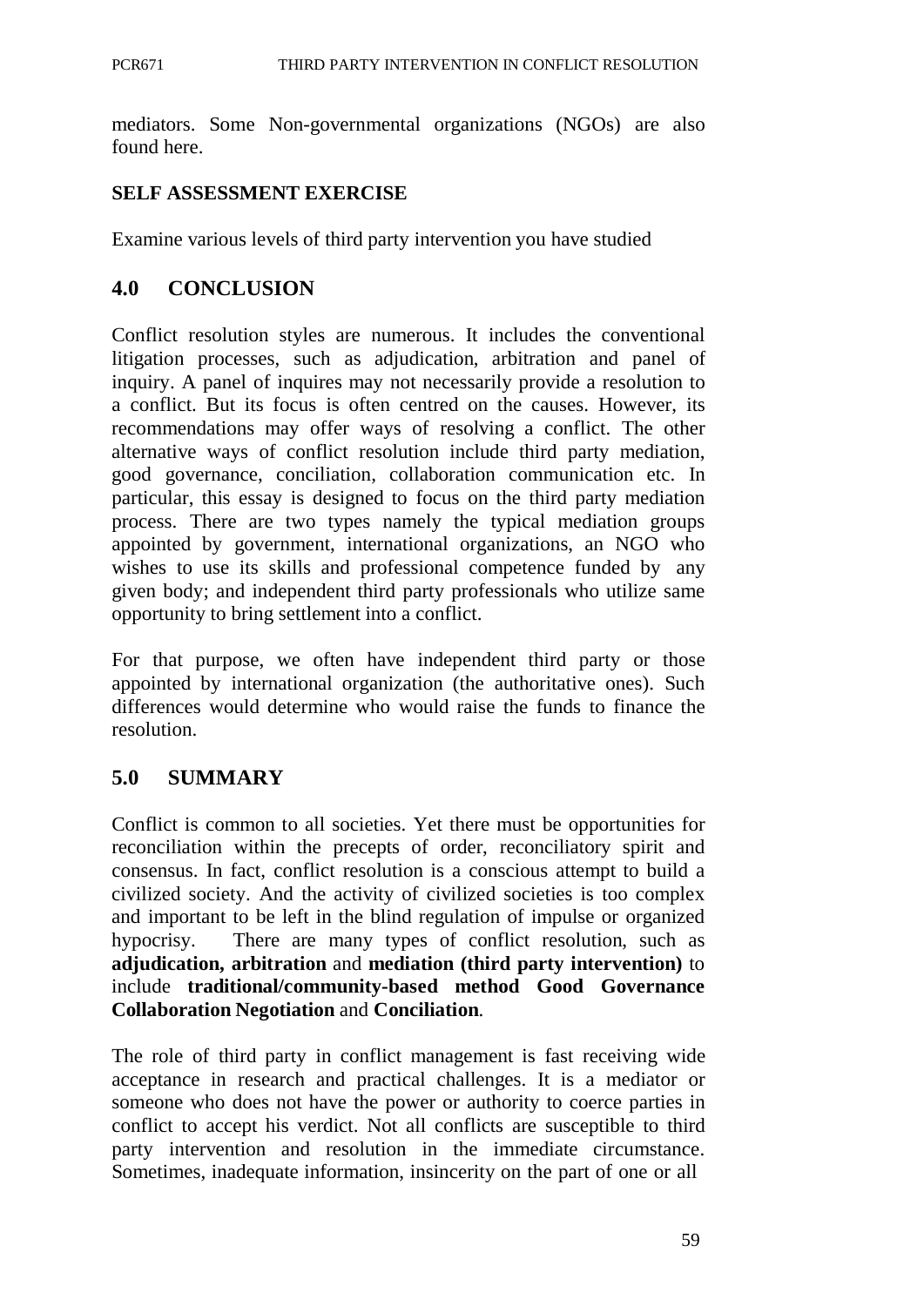mediators. Some Non-governmental organizations (NGOs) are also found here.

**SELF ASSESSMENT EXERCISE**

Examine various levels of third party intervention you have studied

## 4.0 CONCLUSION

Conflict resolution styles are numerous. It includes the conventional litigation processes, such as adjudication, arbitration and panel of inquiry. A panel of inquires may not necessarily provide a resolution to a conflict. But its focus is often centred on the causes. However, its recommendations may offer ways of resolving a conflict. The other alternative ways of conflict resolution include third party mediation, good governance, conciliation, collaboration communication etc. In particular, this essay is designed to focus on the third party mediation process. There are two types namely the typical mediation groups appointed by government, international organizations, an NGO who wishes to use its skills and professional competence funded by any given body; and independent third party professionals who utilize same opportunity to bring settlement into a conflict.

For that purpose, we often have independent third party or those appointed by international organization (the authoritative ones). Such differences would determine who would raise the funds to finance the resolution.

## 5.0 SUMMARY

Conflict is common to all societies. Yet there must be opportunities for reconciliation within the precepts of order, reconciliatory spirit and consensus. In fact, conflict resolution is a conscious attempt to build a civilized society. And the activity of civilized societies is too complex and important to be left in the blind regulation of impulse or organized hypocrisy. There are many types of conflict resolution, such as **adjudication, arbitration** and **mediation (third party intervention)** to include **traditional/community-based method Good Governance Collaboration Negotiation** and **Conciliation**.

The role of third party in conflict management is fast receiving wide acceptance in research and practical challenges. It is a mediator or someone who does not have the power or authority to coerce parties in conflict to accept his verdict. Not all conflicts are susceptible to third party intervention and resolution in the immediate circumstance. Sometimes, inadequate information, insincerity on the part of one or all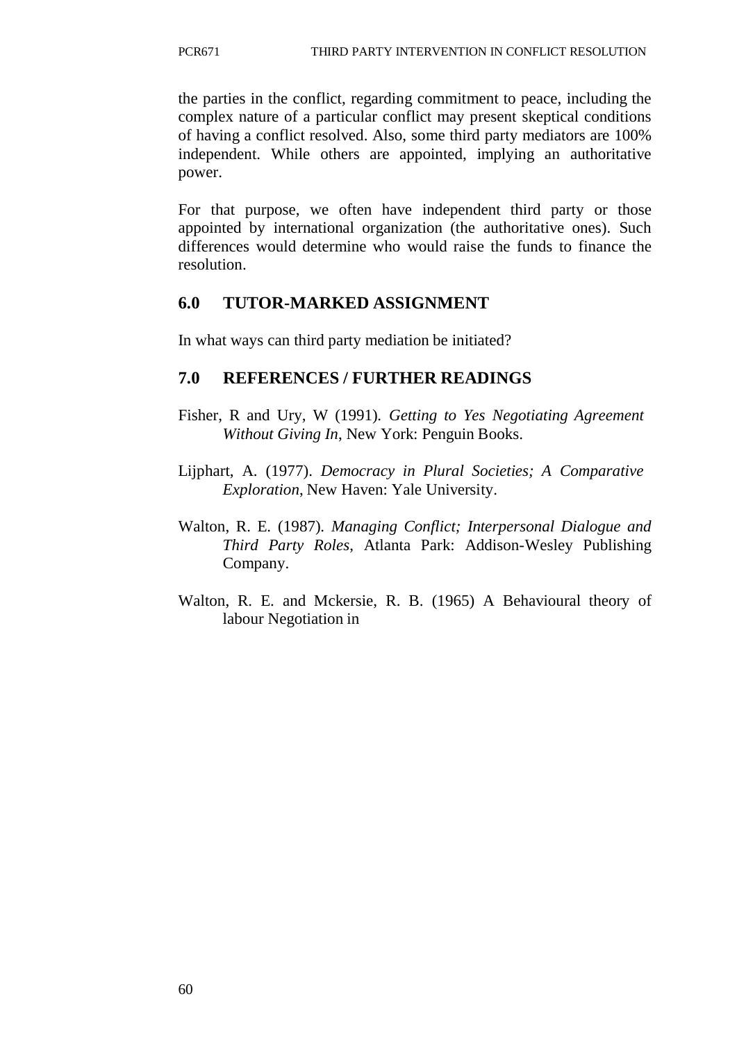the parties in the conflict, regarding commitment to peace, including the complex nature of a particular conflict may present skeptical conditions of having a conflict resolved. Also, some third party mediators are 100% independent. While others are appointed, implying an authoritative power.

For that purpose, we often have independent third party or those appointed by international organization (the authoritative ones). Such differences would determine who would raise the funds to finance the resolution.

## 6.0 TUTOR-MARKED ASSIGNMENT

In what ways can third party mediation be initiated?

## 7.0 REFERENCES / FURTHER READINGS

Fisher, R and Ury, W (1991). *Getting to Yes Negotiating Agreement Without Giving In*, New York: Penguin Books.

Lijphart, A. (1977). *Democracy in Plural Societies; A Comparative Exploration*, New Haven: Yale University.

Walton, R. E. (1987). *Managing Conflict; Interpersonal Dialogue and Third Party Roles*, Atlanta Park: Addison-Wesley Publishing Company.

Walton, R. E. and Mckersie, R. B. (1965) A Behavioural theory of labour Negotiation in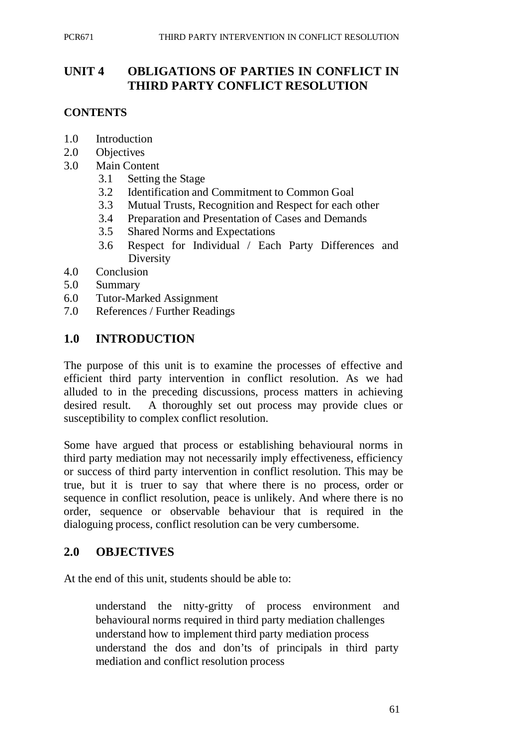# UNIT 4 OBLIGATIONS OF PARTIES IN CONFLICT IN THIRD PARTY CONFLICT RESOLUTION

## CONTENTS

- 1.0 Introduction
- 2.0 Objectives
- 3.0 Main Content
  - 3.1 Setting the Stage
  - 3.2 Identification and Commitment to Common Goal
  - 3.3 Mutual Trusts, Recognition and Respect for each other
  - 3.4 Preparation and Presentation of Cases and Demands
  - 3.5 Shared Norms and Expectations
  - 3.6 Respect for Individual / Each Party Differences and Diversity
- 4.0 Conclusion
- 5.0 Summary
- 6.0 Tutor-Marked Assignment
- 7.0 References / Further Readings

## 1.0 INTRODUCTION

The purpose of this unit is to examine the processes of effective and efficient third party intervention in conflict resolution. As we had alluded to in the preceding discussions, process matters in achieving desired result. A thoroughly set out process may provide clues or susceptibility to complex conflict resolution.

Some have argued that process or establishing behavioural norms in third party mediation may not necessarily imply effectiveness, efficiency or success of third party intervention in conflict resolution. This may be true, but it is truer to say that where there is no process, order or sequence in conflict resolution, peace is unlikely. And where there is no order, sequence or observable behaviour that is required in the dialoguing process, conflict resolution can be very cumbersome.

## 2.0 OBJECTIVES

At the end of this unit, students should be able to:

- understand the nitty-gritty of process environment and behavioural norms required in third party mediation challenges
- understand how to implement third party mediation process
- understand the dos and don'ts of principals in third party mediation and conflict resolution process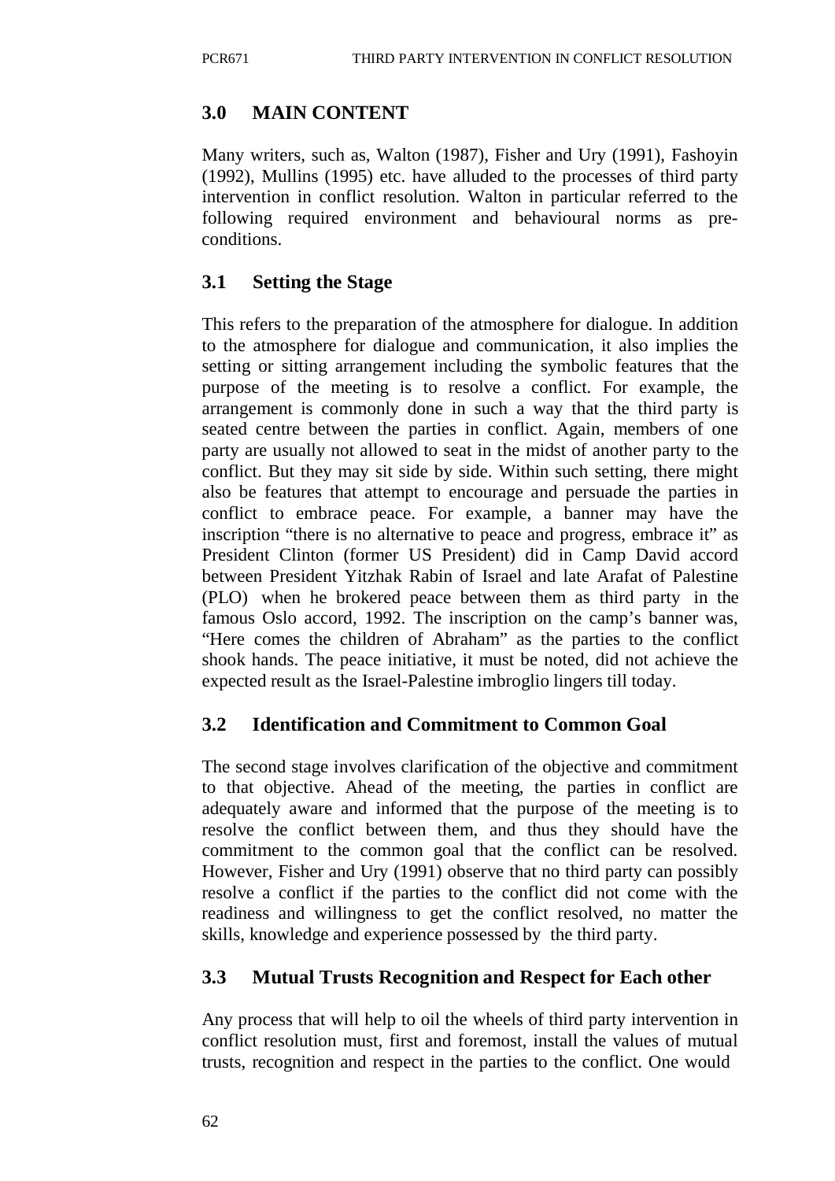## 3.0 MAIN CONTENT

Many writers, such as, Walton (1987), Fisher and Ury (1991), Fashoyin (1992), Mullins (1995) etc. have alluded to the processes of third party intervention in conflict resolution. Walton in particular referred to the following required environment and behavioural norms as pre-conditions.

### 3.1 Setting the Stage

This refers to the preparation of the atmosphere for dialogue. In addition to the atmosphere for dialogue and communication, it also implies the setting or sitting arrangement including the symbolic features that the purpose of the meeting is to resolve a conflict. For example, the arrangement is commonly done in such a way that the third party is seated centre between the parties in conflict. Again, members of one party are usually not allowed to seat in the midst of another party to the conflict. But they may sit side by side. Within such setting, there might also be features that attempt to encourage and persuade the parties in conflict to embrace peace. For example, a banner may have the inscription "there is no alternative to peace and progress, embrace it" as President Clinton (former US President) did in Camp David accord between President Yitzhak Rabin of Israel and late Arafat of Palestine (PLO) when he brokered peace between them as third party in the famous Oslo accord, 1992. The inscription on the camp's banner was, "Here comes the children of Abraham" as the parties to the conflict shook hands. The peace initiative, it must be noted, did not achieve the expected result as the Israel-Palestine imbroglio lingers till today.

### 3.2 Identification and Commitment to Common Goal

The second stage involves clarification of the objective and commitment to that objective. Ahead of the meeting, the parties in conflict are adequately aware and informed that the purpose of the meeting is to resolve the conflict between them, and thus they should have the commitment to the common goal that the conflict can be resolved. However, Fisher and Ury (1991) observe that no third party can possibly resolve a conflict if the parties to the conflict did not come with the readiness and willingness to get the conflict resolved, no matter the skills, knowledge and experience possessed by the third party.

### 3.3 Mutual Trusts Recognition and Respect for Each other

Any process that will help to oil the wheels of third party intervention in conflict resolution must, first and foremost, install the values of mutual trusts, recognition and respect in the parties to the conflict. One would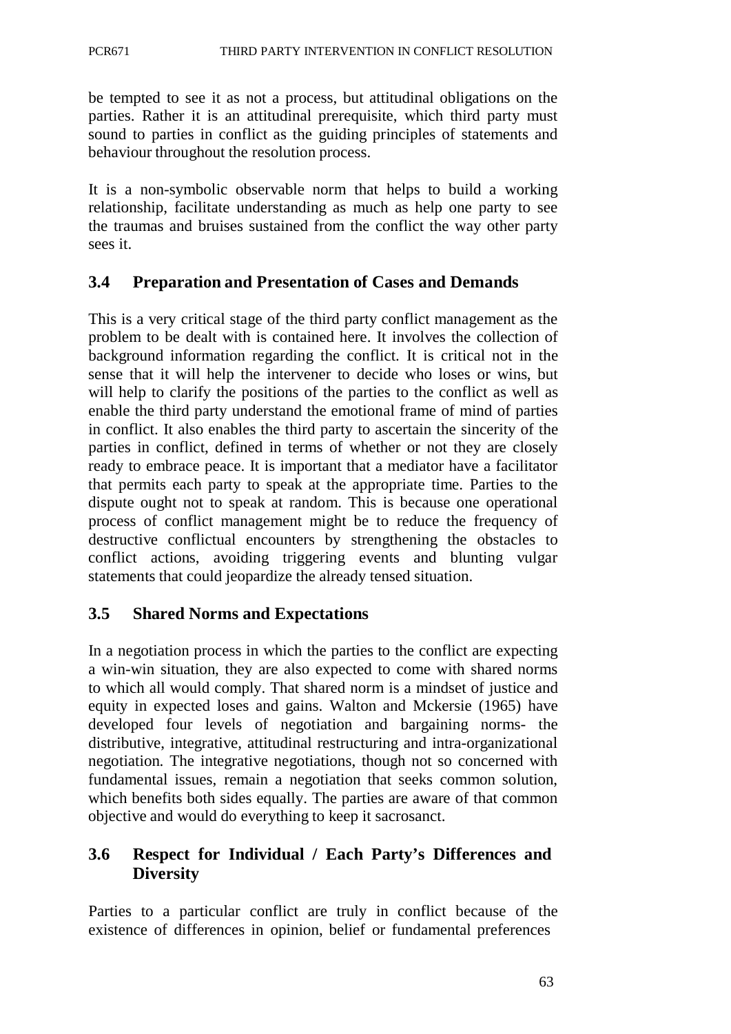be tempted to see it as not a process, but attitudinal obligations on the parties. Rather it is an attitudinal prerequisite, which third party must sound to parties in conflict as the guiding principles of statements and behaviour throughout the resolution process.

It is a non-symbolic observable norm that helps to build a working relationship, facilitate understanding as much as help one party to see the traumas and bruises sustained from the conflict the way other party sees it.

## 3.4 Preparation and Presentation of Cases and Demands

This is a very critical stage of the third party conflict management as the problem to be dealt with is contained here. It involves the collection of background information regarding the conflict. It is critical not in the sense that it will help the intervener to decide who loses or wins, but will help to clarify the positions of the parties to the conflict as well as enable the third party understand the emotional frame of mind of parties in conflict. It also enables the third party to ascertain the sincerity of the parties in conflict, defined in terms of whether or not they are closely ready to embrace peace. It is important that a mediator have a facilitator that permits each party to speak at the appropriate time. Parties to the dispute ought not to speak at random. This is because one operational process of conflict management might be to reduce the frequency of destructive conflictual encounters by strengthening the obstacles to conflict actions, avoiding triggering events and blunting vulgar statements that could jeopardize the already tensed situation.

## 3.5 Shared Norms and Expectations

In a negotiation process in which the parties to the conflict are expecting a win-win situation, they are also expected to come with shared norms to which all would comply. That shared norm is a mindset of justice and equity in expected loses and gains. Walton and Mckersie (1965) have developed four levels of negotiation and bargaining norms- the distributive, integrative, attitudinal restructuring and intra-organizational negotiation. The integrative negotiations, though not so concerned with fundamental issues, remain a negotiation that seeks common solution, which benefits both sides equally. The parties are aware of that common objective and would do everything to keep it sacrosanct.

## 3.6 Respect for Individual / Each Party's Differences and Diversity

Parties to a particular conflict are truly in conflict because of the existence of differences in opinion, belief or fundamental preferences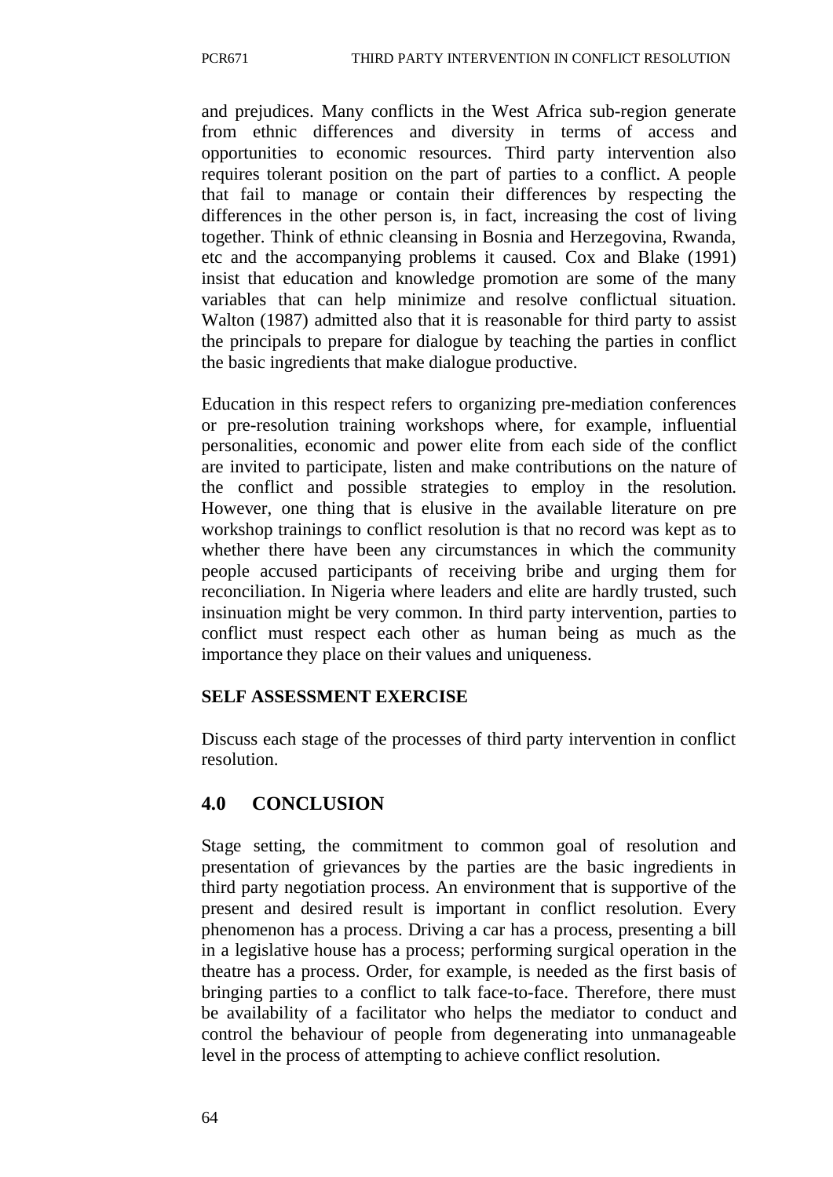and prejudices. Many conflicts in the West Africa sub-region generate from ethnic differences and diversity in terms of access and opportunities to economic resources. Third party intervention also requires tolerant position on the part of parties to a conflict. A people that fail to manage or contain their differences by respecting the differences in the other person is, in fact, increasing the cost of living together. Think of ethnic cleansing in Bosnia and Herzegovina, Rwanda, etc and the accompanying problems it caused. Cox and Blake (1991) insist that education and knowledge promotion are some of the many variables that can help minimize and resolve conflictual situation. Walton (1987) admitted also that it is reasonable for third party to assist the principals to prepare for dialogue by teaching the parties in conflict the basic ingredients that make dialogue productive.

Education in this respect refers to organizing pre-mediation conferences or pre-resolution training workshops where, for example, influential personalities, economic and power elite from each side of the conflict are invited to participate, listen and make contributions on the nature of the conflict and possible strategies to employ in the resolution. However, one thing that is elusive in the available literature on pre workshop trainings to conflict resolution is that no record was kept as to whether there have been any circumstances in which the community people accused participants of receiving bribe and urging them for reconciliation. In Nigeria where leaders and elite are hardly trusted, such insinuation might be very common. In third party intervention, parties to conflict must respect each other as human being as much as the importance they place on their values and uniqueness.

**SELF ASSESSMENT EXERCISE**

Discuss each stage of the processes of third party intervention in conflict resolution.

## 4.0 CONCLUSION

Stage setting, the commitment to common goal of resolution and presentation of grievances by the parties are the basic ingredients in third party negotiation process. An environment that is supportive of the present and desired result is important in conflict resolution. Every phenomenon has a process. Driving a car has a process, presenting a bill in a legislative house has a process; performing surgical operation in the theatre has a process. Order, for example, is needed as the first basis of bringing parties to a conflict to talk face-to-face. Therefore, there must be availability of a facilitator who helps the mediator to conduct and control the behaviour of people from degenerating into unmanageable level in the process of attempting to achieve conflict resolution.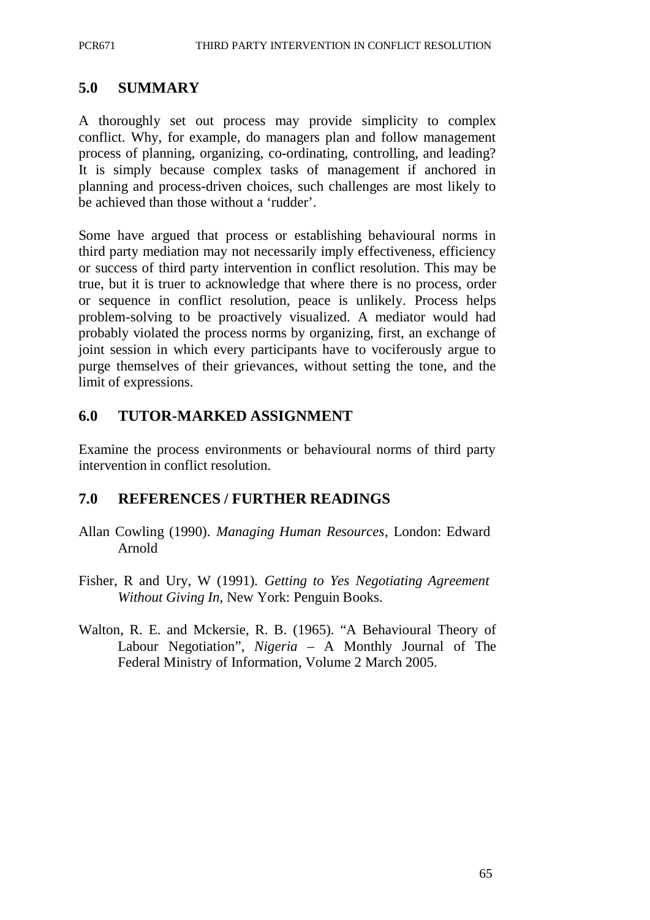## 5.0 SUMMARY

A thoroughly set out process may provide simplicity to complex conflict. Why, for example, do managers plan and follow management process of planning, organizing, co-ordinating, controlling, and leading? It is simply because complex tasks of management if anchored in planning and process-driven choices, such challenges are most likely to be achieved than those without a 'rudder'.

Some have argued that process or establishing behavioural norms in third party mediation may not necessarily imply effectiveness, efficiency or success of third party intervention in conflict resolution. This may be true, but it is truer to acknowledge that where there is no process, order or sequence in conflict resolution, peace is unlikely. Process helps problem-solving to be proactively visualized. A mediator would had probably violated the process norms by organizing, first, an exchange of joint session in which every participants have to vociferously argue to purge themselves of their grievances, without setting the tone, and the limit of expressions.

## 6.0 TUTOR-MARKED ASSIGNMENT

Examine the process environments or behavioural norms of third party intervention in conflict resolution.

## 7.0 REFERENCES / FURTHER READINGS

Allan Cowling (1990). *Managing Human Resources*, London: Edward Arnold

Fisher, R and Ury, W (1991). *Getting to Yes Negotiating Agreement Without Giving In*, New York: Penguin Books.

Walton, R. E. and Mckersie, R. B. (1965). "A Behavioural Theory of Labour Negotiation", *Nigeria* – A Monthly Journal of The Federal Ministry of Information, Volume 2 March 2005.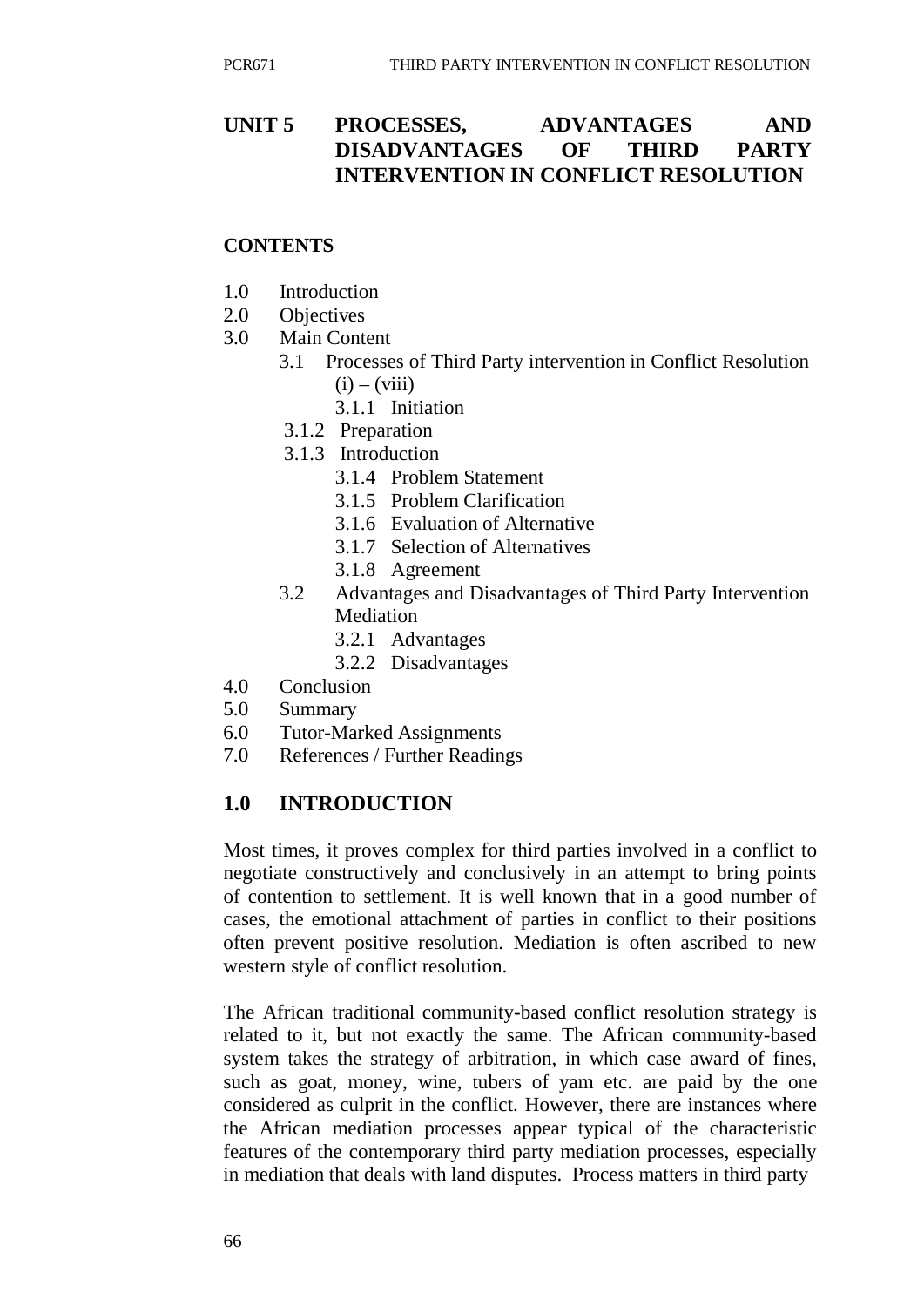## UNIT 5 PROCESSES, ADVANTAGES AND DISADVANTAGES OF THIRD PARTY INTERVENTION IN CONFLICT RESOLUTION

**CONTENTS**

- 1.0 Introduction
- 2.0 Objectives
- 3.0 Main Content
  - 3.1 Processes of Third Party intervention in Conflict Resolution (i) – (viii)
    - 3.1.1 Initiation
    - 3.1.2 Preparation
    - 3.1.3 Introduction
    - 3.1.4 Problem Statement
    - 3.1.5 Problem Clarification
    - 3.1.6 Evaluation of Alternative
    - 3.1.7 Selection of Alternatives
    - 3.1.8 Agreement
  - 3.2 Advantages and Disadvantages of Third Party Intervention Mediation
    - 3.2.1 Advantages
    - 3.2.2 Disadvantages
- 4.0 Conclusion
- 5.0 Summary
- 6.0 Tutor-Marked Assignments
- 7.0 References / Further Readings

## 1.0 INTRODUCTION

Most times, it proves complex for third parties involved in a conflict to negotiate constructively and conclusively in an attempt to bring points of contention to settlement. It is well known that in a good number of cases, the emotional attachment of parties in conflict to their positions often prevent positive resolution. Mediation is often ascribed to new western style of conflict resolution.

The African traditional community-based conflict resolution strategy is related to it, but not exactly the same. The African community-based system takes the strategy of arbitration, in which case award of fines, such as goat, money, wine, tubers of yam etc. are paid by the one considered as culprit in the conflict. However, there are instances where the African mediation processes appear typical of the characteristic features of the contemporary third party mediation processes, especially in mediation that deals with land disputes. Process matters in third party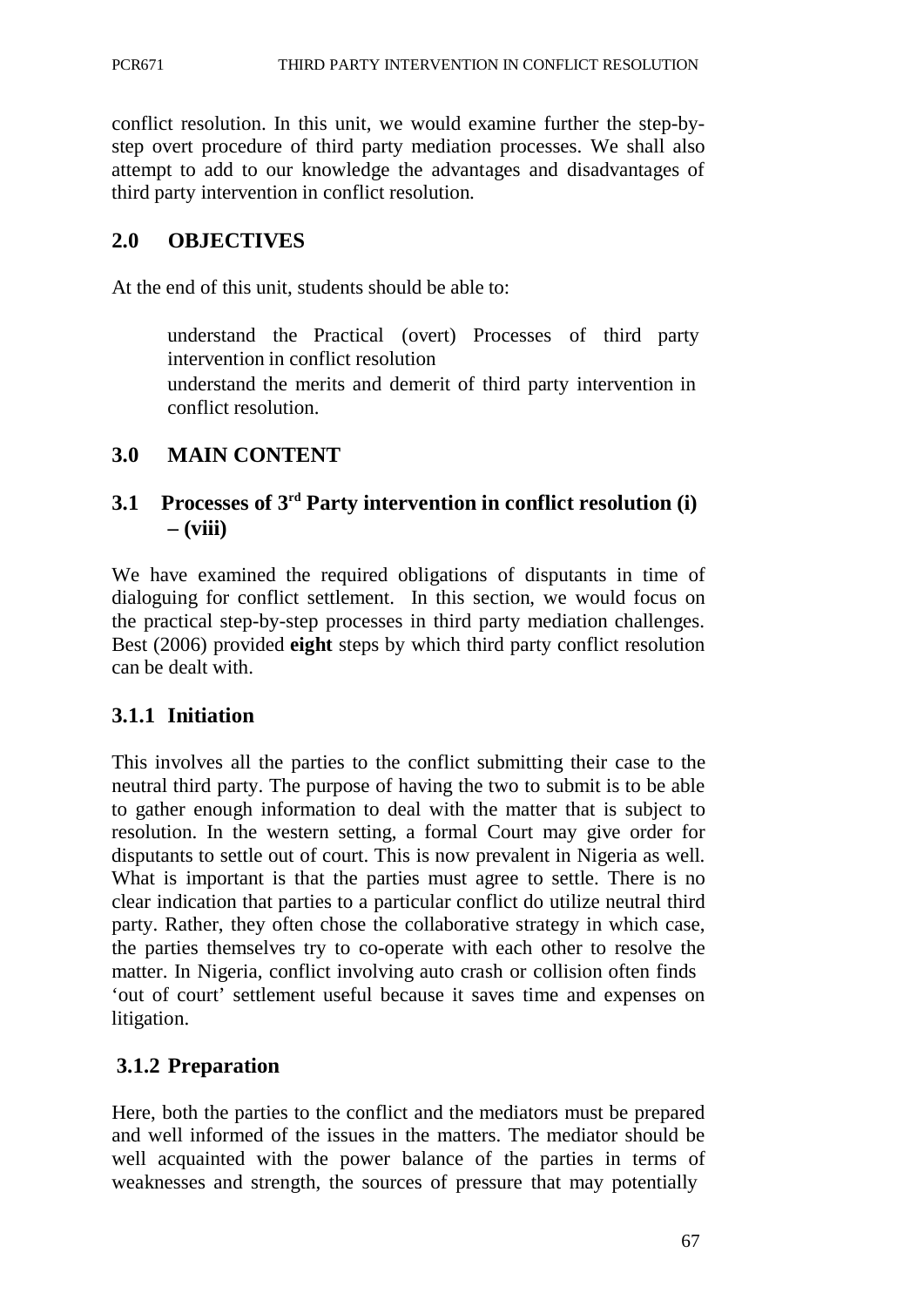conflict resolution. In this unit, we would examine further the step-by-step overt procedure of third party mediation processes. We shall also attempt to add to our knowledge the advantages and disadvantages of third party intervention in conflict resolution.

## 2.0 OBJECTIVES

At the end of this unit, students should be able to:

- understand the Practical (overt) Processes of third party intervention in conflict resolution
- understand the merits and demerit of third party intervention in conflict resolution.

## 3.0 MAIN CONTENT

### 3.1 Processes of 3rd Party intervention in conflict resolution (i) – (viii)

We have examined the required obligations of disputants in time of dialoguing for conflict settlement. In this section, we would focus on the practical step-by-step processes in third party mediation challenges. Best (2006) provided **eight** steps by which third party conflict resolution can be dealt with.

#### 3.1.1 Initiation

This involves all the parties to the conflict submitting their case to the neutral third party. The purpose of having the two to submit is to be able to gather enough information to deal with the matter that is subject to resolution. In the western setting, a formal Court may give order for disputants to settle out of court. This is now prevalent in Nigeria as well. What is important is that the parties must agree to settle. There is no clear indication that parties to a particular conflict do utilize neutral third party. Rather, they often chose the collaborative strategy in which case, the parties themselves try to co-operate with each other to resolve the matter. In Nigeria, conflict involving auto crash or collision often finds 'out of court' settlement useful because it saves time and expenses on litigation.

#### 3.1.2 Preparation

Here, both the parties to the conflict and the mediators must be prepared and well informed of the issues in the matters. The mediator should be well acquainted with the power balance of the parties in terms of weaknesses and strength, the sources of pressure that may potentially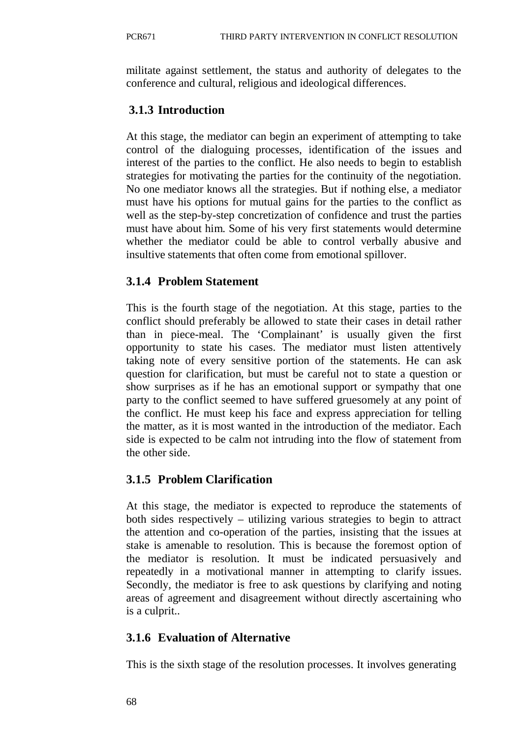militate against settlement, the status and authority of delegates to the conference and cultural, religious and ideological differences.

### 3.1.3 Introduction

At this stage, the mediator can begin an experiment of attempting to take control of the dialoguing processes, identification of the issues and interest of the parties to the conflict. He also needs to begin to establish strategies for motivating the parties for the continuity of the negotiation. No one mediator knows all the strategies. But if nothing else, a mediator must have his options for mutual gains for the parties to the conflict as well as the step-by-step concretization of confidence and trust the parties must have about him. Some of his very first statements would determine whether the mediator could be able to control verbally abusive and insultive statements that often come from emotional spillover.

### 3.1.4 Problem Statement

This is the fourth stage of the negotiation. At this stage, parties to the conflict should preferably be allowed to state their cases in detail rather than in piece-meal. The 'Complainant' is usually given the first opportunity to state his cases. The mediator must listen attentively taking note of every sensitive portion of the statements. He can ask question for clarification, but must be careful not to state a question or show surprises as if he has an emotional support or sympathy that one party to the conflict seemed to have suffered gruesomely at any point of the conflict. He must keep his face and express appreciation for telling the matter, as it is most wanted in the introduction of the mediator. Each side is expected to be calm not intruding into the flow of statement from the other side.

### 3.1.5 Problem Clarification

At this stage, the mediator is expected to reproduce the statements of both sides respectively – utilizing various strategies to begin to attract the attention and co-operation of the parties, insisting that the issues at stake is amenable to resolution. This is because the foremost option of the mediator is resolution. It must be indicated persuasively and repeatedly in a motivational manner in attempting to clarify issues. Secondly, the mediator is free to ask questions by clarifying and noting areas of agreement and disagreement without directly ascertaining who is a culprit..

### 3.1.6 Evaluation of Alternative

This is the sixth stage of the resolution processes. It involves generating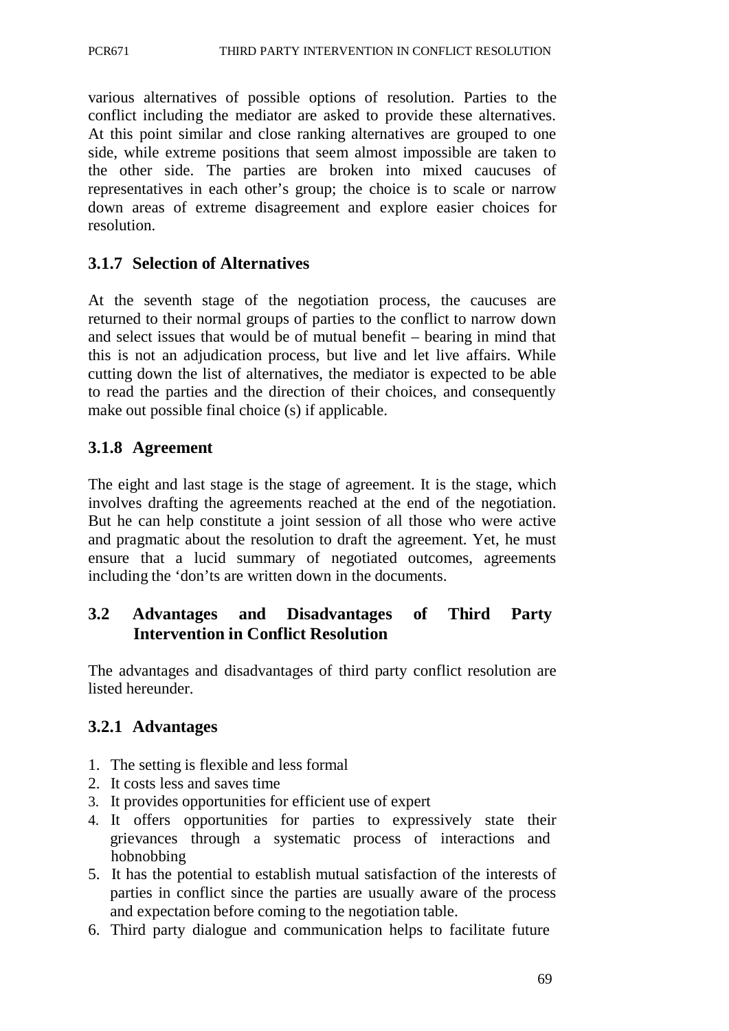various alternatives of possible options of resolution. Parties to the conflict including the mediator are asked to provide these alternatives. At this point similar and close ranking alternatives are grouped to one side, while extreme positions that seem almost impossible are taken to the other side. The parties are broken into mixed caucuses of representatives in each other's group; the choice is to scale or narrow down areas of extreme disagreement and explore easier choices for resolution.

### 3.1.7 Selection of Alternatives

At the seventh stage of the negotiation process, the caucuses are returned to their normal groups of parties to the conflict to narrow down and select issues that would be of mutual benefit – bearing in mind that this is not an adjudication process, but live and let live affairs. While cutting down the list of alternatives, the mediator is expected to be able to read the parties and the direction of their choices, and consequently make out possible final choice (s) if applicable.

### 3.1.8 Agreement

The eight and last stage is the stage of agreement. It is the stage, which involves drafting the agreements reached at the end of the negotiation. But he can help constitute a joint session of all those who were active and pragmatic about the resolution to draft the agreement. Yet, he must ensure that a lucid summary of negotiated outcomes, agreements including the 'don'ts are written down in the documents.

## 3.2 Advantages and Disadvantages of Third Party Intervention in Conflict Resolution

The advantages and disadvantages of third party conflict resolution are listed hereunder.

### 3.2.1 Advantages

1. The setting is flexible and less formal
2. It costs less and saves time
3. It provides opportunities for efficient use of expert
4. It offers opportunities for parties to expressively state their grievances through a systematic process of interactions and hobnobbing
5. It has the potential to establish mutual satisfaction of the interests of parties in conflict since the parties are usually aware of the process and expectation before coming to the negotiation table.
6. Third party dialogue and communication helps to facilitate future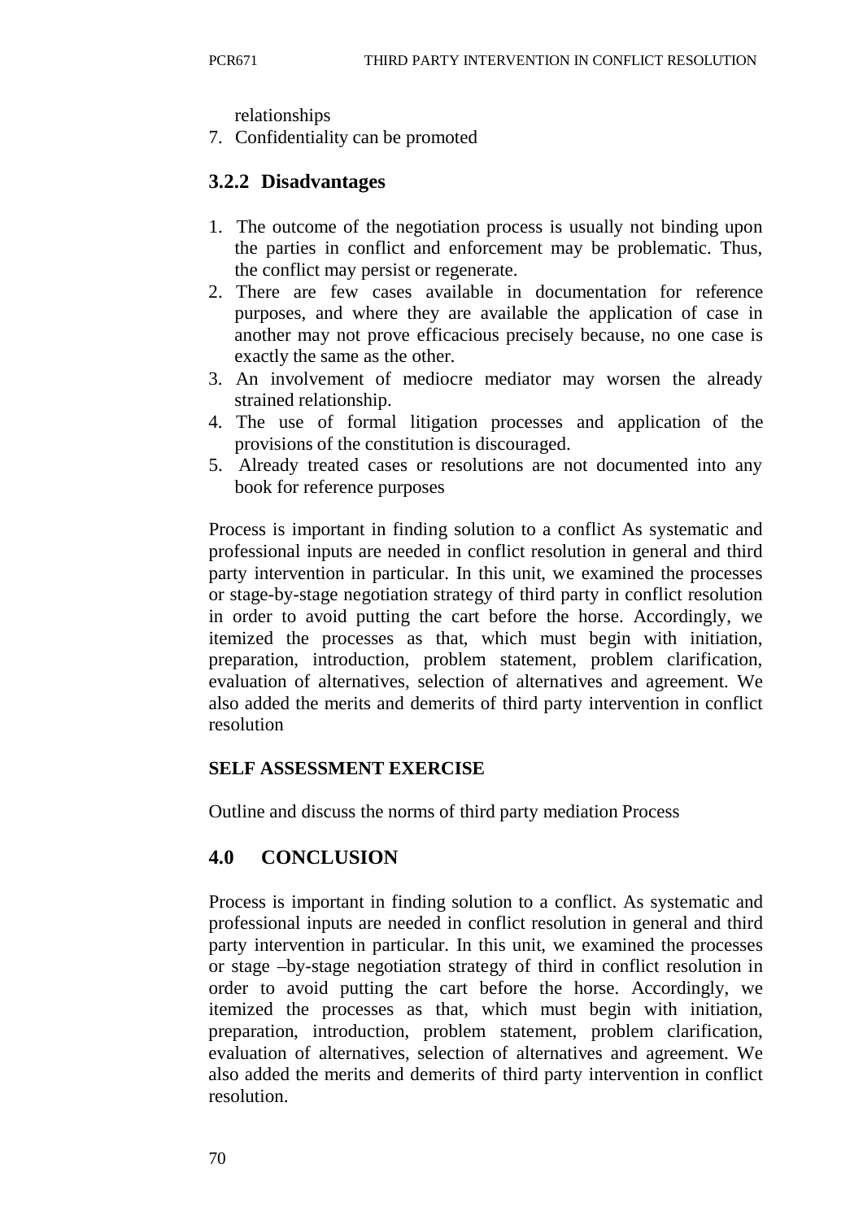relationships

7. Confidentiality can be promoted

### 3.2.2 Disadvantages

1. The outcome of the negotiation process is usually not binding upon the parties in conflict and enforcement may be problematic. Thus, the conflict may persist or regenerate.
2. There are few cases available in documentation for reference purposes, and where they are available the application of case in another may not prove efficacious precisely because, no one case is exactly the same as the other.
3. An involvement of mediocre mediator may worsen the already strained relationship.
4. The use of formal litigation processes and application of the provisions of the constitution is discouraged.
5. Already treated cases or resolutions are not documented into any book for reference purposes

Process is important in finding solution to a conflict As systematic and professional inputs are needed in conflict resolution in general and third party intervention in particular. In this unit, we examined the processes or stage-by-stage negotiation strategy of third party in conflict resolution in order to avoid putting the cart before the horse. Accordingly, we itemized the processes as that, which must begin with initiation, preparation, introduction, problem statement, problem clarification, evaluation of alternatives, selection of alternatives and agreement. We also added the merits and demerits of third party intervention in conflict resolution

**SELF ASSESSMENT EXERCISE**

Outline and discuss the norms of third party mediation Process

## 4.0 CONCLUSION

Process is important in finding solution to a conflict. As systematic and professional inputs are needed in conflict resolution in general and third party intervention in particular. In this unit, we examined the processes or stage –by-stage negotiation strategy of third in conflict resolution in order to avoid putting the cart before the horse. Accordingly, we itemized the processes as that, which must begin with initiation, preparation, introduction, problem statement, problem clarification, evaluation of alternatives, selection of alternatives and agreement. We also added the merits and demerits of third party intervention in conflict resolution.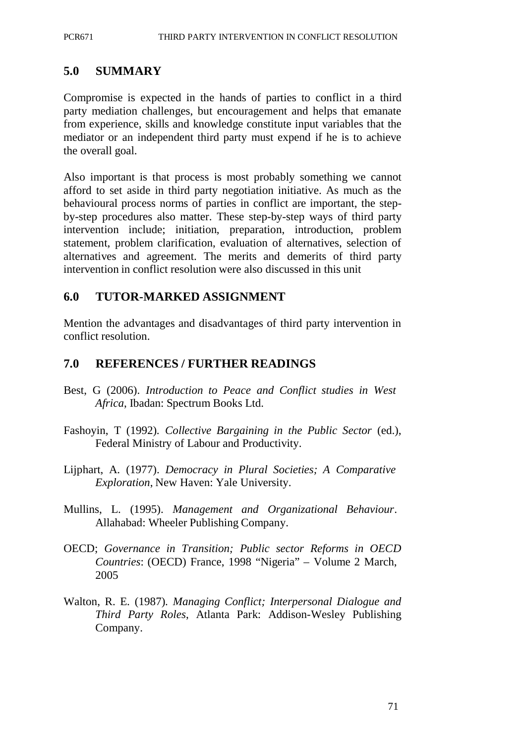## 5.0 SUMMARY

Compromise is expected in the hands of parties to conflict in a third party mediation challenges, but encouragement and helps that emanate from experience, skills and knowledge constitute input variables that the mediator or an independent third party must expend if he is to achieve the overall goal.

Also important is that process is most probably something we cannot afford to set aside in third party negotiation initiative. As much as the behavioural process norms of parties in conflict are important, the step-by-step procedures also matter. These step-by-step ways of third party intervention include; initiation, preparation, introduction, problem statement, problem clarification, evaluation of alternatives, selection of alternatives and agreement. The merits and demerits of third party intervention in conflict resolution were also discussed in this unit

## 6.0 TUTOR-MARKED ASSIGNMENT

Mention the advantages and disadvantages of third party intervention in conflict resolution.

## 7.0 REFERENCES / FURTHER READINGS

Best, G (2006). *Introduction to Peace and Conflict studies in West Africa*, Ibadan: Spectrum Books Ltd.

Fashoyin, T (1992). *Collective Bargaining in the Public Sector* (ed.), Federal Ministry of Labour and Productivity.

Lijphart, A. (1977). *Democracy in Plural Societies; A Comparative Exploration*, New Haven: Yale University.

Mullins, L. (1995). *Management and Organizational Behaviour*. Allahabad: Wheeler Publishing Company.

OECD; *Governance in Transition; Public sector Reforms in OECD Countries*: (OECD) France, 1998 "Nigeria" – Volume 2 March, 2005

Walton, R. E. (1987). *Managing Conflict; Interpersonal Dialogue and Third Party Roles*, Atlanta Park: Addison-Wesley Publishing Company.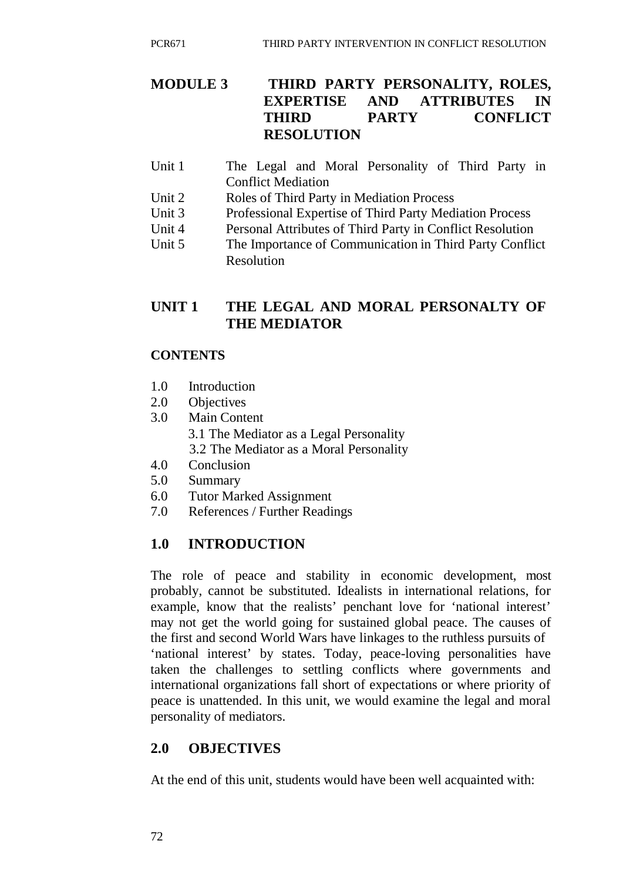# MODULE 3 THIRD PARTY PERSONALITY, ROLES, EXPERTISE AND ATTRIBUTES IN THIRD PARTY CONFLICT RESOLUTION

Unit 1 The Legal and Moral Personality of Third Party in Conflict Mediation
Unit 2 Roles of Third Party in Mediation Process
Unit 3 Professional Expertise of Third Party Mediation Process
Unit 4 Personal Attributes of Third Party in Conflict Resolution
Unit 5 The Importance of Communication in Third Party Conflict Resolution

## UNIT 1 THE LEGAL AND MORAL PERSONALTY OF THE MEDIATOR

### CONTENTS

1.0 Introduction
2.0 Objectives
3.0 Main Content
  3.1 The Mediator as a Legal Personality
  3.2 The Mediator as a Moral Personality
4.0 Conclusion
5.0 Summary
6.0 Tutor Marked Assignment
7.0 References / Further Readings

## 1.0 INTRODUCTION

The role of peace and stability in economic development, most probably, cannot be substituted. Idealists in international relations, for example, know that the realists' penchant love for 'national interest' may not get the world going for sustained global peace. The causes of the first and second World Wars have linkages to the ruthless pursuits of 'national interest' by states. Today, peace-loving personalities have taken the challenges to settling conflicts where governments and international organizations fall short of expectations or where priority of peace is unattended. In this unit, we would examine the legal and moral personality of mediators.

## 2.0 OBJECTIVES

At the end of this unit, students would have been well acquainted with: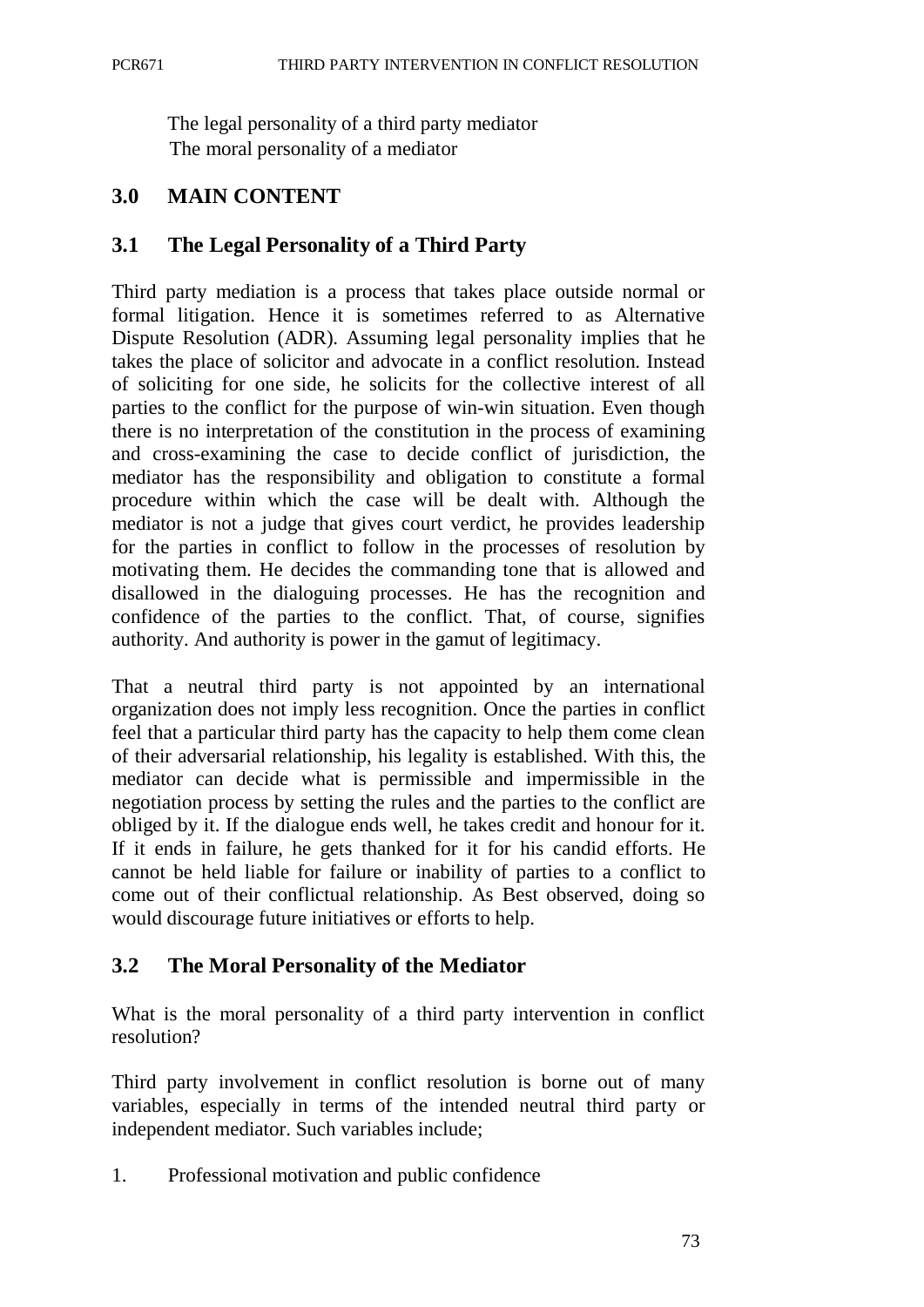The legal personality of a third party mediator
The moral personality of a mediator

## 3.0 MAIN CONTENT

### 3.1 The Legal Personality of a Third Party

Third party mediation is a process that takes place outside normal or formal litigation. Hence it is sometimes referred to as Alternative Dispute Resolution (ADR). Assuming legal personality implies that he takes the place of solicitor and advocate in a conflict resolution. Instead of soliciting for one side, he solicits for the collective interest of all parties to the conflict for the purpose of win-win situation. Even though there is no interpretation of the constitution in the process of examining and cross-examining the case to decide conflict of jurisdiction, the mediator has the responsibility and obligation to constitute a formal procedure within which the case will be dealt with. Although the mediator is not a judge that gives court verdict, he provides leadership for the parties in conflict to follow in the processes of resolution by motivating them. He decides the commanding tone that is allowed and disallowed in the dialoguing processes. He has the recognition and confidence of the parties to the conflict. That, of course, signifies authority. And authority is power in the gamut of legitimacy.

That a neutral third party is not appointed by an international organization does not imply less recognition. Once the parties in conflict feel that a particular third party has the capacity to help them come clean of their adversarial relationship, his legality is established. With this, the mediator can decide what is permissible and impermissible in the negotiation process by setting the rules and the parties to the conflict are obliged by it. If the dialogue ends well, he takes credit and honour for it. If it ends in failure, he gets thanked for it for his candid efforts. He cannot be held liable for failure or inability of parties to a conflict to come out of their conflictual relationship. As Best observed, doing so would discourage future initiatives or efforts to help.

### 3.2 The Moral Personality of the Mediator

What is the moral personality of a third party intervention in conflict resolution?

Third party involvement in conflict resolution is borne out of many variables, especially in terms of the intended neutral third party or independent mediator. Such variables include;

1. Professional motivation and public confidence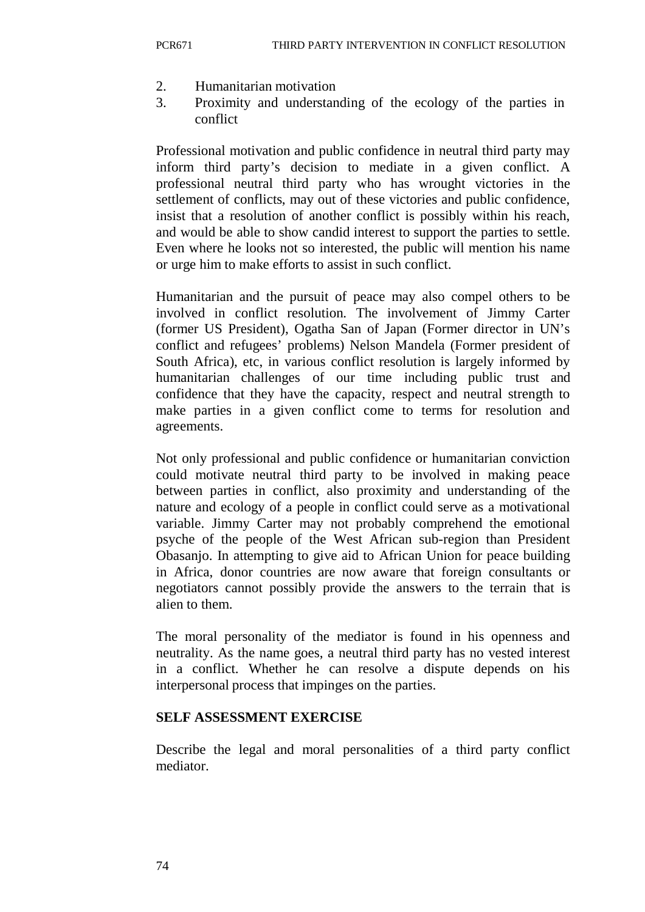2. Humanitarian motivation
3. Proximity and understanding of the ecology of the parties in conflict

Professional motivation and public confidence in neutral third party may inform third party's decision to mediate in a given conflict. A professional neutral third party who has wrought victories in the settlement of conflicts, may out of these victories and public confidence, insist that a resolution of another conflict is possibly within his reach, and would be able to show candid interest to support the parties to settle. Even where he looks not so interested, the public will mention his name or urge him to make efforts to assist in such conflict.

Humanitarian and the pursuit of peace may also compel others to be involved in conflict resolution. The involvement of Jimmy Carter (former US President), Ogatha San of Japan (Former director in UN's conflict and refugees' problems) Nelson Mandela (Former president of South Africa), etc, in various conflict resolution is largely informed by humanitarian challenges of our time including public trust and confidence that they have the capacity, respect and neutral strength to make parties in a given conflict come to terms for resolution and agreements.

Not only professional and public confidence or humanitarian conviction could motivate neutral third party to be involved in making peace between parties in conflict, also proximity and understanding of the nature and ecology of a people in conflict could serve as a motivational variable. Jimmy Carter may not probably comprehend the emotional psyche of the people of the West African sub-region than President Obasanjo. In attempting to give aid to African Union for peace building in Africa, donor countries are now aware that foreign consultants or negotiators cannot possibly provide the answers to the terrain that is alien to them.

The moral personality of the mediator is found in his openness and neutrality. As the name goes, a neutral third party has no vested interest in a conflict. Whether he can resolve a dispute depends on his interpersonal process that impinges on the parties.

**SELF ASSESSMENT EXERCISE**

Describe the legal and moral personalities of a third party conflict mediator.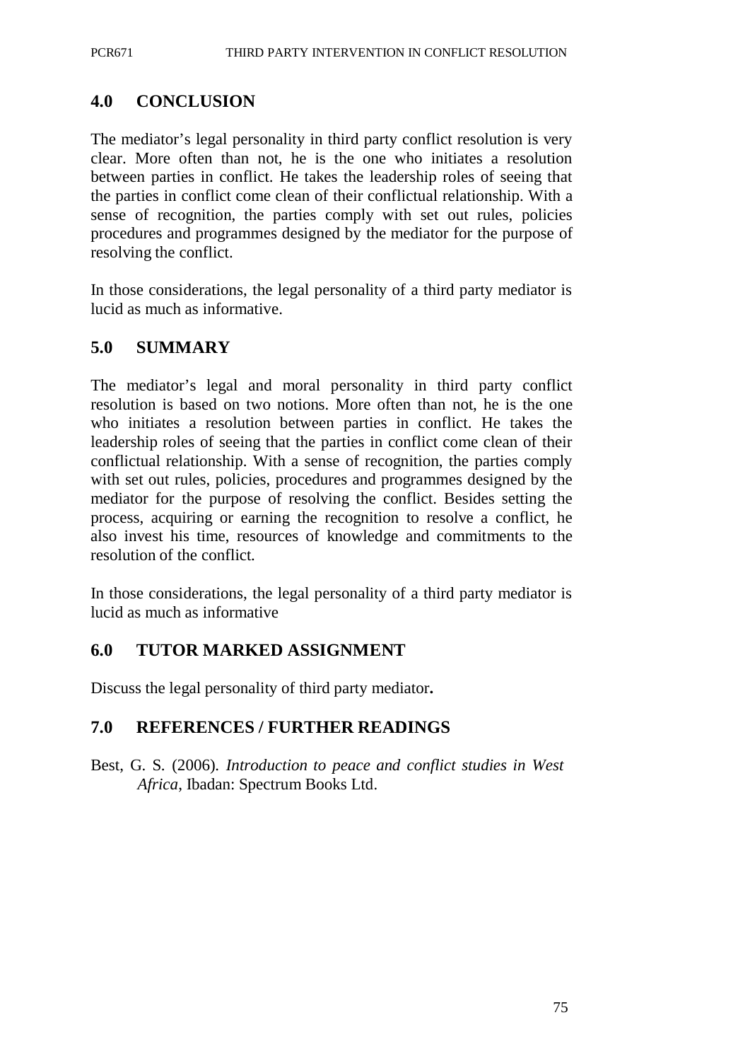## 4.0 CONCLUSION

The mediator's legal personality in third party conflict resolution is very clear. More often than not, he is the one who initiates a resolution between parties in conflict. He takes the leadership roles of seeing that the parties in conflict come clean of their conflictual relationship. With a sense of recognition, the parties comply with set out rules, policies procedures and programmes designed by the mediator for the purpose of resolving the conflict.

In those considerations, the legal personality of a third party mediator is lucid as much as informative.

## 5.0 SUMMARY

The mediator's legal and moral personality in third party conflict resolution is based on two notions. More often than not, he is the one who initiates a resolution between parties in conflict. He takes the leadership roles of seeing that the parties in conflict come clean of their conflictual relationship. With a sense of recognition, the parties comply with set out rules, policies, procedures and programmes designed by the mediator for the purpose of resolving the conflict. Besides setting the process, acquiring or earning the recognition to resolve a conflict, he also invest his time, resources of knowledge and commitments to the resolution of the conflict.

In those considerations, the legal personality of a third party mediator is lucid as much as informative

## 6.0 TUTOR MARKED ASSIGNMENT

Discuss the legal personality of third party mediator**.**

## 7.0 REFERENCES / FURTHER READINGS

Best, G. S. (2006). *Introduction to peace and conflict studies in West Africa*, Ibadan: Spectrum Books Ltd.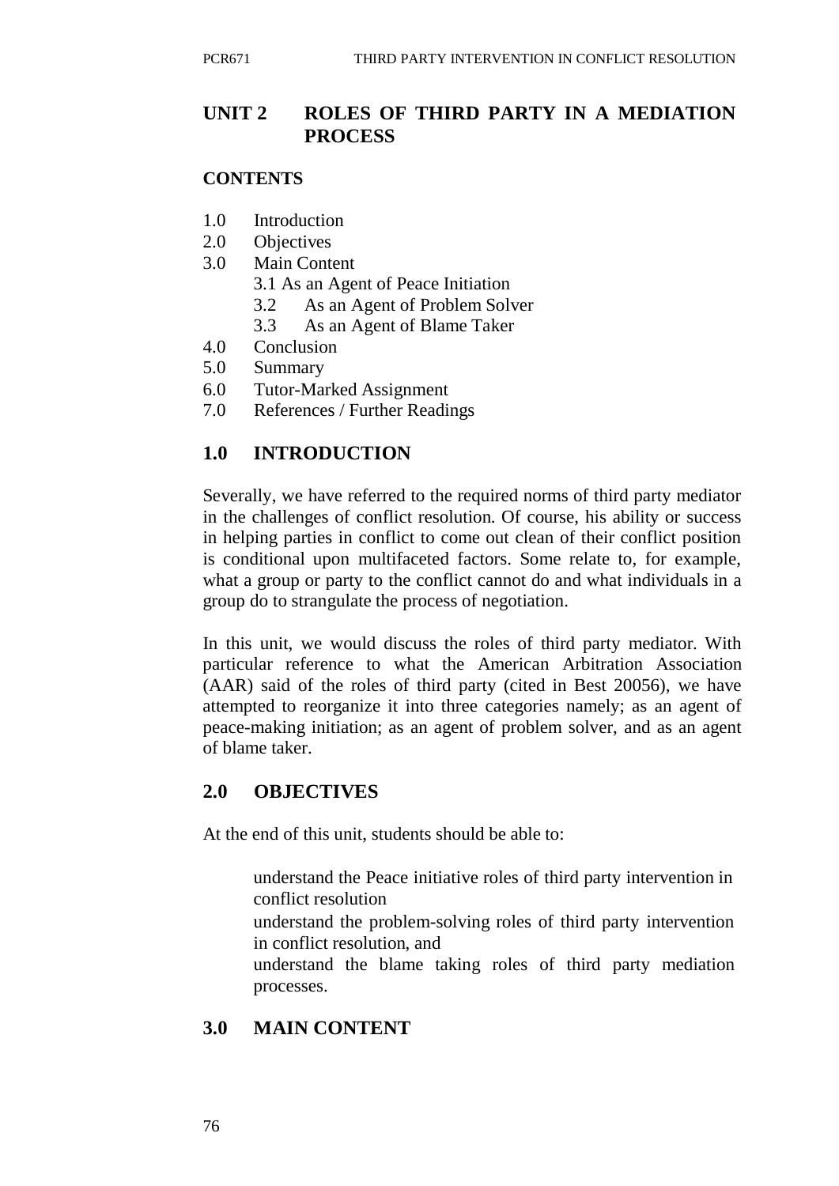## UNIT 2 ROLES OF THIRD PARTY IN A MEDIATION PROCESS

**CONTENTS**

1.0 Introduction
2.0 Objectives
3.0 Main Content
    3.1 As an Agent of Peace Initiation
    3.2 As an Agent of Problem Solver
    3.3 As an Agent of Blame Taker
4.0 Conclusion
5.0 Summary
6.0 Tutor-Marked Assignment
7.0 References / Further Readings

## 1.0 INTRODUCTION

Severally, we have referred to the required norms of third party mediator in the challenges of conflict resolution. Of course, his ability or success in helping parties in conflict to come out clean of their conflict position is conditional upon multifaceted factors. Some relate to, for example, what a group or party to the conflict cannot do and what individuals in a group do to strangulate the process of negotiation.

In this unit, we would discuss the roles of third party mediator. With particular reference to what the American Arbitration Association (AAR) said of the roles of third party (cited in Best 20056), we have attempted to reorganize it into three categories namely; as an agent of peace-making initiation; as an agent of problem solver, and as an agent of blame taker.

## 2.0 OBJECTIVES

At the end of this unit, students should be able to:

- understand the Peace initiative roles of third party intervention in conflict resolution
- understand the problem-solving roles of third party intervention in conflict resolution, and
- understand the blame taking roles of third party mediation processes.

## 3.0 MAIN CONTENT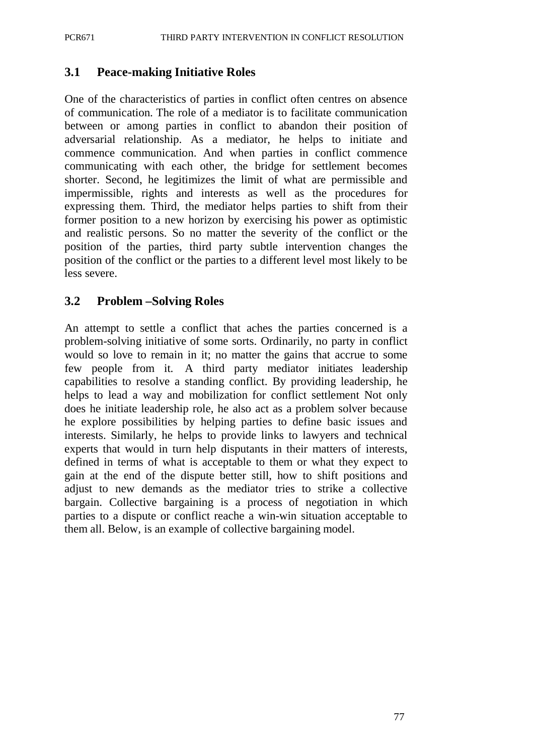## 3.1 Peace-making Initiative Roles

One of the characteristics of parties in conflict often centres on absence of communication. The role of a mediator is to facilitate communication between or among parties in conflict to abandon their position of adversarial relationship. As a mediator, he helps to initiate and commence communication. And when parties in conflict commence communicating with each other, the bridge for settlement becomes shorter. Second, he legitimizes the limit of what are permissible and impermissible, rights and interests as well as the procedures for expressing them. Third, the mediator helps parties to shift from their former position to a new horizon by exercising his power as optimistic and realistic persons. So no matter the severity of the conflict or the position of the parties, third party subtle intervention changes the position of the conflict or the parties to a different level most likely to be less severe.

## 3.2 Problem –Solving Roles

An attempt to settle a conflict that aches the parties concerned is a problem-solving initiative of some sorts. Ordinarily, no party in conflict would so love to remain in it; no matter the gains that accrue to some few people from it. A third party mediator initiates leadership capabilities to resolve a standing conflict. By providing leadership, he helps to lead a way and mobilization for conflict settlement Not only does he initiate leadership role, he also act as a problem solver because he explore possibilities by helping parties to define basic issues and interests. Similarly, he helps to provide links to lawyers and technical experts that would in turn help disputants in their matters of interests, defined in terms of what is acceptable to them or what they expect to gain at the end of the dispute better still, how to shift positions and adjust to new demands as the mediator tries to strike a collective bargain. Collective bargaining is a process of negotiation in which parties to a dispute or conflict reache a win-win situation acceptable to them all. Below, is an example of collective bargaining model.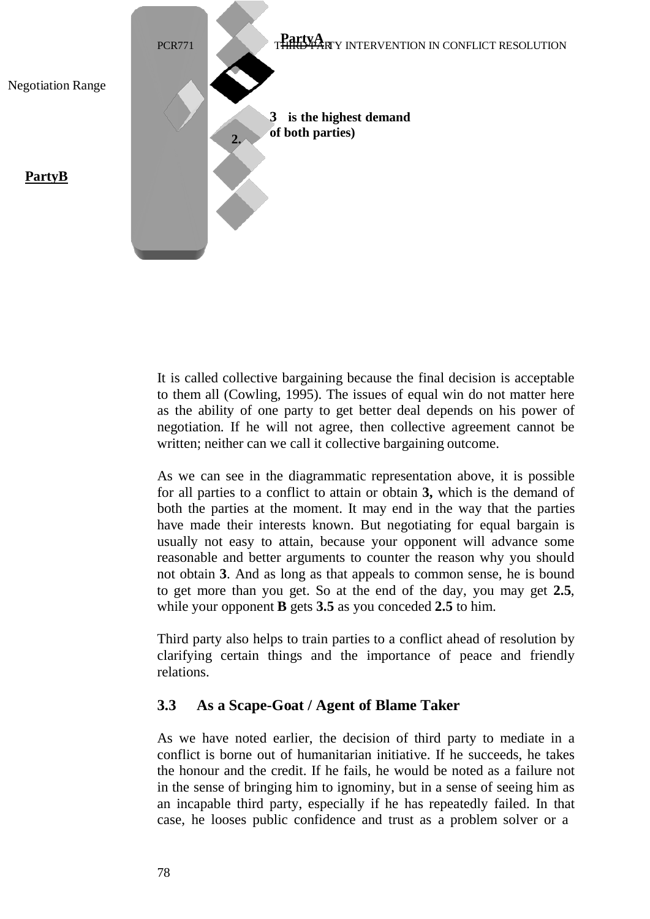Negotiation Range

**PartyA**

**3 is the highest demand of both parties)**

**2.**

**PartyB**

It is called collective bargaining because the final decision is acceptable to them all (Cowling, 1995). The issues of equal win do not matter here as the ability of one party to get better deal depends on his power of negotiation. If he will not agree, then collective agreement cannot be written; neither can we call it collective bargaining outcome.

As we can see in the diagrammatic representation above, it is possible for all parties to a conflict to attain or obtain **3,** which is the demand of both the parties at the moment. It may end in the way that the parties have made their interests known. But negotiating for equal bargain is usually not easy to attain, because your opponent will advance some reasonable and better arguments to counter the reason why you should not obtain **3**. And as long as that appeals to common sense, he is bound to get more than you get. So at the end of the day, you may get **2.5**, while your opponent **B** gets **3.5** as you conceded **2.5** to him.

Third party also helps to train parties to a conflict ahead of resolution by clarifying certain things and the importance of peace and friendly relations.

### 3.3 As a Scape-Goat / Agent of Blame Taker

As we have noted earlier, the decision of third party to mediate in a conflict is borne out of humanitarian initiative. If he succeeds, he takes the honour and the credit. If he fails, he would be noted as a failure not in the sense of bringing him to ignominy, but in a sense of seeing him as an incapable third party, especially if he has repeatedly failed. In that case, he looses public confidence and trust as a problem solver or a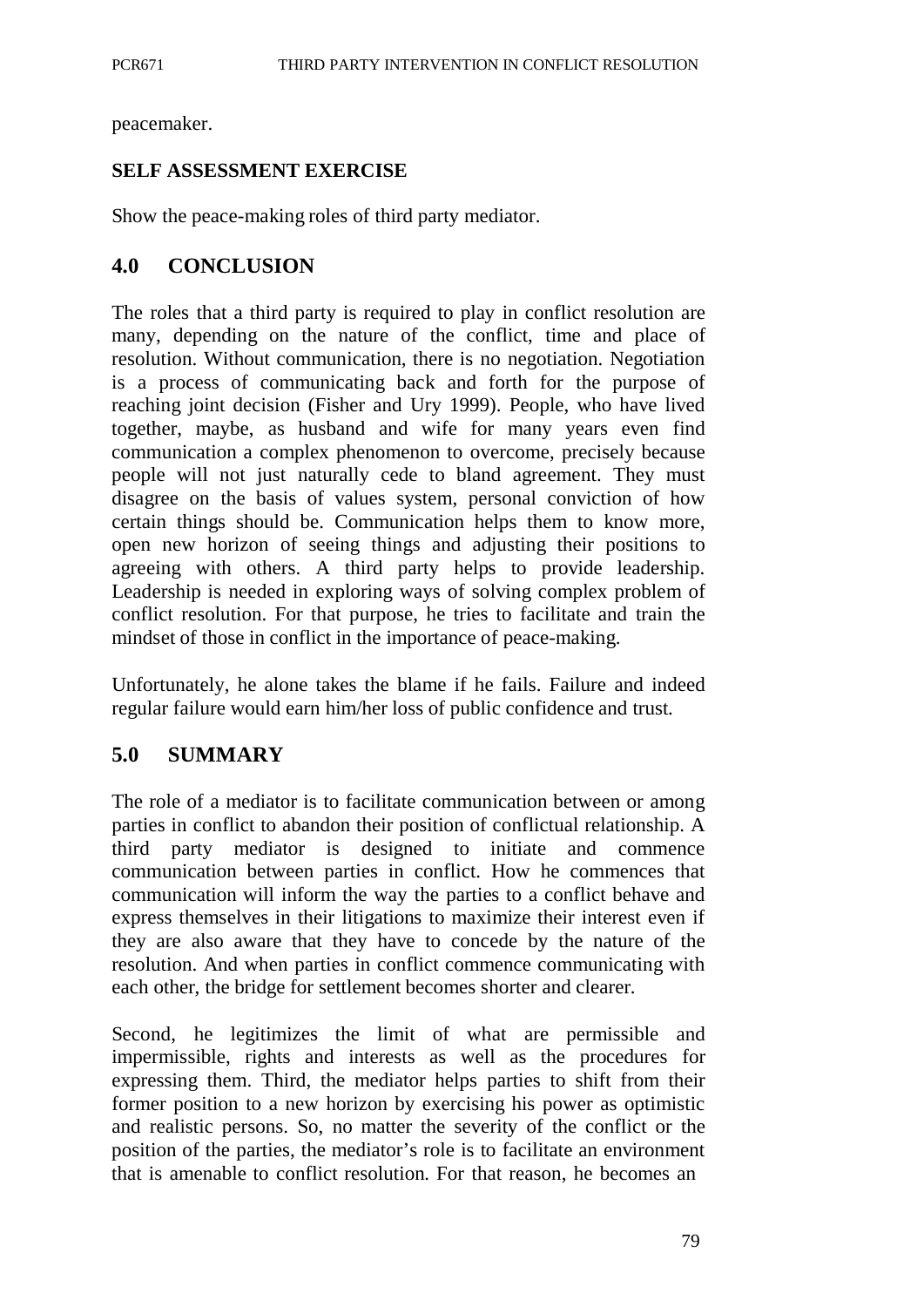peacemaker.

**SELF ASSESSMENT EXERCISE**

Show the peace-making roles of third party mediator.

## 4.0 CONCLUSION

The roles that a third party is required to play in conflict resolution are many, depending on the nature of the conflict, time and place of resolution. Without communication, there is no negotiation. Negotiation is a process of communicating back and forth for the purpose of reaching joint decision (Fisher and Ury 1999). People, who have lived together, maybe, as husband and wife for many years even find communication a complex phenomenon to overcome, precisely because people will not just naturally cede to bland agreement. They must disagree on the basis of values system, personal conviction of how certain things should be. Communication helps them to know more, open new horizon of seeing things and adjusting their positions to agreeing with others. A third party helps to provide leadership. Leadership is needed in exploring ways of solving complex problem of conflict resolution. For that purpose, he tries to facilitate and train the mindset of those in conflict in the importance of peace-making.

Unfortunately, he alone takes the blame if he fails. Failure and indeed regular failure would earn him/her loss of public confidence and trust.

## 5.0 SUMMARY

The role of a mediator is to facilitate communication between or among parties in conflict to abandon their position of conflictual relationship. A third party mediator is designed to initiate and commence communication between parties in conflict. How he commences that communication will inform the way the parties to a conflict behave and express themselves in their litigations to maximize their interest even if they are also aware that they have to concede by the nature of the resolution. And when parties in conflict commence communicating with each other, the bridge for settlement becomes shorter and clearer.

Second, he legitimizes the limit of what are permissible and impermissible, rights and interests as well as the procedures for expressing them. Third, the mediator helps parties to shift from their former position to a new horizon by exercising his power as optimistic and realistic persons. So, no matter the severity of the conflict or the position of the parties, the mediator's role is to facilitate an environment that is amenable to conflict resolution. For that reason, he becomes an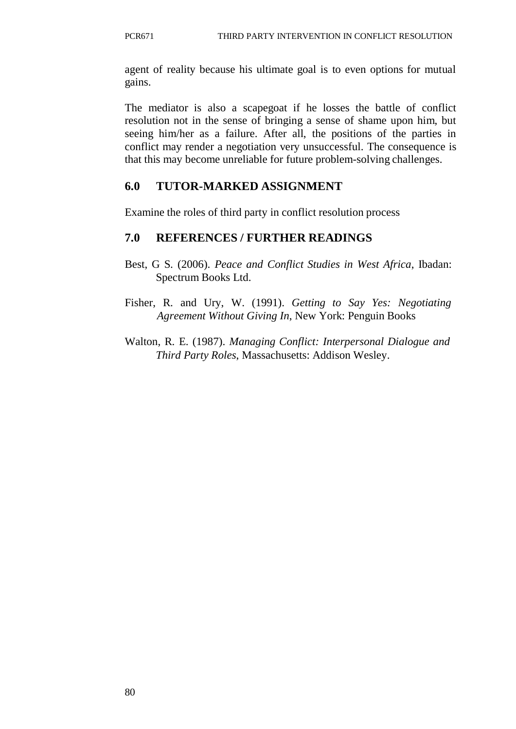agent of reality because his ultimate goal is to even options for mutual gains.

The mediator is also a scapegoat if he losses the battle of conflict resolution not in the sense of bringing a sense of shame upon him, but seeing him/her as a failure. After all, the positions of the parties in conflict may render a negotiation very unsuccessful. The consequence is that this may become unreliable for future problem-solving challenges.

## 6.0 TUTOR-MARKED ASSIGNMENT

Examine the roles of third party in conflict resolution process

## 7.0 REFERENCES / FURTHER READINGS

Best, G S. (2006). *Peace and Conflict Studies in West Africa*, Ibadan: Spectrum Books Ltd.

Fisher, R. and Ury, W. (1991). *Getting to Say Yes: Negotiating Agreement Without Giving In*, New York: Penguin Books

Walton, R. E. (1987). *Managing Conflict: Interpersonal Dialogue and Third Party Roles*, Massachusetts: Addison Wesley.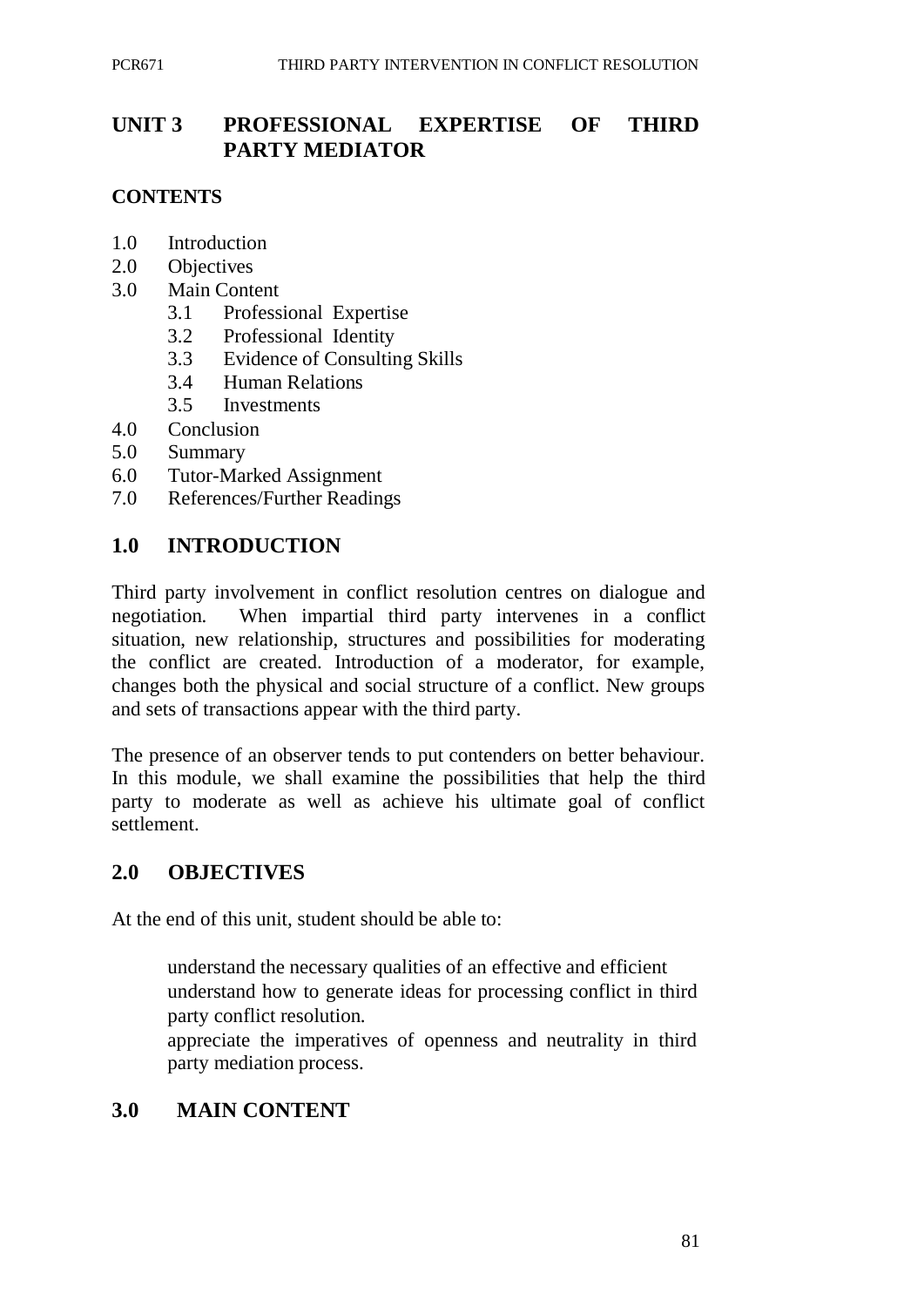# UNIT 3 PROFESSIONAL EXPERTISE OF THIRD PARTY MEDIATOR

**CONTENTS**

- 1.0 Introduction
- 2.0 Objectives
- 3.0 Main Content
  - 3.1 Professional Expertise
  - 3.2 Professional Identity
  - 3.3 Evidence of Consulting Skills
  - 3.4 Human Relations
  - 3.5 Investments
- 4.0 Conclusion
- 5.0 Summary
- 6.0 Tutor-Marked Assignment
- 7.0 References/Further Readings

## 1.0 INTRODUCTION

Third party involvement in conflict resolution centres on dialogue and negotiation. When impartial third party intervenes in a conflict situation, new relationship, structures and possibilities for moderating the conflict are created. Introduction of a moderator, for example, changes both the physical and social structure of a conflict. New groups and sets of transactions appear with the third party.

The presence of an observer tends to put contenders on better behaviour. In this module, we shall examine the possibilities that help the third party to moderate as well as achieve his ultimate goal of conflict settlement.

## 2.0 OBJECTIVES

At the end of this unit, student should be able to:

- understand the necessary qualities of an effective and efficient
- understand how to generate ideas for processing conflict in third party conflict resolution.
- appreciate the imperatives of openness and neutrality in third party mediation process.

## 3.0 MAIN CONTENT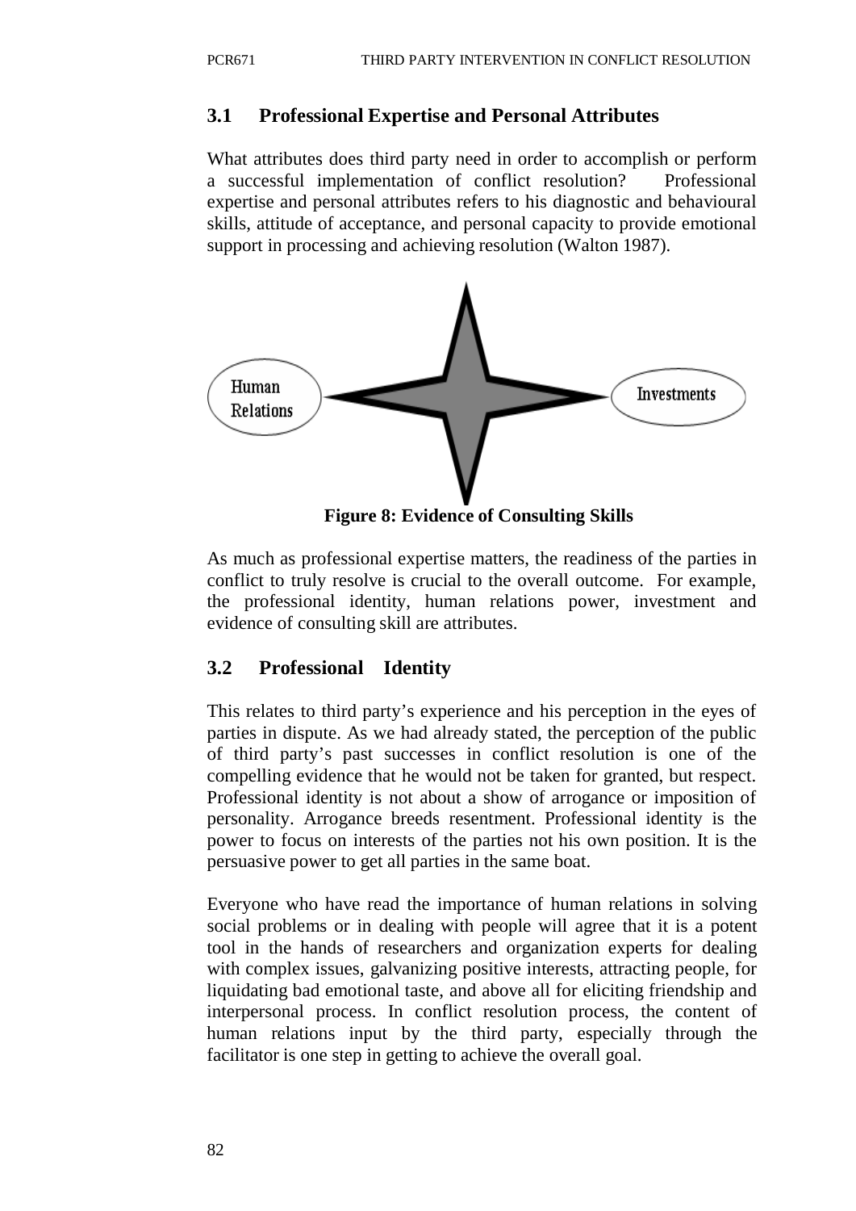## 3.1 Professional Expertise and Personal Attributes

What attributes does third party need in order to accomplish or perform a successful implementation of conflict resolution? Professional expertise and personal attributes refers to his diagnostic and behavioural skills, attitude of acceptance, and personal capacity to provide emotional support in processing and achieving resolution (Walton 1987).

Human Relations

Investments

**Figure 8: Evidence of Consulting Skills**

As much as professional expertise matters, the readiness of the parties in conflict to truly resolve is crucial to the overall outcome. For example, the professional identity, human relations power, investment and evidence of consulting skill are attributes.

## 3.2 Professional Identity

This relates to third party's experience and his perception in the eyes of parties in dispute. As we had already stated, the perception of the public of third party's past successes in conflict resolution is one of the compelling evidence that he would not be taken for granted, but respect. Professional identity is not about a show of arrogance or imposition of personality. Arrogance breeds resentment. Professional identity is the power to focus on interests of the parties not his own position. It is the persuasive power to get all parties in the same boat.

Everyone who have read the importance of human relations in solving social problems or in dealing with people will agree that it is a potent tool in the hands of researchers and organization experts for dealing with complex issues, galvanizing positive interests, attracting people, for liquidating bad emotional taste, and above all for eliciting friendship and interpersonal process. In conflict resolution process, the content of human relations input by the third party, especially through the facilitator is one step in getting to achieve the overall goal.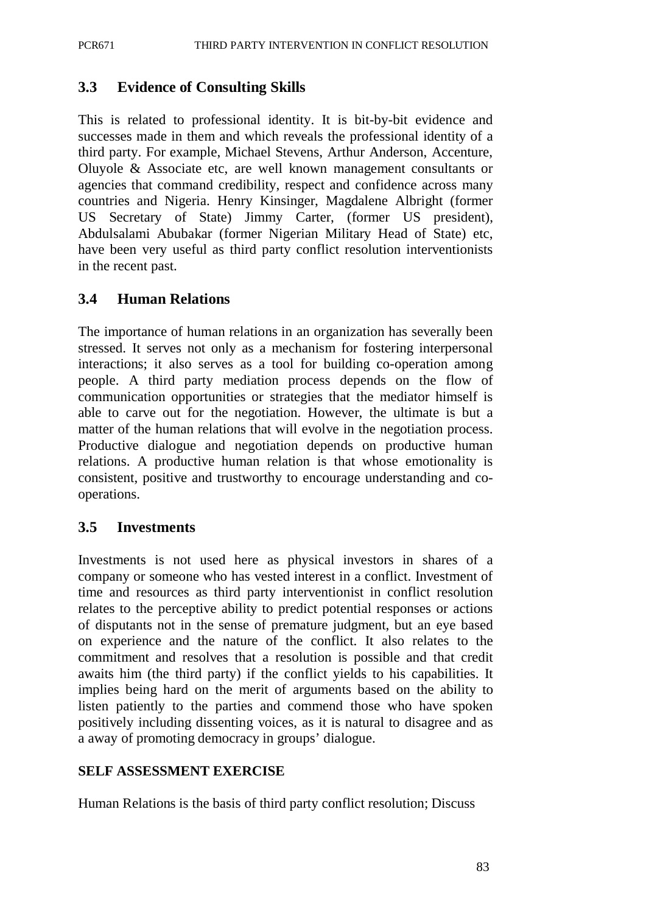## 3.3 Evidence of Consulting Skills

This is related to professional identity. It is bit-by-bit evidence and successes made in them and which reveals the professional identity of a third party. For example, Michael Stevens, Arthur Anderson, Accenture, Oluyole & Associate etc, are well known management consultants or agencies that command credibility, respect and confidence across many countries and Nigeria. Henry Kinsinger, Magdalene Albright (former US Secretary of State) Jimmy Carter, (former US president), Abdulsalami Abubakar (former Nigerian Military Head of State) etc, have been very useful as third party conflict resolution interventionists in the recent past.

## 3.4 Human Relations

The importance of human relations in an organization has severally been stressed. It serves not only as a mechanism for fostering interpersonal interactions; it also serves as a tool for building co-operation among people. A third party mediation process depends on the flow of communication opportunities or strategies that the mediator himself is able to carve out for the negotiation. However, the ultimate is but a matter of the human relations that will evolve in the negotiation process. Productive dialogue and negotiation depends on productive human relations. A productive human relation is that whose emotionality is consistent, positive and trustworthy to encourage understanding and co-operations.

## 3.5 Investments

Investments is not used here as physical investors in shares of a company or someone who has vested interest in a conflict. Investment of time and resources as third party interventionist in conflict resolution relates to the perceptive ability to predict potential responses or actions of disputants not in the sense of premature judgment, but an eye based on experience and the nature of the conflict. It also relates to the commitment and resolves that a resolution is possible and that credit awaits him (the third party) if the conflict yields to his capabilities. It implies being hard on the merit of arguments based on the ability to listen patiently to the parties and commend those who have spoken positively including dissenting voices, as it is natural to disagree and as a away of promoting democracy in groups' dialogue.

**SELF ASSESSMENT EXERCISE**

Human Relations is the basis of third party conflict resolution; Discuss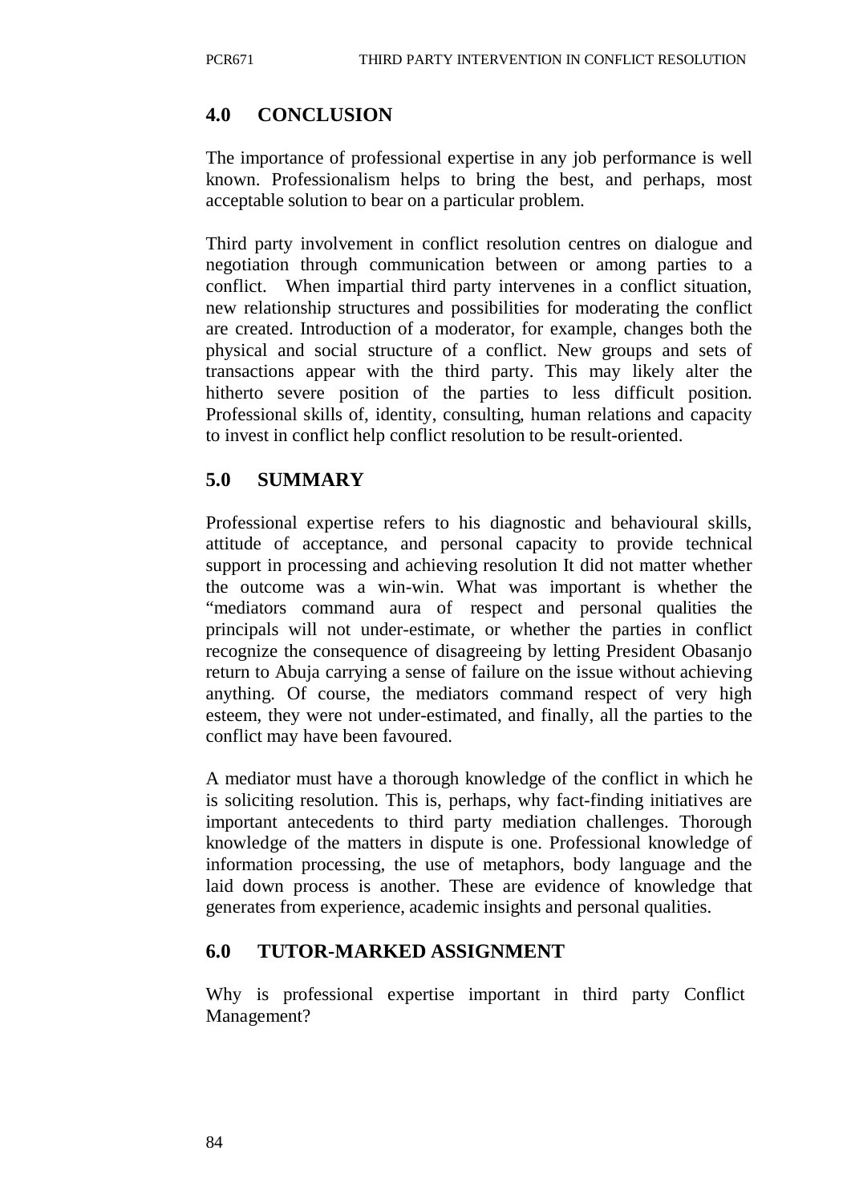## 4.0 CONCLUSION

The importance of professional expertise in any job performance is well known. Professionalism helps to bring the best, and perhaps, most acceptable solution to bear on a particular problem.

Third party involvement in conflict resolution centres on dialogue and negotiation through communication between or among parties to a conflict. When impartial third party intervenes in a conflict situation, new relationship structures and possibilities for moderating the conflict are created. Introduction of a moderator, for example, changes both the physical and social structure of a conflict. New groups and sets of transactions appear with the third party. This may likely alter the hitherto severe position of the parties to less difficult position. Professional skills of, identity, consulting, human relations and capacity to invest in conflict help conflict resolution to be result-oriented.

## 5.0 SUMMARY

Professional expertise refers to his diagnostic and behavioural skills, attitude of acceptance, and personal capacity to provide technical support in processing and achieving resolution It did not matter whether the outcome was a win-win. What was important is whether the "mediators command aura of respect and personal qualities the principals will not under-estimate, or whether the parties in conflict recognize the consequence of disagreeing by letting President Obasanjo return to Abuja carrying a sense of failure on the issue without achieving anything. Of course, the mediators command respect of very high esteem, they were not under-estimated, and finally, all the parties to the conflict may have been favoured.

A mediator must have a thorough knowledge of the conflict in which he is soliciting resolution. This is, perhaps, why fact-finding initiatives are important antecedents to third party mediation challenges. Thorough knowledge of the matters in dispute is one. Professional knowledge of information processing, the use of metaphors, body language and the laid down process is another. These are evidence of knowledge that generates from experience, academic insights and personal qualities.

## 6.0 TUTOR-MARKED ASSIGNMENT

Why is professional expertise important in third party Conflict Management?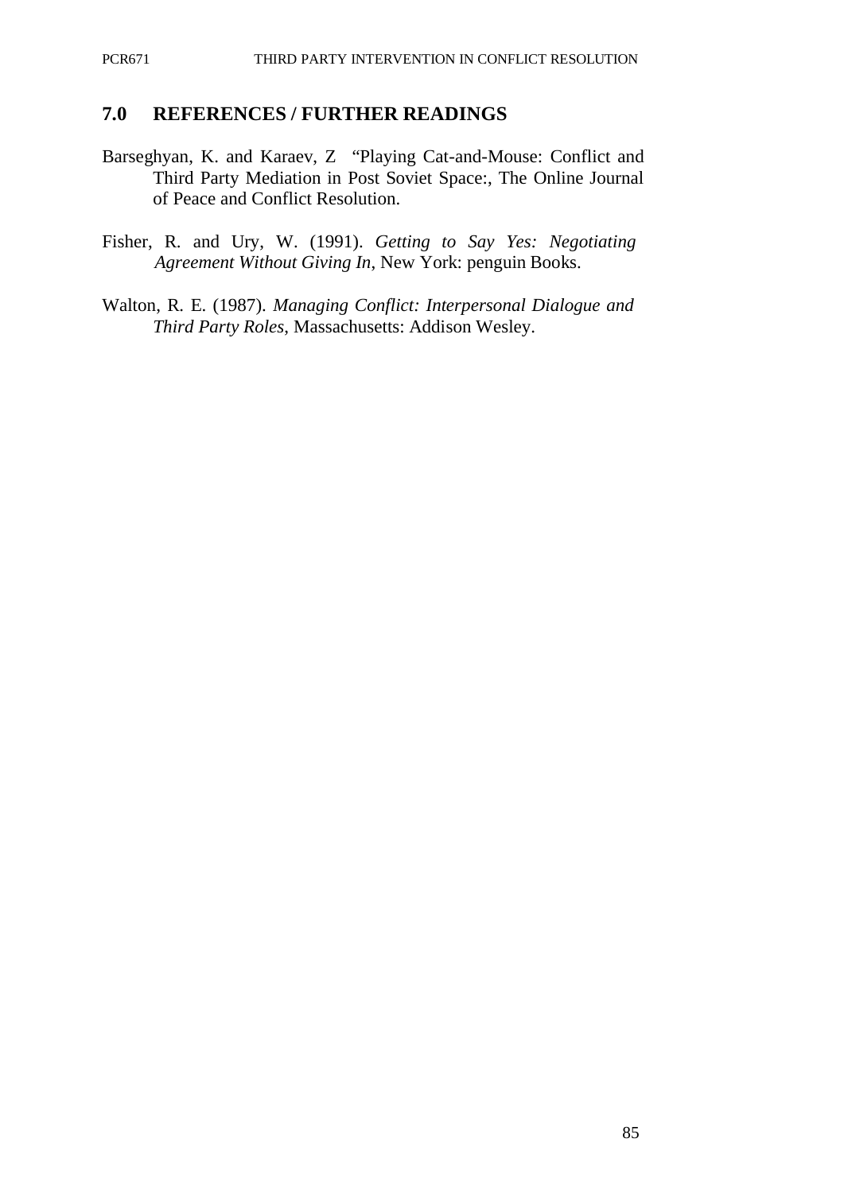## 7.0 REFERENCES / FURTHER READINGS

Barseghyan, K. and Karaev, Z "Playing Cat-and-Mouse: Conflict and Third Party Mediation in Post Soviet Space:, The Online Journal of Peace and Conflict Resolution.

Fisher, R. and Ury, W. (1991). *Getting to Say Yes: Negotiating Agreement Without Giving In*, New York: penguin Books.

Walton, R. E. (1987). *Managing Conflict: Interpersonal Dialogue and Third Party Roles*, Massachusetts: Addison Wesley.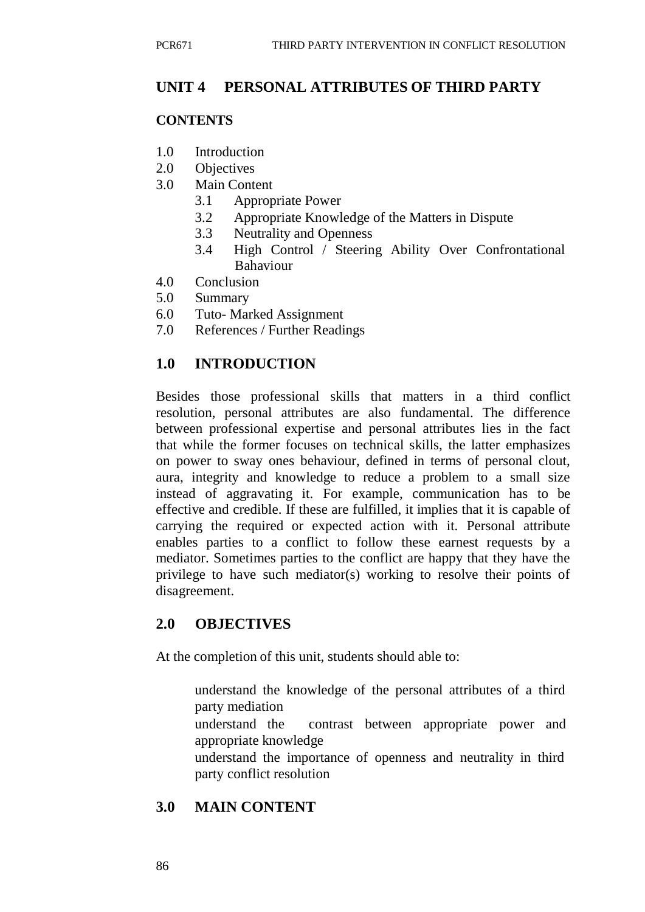## UNIT 4 PERSONAL ATTRIBUTES OF THIRD PARTY

**CONTENTS**

1.0 Introduction
2.0 Objectives
3.0 Main Content
    3.1 Appropriate Power
    3.2 Appropriate Knowledge of the Matters in Dispute
    3.3 Neutrality and Openness
    3.4 High Control / Steering Ability Over Confrontational Bahaviour
4.0 Conclusion
5.0 Summary
6.0 Tuto- Marked Assignment
7.0 References / Further Readings

## 1.0 INTRODUCTION

Besides those professional skills that matters in a third conflict resolution, personal attributes are also fundamental. The difference between professional expertise and personal attributes lies in the fact that while the former focuses on technical skills, the latter emphasizes on power to sway ones behaviour, defined in terms of personal clout, aura, integrity and knowledge to reduce a problem to a small size instead of aggravating it. For example, communication has to be effective and credible. If these are fulfilled, it implies that it is capable of carrying the required or expected action with it. Personal attribute enables parties to a conflict to follow these earnest requests by a mediator. Sometimes parties to the conflict are happy that they have the privilege to have such mediator(s) working to resolve their points of disagreement.

## 2.0 OBJECTIVES

At the completion of this unit, students should able to:

- understand the knowledge of the personal attributes of a third party mediation
- understand the contrast between appropriate power and appropriate knowledge
- understand the importance of openness and neutrality in third party conflict resolution

## 3.0 MAIN CONTENT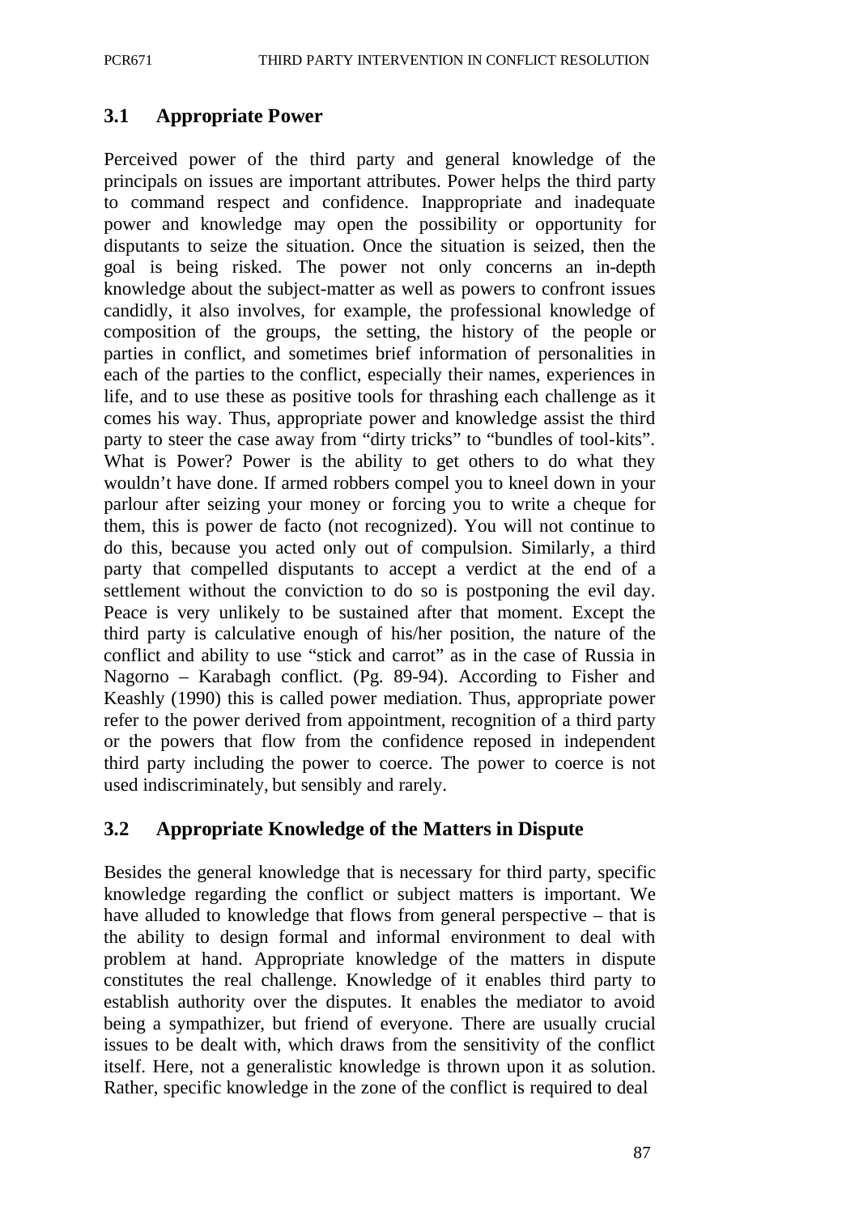## 3.1 Appropriate Power

Perceived power of the third party and general knowledge of the principals on issues are important attributes. Power helps the third party to command respect and confidence. Inappropriate and inadequate power and knowledge may open the possibility or opportunity for disputants to seize the situation. Once the situation is seized, then the goal is being risked. The power not only concerns an in-depth knowledge about the subject-matter as well as powers to confront issues candidly, it also involves, for example, the professional knowledge of composition of the groups, the setting, the history of the people or parties in conflict, and sometimes brief information of personalities in each of the parties to the conflict, especially their names, experiences in life, and to use these as positive tools for thrashing each challenge as it comes his way. Thus, appropriate power and knowledge assist the third party to steer the case away from "dirty tricks" to "bundles of tool-kits". What is Power? Power is the ability to get others to do what they wouldn't have done. If armed robbers compel you to kneel down in your parlour after seizing your money or forcing you to write a cheque for them, this is power de facto (not recognized). You will not continue to do this, because you acted only out of compulsion. Similarly, a third party that compelled disputants to accept a verdict at the end of a settlement without the conviction to do so is postponing the evil day. Peace is very unlikely to be sustained after that moment. Except the third party is calculative enough of his/her position, the nature of the conflict and ability to use "stick and carrot" as in the case of Russia in Nagorno – Karabagh conflict. (Pg. 89-94). According to Fisher and Keashly (1990) this is called power mediation. Thus, appropriate power refer to the power derived from appointment, recognition of a third party or the powers that flow from the confidence reposed in independent third party including the power to coerce. The power to coerce is not used indiscriminately, but sensibly and rarely.

## 3.2 Appropriate Knowledge of the Matters in Dispute

Besides the general knowledge that is necessary for third party, specific knowledge regarding the conflict or subject matters is important. We have alluded to knowledge that flows from general perspective – that is the ability to design formal and informal environment to deal with problem at hand. Appropriate knowledge of the matters in dispute constitutes the real challenge. Knowledge of it enables third party to establish authority over the disputes. It enables the mediator to avoid being a sympathizer, but friend of everyone. There are usually crucial issues to be dealt with, which draws from the sensitivity of the conflict itself. Here, not a generalistic knowledge is thrown upon it as solution. Rather, specific knowledge in the zone of the conflict is required to deal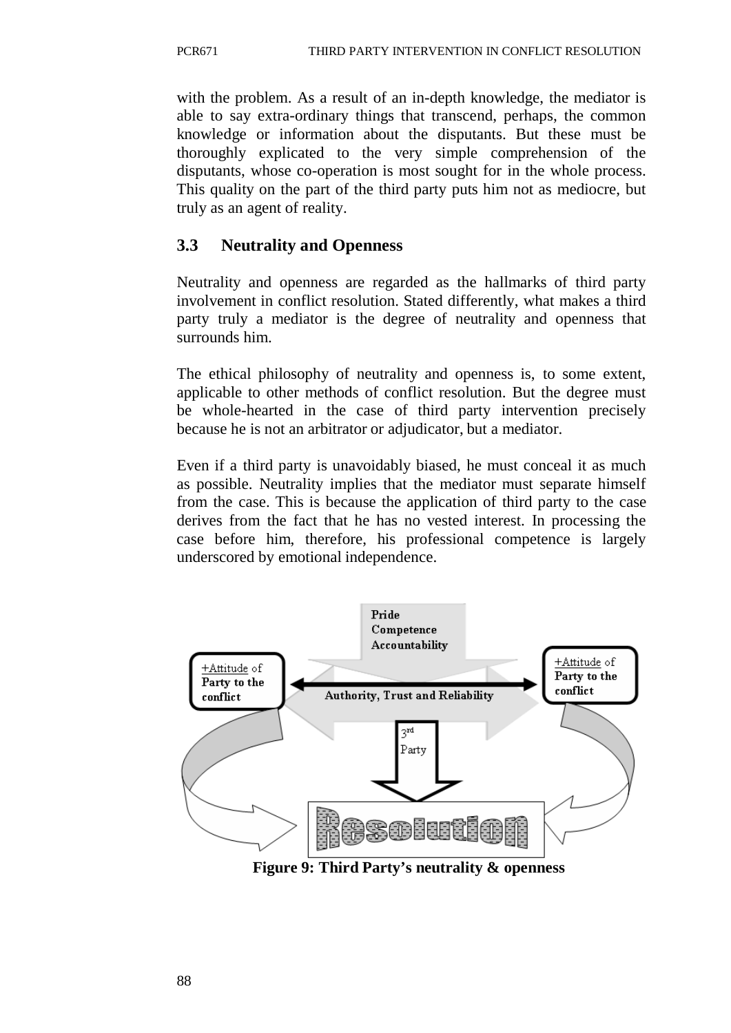with the problem. As a result of an in-depth knowledge, the mediator is able to say extra-ordinary things that transcend, perhaps, the common knowledge or information about the disputants. But these must be thoroughly explicated to the very simple comprehension of the disputants, whose co-operation is most sought for in the whole process. This quality on the part of the third party puts him not as mediocre, but truly as an agent of reality.

## 3.3 Neutrality and Openness

Neutrality and openness are regarded as the hallmarks of third party involvement in conflict resolution. Stated differently, what makes a third party truly a mediator is the degree of neutrality and openness that surrounds him.

The ethical philosophy of neutrality and openness is, to some extent, applicable to other methods of conflict resolution. But the degree must be whole-hearted in the case of third party intervention precisely because he is not an arbitrator or adjudicator, but a mediator.

Even if a third party is unavoidably biased, he must conceal it as much as possible. Neutrality implies that the mediator must separate himself from the case. This is because the application of third party to the case derives from the fact that he has no vested interest. In processing the case before him, therefore, his professional competence is largely underscored by emotional independence.

Pride
Competence
Accountability

+Attitude of Party to the conflict

Authority, Trust and Reliability

+Attitude of Party to the conflict

3rd Party

Resolution

**Figure 9: Third Party's neutrality & openness**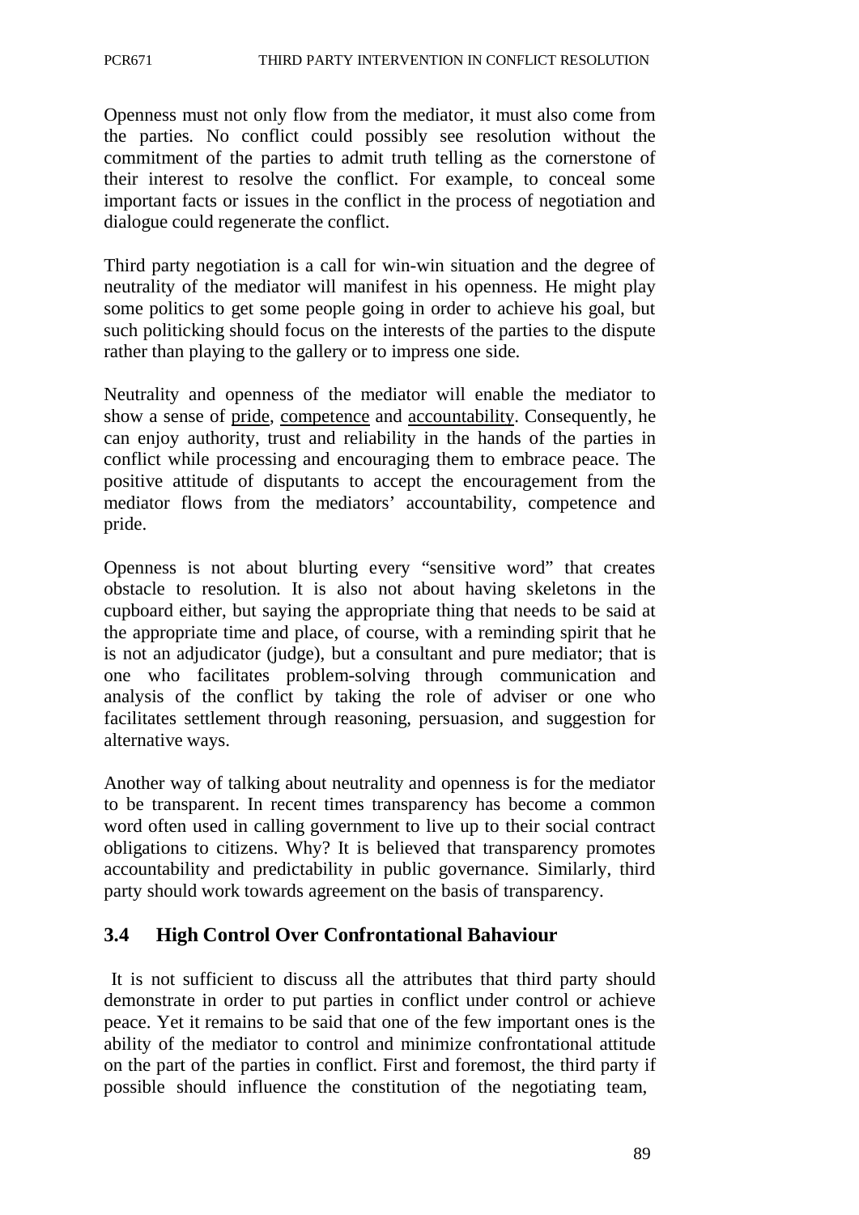Openness must not only flow from the mediator, it must also come from the parties. No conflict could possibly see resolution without the commitment of the parties to admit truth telling as the cornerstone of their interest to resolve the conflict. For example, to conceal some important facts or issues in the conflict in the process of negotiation and dialogue could regenerate the conflict.

Third party negotiation is a call for win-win situation and the degree of neutrality of the mediator will manifest in his openness. He might play some politics to get some people going in order to achieve his goal, but such politicking should focus on the interests of the parties to the dispute rather than playing to the gallery or to impress one side.

Neutrality and openness of the mediator will enable the mediator to show a sense of <u>pride</u>, <u>competence</u> and <u>accountability</u>. Consequently, he can enjoy authority, trust and reliability in the hands of the parties in conflict while processing and encouraging them to embrace peace. The positive attitude of disputants to accept the encouragement from the mediator flows from the mediators' accountability, competence and pride.

Openness is not about blurting every "sensitive word" that creates obstacle to resolution. It is also not about having skeletons in the cupboard either, but saying the appropriate thing that needs to be said at the appropriate time and place, of course, with a reminding spirit that he is not an adjudicator (judge), but a consultant and pure mediator; that is one who facilitates problem-solving through communication and analysis of the conflict by taking the role of adviser or one who facilitates settlement through reasoning, persuasion, and suggestion for alternative ways.

Another way of talking about neutrality and openness is for the mediator to be transparent. In recent times transparency has become a common word often used in calling government to live up to their social contract obligations to citizens. Why? It is believed that transparency promotes accountability and predictability in public governance. Similarly, third party should work towards agreement on the basis of transparency.

### 3.4 High Control Over Confrontational Bahaviour

It is not sufficient to discuss all the attributes that third party should demonstrate in order to put parties in conflict under control or achieve peace. Yet it remains to be said that one of the few important ones is the ability of the mediator to control and minimize confrontational attitude on the part of the parties in conflict. First and foremost, the third party if possible should influence the constitution of the negotiating team,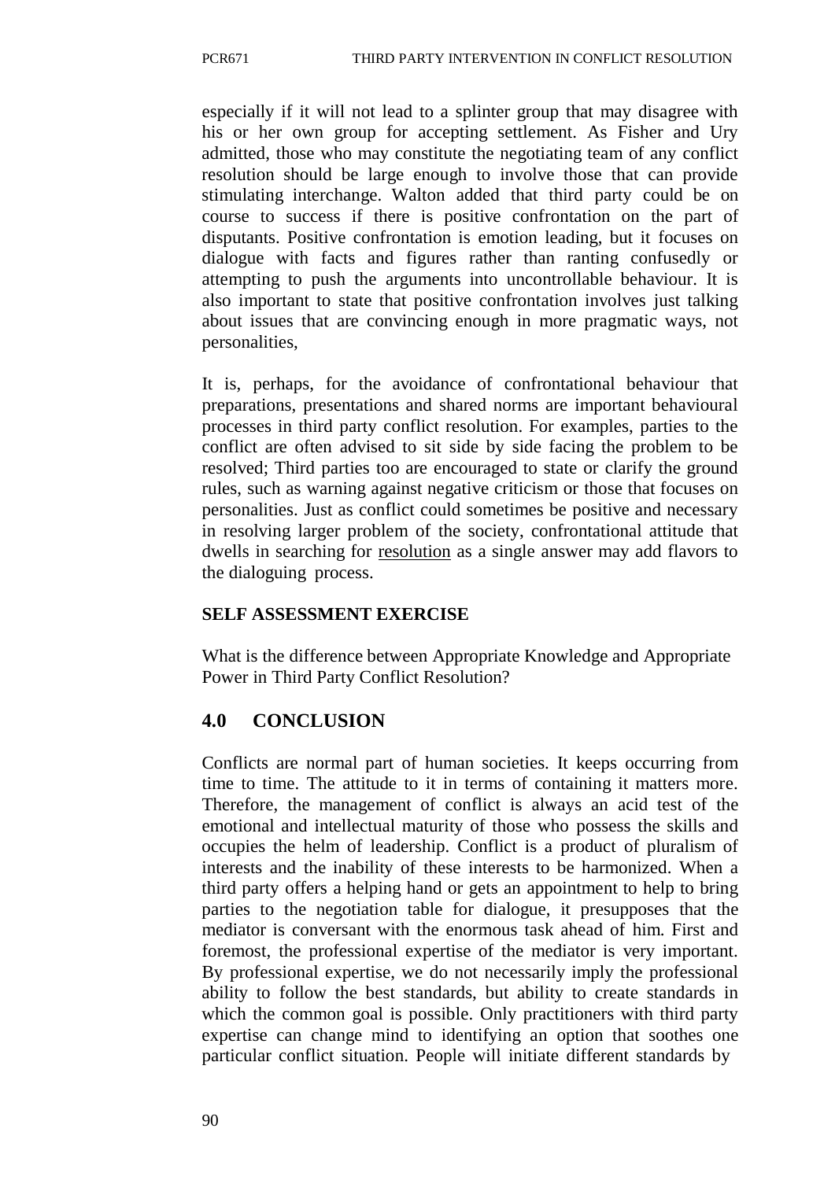especially if it will not lead to a splinter group that may disagree with his or her own group for accepting settlement. As Fisher and Ury admitted, those who may constitute the negotiating team of any conflict resolution should be large enough to involve those that can provide stimulating interchange. Walton added that third party could be on course to success if there is positive confrontation on the part of disputants. Positive confrontation is emotion leading, but it focuses on dialogue with facts and figures rather than ranting confusedly or attempting to push the arguments into uncontrollable behaviour. It is also important to state that positive confrontation involves just talking about issues that are convincing enough in more pragmatic ways, not personalities,

It is, perhaps, for the avoidance of confrontational behaviour that preparations, presentations and shared norms are important behavioural processes in third party conflict resolution. For examples, parties to the conflict are often advised to sit side by side facing the problem to be resolved; Third parties too are encouraged to state or clarify the ground rules, such as warning against negative criticism or those that focuses on personalities. Just as conflict could sometimes be positive and necessary in resolving larger problem of the society, confrontational attitude that dwells in searching for resolution as a single answer may add flavors to the dialoguing process.

**SELF ASSESSMENT EXERCISE**

What is the difference between Appropriate Knowledge and Appropriate Power in Third Party Conflict Resolution?

## 4.0 CONCLUSION

Conflicts are normal part of human societies. It keeps occurring from time to time. The attitude to it in terms of containing it matters more. Therefore, the management of conflict is always an acid test of the emotional and intellectual maturity of those who possess the skills and occupies the helm of leadership. Conflict is a product of pluralism of interests and the inability of these interests to be harmonized. When a third party offers a helping hand or gets an appointment to help to bring parties to the negotiation table for dialogue, it presupposes that the mediator is conversant with the enormous task ahead of him. First and foremost, the professional expertise of the mediator is very important. By professional expertise, we do not necessarily imply the professional ability to follow the best standards, but ability to create standards in which the common goal is possible. Only practitioners with third party expertise can change mind to identifying an option that soothes one particular conflict situation. People will initiate different standards by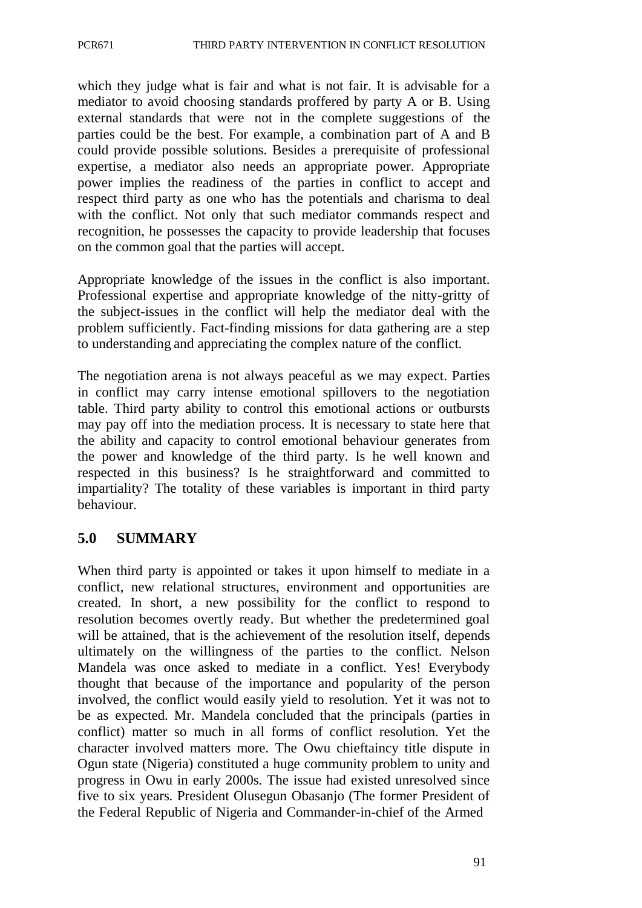which they judge what is fair and what is not fair. It is advisable for a mediator to avoid choosing standards proffered by party A or B. Using external standards that were not in the complete suggestions of the parties could be the best. For example, a combination part of A and B could provide possible solutions. Besides a prerequisite of professional expertise, a mediator also needs an appropriate power. Appropriate power implies the readiness of the parties in conflict to accept and respect third party as one who has the potentials and charisma to deal with the conflict. Not only that such mediator commands respect and recognition, he possesses the capacity to provide leadership that focuses on the common goal that the parties will accept.

Appropriate knowledge of the issues in the conflict is also important. Professional expertise and appropriate knowledge of the nitty-gritty of the subject-issues in the conflict will help the mediator deal with the problem sufficiently. Fact-finding missions for data gathering are a step to understanding and appreciating the complex nature of the conflict.

The negotiation arena is not always peaceful as we may expect. Parties in conflict may carry intense emotional spillovers to the negotiation table. Third party ability to control this emotional actions or outbursts may pay off into the mediation process. It is necessary to state here that the ability and capacity to control emotional behaviour generates from the power and knowledge of the third party. Is he well known and respected in this business? Is he straightforward and committed to impartiality? The totality of these variables is important in third party behaviour.

## 5.0 SUMMARY

When third party is appointed or takes it upon himself to mediate in a conflict, new relational structures, environment and opportunities are created. In short, a new possibility for the conflict to respond to resolution becomes overtly ready. But whether the predetermined goal will be attained, that is the achievement of the resolution itself, depends ultimately on the willingness of the parties to the conflict. Nelson Mandela was once asked to mediate in a conflict. Yes! Everybody thought that because of the importance and popularity of the person involved, the conflict would easily yield to resolution. Yet it was not to be as expected. Mr. Mandela concluded that the principals (parties in conflict) matter so much in all forms of conflict resolution. Yet the character involved matters more. The Owu chieftaincy title dispute in Ogun state (Nigeria) constituted a huge community problem to unity and progress in Owu in early 2000s. The issue had existed unresolved since five to six years. President Olusegun Obasanjo (The former President of the Federal Republic of Nigeria and Commander-in-chief of the Armed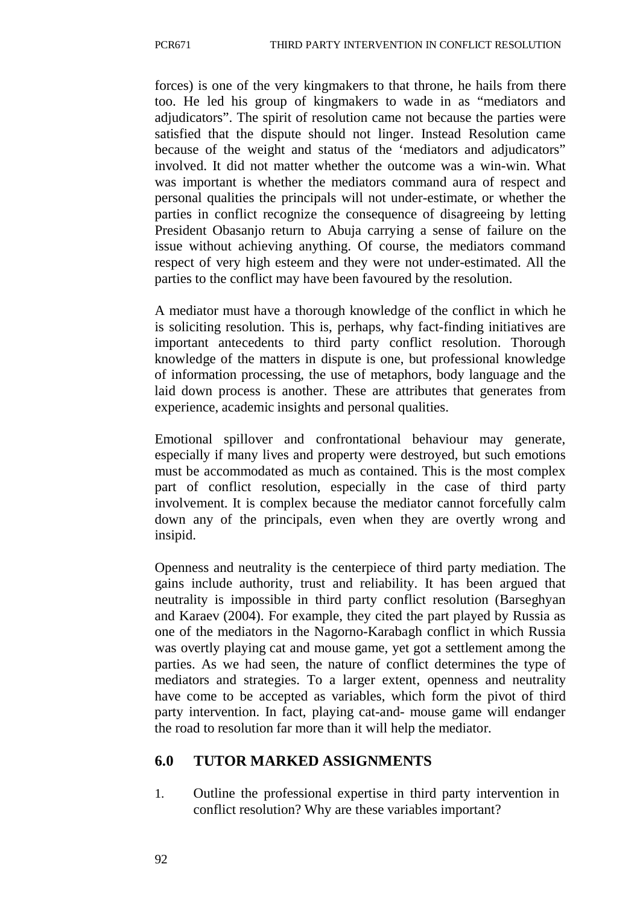forces) is one of the very kingmakers to that throne, he hails from there too. He led his group of kingmakers to wade in as "mediators and adjudicators". The spirit of resolution came not because the parties were satisfied that the dispute should not linger. Instead Resolution came because of the weight and status of the 'mediators and adjudicators" involved. It did not matter whether the outcome was a win-win. What was important is whether the mediators command aura of respect and personal qualities the principals will not under-estimate, or whether the parties in conflict recognize the consequence of disagreeing by letting President Obasanjo return to Abuja carrying a sense of failure on the issue without achieving anything. Of course, the mediators command respect of very high esteem and they were not under-estimated. All the parties to the conflict may have been favoured by the resolution.

A mediator must have a thorough knowledge of the conflict in which he is soliciting resolution. This is, perhaps, why fact-finding initiatives are important antecedents to third party conflict resolution. Thorough knowledge of the matters in dispute is one, but professional knowledge of information processing, the use of metaphors, body language and the laid down process is another. These are attributes that generates from experience, academic insights and personal qualities.

Emotional spillover and confrontational behaviour may generate, especially if many lives and property were destroyed, but such emotions must be accommodated as much as contained. This is the most complex part of conflict resolution, especially in the case of third party involvement. It is complex because the mediator cannot forcefully calm down any of the principals, even when they are overtly wrong and insipid.

Openness and neutrality is the centerpiece of third party mediation. The gains include authority, trust and reliability. It has been argued that neutrality is impossible in third party conflict resolution (Barseghyan and Karaev (2004). For example, they cited the part played by Russia as one of the mediators in the Nagorno-Karabagh conflict in which Russia was overtly playing cat and mouse game, yet got a settlement among the parties. As we had seen, the nature of conflict determines the type of mediators and strategies. To a larger extent, openness and neutrality have come to be accepted as variables, which form the pivot of third party intervention. In fact, playing cat-and- mouse game will endanger the road to resolution far more than it will help the mediator.

## 6.0 TUTOR MARKED ASSIGNMENTS

1. Outline the professional expertise in third party intervention in conflict resolution? Why are these variables important?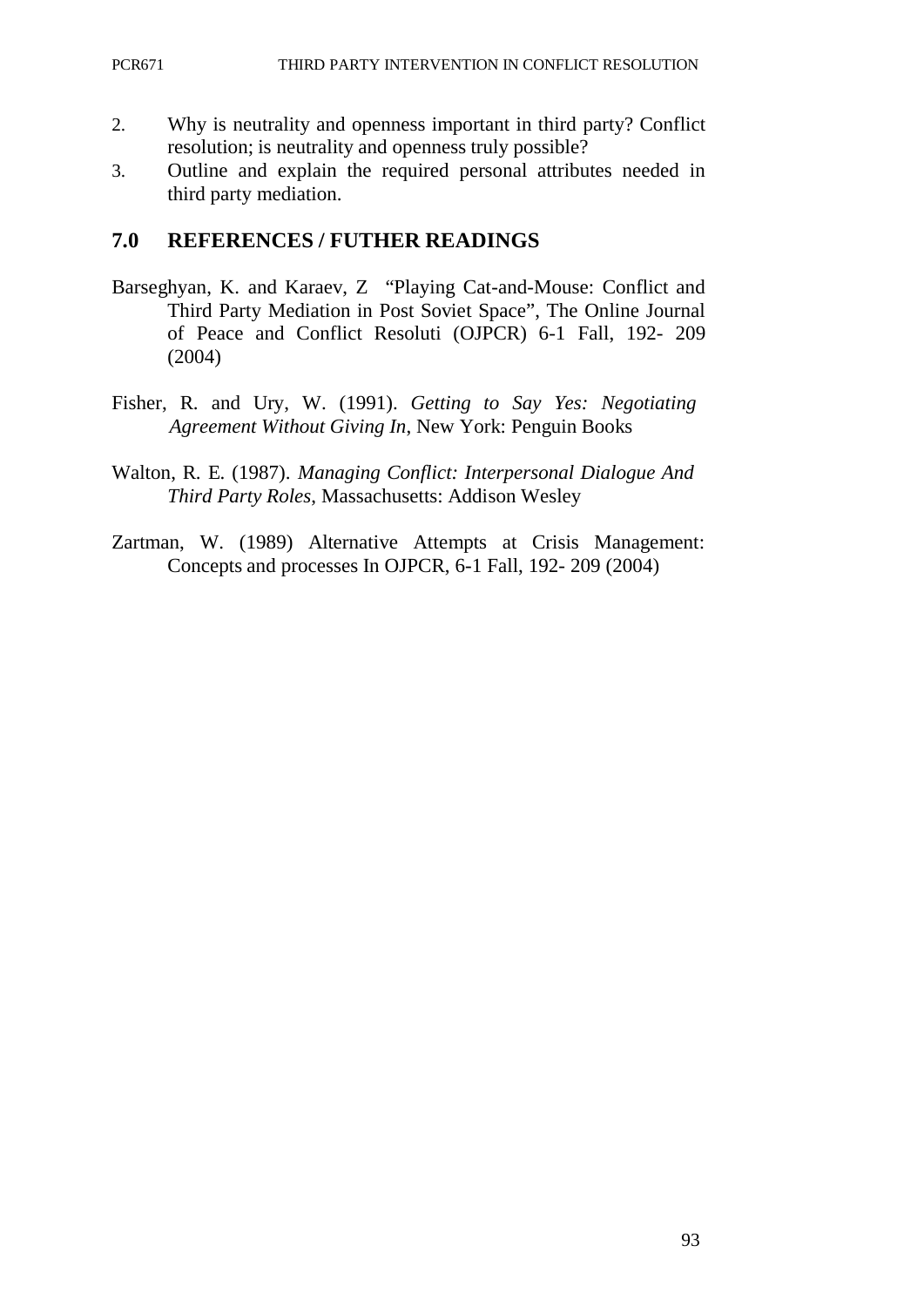2. Why is neutrality and openness important in third party? Conflict resolution; is neutrality and openness truly possible?
3. Outline and explain the required personal attributes needed in third party mediation.

## 7.0 REFERENCES / FUTHER READINGS

Barseghyan, K. and Karaev, Z "Playing Cat-and-Mouse: Conflict and Third Party Mediation in Post Soviet Space", The Online Journal of Peace and Conflict Resoluti (OJPCR) 6-1 Fall, 192- 209 (2004)

Fisher, R. and Ury, W. (1991). *Getting to Say Yes: Negotiating Agreement Without Giving In*, New York: Penguin Books

Walton, R. E. (1987). *Managing Conflict: Interpersonal Dialogue And Third Party Roles*, Massachusetts: Addison Wesley

Zartman, W. (1989) Alternative Attempts at Crisis Management: Concepts and processes In OJPCR, 6-1 Fall, 192- 209 (2004)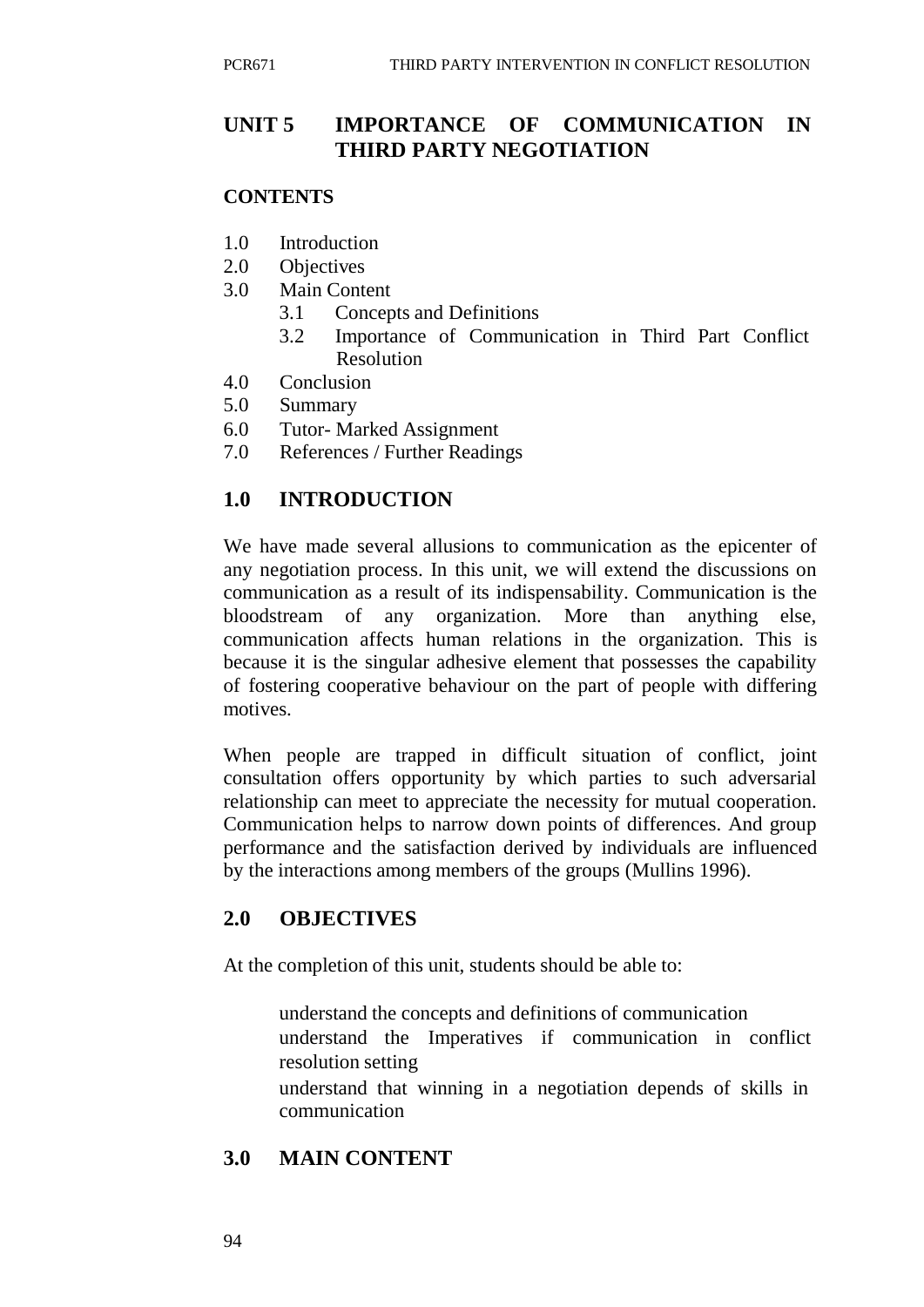## UNIT 5 IMPORTANCE OF COMMUNICATION IN THIRD PARTY NEGOTIATION

**CONTENTS**

- 1.0 Introduction
- 2.0 Objectives
- 3.0 Main Content
  - 3.1 Concepts and Definitions
  - 3.2 Importance of Communication in Third Part Conflict Resolution
- 4.0 Conclusion
- 5.0 Summary
- 6.0 Tutor- Marked Assignment
- 7.0 References / Further Readings

## 1.0 INTRODUCTION

We have made several allusions to communication as the epicenter of any negotiation process. In this unit, we will extend the discussions on communication as a result of its indispensability. Communication is the bloodstream of any organization. More than anything else, communication affects human relations in the organization. This is because it is the singular adhesive element that possesses the capability of fostering cooperative behaviour on the part of people with differing motives.

When people are trapped in difficult situation of conflict, joint consultation offers opportunity by which parties to such adversarial relationship can meet to appreciate the necessity for mutual cooperation. Communication helps to narrow down points of differences. And group performance and the satisfaction derived by individuals are influenced by the interactions among members of the groups (Mullins 1996).

## 2.0 OBJECTIVES

At the completion of this unit, students should be able to:

- understand the concepts and definitions of communication
- understand the Imperatives if communication in conflict resolution setting
- understand that winning in a negotiation depends of skills in communication

## 3.0 MAIN CONTENT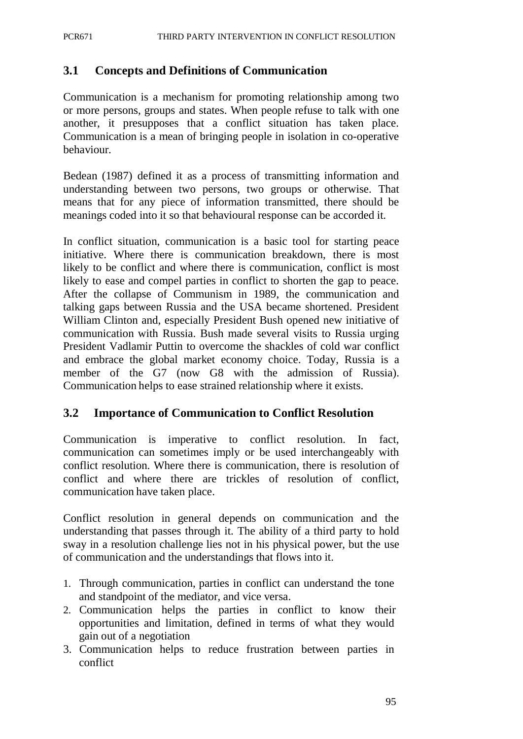## 3.1 Concepts and Definitions of Communication

Communication is a mechanism for promoting relationship among two or more persons, groups and states. When people refuse to talk with one another, it presupposes that a conflict situation has taken place. Communication is a mean of bringing people in isolation in co-operative behaviour.

Bedean (1987) defined it as a process of transmitting information and understanding between two persons, two groups or otherwise. That means that for any piece of information transmitted, there should be meanings coded into it so that behavioural response can be accorded it.

In conflict situation, communication is a basic tool for starting peace initiative. Where there is communication breakdown, there is most likely to be conflict and where there is communication, conflict is most likely to ease and compel parties in conflict to shorten the gap to peace. After the collapse of Communism in 1989, the communication and talking gaps between Russia and the USA became shortened. President William Clinton and, especially President Bush opened new initiative of communication with Russia. Bush made several visits to Russia urging President Vadlamir Puttin to overcome the shackles of cold war conflict and embrace the global market economy choice. Today, Russia is a member of the G7 (now G8 with the admission of Russia). Communication helps to ease strained relationship where it exists.

## 3.2 Importance of Communication to Conflict Resolution

Communication is imperative to conflict resolution. In fact, communication can sometimes imply or be used interchangeably with conflict resolution. Where there is communication, there is resolution of conflict and where there are trickles of resolution of conflict, communication have taken place.

Conflict resolution in general depends on communication and the understanding that passes through it. The ability of a third party to hold sway in a resolution challenge lies not in his physical power, but the use of communication and the understandings that flows into it.

1. Through communication, parties in conflict can understand the tone and standpoint of the mediator, and vice versa.
2. Communication helps the parties in conflict to know their opportunities and limitation, defined in terms of what they would gain out of a negotiation
3. Communication helps to reduce frustration between parties in conflict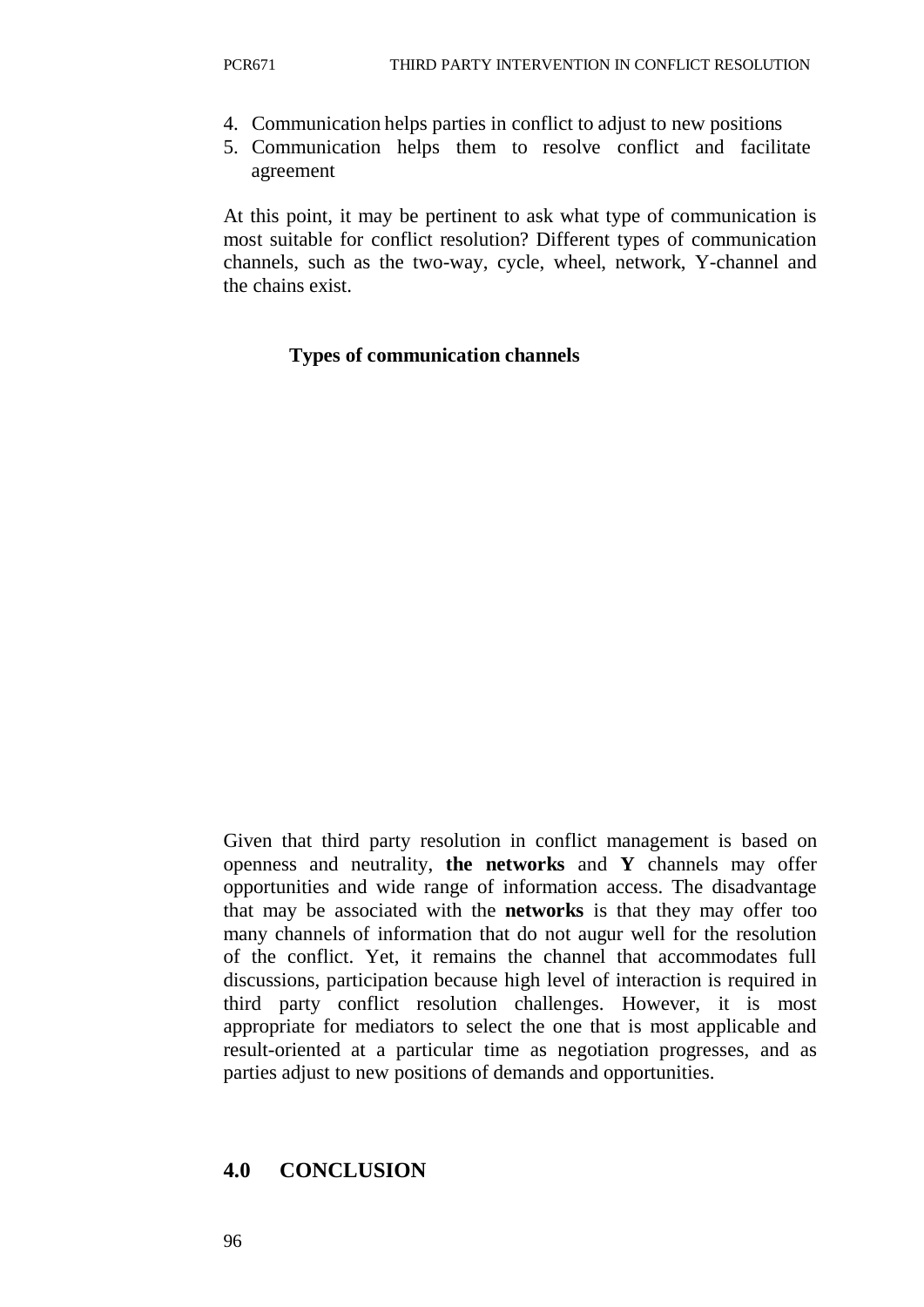4. Communication helps parties in conflict to adjust to new positions
5. Communication helps them to resolve conflict and facilitate agreement

At this point, it may be pertinent to ask what type of communication is most suitable for conflict resolution? Different types of communication channels, such as the two-way, cycle, wheel, network, Y-channel and the chains exist.

**Types of communication channels**

Given that third party resolution in conflict management is based on openness and neutrality, **the networks** and **Y** channels may offer opportunities and wide range of information access. The disadvantage that may be associated with the **networks** is that they may offer too many channels of information that do not augur well for the resolution of the conflict. Yet, it remains the channel that accommodates full discussions, participation because high level of interaction is required in third party conflict resolution challenges. However, it is most appropriate for mediators to select the one that is most applicable and result-oriented at a particular time as negotiation progresses, and as parties adjust to new positions of demands and opportunities.

## 4.0 CONCLUSION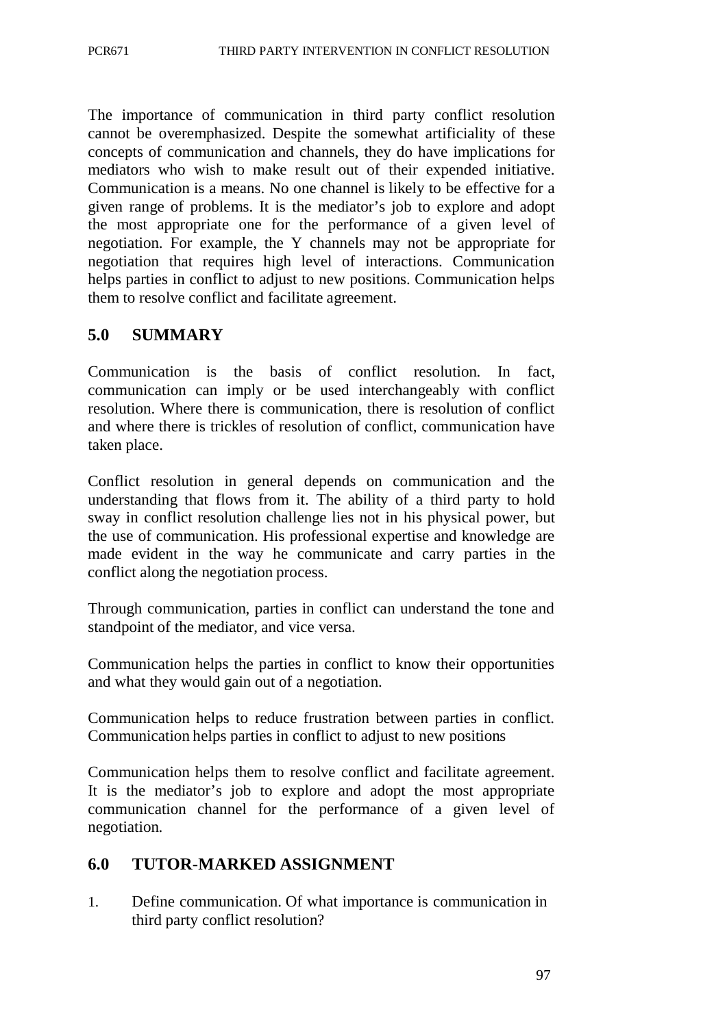The importance of communication in third party conflict resolution cannot be overemphasized. Despite the somewhat artificiality of these concepts of communication and channels, they do have implications for mediators who wish to make result out of their expended initiative. Communication is a means. No one channel is likely to be effective for a given range of problems. It is the mediator's job to explore and adopt the most appropriate one for the performance of a given level of negotiation. For example, the Y channels may not be appropriate for negotiation that requires high level of interactions. Communication helps parties in conflict to adjust to new positions. Communication helps them to resolve conflict and facilitate agreement.

## 5.0 SUMMARY

Communication is the basis of conflict resolution. In fact, communication can imply or be used interchangeably with conflict resolution. Where there is communication, there is resolution of conflict and where there is trickles of resolution of conflict, communication have taken place.

Conflict resolution in general depends on communication and the understanding that flows from it. The ability of a third party to hold sway in conflict resolution challenge lies not in his physical power, but the use of communication. His professional expertise and knowledge are made evident in the way he communicate and carry parties in the conflict along the negotiation process.

Through communication, parties in conflict can understand the tone and standpoint of the mediator, and vice versa.

Communication helps the parties in conflict to know their opportunities and what they would gain out of a negotiation.

Communication helps to reduce frustration between parties in conflict. Communication helps parties in conflict to adjust to new positions

Communication helps them to resolve conflict and facilitate agreement. It is the mediator's job to explore and adopt the most appropriate communication channel for the performance of a given level of negotiation.

## 6.0 TUTOR-MARKED ASSIGNMENT

1. Define communication. Of what importance is communication in third party conflict resolution?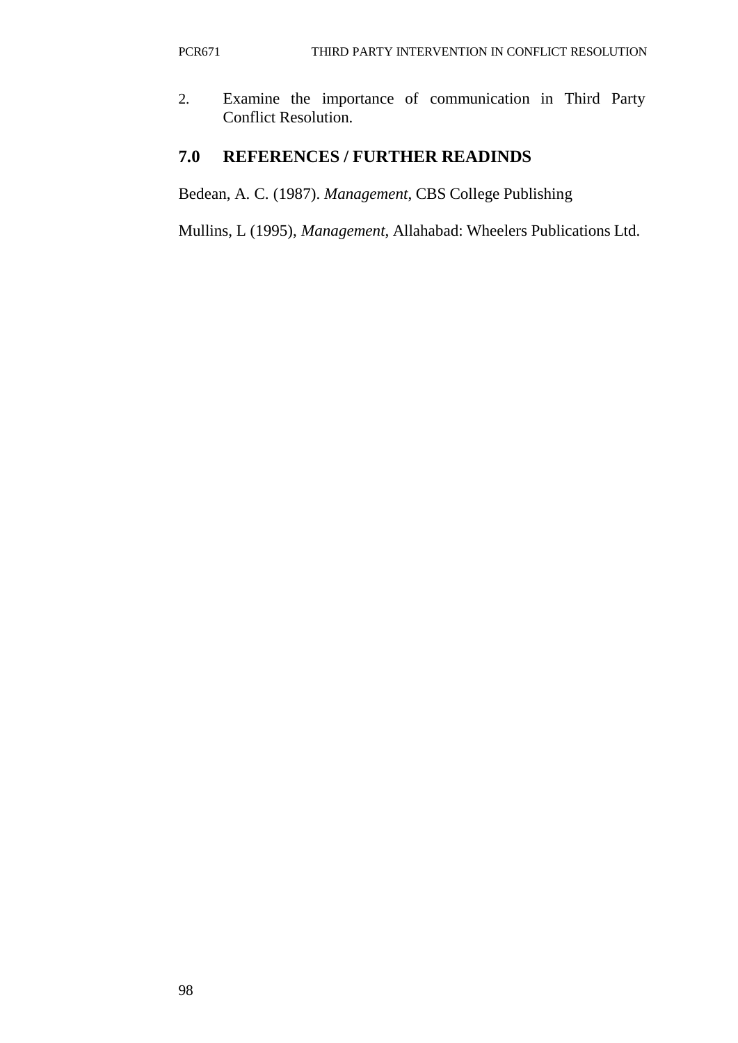2. Examine the importance of communication in Third Party Conflict Resolution.

## 7.0 REFERENCES / FURTHER READINDS

Bedean, A. C. (1987). *Management*, CBS College Publishing

Mullins, L (1995), *Management*, Allahabad: Wheelers Publications Ltd.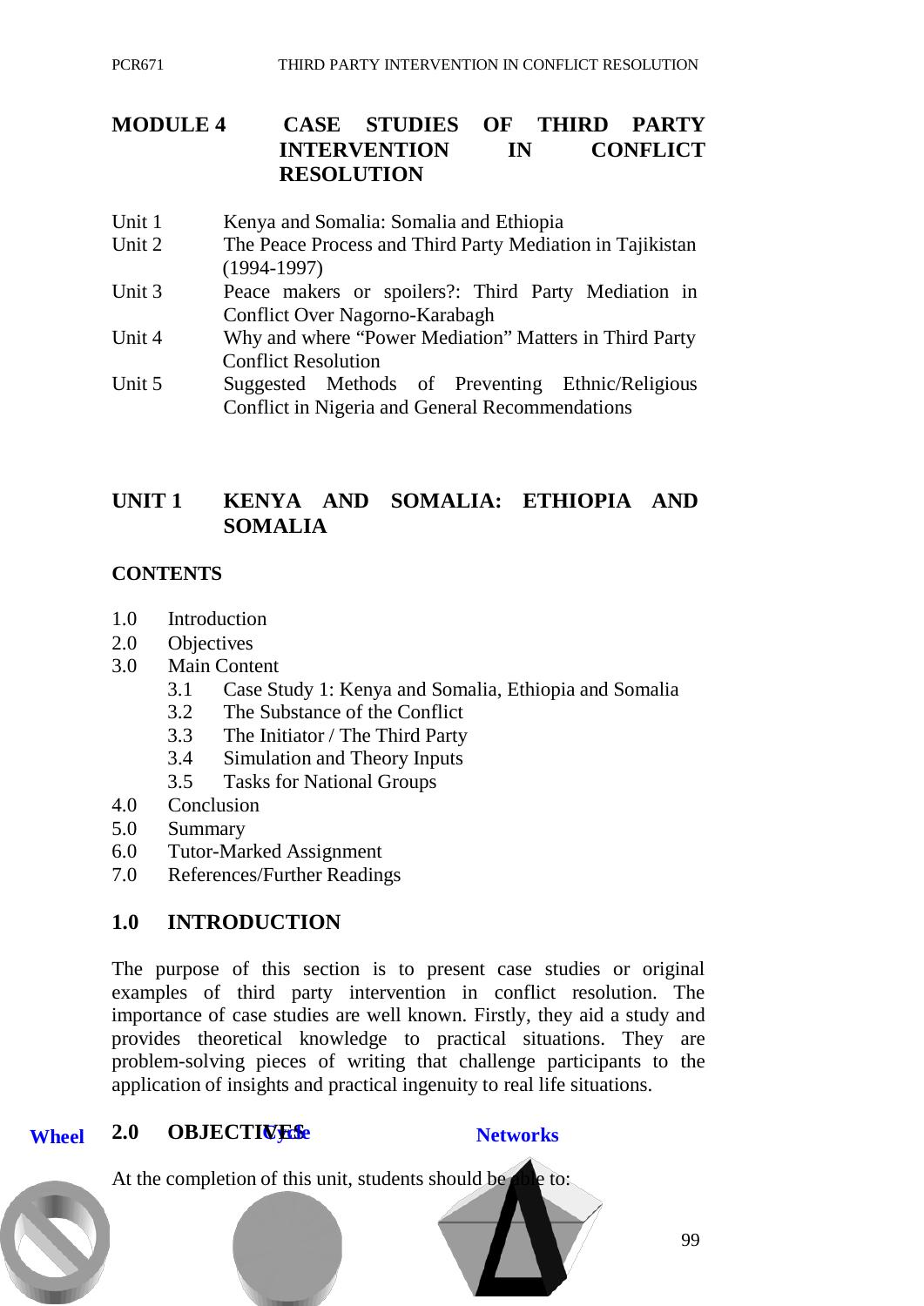# MODULE 4 CASE STUDIES OF THIRD PARTY INTERVENTION IN CONFLICT RESOLUTION

- Unit 1 Kenya and Somalia: Somalia and Ethiopia
- Unit 2 The Peace Process and Third Party Mediation in Tajikistan (1994-1997)
- Unit 3 Peace makers or spoilers?: Third Party Mediation in Conflict Over Nagorno-Karabagh
- Unit 4 Why and where "Power Mediation" Matters in Third Party Conflict Resolution
- Unit 5 Suggested Methods of Preventing Ethnic/Religious Conflict in Nigeria and General Recommendations

## UNIT 1 KENYA AND SOMALIA: ETHIOPIA AND SOMALIA

### CONTENTS

- 1.0 Introduction
- 2.0 Objectives
- 3.0 Main Content
  - 3.1 Case Study 1: Kenya and Somalia, Ethiopia and Somalia
  - 3.2 The Substance of the Conflict
  - 3.3 The Initiator / The Third Party
  - 3.4 Simulation and Theory Inputs
  - 3.5 Tasks for National Groups
- 4.0 Conclusion
- 5.0 Summary
- 6.0 Tutor-Marked Assignment
- 7.0 References/Further Readings

### 1.0 INTRODUCTION

The purpose of this section is to present case studies or original examples of third party intervention in conflict resolution. The importance of case studies are well known. Firstly, they aid a study and provides theoretical knowledge to practical situations. They are problem-solving pieces of writing that challenge participants to the application of insights and practical ingenuity to real life situations.

### 2.0 OBJECTIVES

At the completion of this unit, students should be able to: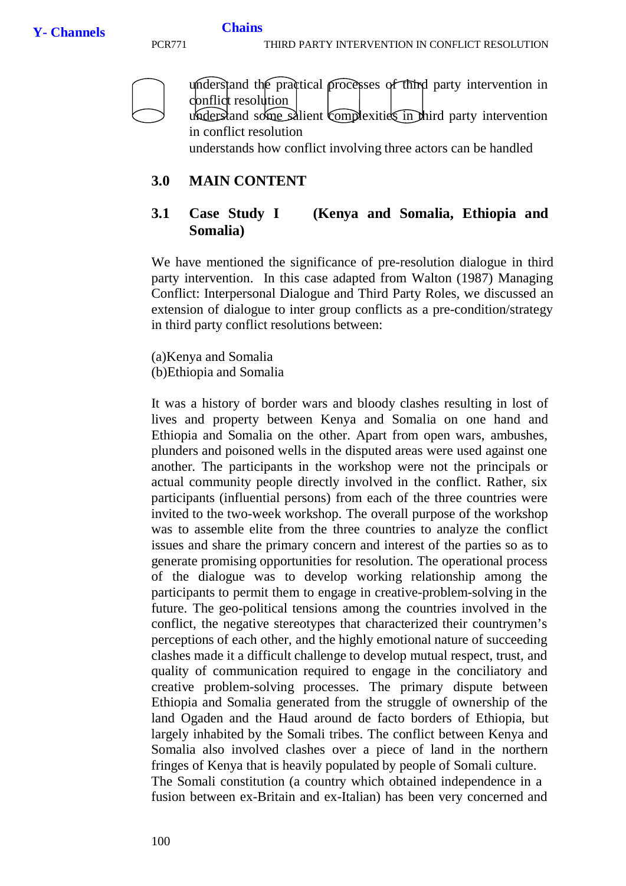- understand the practical processes of third party intervention in conflict resolution
- understand some salient complexities in third party intervention in conflict resolution
- understands how conflict involving three actors can be handled

## 3.0 MAIN CONTENT

### 3.1 Case Study I (Kenya and Somalia, Ethiopia and Somalia)

We have mentioned the significance of pre-resolution dialogue in third party intervention. In this case adapted from Walton (1987) Managing Conflict: Interpersonal Dialogue and Third Party Roles, we discussed an extension of dialogue to inter group conflicts as a pre-condition/strategy in third party conflict resolutions between:

(a)Kenya and Somalia
(b)Ethiopia and Somalia

It was a history of border wars and bloody clashes resulting in lost of lives and property between Kenya and Somalia on one hand and Ethiopia and Somalia on the other. Apart from open wars, ambushes, plunders and poisoned wells in the disputed areas were used against one another. The participants in the workshop were not the principals or actual community people directly involved in the conflict. Rather, six participants (influential persons) from each of the three countries were invited to the two-week workshop. The overall purpose of the workshop was to assemble elite from the three countries to analyze the conflict issues and share the primary concern and interest of the parties so as to generate promising opportunities for resolution. The operational process of the dialogue was to develop working relationship among the participants to permit them to engage in creative-problem-solving in the future. The geo-political tensions among the countries involved in the conflict, the negative stereotypes that characterized their countrymen's perceptions of each other, and the highly emotional nature of succeeding clashes made it a difficult challenge to develop mutual respect, trust, and quality of communication required to engage in the conciliatory and creative problem-solving processes. The primary dispute between Ethiopia and Somalia generated from the struggle of ownership of the land Ogaden and the Haud around de facto borders of Ethiopia, but largely inhabited by the Somali tribes. The conflict between Kenya and Somalia also involved clashes over a piece of land in the northern fringes of Kenya that is heavily populated by people of Somali culture.
The Somali constitution (a country which obtained independence in a fusion between ex-Britain and ex-Italian) has been very concerned and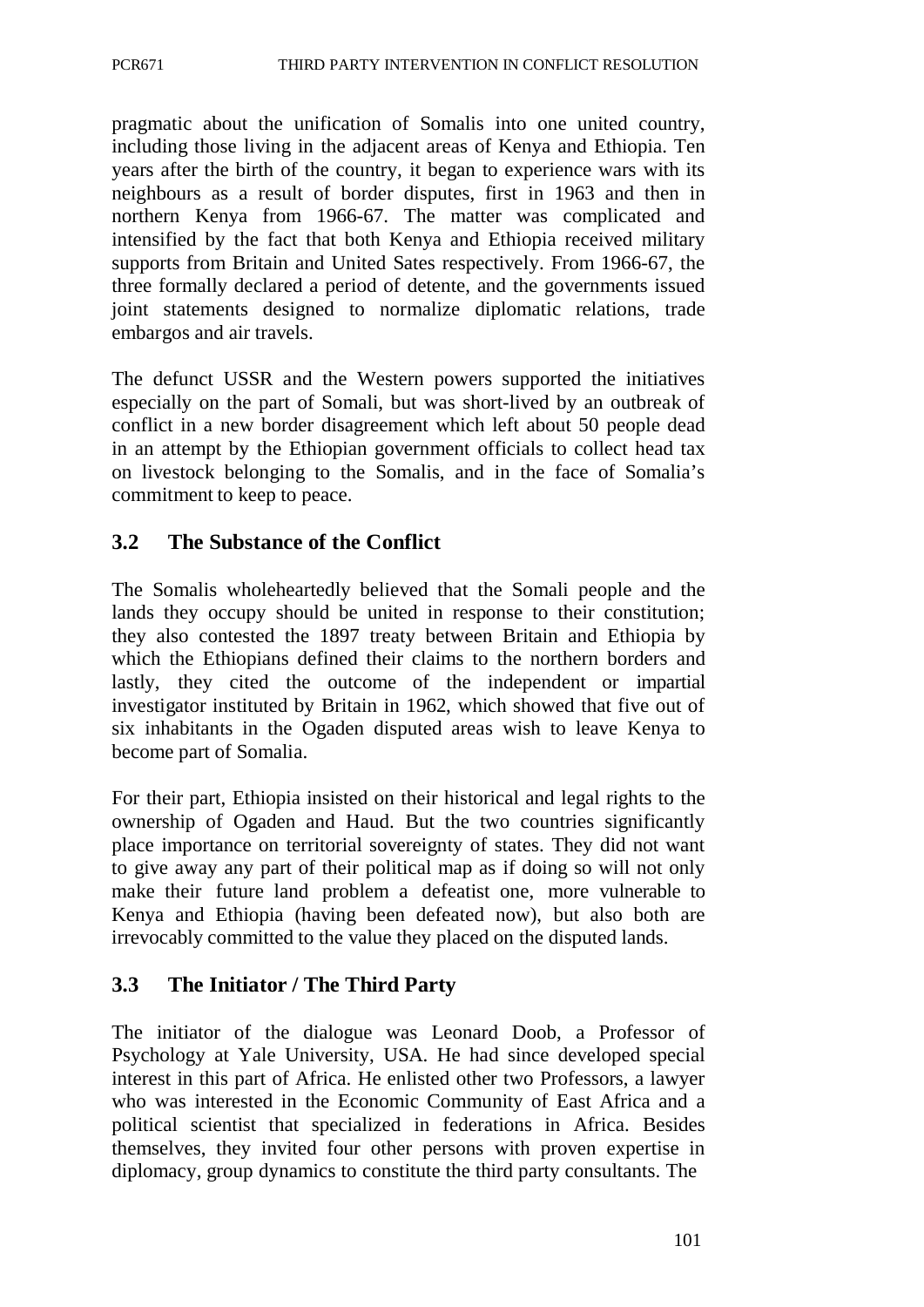pragmatic about the unification of Somalis into one united country, including those living in the adjacent areas of Kenya and Ethiopia. Ten years after the birth of the country, it began to experience wars with its neighbours as a result of border disputes, first in 1963 and then in northern Kenya from 1966-67. The matter was complicated and intensified by the fact that both Kenya and Ethiopia received military supports from Britain and United Sates respectively. From 1966-67, the three formally declared a period of detente, and the governments issued joint statements designed to normalize diplomatic relations, trade embargos and air travels.

The defunct USSR and the Western powers supported the initiatives especially on the part of Somali, but was short-lived by an outbreak of conflict in a new border disagreement which left about 50 people dead in an attempt by the Ethiopian government officials to collect head tax on livestock belonging to the Somalis, and in the face of Somalia's commitment to keep to peace.

### 3.2 The Substance of the Conflict

The Somalis wholeheartedly believed that the Somali people and the lands they occupy should be united in response to their constitution; they also contested the 1897 treaty between Britain and Ethiopia by which the Ethiopians defined their claims to the northern borders and lastly, they cited the outcome of the independent or impartial investigator instituted by Britain in 1962, which showed that five out of six inhabitants in the Ogaden disputed areas wish to leave Kenya to become part of Somalia.

For their part, Ethiopia insisted on their historical and legal rights to the ownership of Ogaden and Haud. But the two countries significantly place importance on territorial sovereignty of states. They did not want to give away any part of their political map as if doing so will not only make their future land problem a defeatist one, more vulnerable to Kenya and Ethiopia (having been defeated now), but also both are irrevocably committed to the value they placed on the disputed lands.

### 3.3 The Initiator / The Third Party

The initiator of the dialogue was Leonard Doob, a Professor of Psychology at Yale University, USA. He had since developed special interest in this part of Africa. He enlisted other two Professors, a lawyer who was interested in the Economic Community of East Africa and a political scientist that specialized in federations in Africa. Besides themselves, they invited four other persons with proven expertise in diplomacy, group dynamics to constitute the third party consultants. The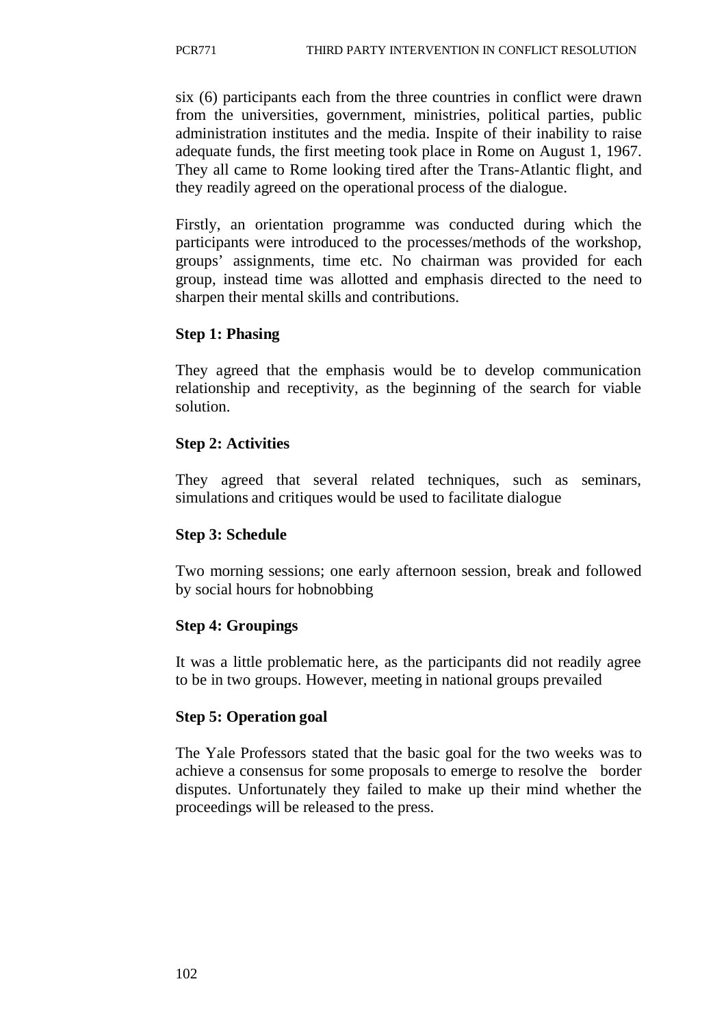six (6) participants each from the three countries in conflict were drawn from the universities, government, ministries, political parties, public administration institutes and the media. Inspite of their inability to raise adequate funds, the first meeting took place in Rome on August 1, 1967. They all came to Rome looking tired after the Trans-Atlantic flight, and they readily agreed on the operational process of the dialogue.

Firstly, an orientation programme was conducted during which the participants were introduced to the processes/methods of the workshop, groups' assignments, time etc. No chairman was provided for each group, instead time was allotted and emphasis directed to the need to sharpen their mental skills and contributions.

**Step 1: Phasing**

They agreed that the emphasis would be to develop communication relationship and receptivity, as the beginning of the search for viable solution.

**Step 2: Activities**

They agreed that several related techniques, such as seminars, simulations and critiques would be used to facilitate dialogue

**Step 3: Schedule**

Two morning sessions; one early afternoon session, break and followed by social hours for hobnobbing

**Step 4: Groupings**

It was a little problematic here, as the participants did not readily agree to be in two groups. However, meeting in national groups prevailed

**Step 5: Operation goal**

The Yale Professors stated that the basic goal for the two weeks was to achieve a consensus for some proposals to emerge to resolve the border disputes. Unfortunately they failed to make up their mind whether the proceedings will be released to the press.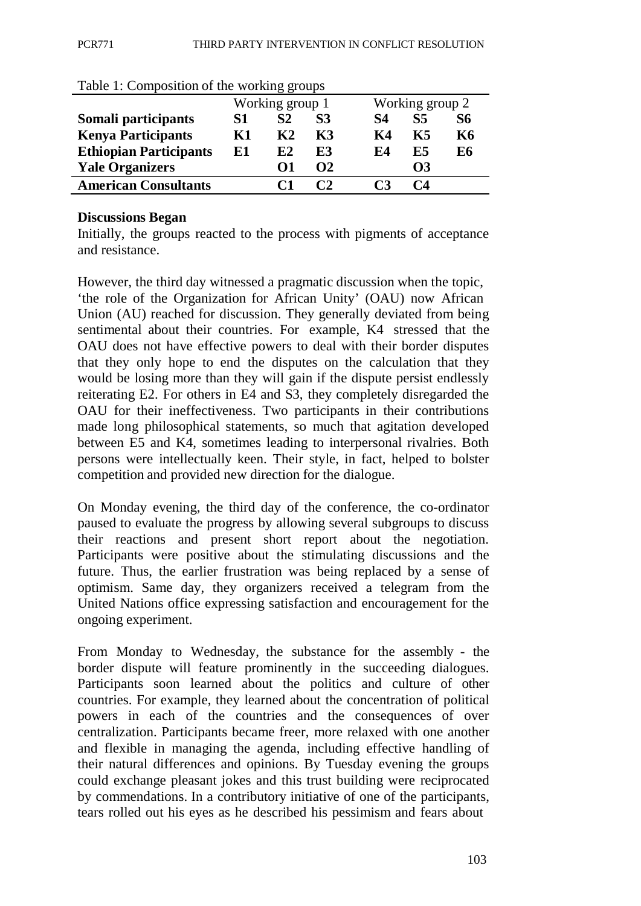Table 1: Composition of the working groups

| | Working group 1 | | | Working group 2 | | |
|---|---|---|---|---|---|---|
| **Somali participants** | **S1** | **S2** | **S3** | **S4** | **S5** | **S6** |
| **Kenya Participants** | **K1** | **K2** | **K3** | **K4** | **K5** | **K6** |
| **Ethiopian Participants** | **E1** | **E2** | **E3** | **E4** | **E5** | **E6** |
| **Yale Organizers** | | **O1** | **O2** | | **O3** | |
| **American Consultants** | | **C1** | **C2** | **C3** | **C4** | |

**Discussions Began**

Initially, the groups reacted to the process with pigments of acceptance and resistance.

However, the third day witnessed a pragmatic discussion when the topic, 'the role of the Organization for African Unity' (OAU) now African Union (AU) reached for discussion. They generally deviated from being sentimental about their countries. For example, K4 stressed that the OAU does not have effective powers to deal with their border disputes that they only hope to end the disputes on the calculation that they would be losing more than they will gain if the dispute persist endlessly reiterating E2. For others in E4 and S3, they completely disregarded the OAU for their ineffectiveness. Two participants in their contributions made long philosophical statements, so much that agitation developed between E5 and K4, sometimes leading to interpersonal rivalries. Both persons were intellectually keen. Their style, in fact, helped to bolster competition and provided new direction for the dialogue.

On Monday evening, the third day of the conference, the co-ordinator paused to evaluate the progress by allowing several subgroups to discuss their reactions and present short report about the negotiation. Participants were positive about the stimulating discussions and the future. Thus, the earlier frustration was being replaced by a sense of optimism. Same day, they organizers received a telegram from the United Nations office expressing satisfaction and encouragement for the ongoing experiment.

From Monday to Wednesday, the substance for the assembly - the border dispute will feature prominently in the succeeding dialogues. Participants soon learned about the politics and culture of other countries. For example, they learned about the concentration of political powers in each of the countries and the consequences of over centralization. Participants became freer, more relaxed with one another and flexible in managing the agenda, including effective handling of their natural differences and opinions. By Tuesday evening the groups could exchange pleasant jokes and this trust building were reciprocated by commendations. In a contributory initiative of one of the participants, tears rolled out his eyes as he described his pessimism and fears about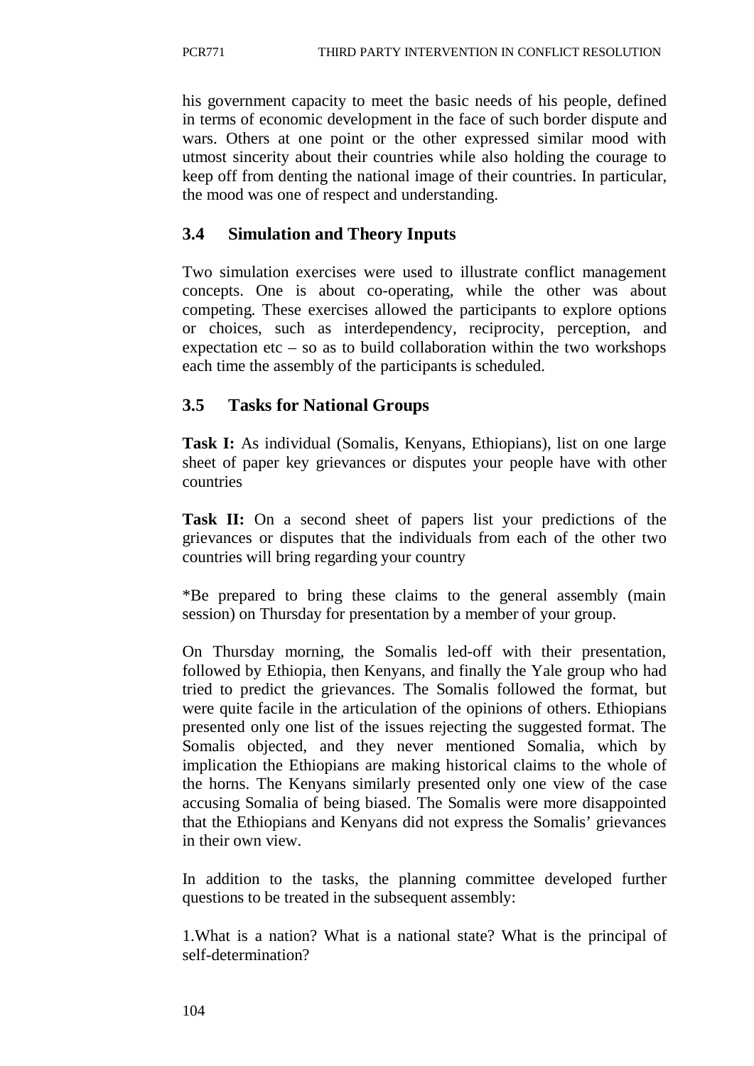his government capacity to meet the basic needs of his people, defined in terms of economic development in the face of such border dispute and wars. Others at one point or the other expressed similar mood with utmost sincerity about their countries while also holding the courage to keep off from denting the national image of their countries. In particular, the mood was one of respect and understanding.

## 3.4 Simulation and Theory Inputs

Two simulation exercises were used to illustrate conflict management concepts. One is about co-operating, while the other was about competing. These exercises allowed the participants to explore options or choices, such as interdependency, reciprocity, perception, and expectation etc – so as to build collaboration within the two workshops each time the assembly of the participants is scheduled.

## 3.5 Tasks for National Groups

**Task I:** As individual (Somalis, Kenyans, Ethiopians), list on one large sheet of paper key grievances or disputes your people have with other countries

**Task II:** On a second sheet of papers list your predictions of the grievances or disputes that the individuals from each of the other two countries will bring regarding your country

*Be prepared to bring these claims to the general assembly (main session) on Thursday for presentation by a member of your group.

On Thursday morning, the Somalis led-off with their presentation, followed by Ethiopia, then Kenyans, and finally the Yale group who had tried to predict the grievances. The Somalis followed the format, but were quite facile in the articulation of the opinions of others. Ethiopians presented only one list of the issues rejecting the suggested format. The Somalis objected, and they never mentioned Somalia, which by implication the Ethiopians are making historical claims to the whole of the horns. The Kenyans similarly presented only one view of the case accusing Somalia of being biased. The Somalis were more disappointed that the Ethiopians and Kenyans did not express the Somalis' grievances in their own view.

In addition to the tasks, the planning committee developed further questions to be treated in the subsequent assembly:

1.What is a nation? What is a national state? What is the principal of self-determination?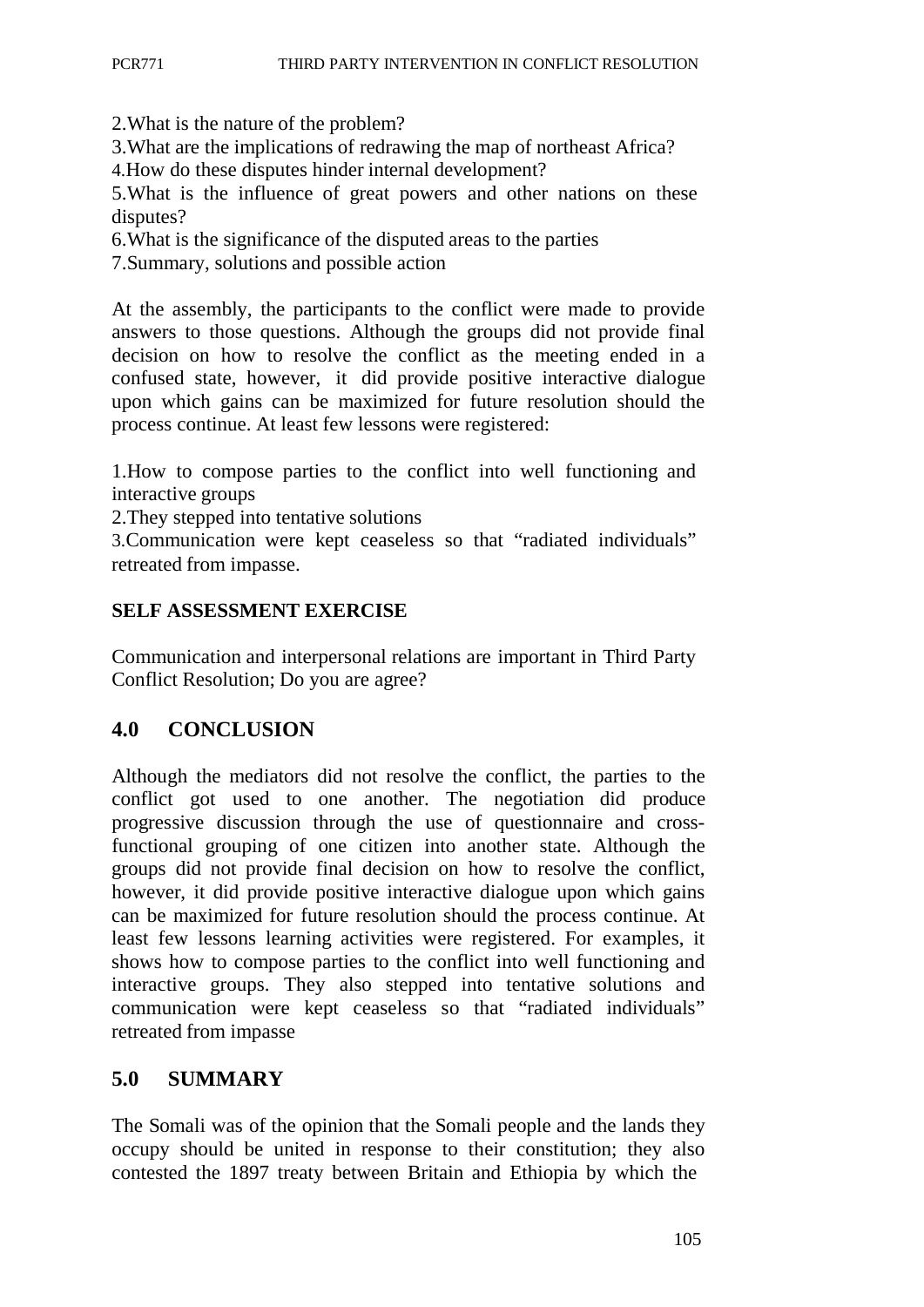2.What is the nature of the problem?
3.What are the implications of redrawing the map of northeast Africa?
4.How do these disputes hinder internal development?
5.What is the influence of great powers and other nations on these disputes?
6.What is the significance of the disputed areas to the parties
7.Summary, solutions and possible action

At the assembly, the participants to the conflict were made to provide answers to those questions. Although the groups did not provide final decision on how to resolve the conflict as the meeting ended in a confused state, however, it did provide positive interactive dialogue upon which gains can be maximized for future resolution should the process continue. At least few lessons were registered:

1.How to compose parties to the conflict into well functioning and interactive groups
2.They stepped into tentative solutions
3.Communication were kept ceaseless so that "radiated individuals" retreated from impasse.

**SELF ASSESSMENT EXERCISE**

Communication and interpersonal relations are important in Third Party Conflict Resolution; Do you are agree?

## 4.0 CONCLUSION

Although the mediators did not resolve the conflict, the parties to the conflict got used to one another. The negotiation did produce progressive discussion through the use of questionnaire and cross-functional grouping of one citizen into another state. Although the groups did not provide final decision on how to resolve the conflict, however, it did provide positive interactive dialogue upon which gains can be maximized for future resolution should the process continue. At least few lessons learning activities were registered. For examples, it shows how to compose parties to the conflict into well functioning and interactive groups. They also stepped into tentative solutions and communication were kept ceaseless so that "radiated individuals" retreated from impasse

## 5.0 SUMMARY

The Somali was of the opinion that the Somali people and the lands they occupy should be united in response to their constitution; they also contested the 1897 treaty between Britain and Ethiopia by which the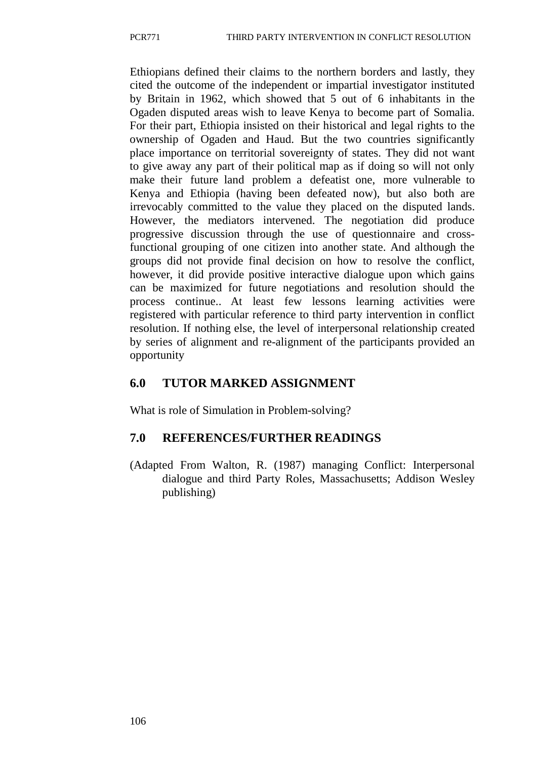Ethiopians defined their claims to the northern borders and lastly, they cited the outcome of the independent or impartial investigator instituted by Britain in 1962, which showed that 5 out of 6 inhabitants in the Ogaden disputed areas wish to leave Kenya to become part of Somalia. For their part, Ethiopia insisted on their historical and legal rights to the ownership of Ogaden and Haud. But the two countries significantly place importance on territorial sovereignty of states. They did not want to give away any part of their political map as if doing so will not only make their future land problem a defeatist one, more vulnerable to Kenya and Ethiopia (having been defeated now), but also both are irrevocably committed to the value they placed on the disputed lands. However, the mediators intervened. The negotiation did produce progressive discussion through the use of questionnaire and cross-functional grouping of one citizen into another state. And although the groups did not provide final decision on how to resolve the conflict, however, it did provide positive interactive dialogue upon which gains can be maximized for future negotiations and resolution should the process continue.. At least few lessons learning activities were registered with particular reference to third party intervention in conflict resolution. If nothing else, the level of interpersonal relationship created by series of alignment and re-alignment of the participants provided an opportunity

## 6.0 TUTOR MARKED ASSIGNMENT

What is role of Simulation in Problem-solving?

## 7.0 REFERENCES/FURTHER READINGS

(Adapted From Walton, R. (1987) managing Conflict: Interpersonal dialogue and third Party Roles, Massachusetts; Addison Wesley publishing)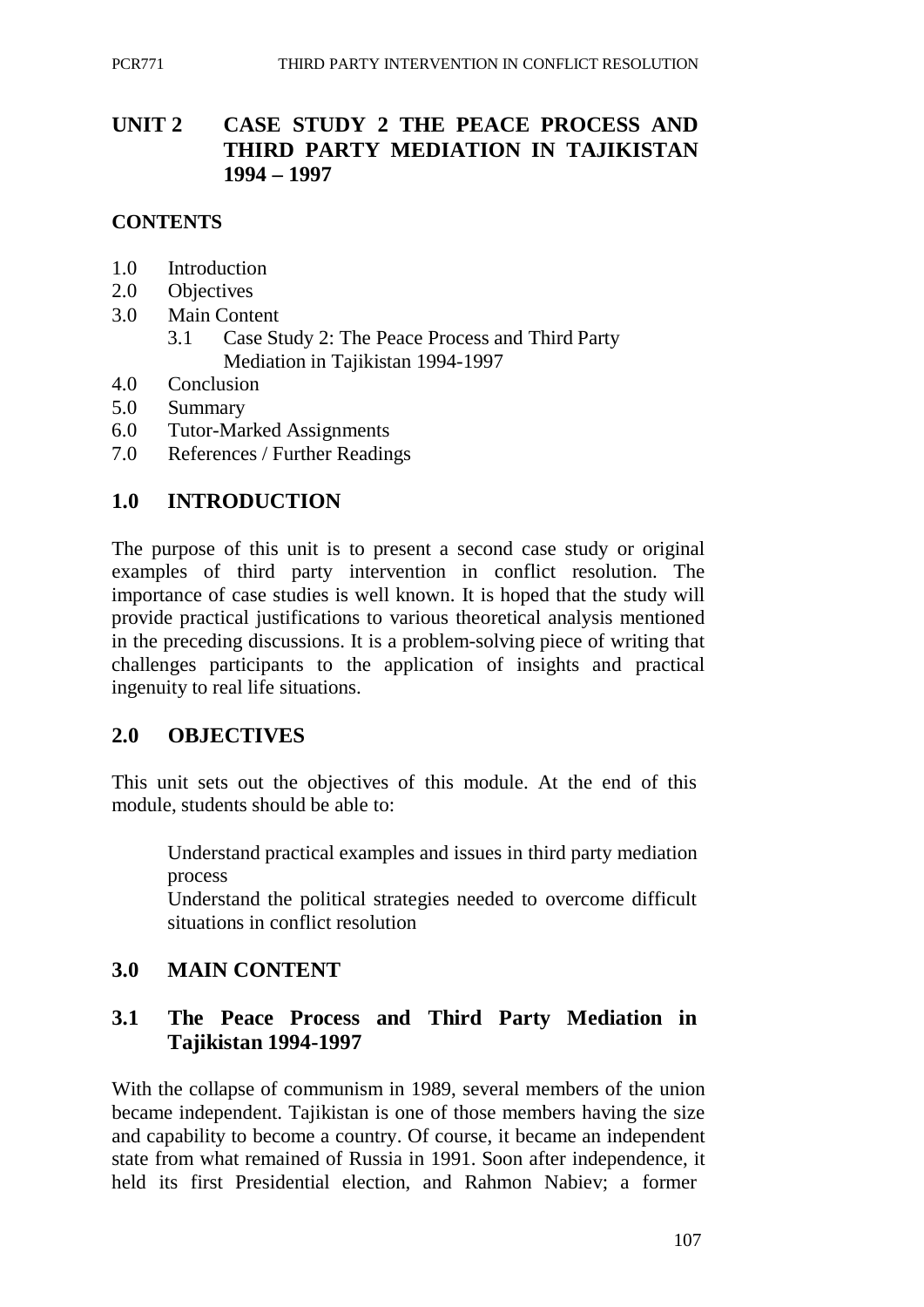# UNIT 2 CASE STUDY 2 THE PEACE PROCESS AND THIRD PARTY MEDIATION IN TAJIKISTAN 1994 – 1997

## CONTENTS

1.0 Introduction
2.0 Objectives
3.0 Main Content
 3.1 Case Study 2: The Peace Process and Third Party Mediation in Tajikistan 1994-1997
4.0 Conclusion
5.0 Summary
6.0 Tutor-Marked Assignments
7.0 References / Further Readings

## 1.0 INTRODUCTION

The purpose of this unit is to present a second case study or original examples of third party intervention in conflict resolution. The importance of case studies is well known. It is hoped that the study will provide practical justifications to various theoretical analysis mentioned in the preceding discussions. It is a problem-solving piece of writing that challenges participants to the application of insights and practical ingenuity to real life situations.

## 2.0 OBJECTIVES

This unit sets out the objectives of this module. At the end of this module, students should be able to:

- Understand practical examples and issues in third party mediation process
- Understand the political strategies needed to overcome difficult situations in conflict resolution

## 3.0 MAIN CONTENT

### 3.1 The Peace Process and Third Party Mediation in Tajikistan 1994-1997

With the collapse of communism in 1989, several members of the union became independent. Tajikistan is one of those members having the size and capability to become a country. Of course, it became an independent state from what remained of Russia in 1991. Soon after independence, it held its first Presidential election, and Rahmon Nabiev; a former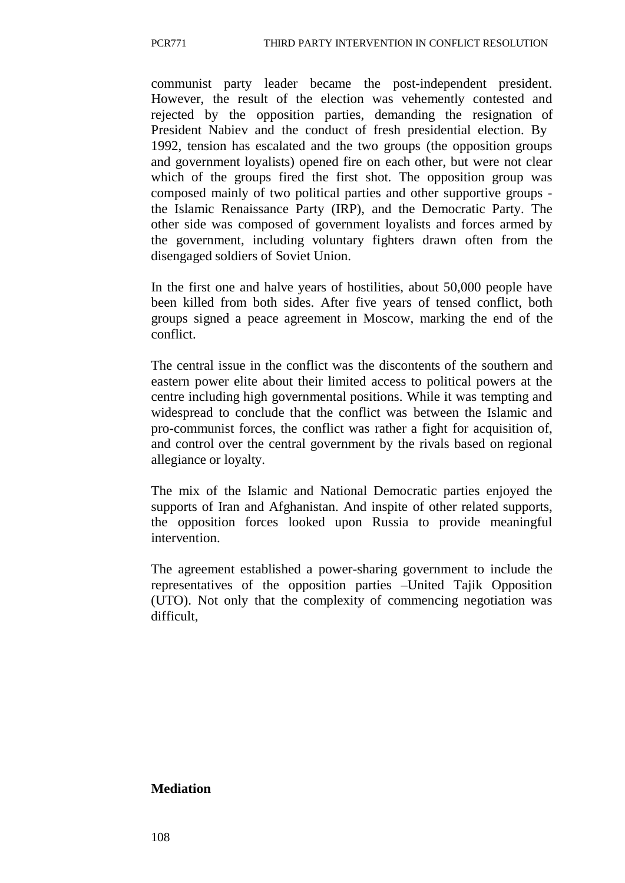communist party leader became the post-independent president. However, the result of the election was vehemently contested and rejected by the opposition parties, demanding the resignation of President Nabiev and the conduct of fresh presidential election. By 1992, tension has escalated and the two groups (the opposition groups and government loyalists) opened fire on each other, but were not clear which of the groups fired the first shot. The opposition group was composed mainly of two political parties and other supportive groups - the Islamic Renaissance Party (IRP), and the Democratic Party. The other side was composed of government loyalists and forces armed by the government, including voluntary fighters drawn often from the disengaged soldiers of Soviet Union.

In the first one and halve years of hostilities, about 50,000 people have been killed from both sides. After five years of tensed conflict, both groups signed a peace agreement in Moscow, marking the end of the conflict.

The central issue in the conflict was the discontents of the southern and eastern power elite about their limited access to political powers at the centre including high governmental positions. While it was tempting and widespread to conclude that the conflict was between the Islamic and pro-communist forces, the conflict was rather a fight for acquisition of, and control over the central government by the rivals based on regional allegiance or loyalty.

The mix of the Islamic and National Democratic parties enjoyed the supports of Iran and Afghanistan. And inspite of other related supports, the opposition forces looked upon Russia to provide meaningful intervention.

The agreement established a power-sharing government to include the representatives of the opposition parties –United Tajik Opposition (UTO). Not only that the complexity of commencing negotiation was difficult,

**Mediation**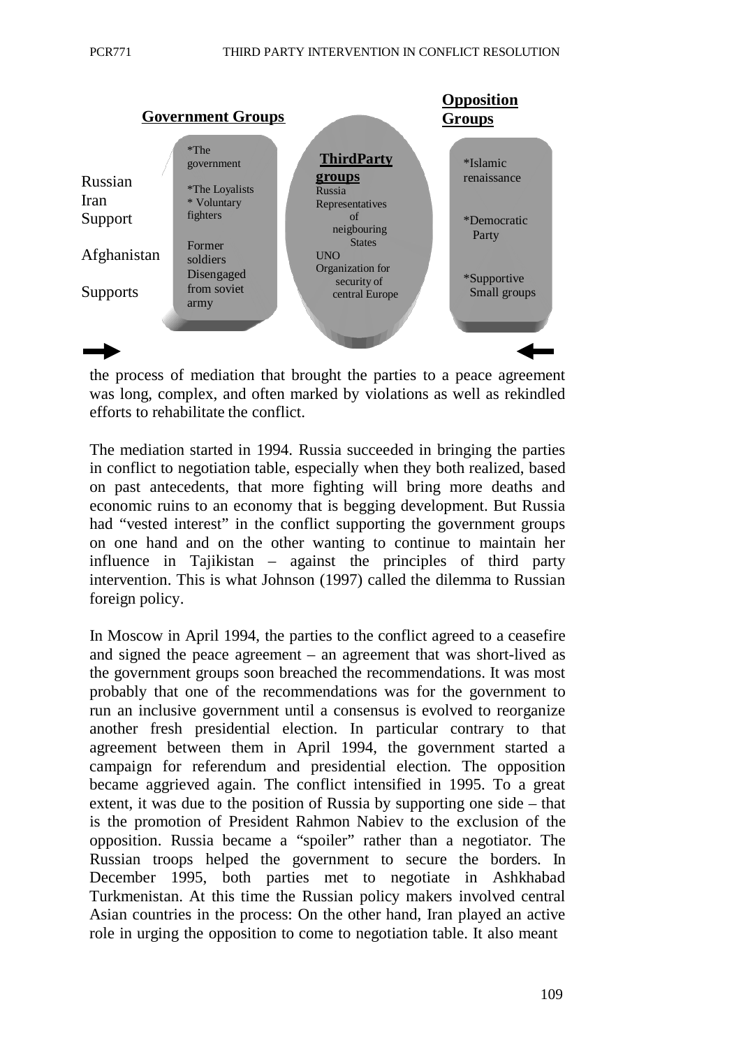**Government Groups**

**Opposition Groups**

Russian
Iran
Support

Afghanistan

Supports

*The government

*The Loyalists
* Voluntary fighters

Former soldiers Disengaged from soviet army

**ThirdParty groups**
Russia
Representatives of neigbouring States
UNO
Organization for security of central Europe

*Islamic renaissance

*Democratic Party

*Supportive Small groups

the process of mediation that brought the parties to a peace agreement was long, complex, and often marked by violations as well as rekindled efforts to rehabilitate the conflict.

The mediation started in 1994. Russia succeeded in bringing the parties in conflict to negotiation table, especially when they both realized, based on past antecedents, that more fighting will bring more deaths and economic ruins to an economy that is begging development. But Russia had "vested interest" in the conflict supporting the government groups on one hand and on the other wanting to continue to maintain her influence in Tajikistan – against the principles of third party intervention. This is what Johnson (1997) called the dilemma to Russian foreign policy.

In Moscow in April 1994, the parties to the conflict agreed to a ceasefire and signed the peace agreement – an agreement that was short-lived as the government groups soon breached the recommendations. It was most probably that one of the recommendations was for the government to run an inclusive government until a consensus is evolved to reorganize another fresh presidential election. In particular contrary to that agreement between them in April 1994, the government started a campaign for referendum and presidential election. The opposition became aggrieved again. The conflict intensified in 1995. To a great extent, it was due to the position of Russia by supporting one side – that is the promotion of President Rahmon Nabiev to the exclusion of the opposition. Russia became a "spoiler" rather than a negotiator. The Russian troops helped the government to secure the borders. In December 1995, both parties met to negotiate in Ashkhabad Turkmenistan. At this time the Russian policy makers involved central Asian countries in the process: On the other hand, Iran played an active role in urging the opposition to come to negotiation table. It also meant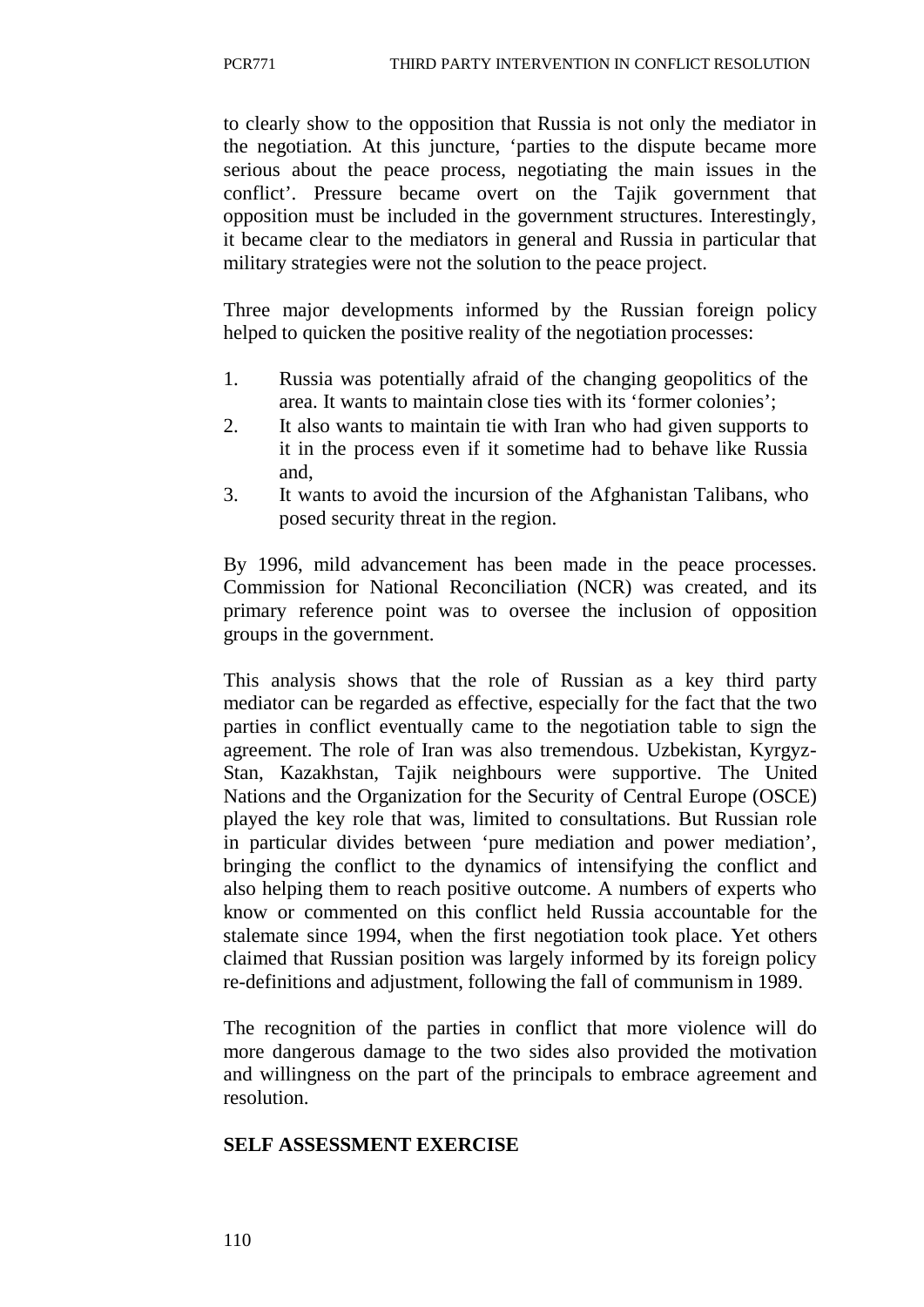to clearly show to the opposition that Russia is not only the mediator in the negotiation. At this juncture, 'parties to the dispute became more serious about the peace process, negotiating the main issues in the conflict'. Pressure became overt on the Tajik government that opposition must be included in the government structures. Interestingly, it became clear to the mediators in general and Russia in particular that military strategies were not the solution to the peace project.

Three major developments informed by the Russian foreign policy helped to quicken the positive reality of the negotiation processes:

1. Russia was potentially afraid of the changing geopolitics of the area. It wants to maintain close ties with its 'former colonies';
2. It also wants to maintain tie with Iran who had given supports to it in the process even if it sometime had to behave like Russia and,
3. It wants to avoid the incursion of the Afghanistan Talibans, who posed security threat in the region.

By 1996, mild advancement has been made in the peace processes. Commission for National Reconciliation (NCR) was created, and its primary reference point was to oversee the inclusion of opposition groups in the government.

This analysis shows that the role of Russian as a key third party mediator can be regarded as effective, especially for the fact that the two parties in conflict eventually came to the negotiation table to sign the agreement. The role of Iran was also tremendous. Uzbekistan, Kyrgyz-Stan, Kazakhstan, Tajik neighbours were supportive. The United Nations and the Organization for the Security of Central Europe (OSCE) played the key role that was, limited to consultations. But Russian role in particular divides between 'pure mediation and power mediation', bringing the conflict to the dynamics of intensifying the conflict and also helping them to reach positive outcome. A numbers of experts who know or commented on this conflict held Russia accountable for the stalemate since 1994, when the first negotiation took place. Yet others claimed that Russian position was largely informed by its foreign policy re-definitions and adjustment, following the fall of communism in 1989.

The recognition of the parties in conflict that more violence will do more dangerous damage to the two sides also provided the motivation and willingness on the part of the principals to embrace agreement and resolution.

**SELF ASSESSMENT EXERCISE**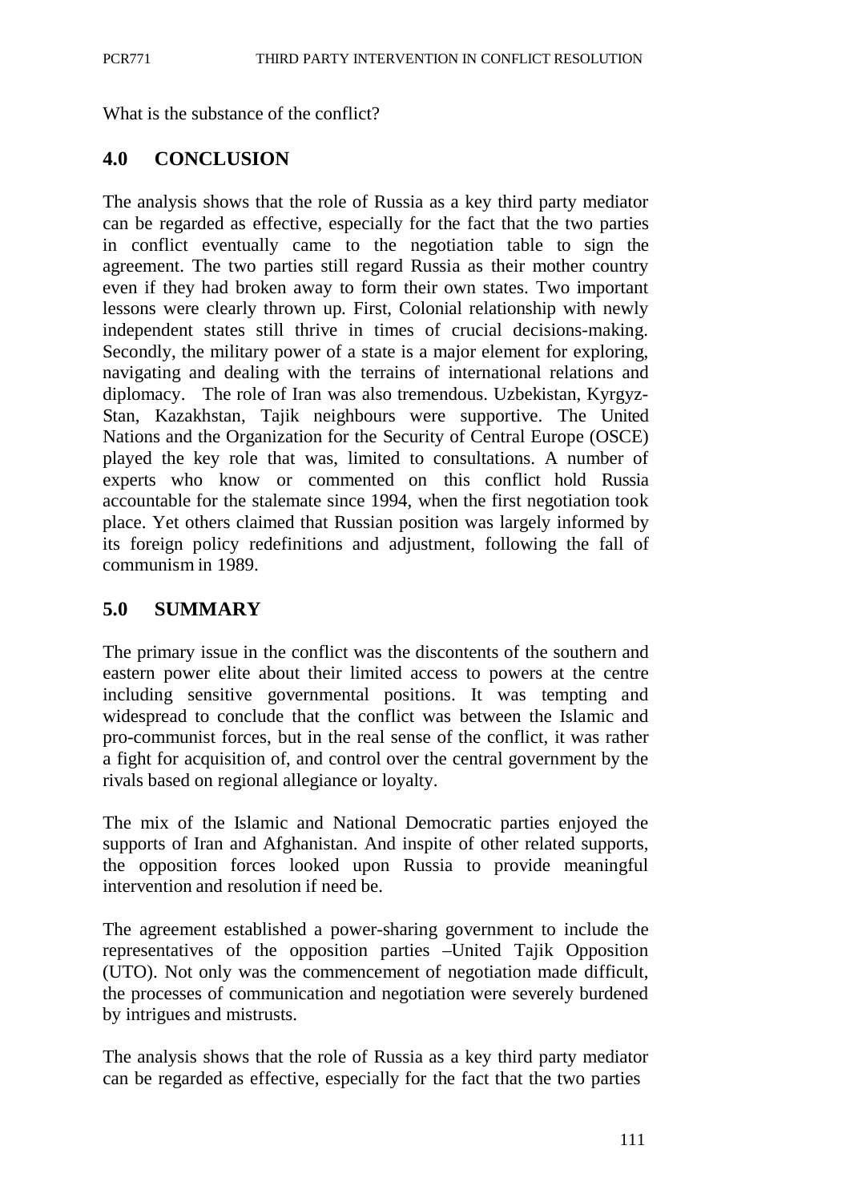What is the substance of the conflict?

## 4.0 CONCLUSION

The analysis shows that the role of Russia as a key third party mediator can be regarded as effective, especially for the fact that the two parties in conflict eventually came to the negotiation table to sign the agreement. The two parties still regard Russia as their mother country even if they had broken away to form their own states. Two important lessons were clearly thrown up. First, Colonial relationship with newly independent states still thrive in times of crucial decisions-making. Secondly, the military power of a state is a major element for exploring, navigating and dealing with the terrains of international relations and diplomacy. The role of Iran was also tremendous. Uzbekistan, Kyrgyz-Stan, Kazakhstan, Tajik neighbours were supportive. The United Nations and the Organization for the Security of Central Europe (OSCE) played the key role that was, limited to consultations. A number of experts who know or commented on this conflict hold Russia accountable for the stalemate since 1994, when the first negotiation took place. Yet others claimed that Russian position was largely informed by its foreign policy redefinitions and adjustment, following the fall of communism in 1989.

## 5.0 SUMMARY

The primary issue in the conflict was the discontents of the southern and eastern power elite about their limited access to powers at the centre including sensitive governmental positions. It was tempting and widespread to conclude that the conflict was between the Islamic and pro-communist forces, but in the real sense of the conflict, it was rather a fight for acquisition of, and control over the central government by the rivals based on regional allegiance or loyalty.

The mix of the Islamic and National Democratic parties enjoyed the supports of Iran and Afghanistan. And inspite of other related supports, the opposition forces looked upon Russia to provide meaningful intervention and resolution if need be.

The agreement established a power-sharing government to include the representatives of the opposition parties –United Tajik Opposition (UTO). Not only was the commencement of negotiation made difficult, the processes of communication and negotiation were severely burdened by intrigues and mistrusts.

The analysis shows that the role of Russia as a key third party mediator can be regarded as effective, especially for the fact that the two parties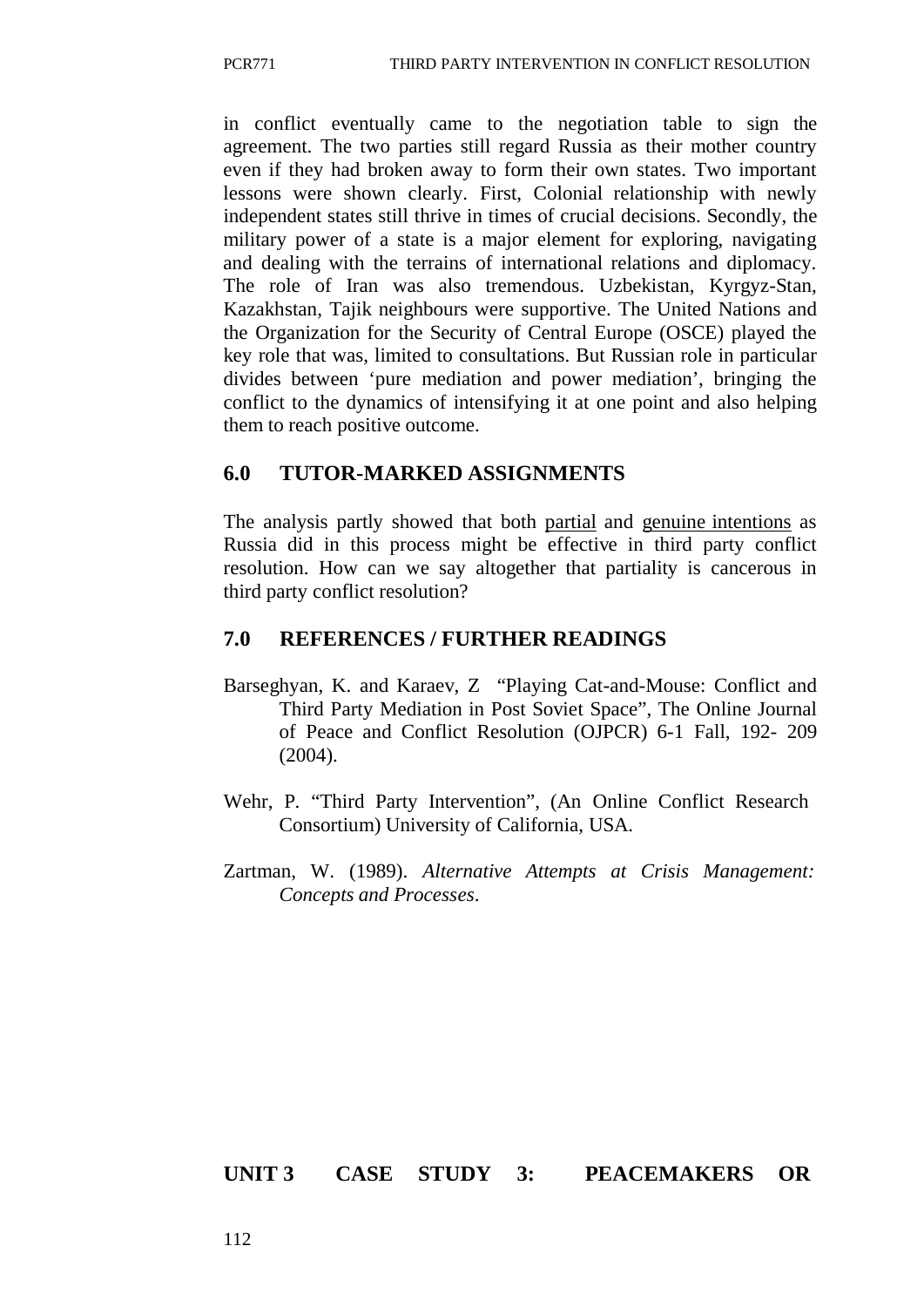in conflict eventually came to the negotiation table to sign the agreement. The two parties still regard Russia as their mother country even if they had broken away to form their own states. Two important lessons were shown clearly. First, Colonial relationship with newly independent states still thrive in times of crucial decisions. Secondly, the military power of a state is a major element for exploring, navigating and dealing with the terrains of international relations and diplomacy. The role of Iran was also tremendous. Uzbekistan, Kyrgyz-Stan, Kazakhstan, Tajik neighbours were supportive. The United Nations and the Organization for the Security of Central Europe (OSCE) played the key role that was, limited to consultations. But Russian role in particular divides between 'pure mediation and power mediation', bringing the conflict to the dynamics of intensifying it at one point and also helping them to reach positive outcome.

## 6.0 TUTOR-MARKED ASSIGNMENTS

The analysis partly showed that both partial and genuine intentions as Russia did in this process might be effective in third party conflict resolution. How can we say altogether that partiality is cancerous in third party conflict resolution?

## 7.0 REFERENCES / FURTHER READINGS

Barseghyan, K. and Karaev, Z "Playing Cat-and-Mouse: Conflict and Third Party Mediation in Post Soviet Space", The Online Journal of Peace and Conflict Resolution (OJPCR) 6-1 Fall, 192- 209 (2004).

Wehr, P. "Third Party Intervention", (An Online Conflict Research Consortium) University of California, USA.

Zartman, W. (1989). *Alternative Attempts at Crisis Management: Concepts and Processes*.

# UNIT 3 CASE STUDY 3: PEACEMAKERS OR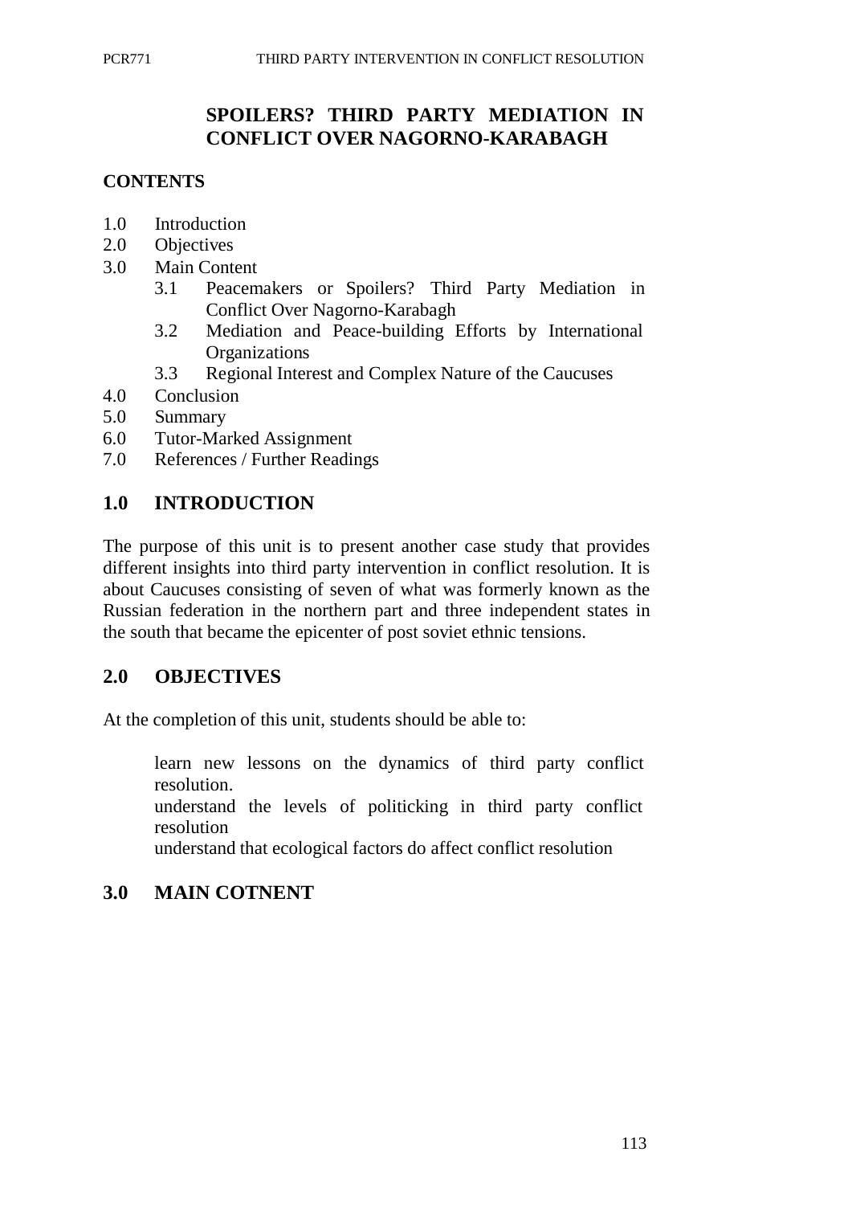# SPOILERS? THIRD PARTY MEDIATION IN CONFLICT OVER NAGORNO-KARABAGH

## CONTENTS

1.0 Introduction
2.0 Objectives
3.0 Main Content
   3.1 Peacemakers or Spoilers? Third Party Mediation in Conflict Over Nagorno-Karabagh
   3.2 Mediation and Peace-building Efforts by International Organizations
   3.3 Regional Interest and Complex Nature of the Caucuses
4.0 Conclusion
5.0 Summary
6.0 Tutor-Marked Assignment
7.0 References / Further Readings

## 1.0 INTRODUCTION

The purpose of this unit is to present another case study that provides different insights into third party intervention in conflict resolution. It is about Caucuses consisting of seven of what was formerly known as the Russian federation in the northern part and three independent states in the south that became the epicenter of post soviet ethnic tensions.

## 2.0 OBJECTIVES

At the completion of this unit, students should be able to:

- learn new lessons on the dynamics of third party conflict resolution.
- understand the levels of politicking in third party conflict resolution
- understand that ecological factors do affect conflict resolution

## 3.0 MAIN COTNENT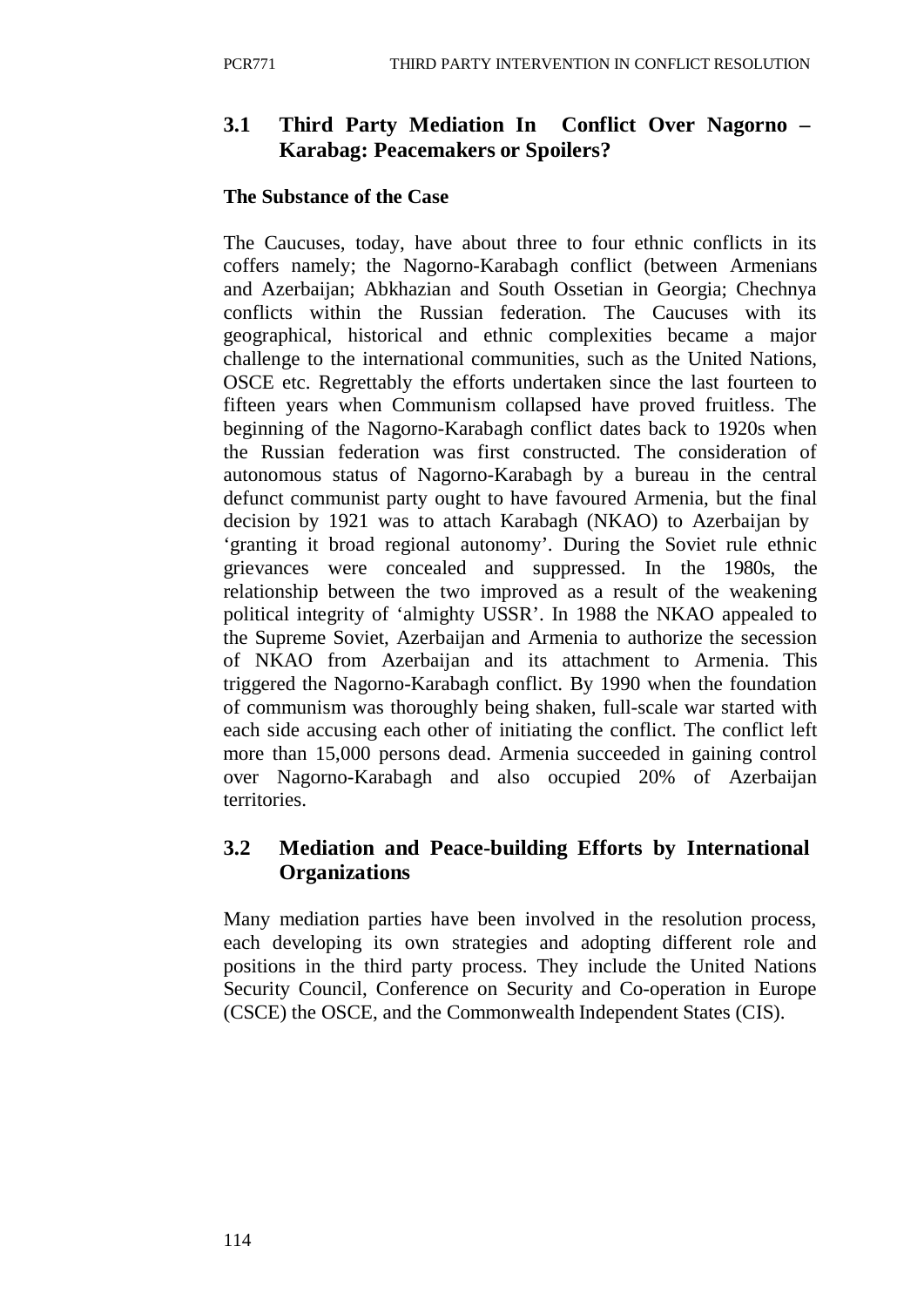## 3.1 Third Party Mediation In Conflict Over Nagorno – Karabag: Peacemakers or Spoilers?

**The Substance of the Case**

The Caucuses, today, have about three to four ethnic conflicts in its coffers namely; the Nagorno-Karabagh conflict (between Armenians and Azerbaijan; Abkhazian and South Ossetian in Georgia; Chechnya conflicts within the Russian federation. The Caucuses with its geographical, historical and ethnic complexities became a major challenge to the international communities, such as the United Nations, OSCE etc. Regrettably the efforts undertaken since the last fourteen to fifteen years when Communism collapsed have proved fruitless. The beginning of the Nagorno-Karabagh conflict dates back to 1920s when the Russian federation was first constructed. The consideration of autonomous status of Nagorno-Karabagh by a bureau in the central defunct communist party ought to have favoured Armenia, but the final decision by 1921 was to attach Karabagh (NKAO) to Azerbaijan by 'granting it broad regional autonomy'. During the Soviet rule ethnic grievances were concealed and suppressed. In the 1980s, the relationship between the two improved as a result of the weakening political integrity of 'almighty USSR'. In 1988 the NKAO appealed to the Supreme Soviet, Azerbaijan and Armenia to authorize the secession of NKAO from Azerbaijan and its attachment to Armenia. This triggered the Nagorno-Karabagh conflict. By 1990 when the foundation of communism was thoroughly being shaken, full-scale war started with each side accusing each other of initiating the conflict. The conflict left more than 15,000 persons dead. Armenia succeeded in gaining control over Nagorno-Karabagh and also occupied 20% of Azerbaijan territories.

## 3.2 Mediation and Peace-building Efforts by International Organizations

Many mediation parties have been involved in the resolution process, each developing its own strategies and adopting different role and positions in the third party process. They include the United Nations Security Council, Conference on Security and Co-operation in Europe (CSCE) the OSCE, and the Commonwealth Independent States (CIS).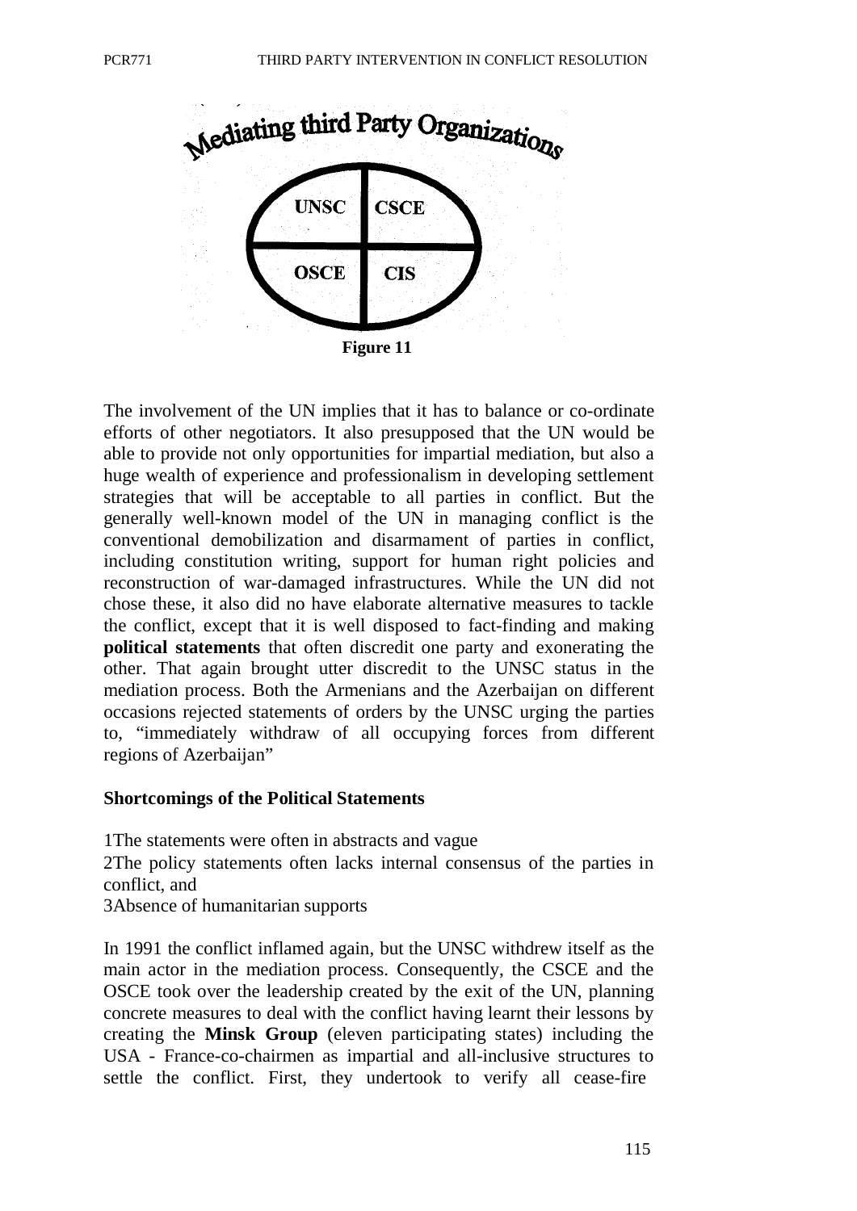**Mediating third Party Organizations**

| UNSC | CSCE |
|---|---|
| OSCE | CIS |

**Figure 11**

The involvement of the UN implies that it has to balance or co-ordinate efforts of other negotiators. It also presupposed that the UN would be able to provide not only opportunities for impartial mediation, but also a huge wealth of experience and professionalism in developing settlement strategies that will be acceptable to all parties in conflict. But the generally well-known model of the UN in managing conflict is the conventional demobilization and disarmament of parties in conflict, including constitution writing, support for human right policies and reconstruction of war-damaged infrastructures. While the UN did not chose these, it also did no have elaborate alternative measures to tackle the conflict, except that it is well disposed to fact-finding and making **political statements** that often discredit one party and exonerating the other. That again brought utter discredit to the UNSC status in the mediation process. Both the Armenians and the Azerbaijan on different occasions rejected statements of orders by the UNSC urging the parties to, "immediately withdraw of all occupying forces from different regions of Azerbaijan"

**Shortcomings of the Political Statements**

1The statements were often in abstracts and vague
2The policy statements often lacks internal consensus of the parties in conflict, and
3Absence of humanitarian supports

In 1991 the conflict inflamed again, but the UNSC withdrew itself as the main actor in the mediation process. Consequently, the CSCE and the OSCE took over the leadership created by the exit of the UN, planning concrete measures to deal with the conflict having learnt their lessons by creating the **Minsk Group** (eleven participating states) including the USA - France-co-chairmen as impartial and all-inclusive structures to settle the conflict. First, they undertook to verify all cease-fire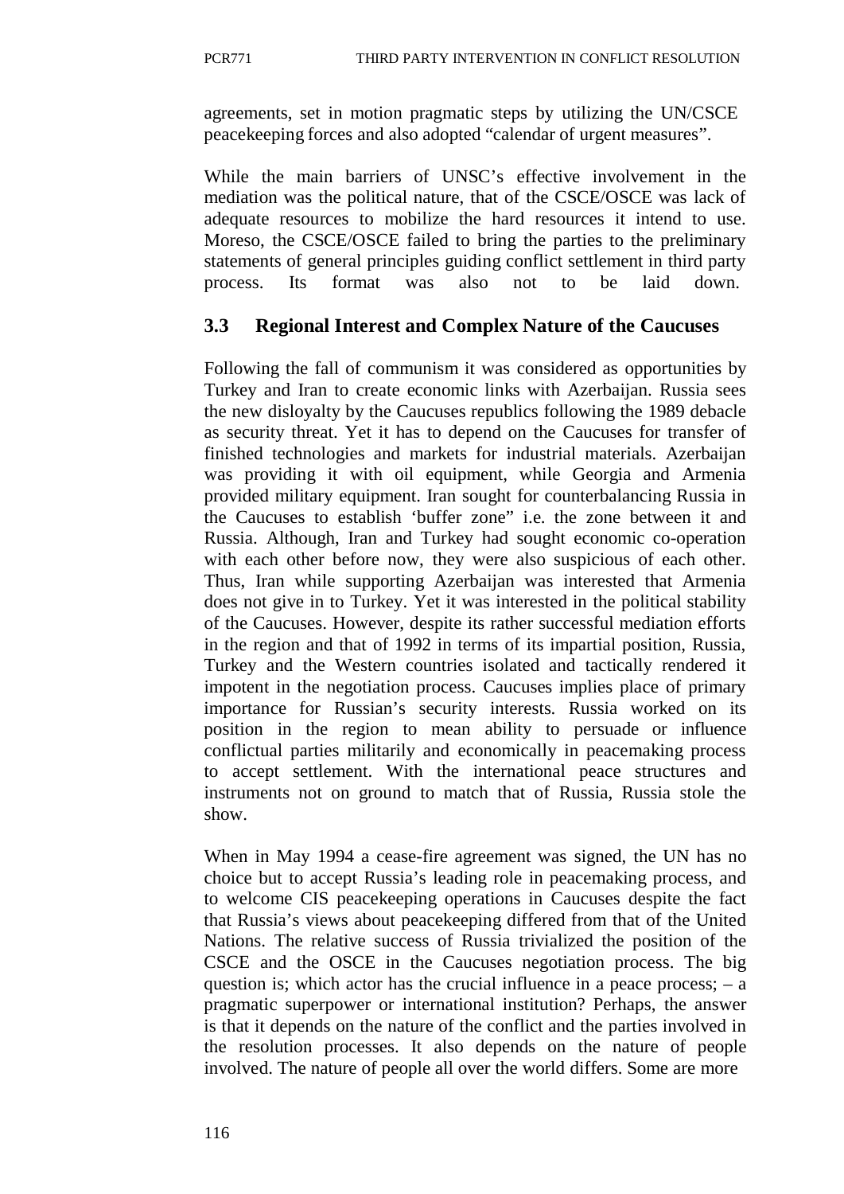agreements, set in motion pragmatic steps by utilizing the UN/CSCE peacekeeping forces and also adopted "calendar of urgent measures".

While the main barriers of UNSC's effective involvement in the mediation was the political nature, that of the CSCE/OSCE was lack of adequate resources to mobilize the hard resources it intend to use. Moreso, the CSCE/OSCE failed to bring the parties to the preliminary statements of general principles guiding conflict settlement in third party process. Its format was also not to be laid down.

### 3.3 Regional Interest and Complex Nature of the Caucuses

Following the fall of communism it was considered as opportunities by Turkey and Iran to create economic links with Azerbaijan. Russia sees the new disloyalty by the Caucuses republics following the 1989 debacle as security threat. Yet it has to depend on the Caucuses for transfer of finished technologies and markets for industrial materials. Azerbaijan was providing it with oil equipment, while Georgia and Armenia provided military equipment. Iran sought for counterbalancing Russia in the Caucuses to establish 'buffer zone" i.e. the zone between it and Russia. Although, Iran and Turkey had sought economic co-operation with each other before now, they were also suspicious of each other. Thus, Iran while supporting Azerbaijan was interested that Armenia does not give in to Turkey. Yet it was interested in the political stability of the Caucuses. However, despite its rather successful mediation efforts in the region and that of 1992 in terms of its impartial position, Russia, Turkey and the Western countries isolated and tactically rendered it impotent in the negotiation process. Caucuses implies place of primary importance for Russian's security interests. Russia worked on its position in the region to mean ability to persuade or influence conflictual parties militarily and economically in peacemaking process to accept settlement. With the international peace structures and instruments not on ground to match that of Russia, Russia stole the show.

When in May 1994 a cease-fire agreement was signed, the UN has no choice but to accept Russia's leading role in peacemaking process, and to welcome CIS peacekeeping operations in Caucuses despite the fact that Russia's views about peacekeeping differed from that of the United Nations. The relative success of Russia trivialized the position of the CSCE and the OSCE in the Caucuses negotiation process. The big question is; which actor has the crucial influence in a peace process; – a pragmatic superpower or international institution? Perhaps, the answer is that it depends on the nature of the conflict and the parties involved in the resolution processes. It also depends on the nature of people involved. The nature of people all over the world differs. Some are more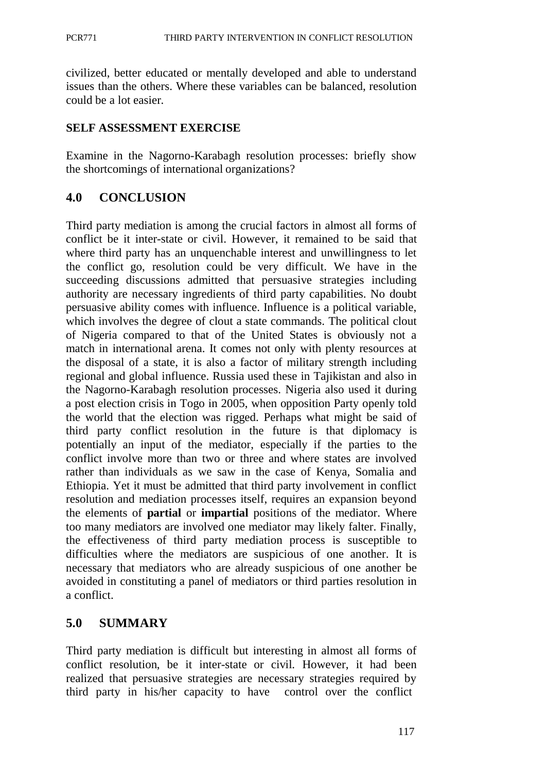civilized, better educated or mentally developed and able to understand issues than the others. Where these variables can be balanced, resolution could be a lot easier.

**SELF ASSESSMENT EXERCISE**

Examine in the Nagorno-Karabagh resolution processes: briefly show the shortcomings of international organizations?

## 4.0 CONCLUSION

Third party mediation is among the crucial factors in almost all forms of conflict be it inter-state or civil. However, it remained to be said that where third party has an unquenchable interest and unwillingness to let the conflict go, resolution could be very difficult. We have in the succeeding discussions admitted that persuasive strategies including authority are necessary ingredients of third party capabilities. No doubt persuasive ability comes with influence. Influence is a political variable, which involves the degree of clout a state commands. The political clout of Nigeria compared to that of the United States is obviously not a match in international arena. It comes not only with plenty resources at the disposal of a state, it is also a factor of military strength including regional and global influence. Russia used these in Tajikistan and also in the Nagorno-Karabagh resolution processes. Nigeria also used it during a post election crisis in Togo in 2005, when opposition Party openly told the world that the election was rigged. Perhaps what might be said of third party conflict resolution in the future is that diplomacy is potentially an input of the mediator, especially if the parties to the conflict involve more than two or three and where states are involved rather than individuals as we saw in the case of Kenya, Somalia and Ethiopia. Yet it must be admitted that third party involvement in conflict resolution and mediation processes itself, requires an expansion beyond the elements of **partial** or **impartial** positions of the mediator. Where too many mediators are involved one mediator may likely falter. Finally, the effectiveness of third party mediation process is susceptible to difficulties where the mediators are suspicious of one another. It is necessary that mediators who are already suspicious of one another be avoided in constituting a panel of mediators or third parties resolution in a conflict.

## 5.0 SUMMARY

Third party mediation is difficult but interesting in almost all forms of conflict resolution, be it inter-state or civil. However, it had been realized that persuasive strategies are necessary strategies required by third party in his/her capacity to have control over the conflict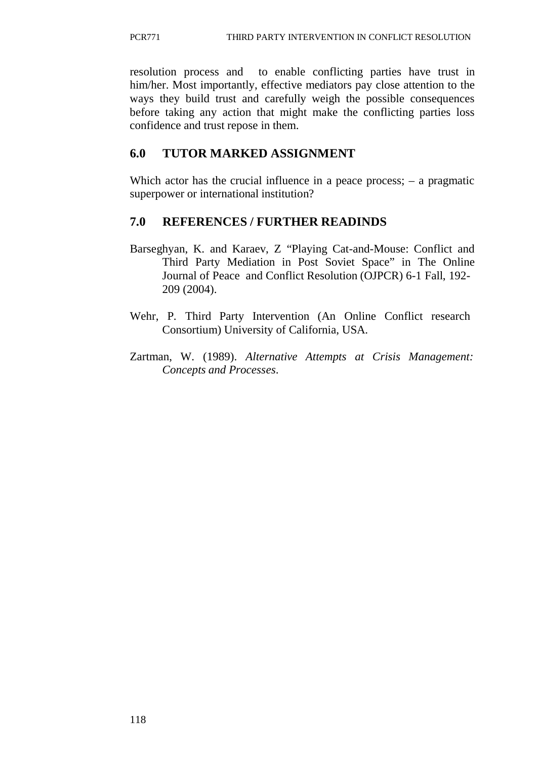resolution process and to enable conflicting parties have trust in him/her. Most importantly, effective mediators pay close attention to the ways they build trust and carefully weigh the possible consequences before taking any action that might make the conflicting parties loss confidence and trust repose in them.

## 6.0 TUTOR MARKED ASSIGNMENT

Which actor has the crucial influence in a peace process; – a pragmatic superpower or international institution?

## 7.0 REFERENCES / FURTHER READINDS

Barseghyan, K. and Karaev, Z "Playing Cat-and-Mouse: Conflict and Third Party Mediation in Post Soviet Space" in The Online Journal of Peace and Conflict Resolution (OJPCR) 6-1 Fall, 192-209 (2004).

Wehr, P. Third Party Intervention (An Online Conflict research Consortium) University of California, USA.

Zartman, W. (1989). *Alternative Attempts at Crisis Management: Concepts and Processes*.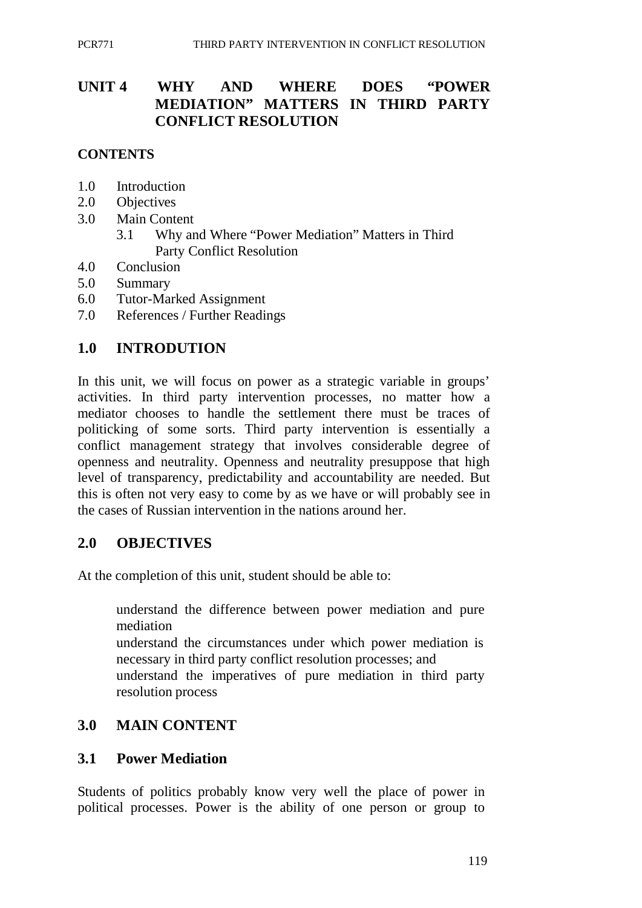# UNIT 4 WHY AND WHERE DOES "POWER MEDIATION" MATTERS IN THIRD PARTY CONFLICT RESOLUTION

## CONTENTS

1.0 Introduction
2.0 Objectives
3.0 Main Content
  3.1 Why and Where "Power Mediation" Matters in Third Party Conflict Resolution
4.0 Conclusion
5.0 Summary
6.0 Tutor-Marked Assignment
7.0 References / Further Readings

## 1.0 INTRODUTION

In this unit, we will focus on power as a strategic variable in groups' activities. In third party intervention processes, no matter how a mediator chooses to handle the settlement there must be traces of politicking of some sorts. Third party intervention is essentially a conflict management strategy that involves considerable degree of openness and neutrality. Openness and neutrality presuppose that high level of transparency, predictability and accountability are needed. But this is often not very easy to come by as we have or will probably see in the cases of Russian intervention in the nations around her.

## 2.0 OBJECTIVES

At the completion of this unit, student should be able to:

- understand the difference between power mediation and pure mediation
- understand the circumstances under which power mediation is necessary in third party conflict resolution processes; and
- understand the imperatives of pure mediation in third party resolution process

## 3.0 MAIN CONTENT

### 3.1 Power Mediation

Students of politics probably know very well the place of power in political processes. Power is the ability of one person or group to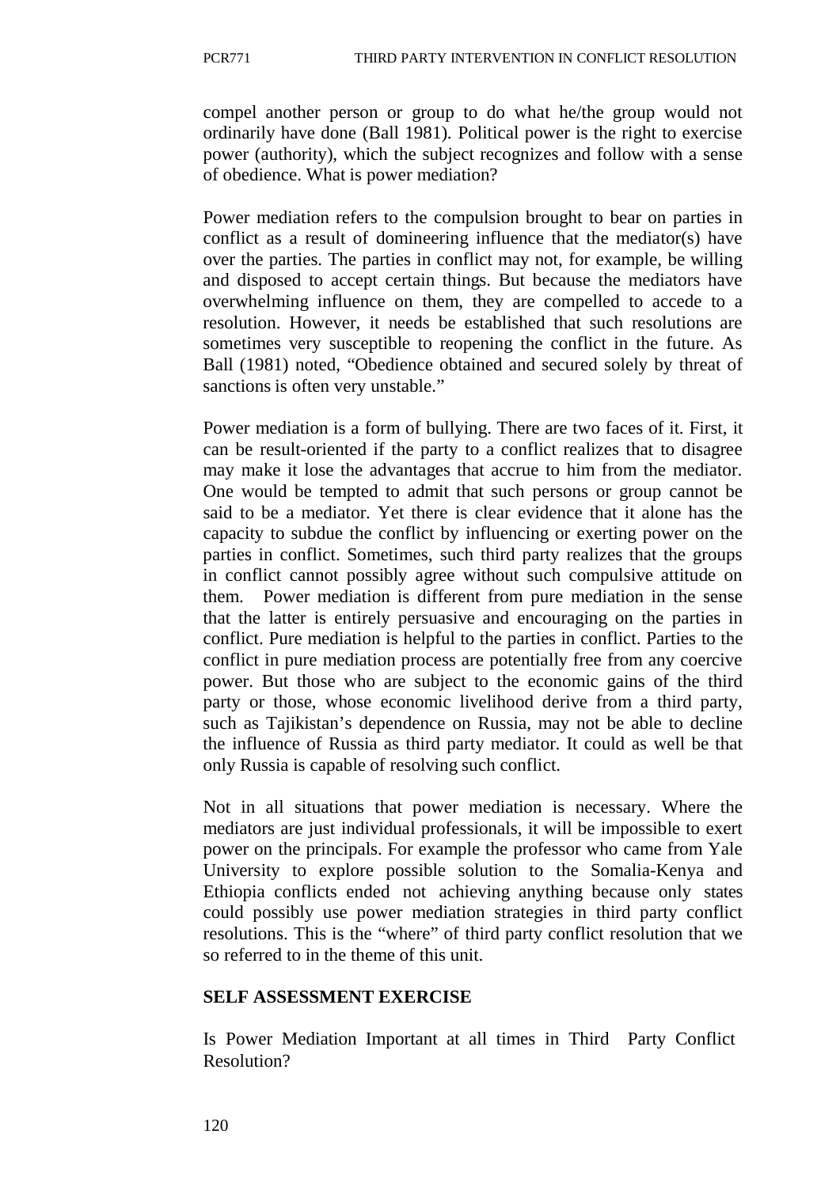compel another person or group to do what he/the group would not ordinarily have done (Ball 1981). Political power is the right to exercise power (authority), which the subject recognizes and follow with a sense of obedience. What is power mediation?

Power mediation refers to the compulsion brought to bear on parties in conflict as a result of domineering influence that the mediator(s) have over the parties. The parties in conflict may not, for example, be willing and disposed to accept certain things. But because the mediators have overwhelming influence on them, they are compelled to accede to a resolution. However, it needs be established that such resolutions are sometimes very susceptible to reopening the conflict in the future. As Ball (1981) noted, "Obedience obtained and secured solely by threat of sanctions is often very unstable."

Power mediation is a form of bullying. There are two faces of it. First, it can be result-oriented if the party to a conflict realizes that to disagree may make it lose the advantages that accrue to him from the mediator. One would be tempted to admit that such persons or group cannot be said to be a mediator. Yet there is clear evidence that it alone has the capacity to subdue the conflict by influencing or exerting power on the parties in conflict. Sometimes, such third party realizes that the groups in conflict cannot possibly agree without such compulsive attitude on them. Power mediation is different from pure mediation in the sense that the latter is entirely persuasive and encouraging on the parties in conflict. Pure mediation is helpful to the parties in conflict. Parties to the conflict in pure mediation process are potentially free from any coercive power. But those who are subject to the economic gains of the third party or those, whose economic livelihood derive from a third party, such as Tajikistan's dependence on Russia, may not be able to decline the influence of Russia as third party mediator. It could as well be that only Russia is capable of resolving such conflict.

Not in all situations that power mediation is necessary. Where the mediators are just individual professionals, it will be impossible to exert power on the principals. For example the professor who came from Yale University to explore possible solution to the Somalia-Kenya and Ethiopia conflicts ended not achieving anything because only states could possibly use power mediation strategies in third party conflict resolutions. This is the "where" of third party conflict resolution that we so referred to in the theme of this unit.

## SELF ASSESSMENT EXERCISE

Is Power Mediation Important at all times in Third Party Conflict Resolution?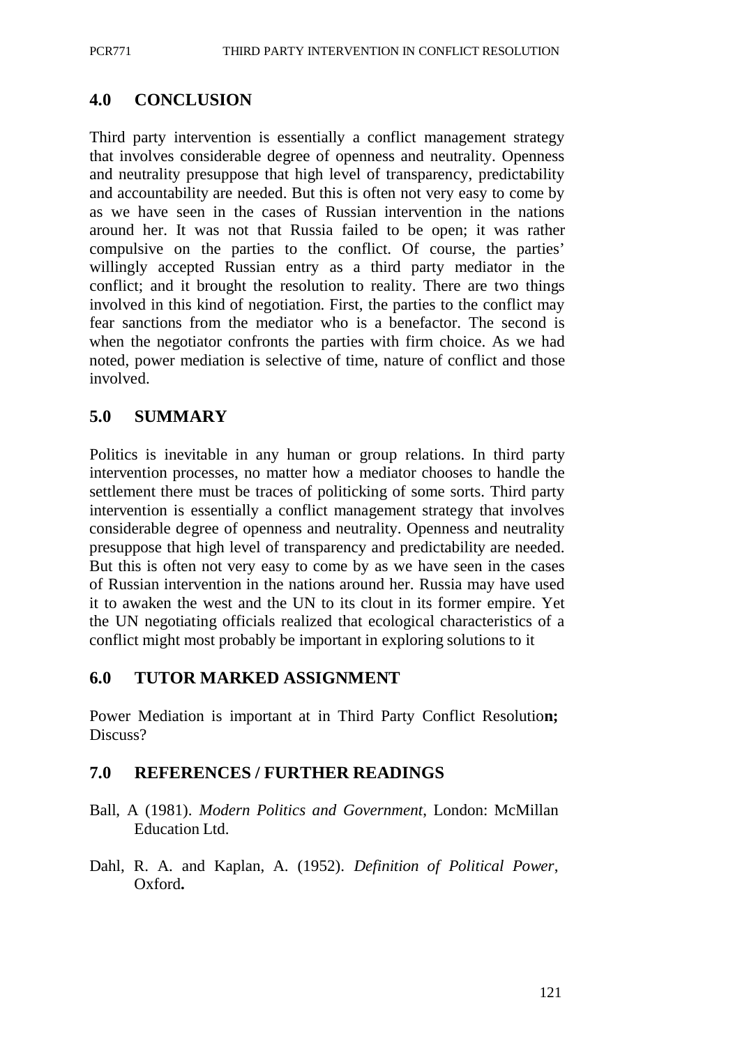## 4.0 CONCLUSION

Third party intervention is essentially a conflict management strategy that involves considerable degree of openness and neutrality. Openness and neutrality presuppose that high level of transparency, predictability and accountability are needed. But this is often not very easy to come by as we have seen in the cases of Russian intervention in the nations around her. It was not that Russia failed to be open; it was rather compulsive on the parties to the conflict. Of course, the parties' willingly accepted Russian entry as a third party mediator in the conflict; and it brought the resolution to reality. There are two things involved in this kind of negotiation. First, the parties to the conflict may fear sanctions from the mediator who is a benefactor. The second is when the negotiator confronts the parties with firm choice. As we had noted, power mediation is selective of time, nature of conflict and those involved.

## 5.0 SUMMARY

Politics is inevitable in any human or group relations. In third party intervention processes, no matter how a mediator chooses to handle the settlement there must be traces of politicking of some sorts. Third party intervention is essentially a conflict management strategy that involves considerable degree of openness and neutrality. Openness and neutrality presuppose that high level of transparency and predictability are needed. But this is often not very easy to come by as we have seen in the cases of Russian intervention in the nations around her. Russia may have used it to awaken the west and the UN to its clout in its former empire. Yet the UN negotiating officials realized that ecological characteristics of a conflict might most probably be important in exploring solutions to it

## 6.0 TUTOR MARKED ASSIGNMENT

Power Mediation is important at in Third Party Conflict Resolutio**n;** Discuss?

## 7.0 REFERENCES / FURTHER READINGS

Ball, A (1981). *Modern Politics and Government*, London: McMillan Education Ltd.

Dahl, R. A. and Kaplan, A. (1952). *Definition of Political Power*, Oxford**.**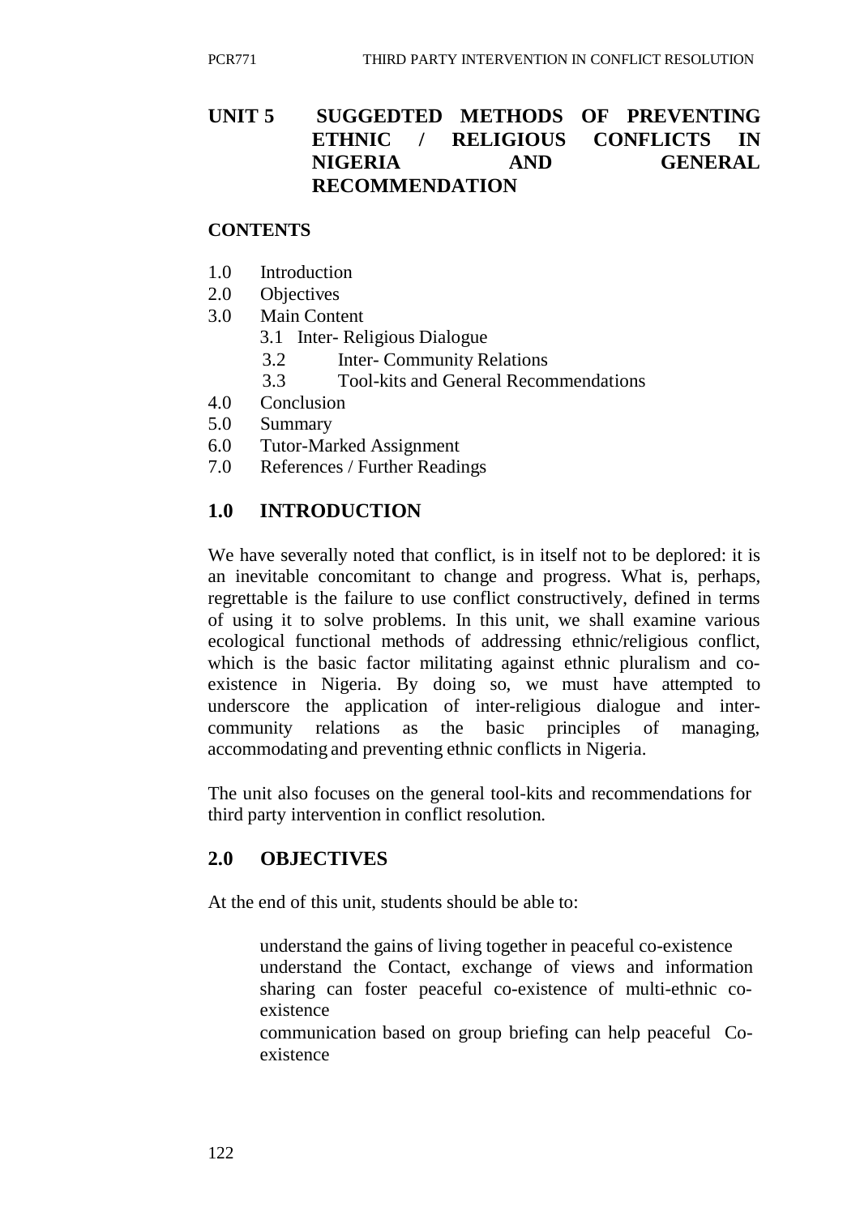## UNIT 5 SUGGEDTED METHODS OF PREVENTING ETHNIC / RELIGIOUS CONFLICTS IN NIGERIA AND GENERAL RECOMMENDATION

### CONTENTS

1.0 Introduction
2.0 Objectives
3.0 Main Content
  3.1 Inter- Religious Dialogue
  3.2 Inter- Community Relations
  3.3 Tool-kits and General Recommendations
4.0 Conclusion
5.0 Summary
6.0 Tutor-Marked Assignment
7.0 References / Further Readings

## 1.0 INTRODUCTION

We have severally noted that conflict, is in itself not to be deplored: it is an inevitable concomitant to change and progress. What is, perhaps, regrettable is the failure to use conflict constructively, defined in terms of using it to solve problems. In this unit, we shall examine various ecological functional methods of addressing ethnic/religious conflict, which is the basic factor militating against ethnic pluralism and co-existence in Nigeria. By doing so, we must have attempted to underscore the application of inter-religious dialogue and inter-community relations as the basic principles of managing, accommodating and preventing ethnic conflicts in Nigeria.

The unit also focuses on the general tool-kits and recommendations for third party intervention in conflict resolution.

## 2.0 OBJECTIVES

At the end of this unit, students should be able to:

- understand the gains of living together in peaceful co-existence
- understand the Contact, exchange of views and information sharing can foster peaceful co-existence of multi-ethnic co-existence
- communication based on group briefing can help peaceful Co-existence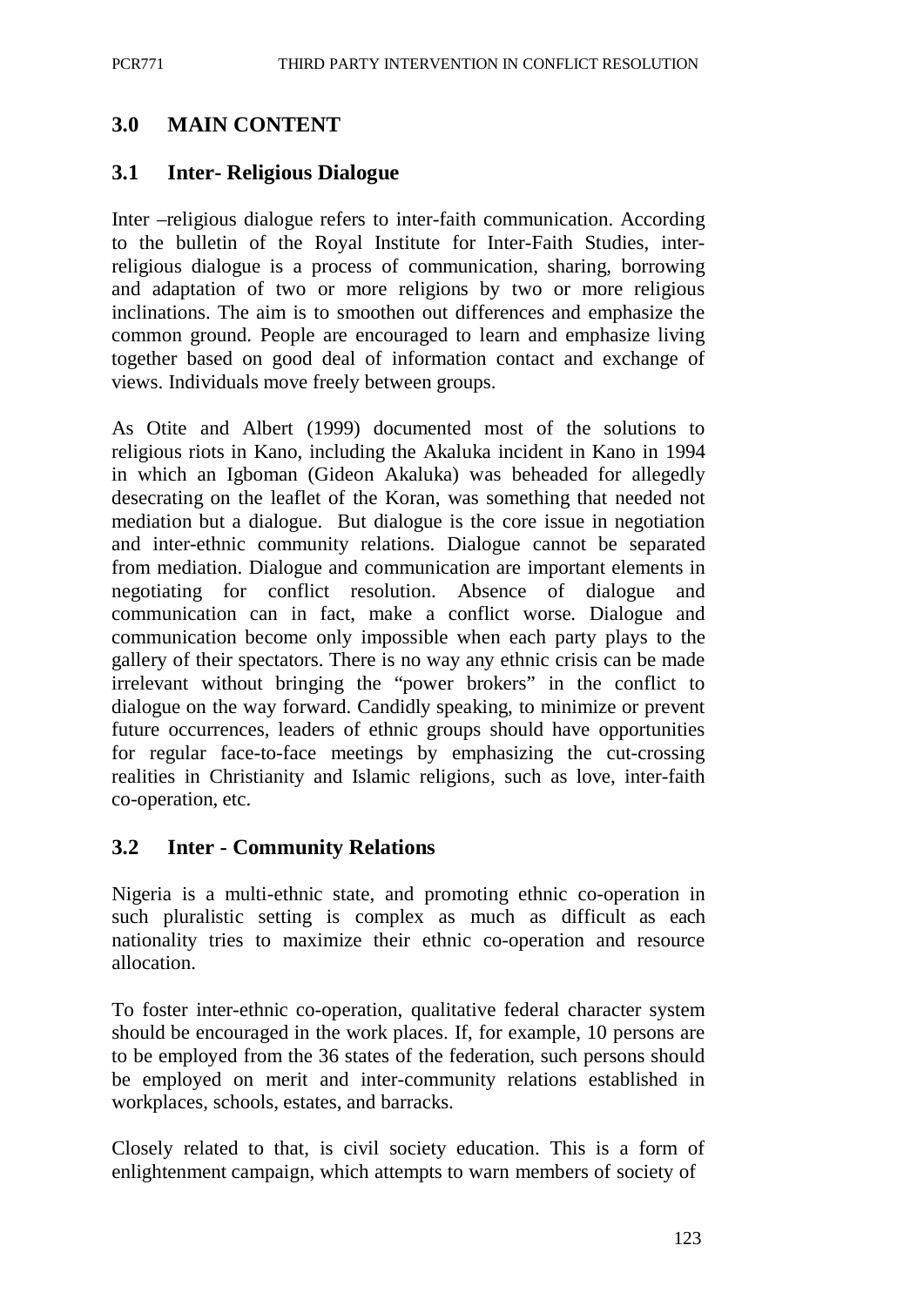## 3.0 MAIN CONTENT

### 3.1 Inter- Religious Dialogue

Inter –religious dialogue refers to inter-faith communication. According to the bulletin of the Royal Institute for Inter-Faith Studies, inter-religious dialogue is a process of communication, sharing, borrowing and adaptation of two or more religions by two or more religious inclinations. The aim is to smoothen out differences and emphasize the common ground. People are encouraged to learn and emphasize living together based on good deal of information contact and exchange of views. Individuals move freely between groups.

As Otite and Albert (1999) documented most of the solutions to religious riots in Kano, including the Akaluka incident in Kano in 1994 in which an Igboman (Gideon Akaluka) was beheaded for allegedly desecrating on the leaflet of the Koran, was something that needed not mediation but a dialogue. But dialogue is the core issue in negotiation and inter-ethnic community relations. Dialogue cannot be separated from mediation. Dialogue and communication are important elements in negotiating for conflict resolution. Absence of dialogue and communication can in fact, make a conflict worse. Dialogue and communication become only impossible when each party plays to the gallery of their spectators. There is no way any ethnic crisis can be made irrelevant without bringing the "power brokers" in the conflict to dialogue on the way forward. Candidly speaking, to minimize or prevent future occurrences, leaders of ethnic groups should have opportunities for regular face-to-face meetings by emphasizing the cut-crossing realities in Christianity and Islamic religions, such as love, inter-faith co-operation, etc.

### 3.2 Inter - Community Relations

Nigeria is a multi-ethnic state, and promoting ethnic co-operation in such pluralistic setting is complex as much as difficult as each nationality tries to maximize their ethnic co-operation and resource allocation.

To foster inter-ethnic co-operation, qualitative federal character system should be encouraged in the work places. If, for example, 10 persons are to be employed from the 36 states of the federation, such persons should be employed on merit and inter-community relations established in workplaces, schools, estates, and barracks.

Closely related to that, is civil society education. This is a form of enlightenment campaign, which attempts to warn members of society of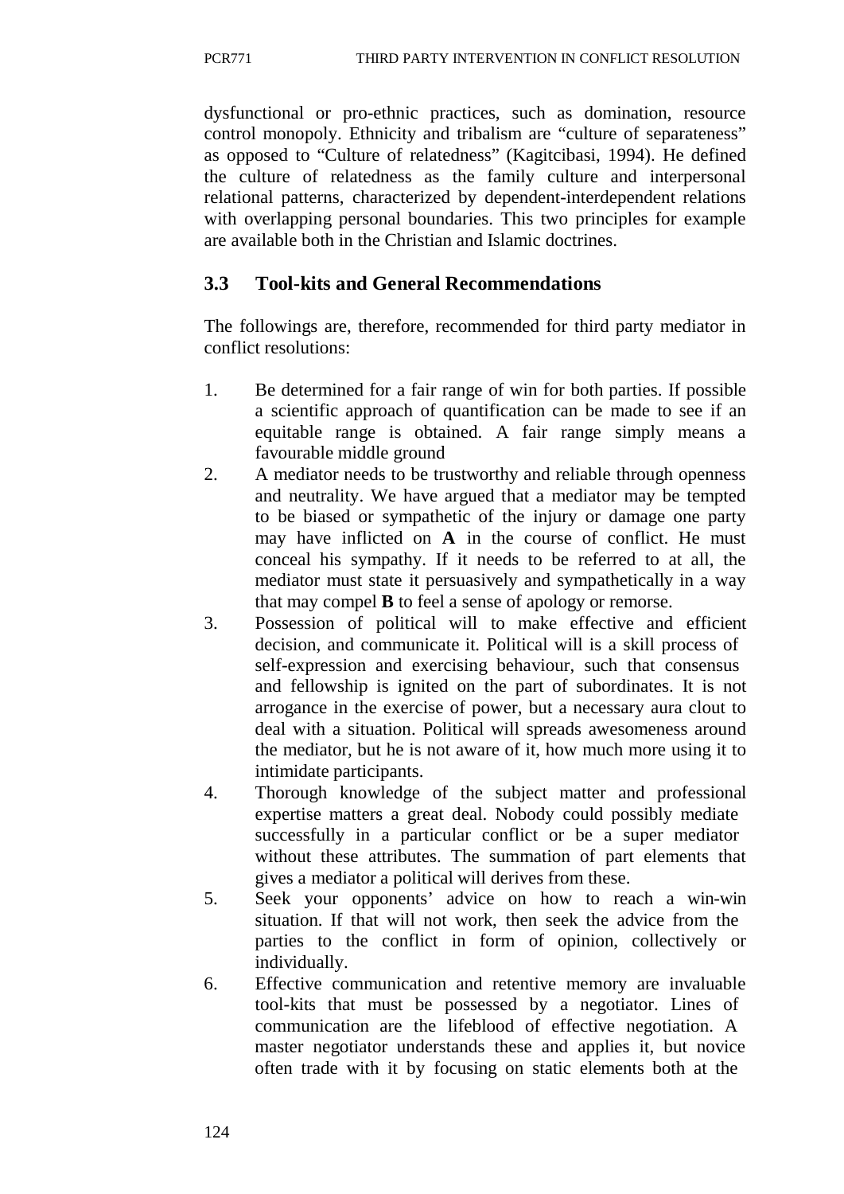dysfunctional or pro-ethnic practices, such as domination, resource control monopoly. Ethnicity and tribalism are "culture of separateness" as opposed to "Culture of relatedness" (Kagitcibasi, 1994). He defined the culture of relatedness as the family culture and interpersonal relational patterns, characterized by dependent-interdependent relations with overlapping personal boundaries. This two principles for example are available both in the Christian and Islamic doctrines.

## 3.3 Tool-kits and General Recommendations

The followings are, therefore, recommended for third party mediator in conflict resolutions:

1. Be determined for a fair range of win for both parties. If possible a scientific approach of quantification can be made to see if an equitable range is obtained. A fair range simply means a favourable middle ground
2. A mediator needs to be trustworthy and reliable through openness and neutrality. We have argued that a mediator may be tempted to be biased or sympathetic of the injury or damage one party may have inflicted on **A** in the course of conflict. He must conceal his sympathy. If it needs to be referred to at all, the mediator must state it persuasively and sympathetically in a way that may compel **B** to feel a sense of apology or remorse.
3. Possession of political will to make effective and efficient decision, and communicate it. Political will is a skill process of self-expression and exercising behaviour, such that consensus and fellowship is ignited on the part of subordinates. It is not arrogance in the exercise of power, but a necessary aura clout to deal with a situation. Political will spreads awesomeness around the mediator, but he is not aware of it, how much more using it to intimidate participants.
4. Thorough knowledge of the subject matter and professional expertise matters a great deal. Nobody could possibly mediate successfully in a particular conflict or be a super mediator without these attributes. The summation of part elements that gives a mediator a political will derives from these.
5. Seek your opponents' advice on how to reach a win-win situation. If that will not work, then seek the advice from the parties to the conflict in form of opinion, collectively or individually.
6. Effective communication and retentive memory are invaluable tool-kits that must be possessed by a negotiator. Lines of communication are the lifeblood of effective negotiation. A master negotiator understands these and applies it, but novice often trade with it by focusing on static elements both at the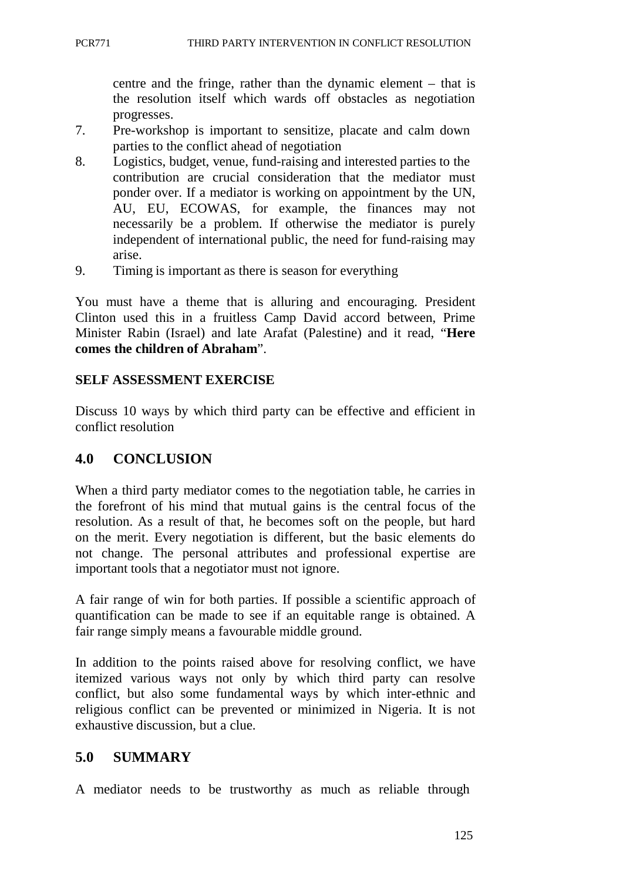centre and the fringe, rather than the dynamic element – that is the resolution itself which wards off obstacles as negotiation progresses.

7. Pre-workshop is important to sensitize, placate and calm down parties to the conflict ahead of negotiation
8. Logistics, budget, venue, fund-raising and interested parties to the contribution are crucial consideration that the mediator must ponder over. If a mediator is working on appointment by the UN, AU, EU, ECOWAS, for example, the finances may not necessarily be a problem. If otherwise the mediator is purely independent of international public, the need for fund-raising may arise.
9. Timing is important as there is season for everything

You must have a theme that is alluring and encouraging. President Clinton used this in a fruitless Camp David accord between, Prime Minister Rabin (Israel) and late Arafat (Palestine) and it read, "**Here comes the children of Abraham**".

**SELF ASSESSMENT EXERCISE**

Discuss 10 ways by which third party can be effective and efficient in conflict resolution

## 4.0 CONCLUSION

When a third party mediator comes to the negotiation table, he carries in the forefront of his mind that mutual gains is the central focus of the resolution. As a result of that, he becomes soft on the people, but hard on the merit. Every negotiation is different, but the basic elements do not change. The personal attributes and professional expertise are important tools that a negotiator must not ignore.

A fair range of win for both parties. If possible a scientific approach of quantification can be made to see if an equitable range is obtained. A fair range simply means a favourable middle ground.

In addition to the points raised above for resolving conflict, we have itemized various ways not only by which third party can resolve conflict, but also some fundamental ways by which inter-ethnic and religious conflict can be prevented or minimized in Nigeria. It is not exhaustive discussion, but a clue.

## 5.0 SUMMARY

A mediator needs to be trustworthy as much as reliable through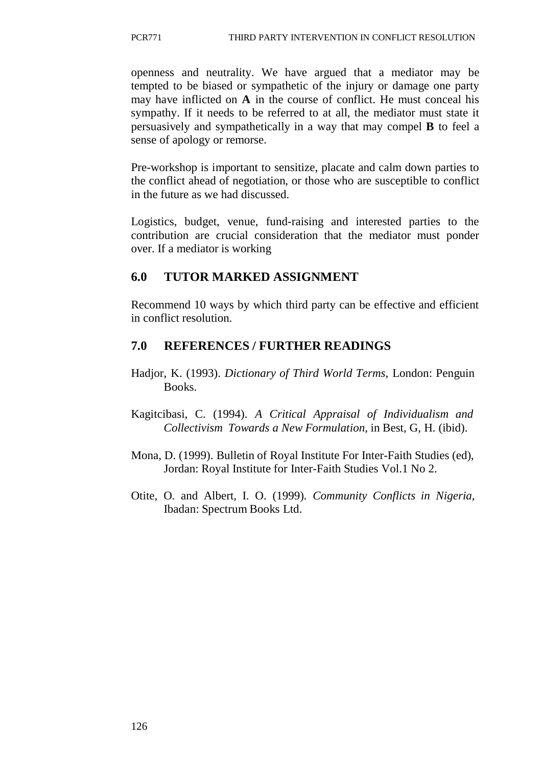openness and neutrality. We have argued that a mediator may be tempted to be biased or sympathetic of the injury or damage one party may have inflicted on **A** in the course of conflict. He must conceal his sympathy. If it needs to be referred to at all, the mediator must state it persuasively and sympathetically in a way that may compel **B** to feel a sense of apology or remorse.

Pre-workshop is important to sensitize, placate and calm down parties to the conflict ahead of negotiation, or those who are susceptible to conflict in the future as we had discussed.

Logistics, budget, venue, fund-raising and interested parties to the contribution are crucial consideration that the mediator must ponder over. If a mediator is working

## 6.0 TUTOR MARKED ASSIGNMENT

Recommend 10 ways by which third party can be effective and efficient in conflict resolution.

## 7.0 REFERENCES / FURTHER READINGS

Hadjor, K. (1993). *Dictionary of Third World Terms*, London: Penguin Books.

Kagitcibasi, C. (1994). *A Critical Appraisal of Individualism and Collectivism Towards a New Formulation*, in Best, G, H. (ibid).

Mona, D. (1999). Bulletin of Royal Institute For Inter-Faith Studies (ed), Jordan: Royal Institute for Inter-Faith Studies Vol.1 No 2.

Otite, O. and Albert, I. O. (1999). *Community Conflicts in Nigeria*, Ibadan: Spectrum Books Ltd.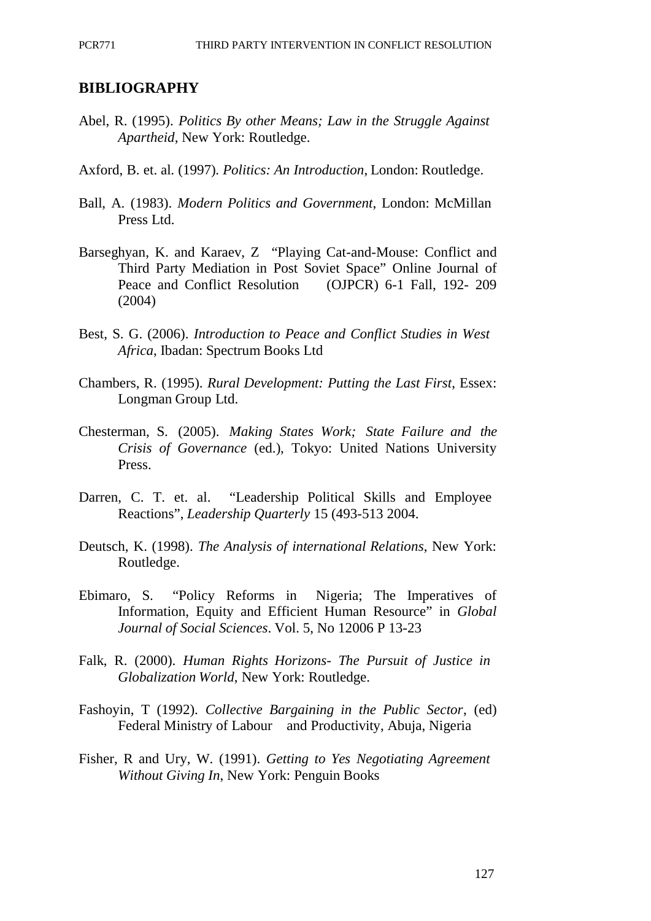## BIBLIOGRAPHY

Abel, R. (1995). *Politics By other Means; Law in the Struggle Against Apartheid*, New York: Routledge.

Axford, B. et. al. (1997). *Politics: An Introduction*, London: Routledge.

Ball, A. (1983). *Modern Politics and Government*, London: McMillan Press Ltd.

Barseghyan, K. and Karaev, Z "Playing Cat-and-Mouse: Conflict and Third Party Mediation in Post Soviet Space" Online Journal of Peace and Conflict Resolution (OJPCR) 6-1 Fall, 192- 209 (2004)

Best, S. G. (2006). *Introduction to Peace and Conflict Studies in West Africa*, Ibadan: Spectrum Books Ltd

Chambers, R. (1995). *Rural Development: Putting the Last First*, Essex: Longman Group Ltd.

Chesterman, S. (2005). *Making States Work; State Failure and the Crisis of Governance* (ed.), Tokyo: United Nations University Press.

Darren, C. T. et. al. "Leadership Political Skills and Employee Reactions", *Leadership Quarterly* 15 (493-513 2004.

Deutsch, K. (1998). *The Analysis of international Relations*, New York: Routledge.

Ebimaro, S. "Policy Reforms in Nigeria; The Imperatives of Information, Equity and Efficient Human Resource" in *Global Journal of Social Sciences*. Vol. 5, No 12006 P 13-23

Falk, R. (2000). *Human Rights Horizons- The Pursuit of Justice in Globalization World*, New York: Routledge.

Fashoyin, T (1992). *Collective Bargaining in the Public Sector*, (ed) Federal Ministry of Labour and Productivity, Abuja, Nigeria

Fisher, R and Ury, W. (1991). *Getting to Yes Negotiating Agreement Without Giving In*, New York: Penguin Books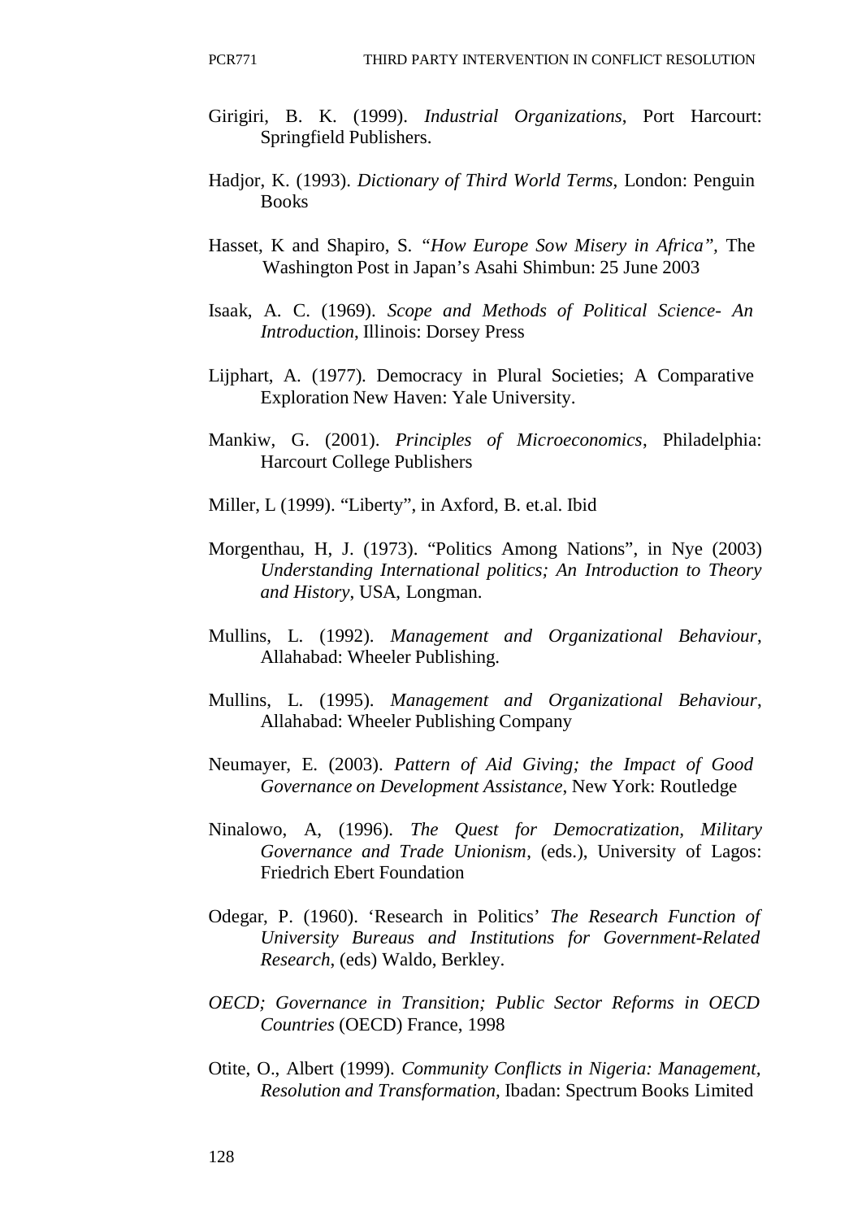Girigiri, B. K. (1999). *Industrial Organizations*, Port Harcourt: Springfield Publishers.

Hadjor, K. (1993). *Dictionary of Third World Terms*, London: Penguin Books

Hasset, K and Shapiro, S. *"How Europe Sow Misery in Africa"*, The Washington Post in Japan's Asahi Shimbun: 25 June 2003

Isaak, A. C. (1969). *Scope and Methods of Political Science- An Introduction*, Illinois: Dorsey Press

Lijphart, A. (1977). Democracy in Plural Societies; A Comparative Exploration New Haven: Yale University.

Mankiw, G. (2001). *Principles of Microeconomics*, Philadelphia: Harcourt College Publishers

Miller, L (1999). "Liberty", in Axford, B. et.al. Ibid

Morgenthau, H, J. (1973). "Politics Among Nations", in Nye (2003) *Understanding International politics; An Introduction to Theory and History*, USA, Longman.

Mullins, L. (1992). *Management and Organizational Behaviour*, Allahabad: Wheeler Publishing.

Mullins, L. (1995). *Management and Organizational Behaviour*, Allahabad: Wheeler Publishing Company

Neumayer, E. (2003). *Pattern of Aid Giving; the Impact of Good Governance on Development Assistance*, New York: Routledge

Ninalowo, A, (1996). *The Quest for Democratization, Military Governance and Trade Unionism*, (eds.), University of Lagos: Friedrich Ebert Foundation

Odegar, P. (1960). 'Research in Politics' *The Research Function of University Bureaus and Institutions for Government-Related Research*, (eds) Waldo, Berkley.

*OECD; Governance in Transition; Public Sector Reforms in OECD Countries* (OECD) France, 1998

Otite, O., Albert (1999). *Community Conflicts in Nigeria: Management, Resolution and Transformation*, Ibadan: Spectrum Books Limited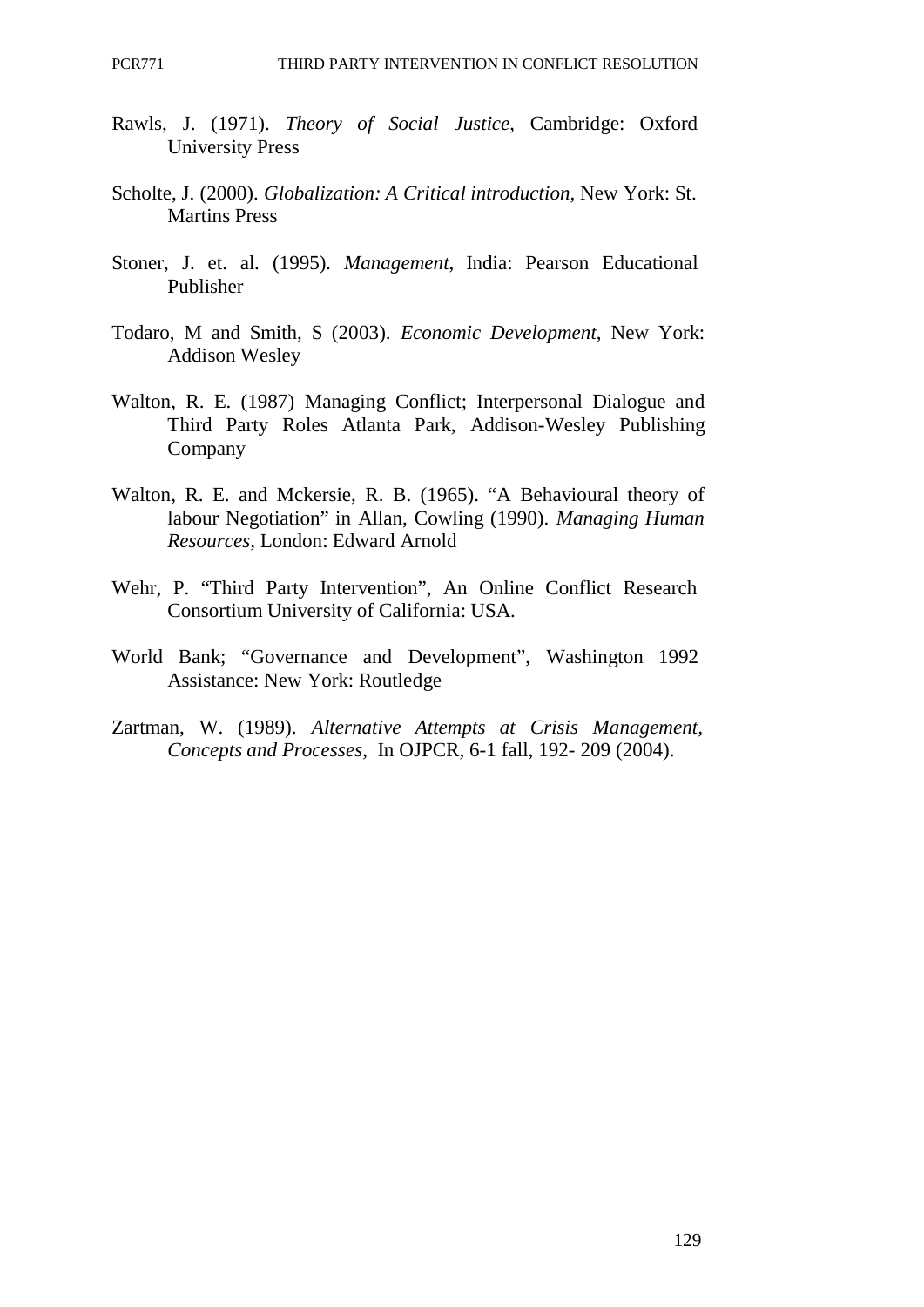Rawls, J. (1971). *Theory of Social Justice*, Cambridge: Oxford University Press

Scholte, J. (2000). *Globalization: A Critical introduction*, New York: St. Martins Press

Stoner, J. et. al. (1995). *Management*, India: Pearson Educational Publisher

Todaro, M and Smith, S (2003). *Economic Development*, New York: Addison Wesley

Walton, R. E. (1987) Managing Conflict; Interpersonal Dialogue and Third Party Roles Atlanta Park, Addison-Wesley Publishing Company

Walton, R. E. and Mckersie, R. B. (1965). "A Behavioural theory of labour Negotiation" in Allan, Cowling (1990). *Managing Human Resources*, London: Edward Arnold

Wehr, P. "Third Party Intervention", An Online Conflict Research Consortium University of California: USA.

World Bank; "Governance and Development", Washington 1992 Assistance: New York: Routledge

Zartman, W. (1989). *Alternative Attempts at Crisis Management, Concepts and Processes*, In OJPCR, 6-1 fall, 192- 209 (2004).